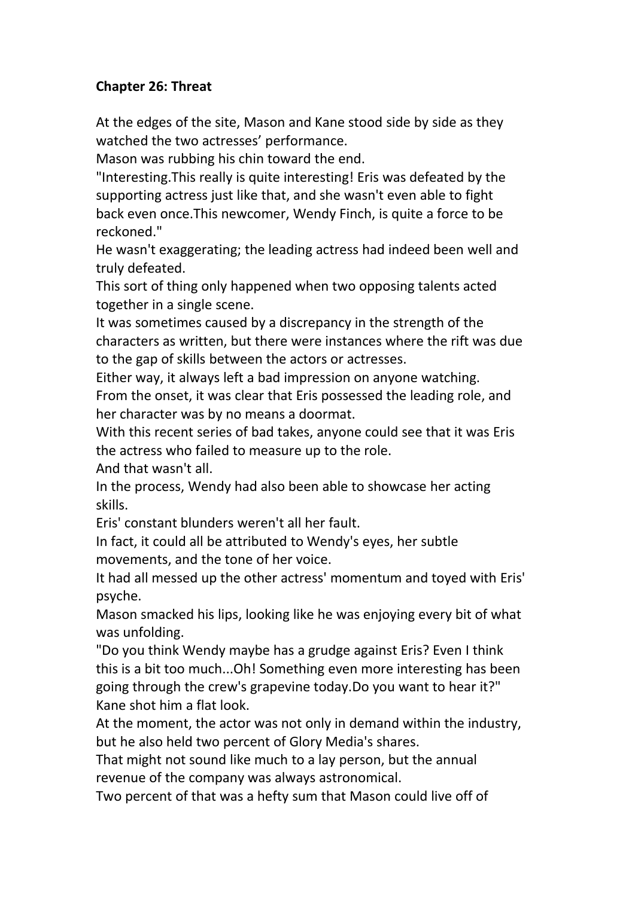**Chapter 26: Threat**

At the edges of the site, Mason and Kane stood side by side as they watched the two actresses' performance.

Mason was rubbing his chin toward the end.

"Interesting.This really is quite interesting! Eris was defeated by the supporting actress just like that, and she wasn't even able to fight back even once.This newcomer, Wendy Finch, is quite a force to be reckoned."

He wasn't exaggerating; the leading actress had indeed been well and truly defeated.

This sort of thing only happened when two opposing talents acted together in a single scene.

It was sometimes caused by a discrepancy in the strength of the characters as written, but there were instances where the rift was due to the gap of skills between the actors or actresses.

Either way, it always left a bad impression on anyone watching.

From the onset, it was clear that Eris possessed the leading role, and her character was by no means a doormat.

With this recent series of bad takes, anyone could see that it was Eris the actress who failed to measure up to the role.

And that wasn't all.

In the process, Wendy had also been able to showcase her acting skills.

Eris' constant blunders weren't all her fault.

In fact, it could all be attributed to Wendy's eyes, her subtle movements, and the tone of her voice.

It had all messed up the other actress' momentum and toyed with Eris' psyche.

Mason smacked his lips, looking like he was enjoying every bit of what was unfolding.

"Do you think Wendy maybe has a grudge against Eris? Even I think this is a bit too much...Oh! Something even more interesting has been going through the crew's grapevine today.Do you want to hear it?"

Kane shot him a flat look.

At the moment, the actor was not only in demand within the industry, but he also held two percent of Glory Media's shares.

That might not sound like much to a lay person, but the annual revenue of the company was always astronomical.

Two percent of that was a hefty sum that Mason could live off of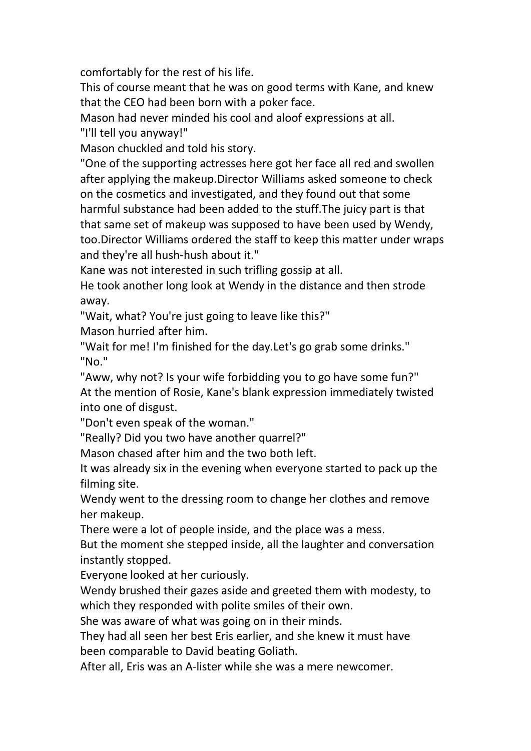comfortably for the rest of his life.

This of course meant that he was on good terms with Kane, and knew that the CEO had been born with a poker face.

Mason had never minded his cool and aloof expressions at all.

"I'll tell you anyway!"

Mason chuckled and told his story.

"One of the supporting actresses here got her face all red and swollen after applying the makeup.Director Williams asked someone to check on the cosmetics and investigated, and they found out that some harmful substance had been added to the stuff.The juicy part is that that same set of makeup was supposed to have been used by Wendy, too.Director Williams ordered the staff to keep this matter under wraps and they're all hush-hush about it."

Kane was not interested in such trifling gossip at all.

He took another long look at Wendy in the distance and then strode away.

"Wait, what? You're just going to leave like this?"

Mason hurried after him.

"Wait for me! I'm finished for the day.Let's go grab some drinks."

"No."

"Aww, why not? Is your wife forbidding you to go have some fun?"

At the mention of Rosie, Kane's blank expression immediately twisted into one of disgust.

"Don't even speak of the woman."

"Really? Did you two have another quarrel?"

Mason chased after him and the two both left.

It was already six in the evening when everyone started to pack up the filming site.

Wendy went to the dressing room to change her clothes and remove her makeup.

There were a lot of people inside, and the place was a mess.

But the moment she stepped inside, all the laughter and conversation instantly stopped.

Everyone looked at her curiously.

Wendy brushed their gazes aside and greeted them with modesty, to which they responded with polite smiles of their own.

She was aware of what was going on in their minds.

They had all seen her best Eris earlier, and she knew it must have been comparable to David beating Goliath.

After all, Eris was an A-lister while she was a mere newcomer.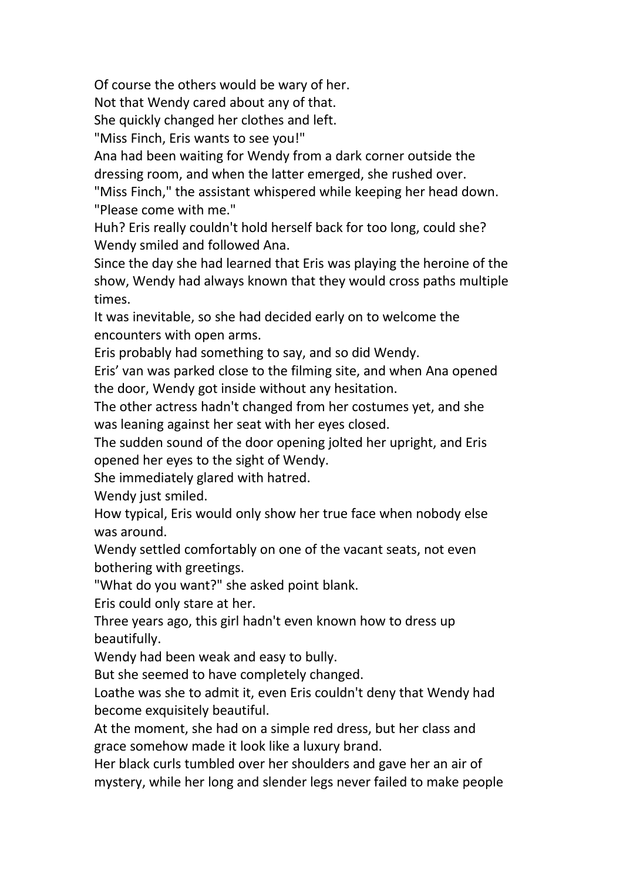Of course the others would be wary of her.

Not that Wendy cared about any of that.

She quickly changed her clothes and left.

"Miss Finch, Eris wants to see you!"

Ana had been waiting for Wendy from a dark corner outside the dressing room, and when the latter emerged, she rushed over.

"Miss Finch," the assistant whispered while keeping her head down. "Please come with me."

Huh? Eris really couldn't hold herself back for too long, could she?

Wendy smiled and followed Ana.

Since the day she had learned that Eris was playing the heroine of the show, Wendy had always known that they would cross paths multiple times.

It was inevitable, so she had decided early on to welcome the encounters with open arms.

Eris probably had something to say, and so did Wendy.

Eris' van was parked close to the filming site, and when Ana opened the door, Wendy got inside without any hesitation.

The other actress hadn't changed from her costumes yet, and she was leaning against her seat with her eyes closed.

The sudden sound of the door opening jolted her upright, and Eris opened her eyes to the sight of Wendy.

She immediately glared with hatred.

Wendy just smiled.

How typical, Eris would only show her true face when nobody else was around.

Wendy settled comfortably on one of the vacant seats, not even bothering with greetings.

"What do you want?" she asked point blank.

Eris could only stare at her.

Three years ago, this girl hadn't even known how to dress up beautifully.

Wendy had been weak and easy to bully.

But she seemed to have completely changed.

Loathe was she to admit it, even Eris couldn't deny that Wendy had become exquisitely beautiful.

At the moment, she had on a simple red dress, but her class and grace somehow made it look like a luxury brand.

Her black curls tumbled over her shoulders and gave her an air of mystery, while her long and slender legs never failed to make people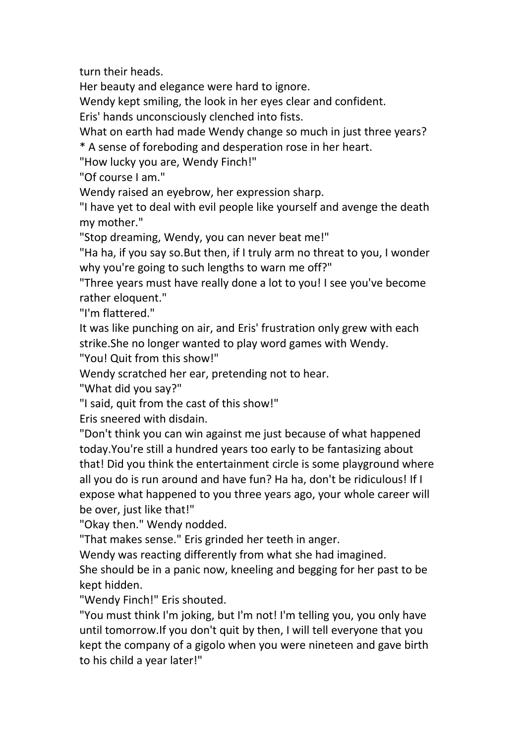turn their heads.

Her beauty and elegance were hard to ignore.

Wendy kept smiling, the look in her eyes clear and confident.

Eris' hands unconsciously clenched into fists.

What on earth had made Wendy change so much in just three years?

* A sense of foreboding and desperation rose in her heart.

"How lucky you are, Wendy Finch!"

"Of course I am."

Wendy raised an eyebrow, her expression sharp.

"I have yet to deal with evil people like yourself and avenge the death my mother."

"Stop dreaming, Wendy, you can never beat me!"

"Ha ha, if you say so.But then, if I truly arm no threat to you, I wonder why you're going to such lengths to warn me off?"

"Three years must have really done a lot to you! I see you've become rather eloquent."

"I'm flattered."

It was like punching on air, and Eris' frustration only grew with each strike.She no longer wanted to play word games with Wendy.

"You! Quit from this show!"

Wendy scratched her ear, pretending not to hear.

"What did you say?"

"I said, quit from the cast of this show!"

Eris sneered with disdain.

"Don't think you can win against me just because of what happened today.You're still a hundred years too early to be fantasizing about that! Did you think the entertainment circle is some playground where all you do is run around and have fun? Ha ha, don't be ridiculous! If I expose what happened to you three years ago, your whole career will be over, just like that!"

"Okay then." Wendy nodded.

"That makes sense." Eris grinded her teeth in anger.

Wendy was reacting differently from what she had imagined.

She should be in a panic now, kneeling and begging for her past to be kept hidden.

"Wendy Finch!" Eris shouted.

"You must think I'm joking, but I'm not! I'm telling you, you only have until tomorrow.If you don't quit by then, I will tell everyone that you kept the company of a gigolo when you were nineteen and gave birth to his child a year later!"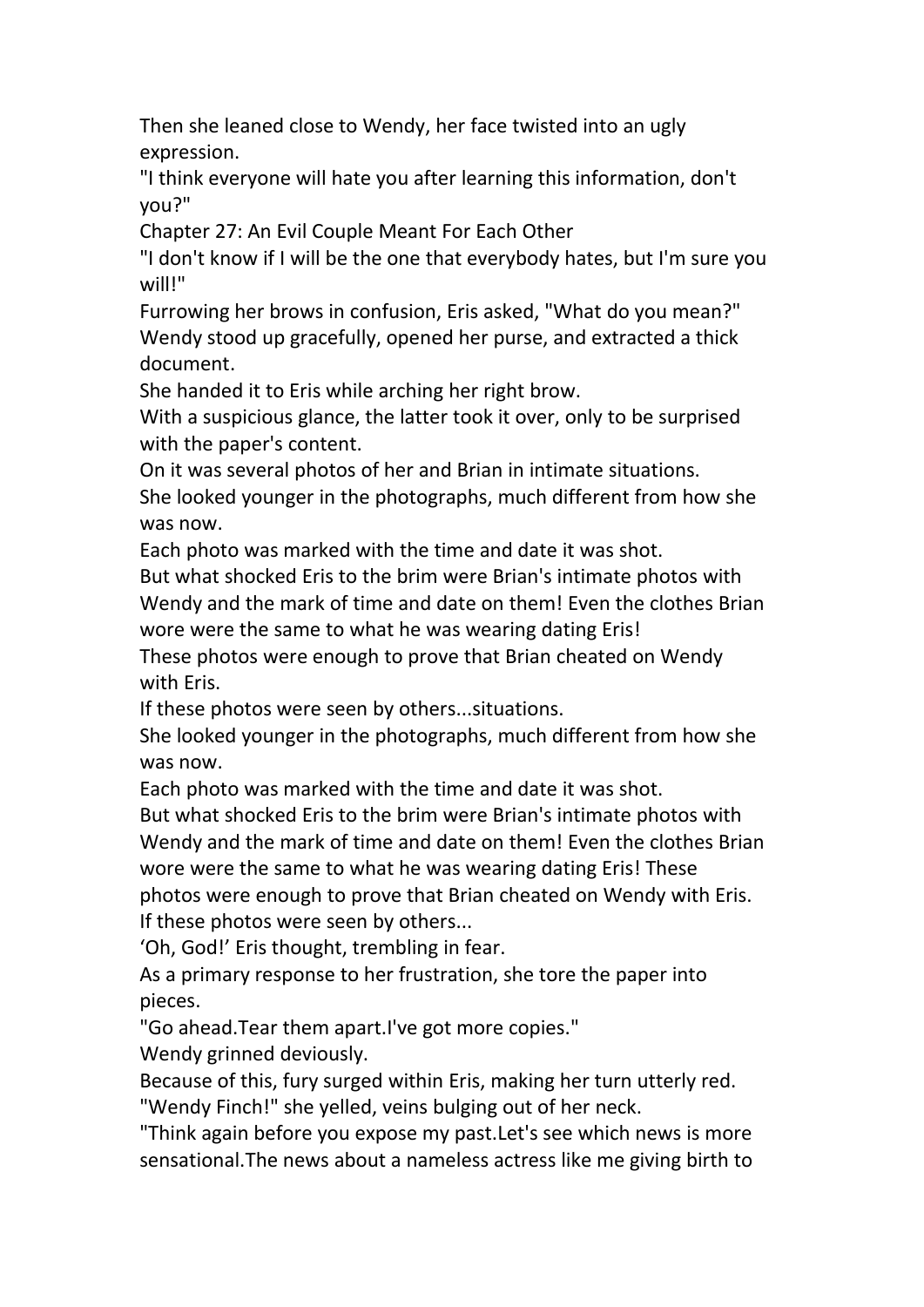Then she leaned close to Wendy, her face twisted into an ugly expression.

"I think everyone will hate you after learning this information, don't you?"

## Chapter 27: An Evil Couple Meant For Each Other

"I don't know if I will be the one that everybody hates, but I'm sure you will!"

Furrowing her brows in confusion, Eris asked, "What do you mean?"

Wendy stood up gracefully, opened her purse, and extracted a thick document.

She handed it to Eris while arching her right brow.

With a suspicious glance, the latter took it over, only to be surprised with the paper's content.

On it was several photos of her and Brian in intimate situations.

She looked younger in the photographs, much different from how she was now.

Each photo was marked with the time and date it was shot.

But what shocked Eris to the brim were Brian's intimate photos with Wendy and the mark of time and date on them! Even the clothes Brian wore were the same to what he was wearing dating Eris!

These photos were enough to prove that Brian cheated on Wendy with Eris.

If these photos were seen by others...situations.

She looked younger in the photographs, much different from how she was now.

Each photo was marked with the time and date it was shot.

But what shocked Eris to the brim were Brian's intimate photos with Wendy and the mark of time and date on them! Even the clothes Brian wore were the same to what he was wearing dating Eris! These photos were enough to prove that Brian cheated on Wendy with Eris.

If these photos were seen by others...

'Oh, God!' Eris thought, trembling in fear.

As a primary response to her frustration, she tore the paper into pieces.

"Go ahead.Tear them apart.I've got more copies."

Wendy grinned deviously.

Because of this, fury surged within Eris, making her turn utterly red.

"Wendy Finch!" she yelled, veins bulging out of her neck.

"Think again before you expose my past.Let's see which news is more sensational.The news about a nameless actress like me giving birth to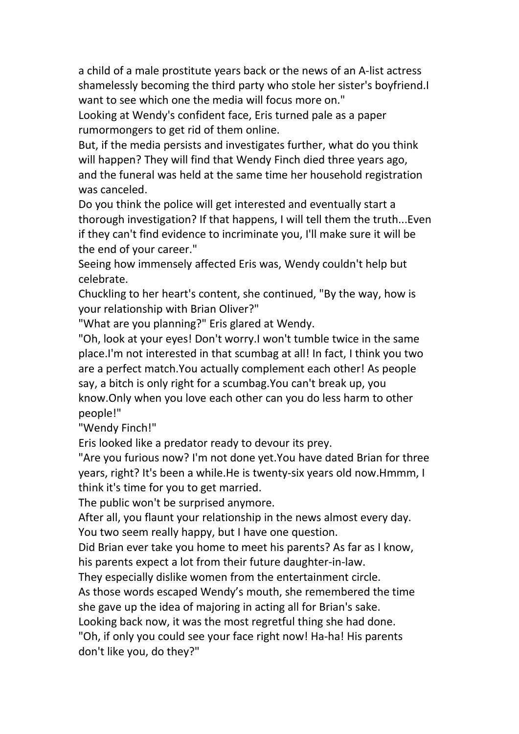a child of a male prostitute years back or the news of an A-list actress shamelessly becoming the third party who stole her sister's boyfriend.I want to see which one the media will focus more on."

Looking at Wendy's confident face, Eris turned pale as a paper rumormongers to get rid of them online.

But, if the media persists and investigates further, what do you think will happen? They will find that Wendy Finch died three years ago, and the funeral was held at the same time her household registration was canceled.

Do you think the police will get interested and eventually start a thorough investigation? If that happens, I will tell them the truth...Even if they can't find evidence to incriminate you, I'll make sure it will be the end of your career."

Seeing how immensely affected Eris was, Wendy couldn't help but celebrate.

Chuckling to her heart's content, she continued, "By the way, how is your relationship with Brian Oliver?"

"What are you planning?" Eris glared at Wendy.

"Oh, look at your eyes! Don't worry.I won't tumble twice in the same place.I'm not interested in that scumbag at all! In fact, I think you two are a perfect match.You actually complement each other! As people say, a bitch is only right for a scumbag.You can't break up, you know.Only when you love each other can you do less harm to other people!"

"Wendy Finch!"

Eris looked like a predator ready to devour its prey.

"Are you furious now? I'm not done yet.You have dated Brian for three years, right? It's been a while.He is twenty-six years old now.Hmmm, I think it's time for you to get married.

The public won't be surprised anymore.

After all, you flaunt your relationship in the news almost every day. You two seem really happy, but I have one question.

Did Brian ever take you home to meet his parents? As far as I know, his parents expect a lot from their future daughter-in-law.

They especially dislike women from the entertainment circle.

As those words escaped Wendy's mouth, she remembered the time she gave up the idea of majoring in acting all for Brian's sake.

Looking back now, it was the most regretful thing she had done.

"Oh, if only you could see your face right now! Ha-ha! His parents don't like you, do they?"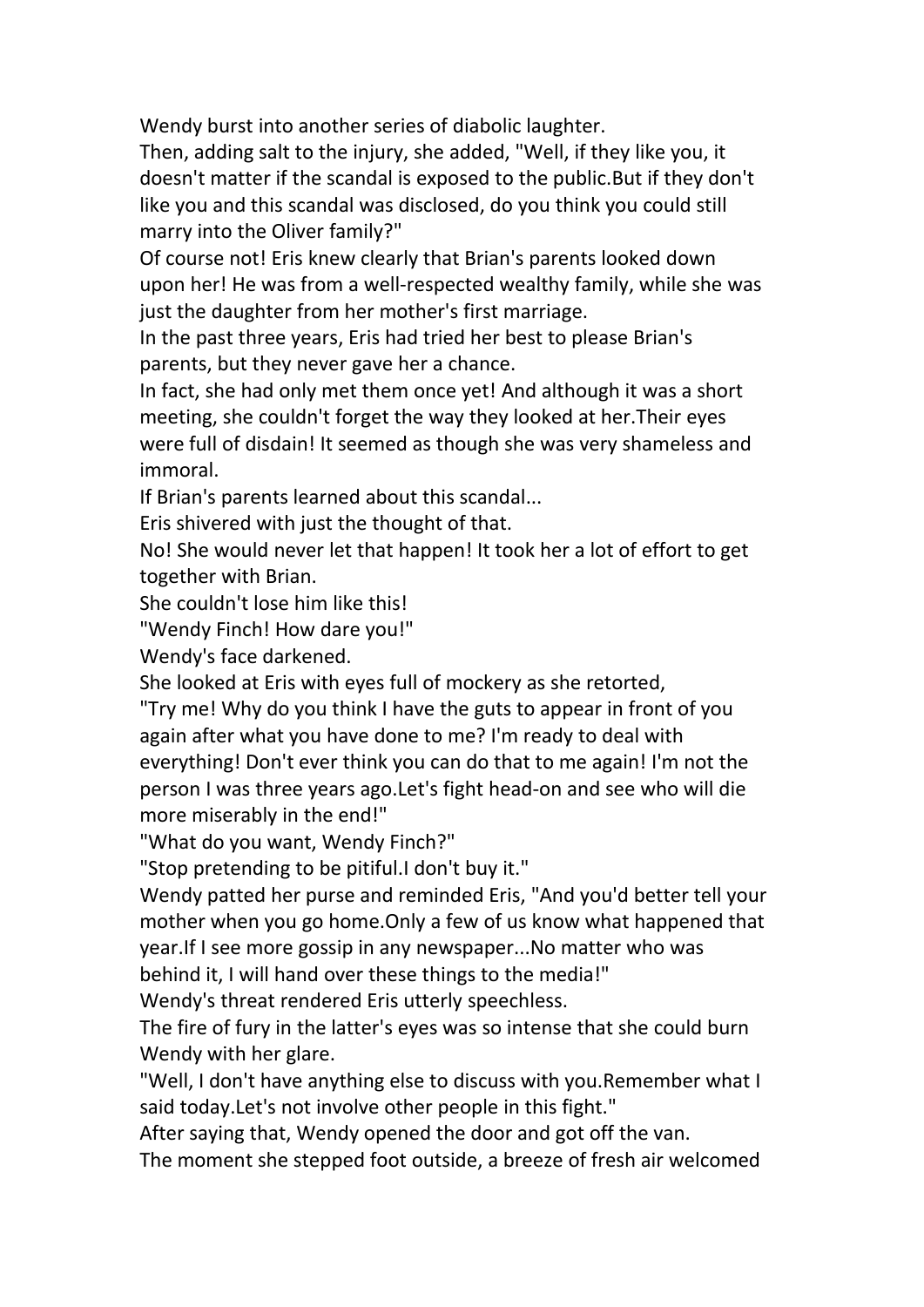Wendy burst into another series of diabolic laughter.

Then, adding salt to the injury, she added, "Well, if they like you, it doesn't matter if the scandal is exposed to the public.But if they don't like you and this scandal was disclosed, do you think you could still marry into the Oliver family?"

Of course not! Eris knew clearly that Brian's parents looked down upon her! He was from a well-respected wealthy family, while she was just the daughter from her mother's first marriage.

In the past three years, Eris had tried her best to please Brian's parents, but they never gave her a chance.

In fact, she had only met them once yet! And although it was a short meeting, she couldn't forget the way they looked at her.Their eyes were full of disdain! It seemed as though she was very shameless and immoral.

If Brian's parents learned about this scandal...

Eris shivered with just the thought of that.

No! She would never let that happen! It took her a lot of effort to get together with Brian.

She couldn't lose him like this!

"Wendy Finch! How dare you!"

Wendy's face darkened.

She looked at Eris with eyes full of mockery as she retorted,

"Try me! Why do you think I have the guts to appear in front of you again after what you have done to me? I'm ready to deal with everything! Don't ever think you can do that to me again! I'm not the person I was three years ago.Let's fight head-on and see who will die more miserably in the end!"

"What do you want, Wendy Finch?"

"Stop pretending to be pitiful.I don't buy it."

Wendy patted her purse and reminded Eris, "And you'd better tell your mother when you go home.Only a few of us know what happened that year.If I see more gossip in any newspaper...No matter who was behind it, I will hand over these things to the media!"

Wendy's threat rendered Eris utterly speechless.

The fire of fury in the latter's eyes was so intense that she could burn Wendy with her glare.

"Well, I don't have anything else to discuss with you.Remember what I said today.Let's not involve other people in this fight."

After saying that, Wendy opened the door and got off the van.

The moment she stepped foot outside, a breeze of fresh air welcomed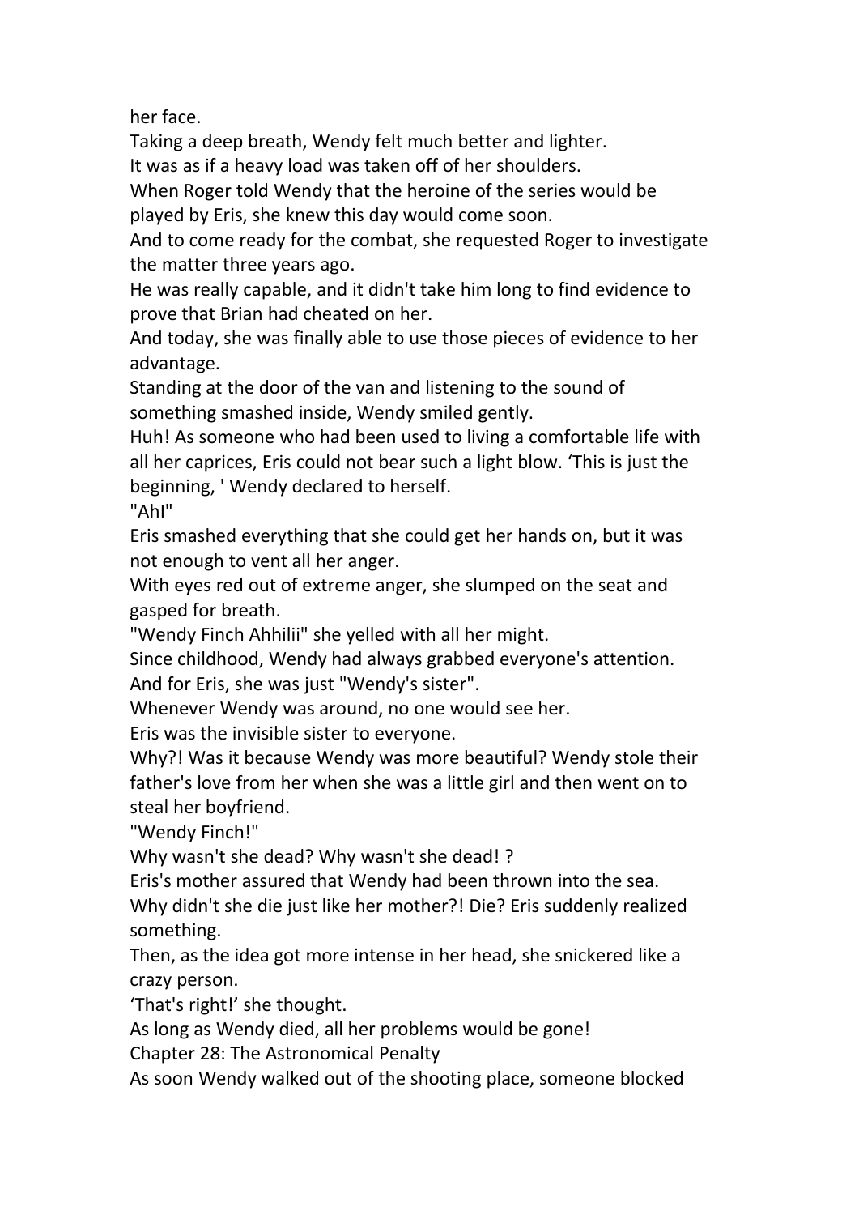her face.

Taking a deep breath, Wendy felt much better and lighter.

It was as if a heavy load was taken off of her shoulders.

When Roger told Wendy that the heroine of the series would be played by Eris, she knew this day would come soon.

And to come ready for the combat, she requested Roger to investigate the matter three years ago.

He was really capable, and it didn't take him long to find evidence to prove that Brian had cheated on her.

And today, she was finally able to use those pieces of evidence to her advantage.

Standing at the door of the van and listening to the sound of something smashed inside, Wendy smiled gently.

Huh! As someone who had been used to living a comfortable life with all her caprices, Eris could not bear such a light blow. 'This is just the beginning, ' Wendy declared to herself.

"AhI"

Eris smashed everything that she could get her hands on, but it was not enough to vent all her anger.

With eyes red out of extreme anger, she slumped on the seat and gasped for breath.

"Wendy Finch Ahhilii" she yelled with all her might.

Since childhood, Wendy had always grabbed everyone's attention.

And for Eris, she was just "Wendy's sister".

Whenever Wendy was around, no one would see her.

Eris was the invisible sister to everyone.

Why?! Was it because Wendy was more beautiful? Wendy stole their father's love from her when she was a little girl and then went on to steal her boyfriend.

"Wendy Finch!"

Why wasn't she dead? Why wasn't she dead! ?

Eris's mother assured that Wendy had been thrown into the sea.

Why didn't she die just like her mother?! Die? Eris suddenly realized something.

Then, as the idea got more intense in her head, she snickered like a crazy person.

'That's right!' she thought.

As long as Wendy died, all her problems would be gone!

## Chapter 28: The Astronomical Penalty

As soon Wendy walked out of the shooting place, someone blocked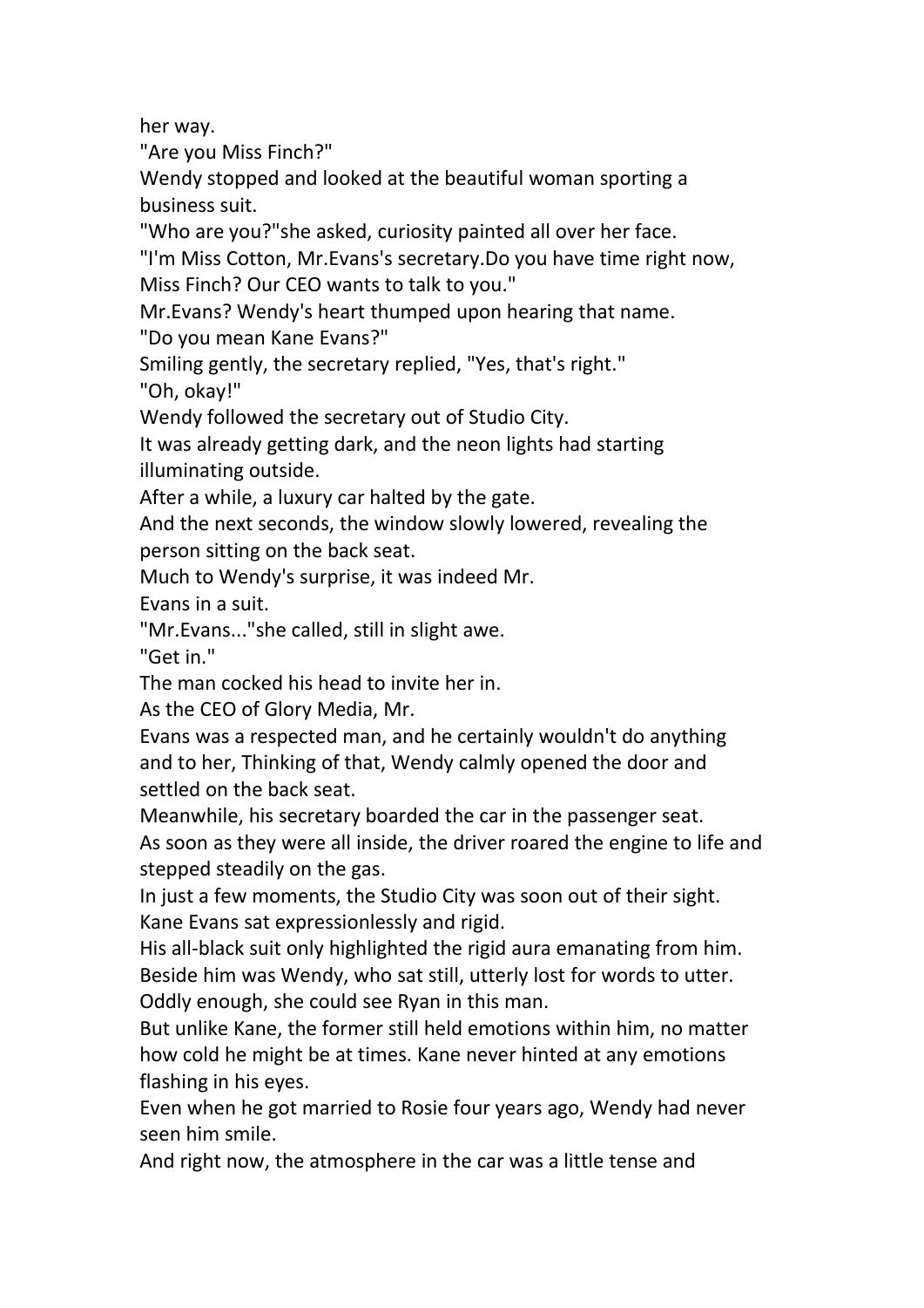her way.

"Are you Miss Finch?"

Wendy stopped and looked at the beautiful woman sporting a business suit.

"Who are you?"she asked, curiosity painted all over her face.

"I'm Miss Cotton, Mr.Evans's secretary.Do you have time right now, Miss Finch? Our CEO wants to talk to you."

Mr.Evans? Wendy's heart thumped upon hearing that name.

"Do you mean Kane Evans?"

Smiling gently, the secretary replied, "Yes, that's right."

"Oh, okay!"

Wendy followed the secretary out of Studio City.

It was already getting dark, and the neon lights had starting illuminating outside.

After a while, a luxury car halted by the gate.

And the next seconds, the window slowly lowered, revealing the person sitting on the back seat.

Much to Wendy's surprise, it was indeed Mr.
Evans in a suit.

"Mr.Evans..."she called, still in slight awe.

"Get in."

The man cocked his head to invite her in.

As the CEO of Glory Media, Mr.
Evans was a respected man, and he certainly wouldn't do anything and to her, Thinking of that, Wendy calmly opened the door and settled on the back seat.

Meanwhile, his secretary boarded the car in the passenger seat.

As soon as they were all inside, the driver roared the engine to life and stepped steadily on the gas.

In just a few moments, the Studio City was soon out of their sight.

Kane Evans sat expressionlessly and rigid.

His all-black suit only highlighted the rigid aura emanating from him.

Beside him was Wendy, who sat still, utterly lost for words to utter.

Oddly enough, she could see Ryan in this man.

But unlike Kane, the former still held emotions within him, no matter how cold he might be at times. Kane never hinted at any emotions flashing in his eyes.

Even when he got married to Rosie four years ago, Wendy had never seen him smile.

And right now, the atmosphere in the car was a little tense and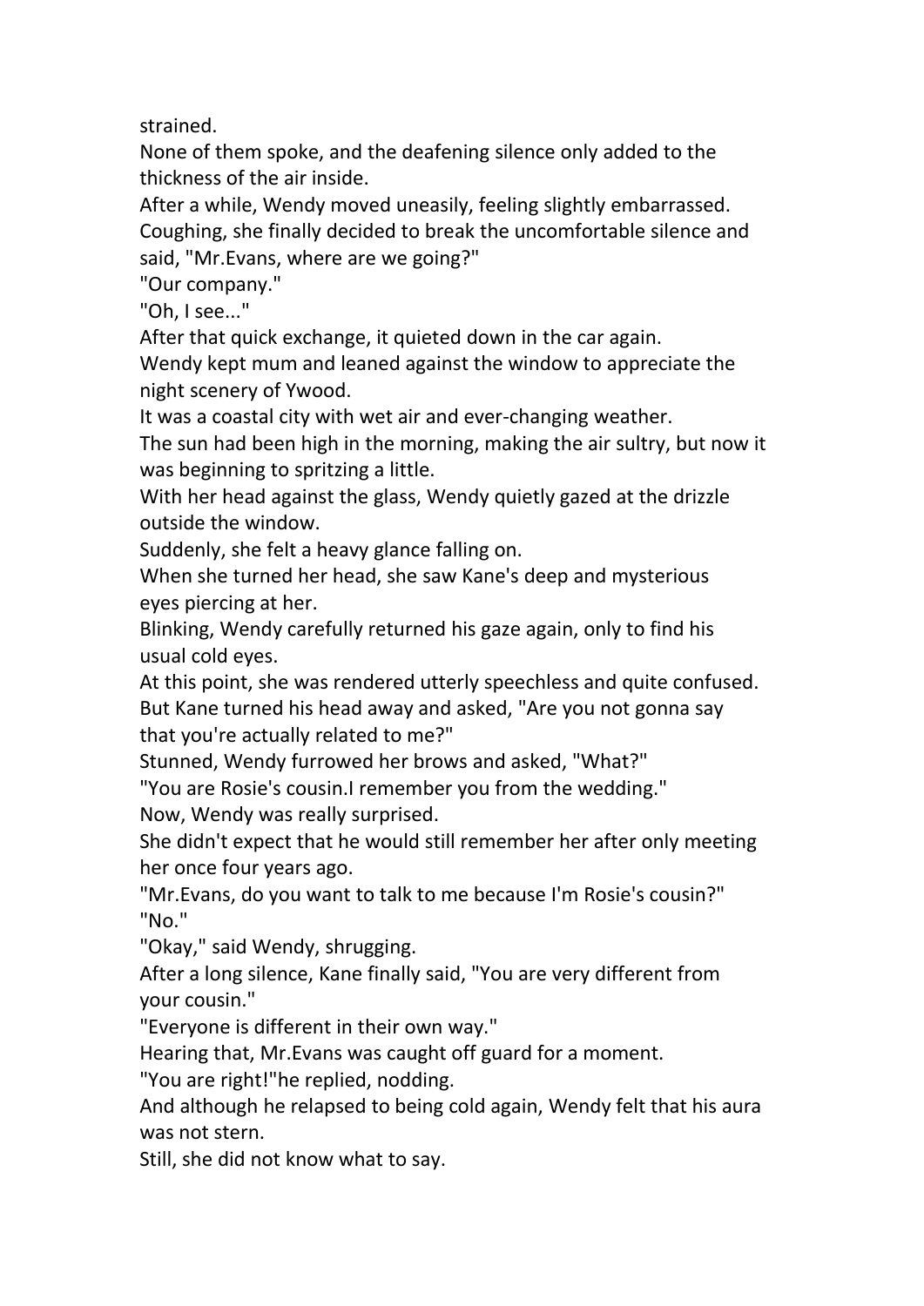strained.

None of them spoke, and the deafening silence only added to the thickness of the air inside.

After a while, Wendy moved uneasily, feeling slightly embarrassed. Coughing, she finally decided to break the uncomfortable silence and said, "Mr.Evans, where are we going?"

"Our company."

"Oh, I see..."

After that quick exchange, it quieted down in the car again.

Wendy kept mum and leaned against the window to appreciate the night scenery of Ywood.

It was a coastal city with wet air and ever-changing weather.

The sun had been high in the morning, making the air sultry, but now it was beginning to spritzing a little.

With her head against the glass, Wendy quietly gazed at the drizzle outside the window.

Suddenly, she felt a heavy glance falling on.

When she turned her head, she saw Kane's deep and mysterious eyes piercing at her.

Blinking, Wendy carefully returned his gaze again, only to find his usual cold eyes.

At this point, she was rendered utterly speechless and quite confused.

But Kane turned his head away and asked, "Are you not gonna say that you're actually related to me?"

Stunned, Wendy furrowed her brows and asked, "What?"

"You are Rosie's cousin.I remember you from the wedding."

Now, Wendy was really surprised.

She didn't expect that he would still remember her after only meeting her once four years ago.

"Mr.Evans, do you want to talk to me because I'm Rosie's cousin?"

"No."

"Okay," said Wendy, shrugging.

After a long silence, Kane finally said, "You are very different from your cousin."

"Everyone is different in their own way."

Hearing that, Mr.Evans was caught off guard for a moment.

"You are right!"he replied, nodding.

And although he relapsed to being cold again, Wendy felt that his aura was not stern.

Still, she did not know what to say.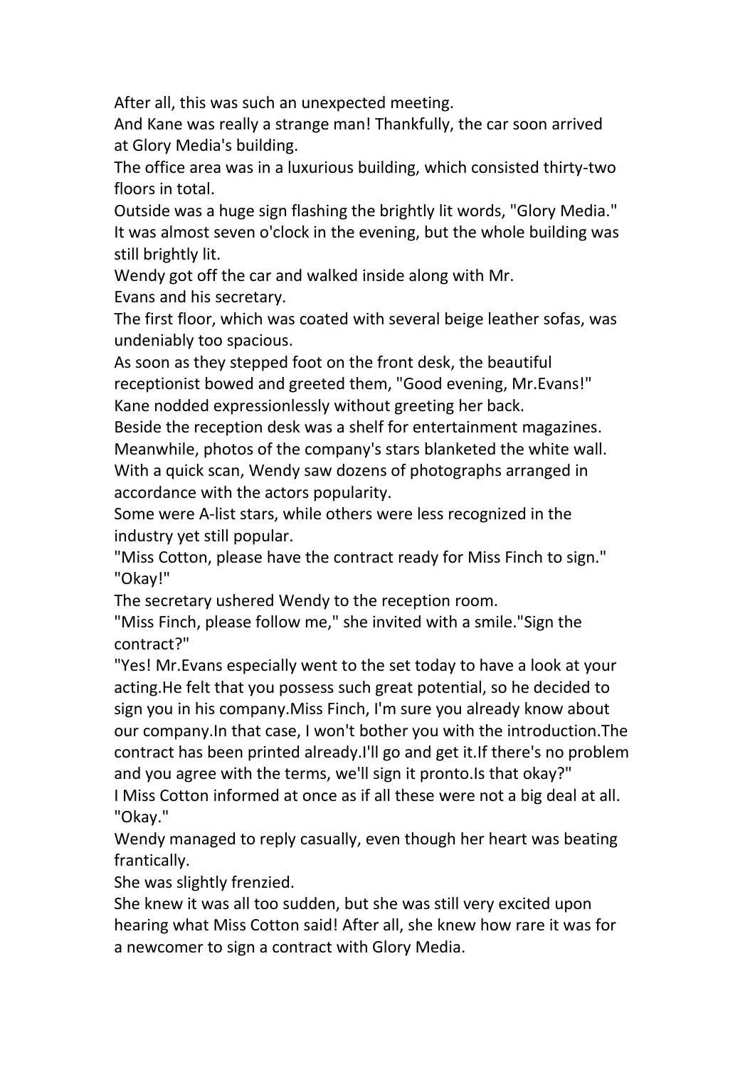After all, this was such an unexpected meeting.

And Kane was really a strange man! Thankfully, the car soon arrived at Glory Media's building.

The office area was in a luxurious building, which consisted thirty-two floors in total.

Outside was a huge sign flashing the brightly lit words, "Glory Media."

It was almost seven o'clock in the evening, but the whole building was still brightly lit.

Wendy got off the car and walked inside along with Mr. Evans and his secretary.

The first floor, which was coated with several beige leather sofas, was undeniably too spacious.

As soon as they stepped foot on the front desk, the beautiful receptionist bowed and greeted them, "Good evening, Mr.Evans!"

Kane nodded expressionlessly without greeting her back.

Beside the reception desk was a shelf for entertainment magazines.

Meanwhile, photos of the company's stars blanketed the white wall.

With a quick scan, Wendy saw dozens of photographs arranged in accordance with the actors popularity.

Some were A-list stars, while others were less recognized in the industry yet still popular.

"Miss Cotton, please have the contract ready for Miss Finch to sign."

"Okay!"

The secretary ushered Wendy to the reception room.

"Miss Finch, please follow me," she invited with a smile."Sign the contract?"

"Yes! Mr.Evans especially went to the set today to have a look at your acting.He felt that you possess such great potential, so he decided to sign you in his company.Miss Finch, I'm sure you already know about our company.In that case, I won't bother you with the introduction.The contract has been printed already.I'll go and get it.If there's no problem and you agree with the terms, we'll sign it pronto.Is that okay?"

I Miss Cotton informed at once as if all these were not a big deal at all.

"Okay."

Wendy managed to reply casually, even though her heart was beating frantically.

She was slightly frenzied.

She knew it was all too sudden, but she was still very excited upon hearing what Miss Cotton said! After all, she knew how rare it was for a newcomer to sign a contract with Glory Media.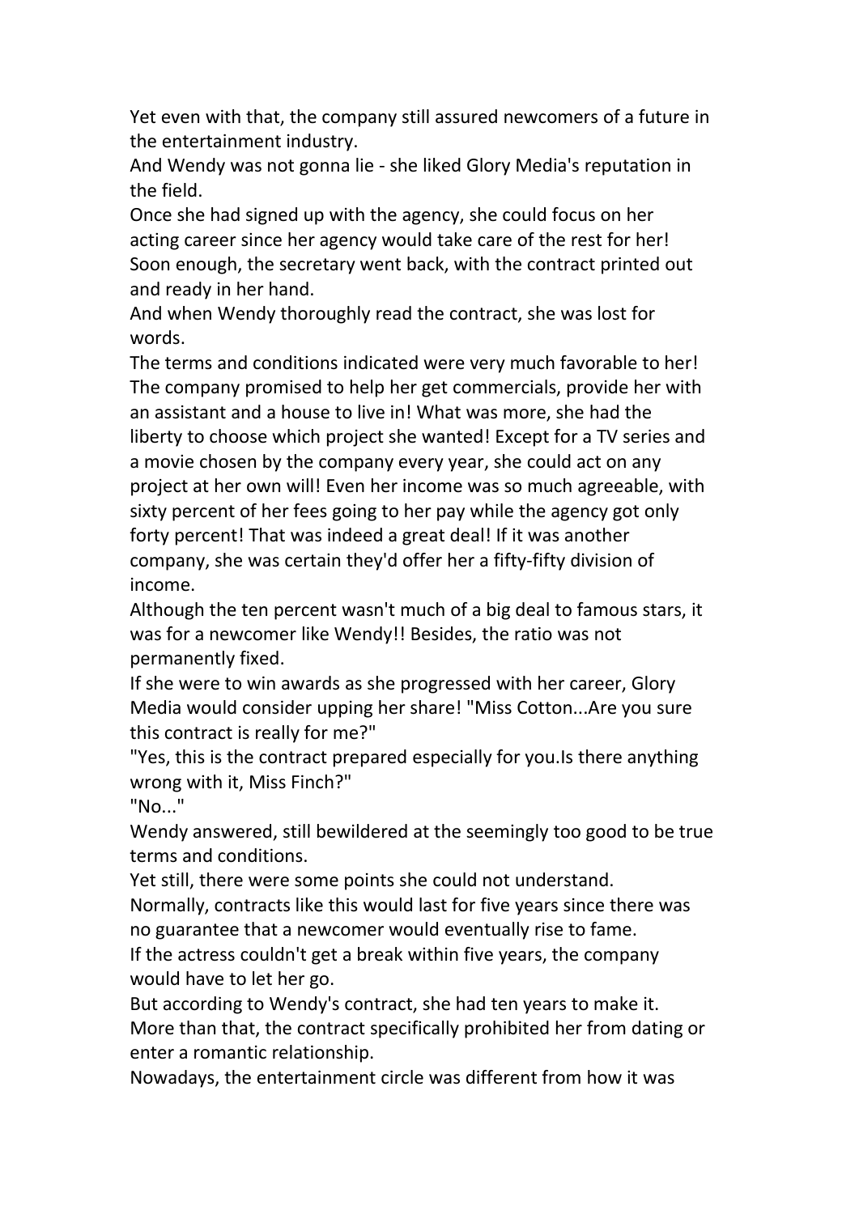Yet even with that, the company still assured newcomers of a future in the entertainment industry.

And Wendy was not gonna lie - she liked Glory Media's reputation in the field.

Once she had signed up with the agency, she could focus on her acting career since her agency would take care of the rest for her!

Soon enough, the secretary went back, with the contract printed out and ready in her hand.

And when Wendy thoroughly read the contract, she was lost for words.

The terms and conditions indicated were very much favorable to her! The company promised to help her get commercials, provide her with an assistant and a house to live in! What was more, she had the liberty to choose which project she wanted! Except for a TV series and a movie chosen by the company every year, she could act on any project at her own will! Even her income was so much agreeable, with sixty percent of her fees going to her pay while the agency got only forty percent! That was indeed a great deal! If it was another company, she was certain they'd offer her a fifty-fifty division of income.

Although the ten percent wasn't much of a big deal to famous stars, it was for a newcomer like Wendy!! Besides, the ratio was not permanently fixed.

If she were to win awards as she progressed with her career, Glory Media would consider upping her share! "Miss Cotton...Are you sure this contract is really for me?"

"Yes, this is the contract prepared especially for you.Is there anything wrong with it, Miss Finch?"

"No..."

Wendy answered, still bewildered at the seemingly too good to be true terms and conditions.

Yet still, there were some points she could not understand.

Normally, contracts like this would last for five years since there was no guarantee that a newcomer would eventually rise to fame.

If the actress couldn't get a break within five years, the company would have to let her go.

But according to Wendy's contract, she had ten years to make it.

More than that, the contract specifically prohibited her from dating or enter a romantic relationship.

Nowadays, the entertainment circle was different from how it was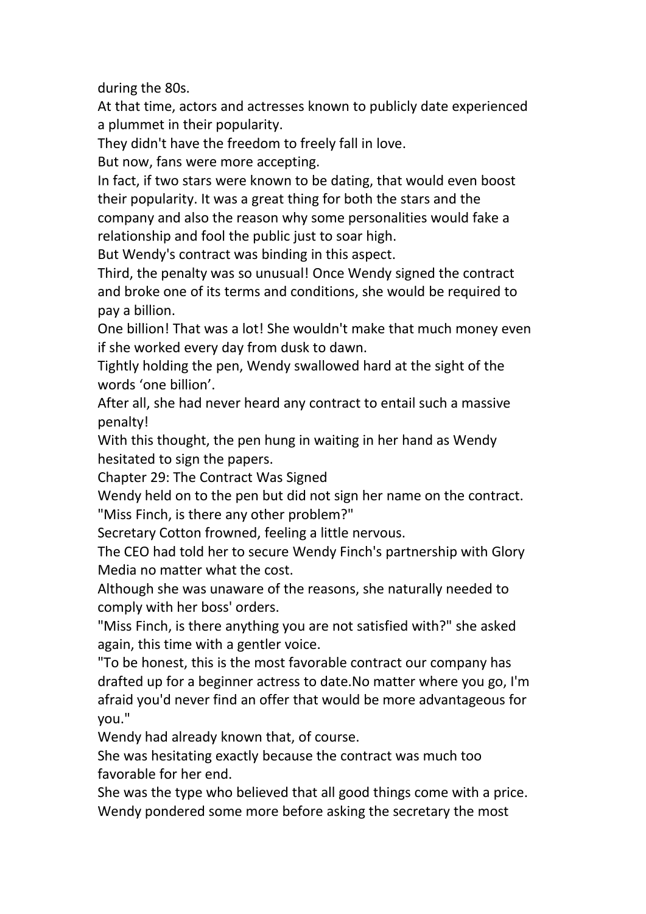during the 80s.

At that time, actors and actresses known to publicly date experienced a plummet in their popularity.

They didn't have the freedom to freely fall in love.

But now, fans were more accepting.

In fact, if two stars were known to be dating, that would even boost their popularity. It was a great thing for both the stars and the company and also the reason why some personalities would fake a relationship and fool the public just to soar high.

But Wendy's contract was binding in this aspect.

Third, the penalty was so unusual! Once Wendy signed the contract and broke one of its terms and conditions, she would be required to pay a billion.

One billion! That was a lot! She wouldn't make that much money even if she worked every day from dusk to dawn.

Tightly holding the pen, Wendy swallowed hard at the sight of the words 'one billion'.

After all, she had never heard any contract to entail such a massive penalty!

With this thought, the pen hung in waiting in her hand as Wendy hesitated to sign the papers.

## Chapter 29: The Contract Was Signed

Wendy held on to the pen but did not sign her name on the contract.

"Miss Finch, is there any other problem?"

Secretary Cotton frowned, feeling a little nervous.

The CEO had told her to secure Wendy Finch's partnership with Glory Media no matter what the cost.

Although she was unaware of the reasons, she naturally needed to comply with her boss' orders.

"Miss Finch, is there anything you are not satisfied with?" she asked again, this time with a gentler voice.

"To be honest, this is the most favorable contract our company has drafted up for a beginner actress to date.No matter where you go, I'm afraid you'd never find an offer that would be more advantageous for you."

Wendy had already known that, of course.

She was hesitating exactly because the contract was much too favorable for her end.

She was the type who believed that all good things come with a price.

Wendy pondered some more before asking the secretary the most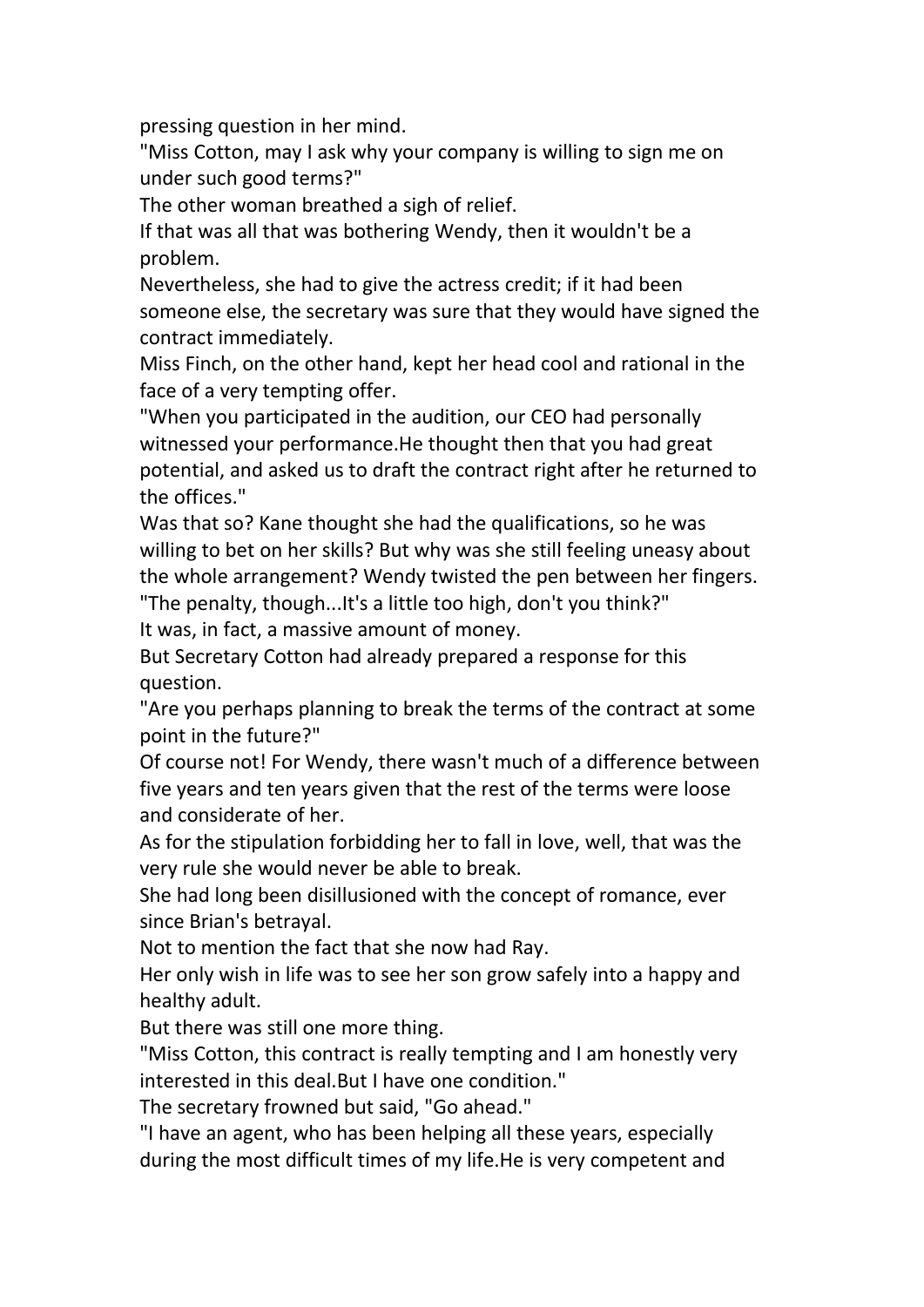pressing question in her mind.

"Miss Cotton, may I ask why your company is willing to sign me on under such good terms?"

The other woman breathed a sigh of relief.

If that was all that was bothering Wendy, then it wouldn't be a problem.

Nevertheless, she had to give the actress credit; if it had been someone else, the secretary was sure that they would have signed the contract immediately.

Miss Finch, on the other hand, kept her head cool and rational in the face of a very tempting offer.

"When you participated in the audition, our CEO had personally witnessed your performance.He thought then that you had great potential, and asked us to draft the contract right after he returned to the offices."

Was that so? Kane thought she had the qualifications, so he was willing to bet on her skills? But why was she still feeling uneasy about the whole arrangement? Wendy twisted the pen between her fingers.

"The penalty, though...It's a little too high, don't you think?"

It was, in fact, a massive amount of money.

But Secretary Cotton had already prepared a response for this question.

"Are you perhaps planning to break the terms of the contract at some point in the future?"

Of course not! For Wendy, there wasn't much of a difference between five years and ten years given that the rest of the terms were loose and considerate of her.

As for the stipulation forbidding her to fall in love, well, that was the very rule she would never be able to break.

She had long been disillusioned with the concept of romance, ever since Brian's betrayal.

Not to mention the fact that she now had Ray.

Her only wish in life was to see her son grow safely into a happy and healthy adult.

But there was still one more thing.

"Miss Cotton, this contract is really tempting and I am honestly very interested in this deal.But I have one condition."

The secretary frowned but said, "Go ahead."

"I have an agent, who has been helping all these years, especially during the most difficult times of my life.He is very competent and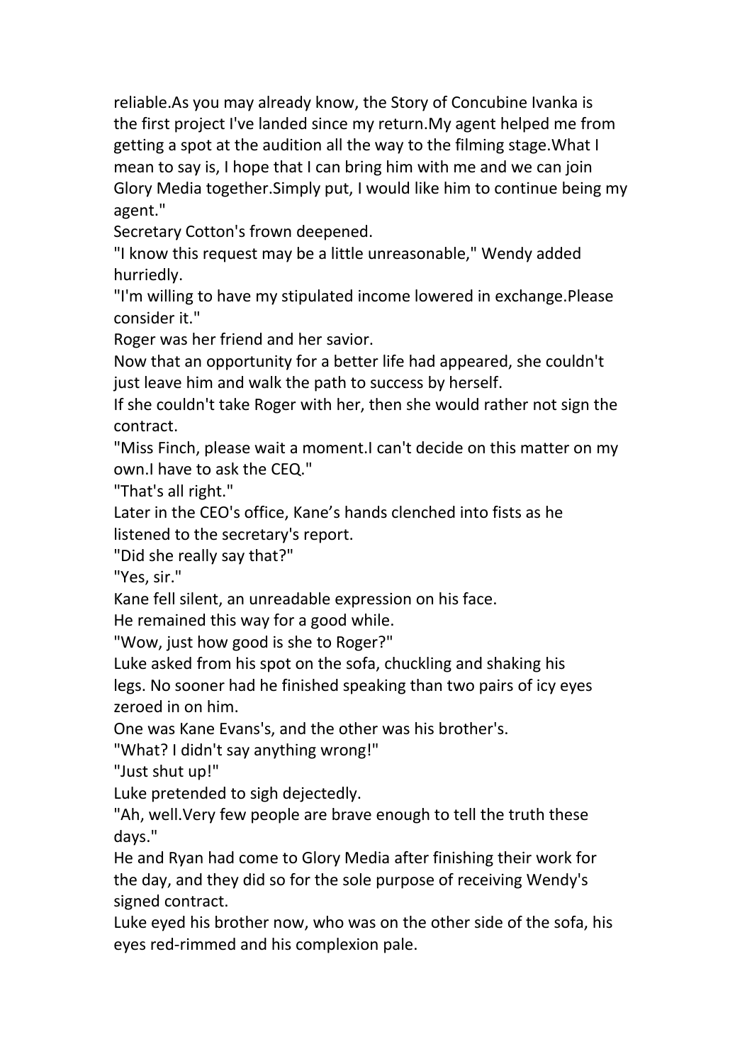reliable.As you may already know, the Story of Concubine Ivanka is the first project I've landed since my return.My agent helped me from getting a spot at the audition all the way to the filming stage.What I mean to say is, I hope that I can bring him with me and we can join Glory Media together.Simply put, I would like him to continue being my agent."

Secretary Cotton's frown deepened.

"I know this request may be a little unreasonable," Wendy added hurriedly.

"I'm willing to have my stipulated income lowered in exchange.Please consider it."

Roger was her friend and her savior.

Now that an opportunity for a better life had appeared, she couldn't just leave him and walk the path to success by herself.

If she couldn't take Roger with her, then she would rather not sign the contract.

"Miss Finch, please wait a moment.I can't decide on this matter on my own.I have to ask the CEQ."

"That's all right."

Later in the CEO's office, Kane's hands clenched into fists as he listened to the secretary's report.

"Did she really say that?"

"Yes, sir."

Kane fell silent, an unreadable expression on his face.

He remained this way for a good while.

"Wow, just how good is she to Roger?"

Luke asked from his spot on the sofa, chuckling and shaking his legs. No sooner had he finished speaking than two pairs of icy eyes zeroed in on him.

One was Kane Evans's, and the other was his brother's.

"What? I didn't say anything wrong!"

"Just shut up!"

Luke pretended to sigh dejectedly.

"Ah, well.Very few people are brave enough to tell the truth these days."

He and Ryan had come to Glory Media after finishing their work for the day, and they did so for the sole purpose of receiving Wendy's signed contract.

Luke eyed his brother now, who was on the other side of the sofa, his eyes red-rimmed and his complexion pale.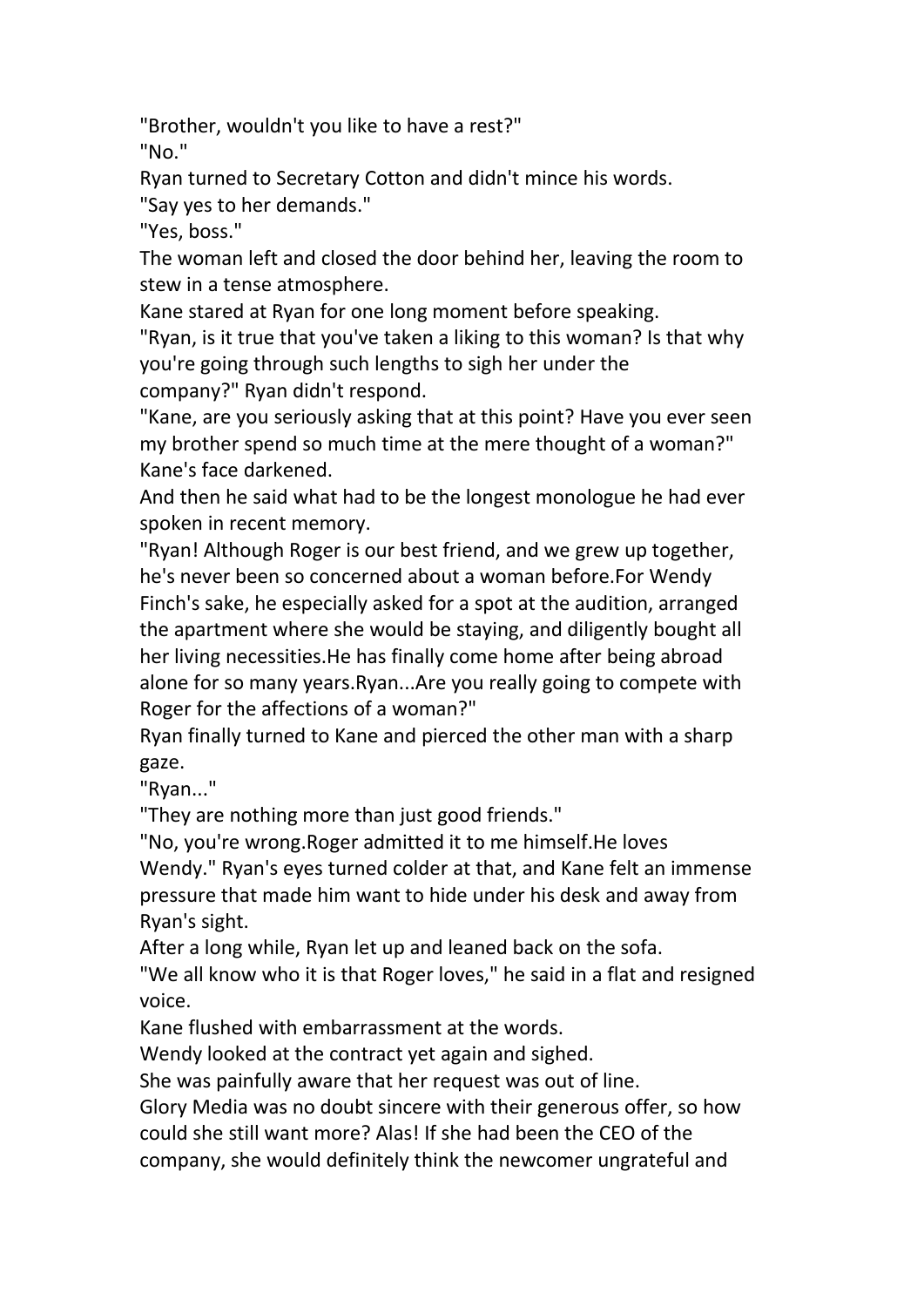"Brother, wouldn't you like to have a rest?"

"No."

Ryan turned to Secretary Cotton and didn't mince his words.

"Say yes to her demands."

"Yes, boss."

The woman left and closed the door behind her, leaving the room to stew in a tense atmosphere.

Kane stared at Ryan for one long moment before speaking.

"Ryan, is it true that you've taken a liking to this woman? Is that why you're going through such lengths to sigh her under the company?" Ryan didn't respond.

"Kane, are you seriously asking that at this point? Have you ever seen my brother spend so much time at the mere thought of a woman?" Kane's face darkened.

And then he said what had to be the longest monologue he had ever spoken in recent memory.

"Ryan! Although Roger is our best friend, and we grew up together, he's never been so concerned about a woman before.For Wendy Finch's sake, he especially asked for a spot at the audition, arranged the apartment where she would be staying, and diligently bought all her living necessities.He has finally come home after being abroad alone for so many years.Ryan...Are you really going to compete with Roger for the affections of a woman?"

Ryan finally turned to Kane and pierced the other man with a sharp gaze.

"Ryan..."

"They are nothing more than just good friends."

"No, you're wrong.Roger admitted it to me himself.He loves Wendy." Ryan's eyes turned colder at that, and Kane felt an immense pressure that made him want to hide under his desk and away from Ryan's sight.

After a long while, Ryan let up and leaned back on the sofa.

"We all know who it is that Roger loves," he said in a flat and resigned voice.

Kane flushed with embarrassment at the words.

Wendy looked at the contract yet again and sighed.

She was painfully aware that her request was out of line.

Glory Media was no doubt sincere with their generous offer, so how could she still want more? Alas! If she had been the CEO of the company, she would definitely think the newcomer ungrateful and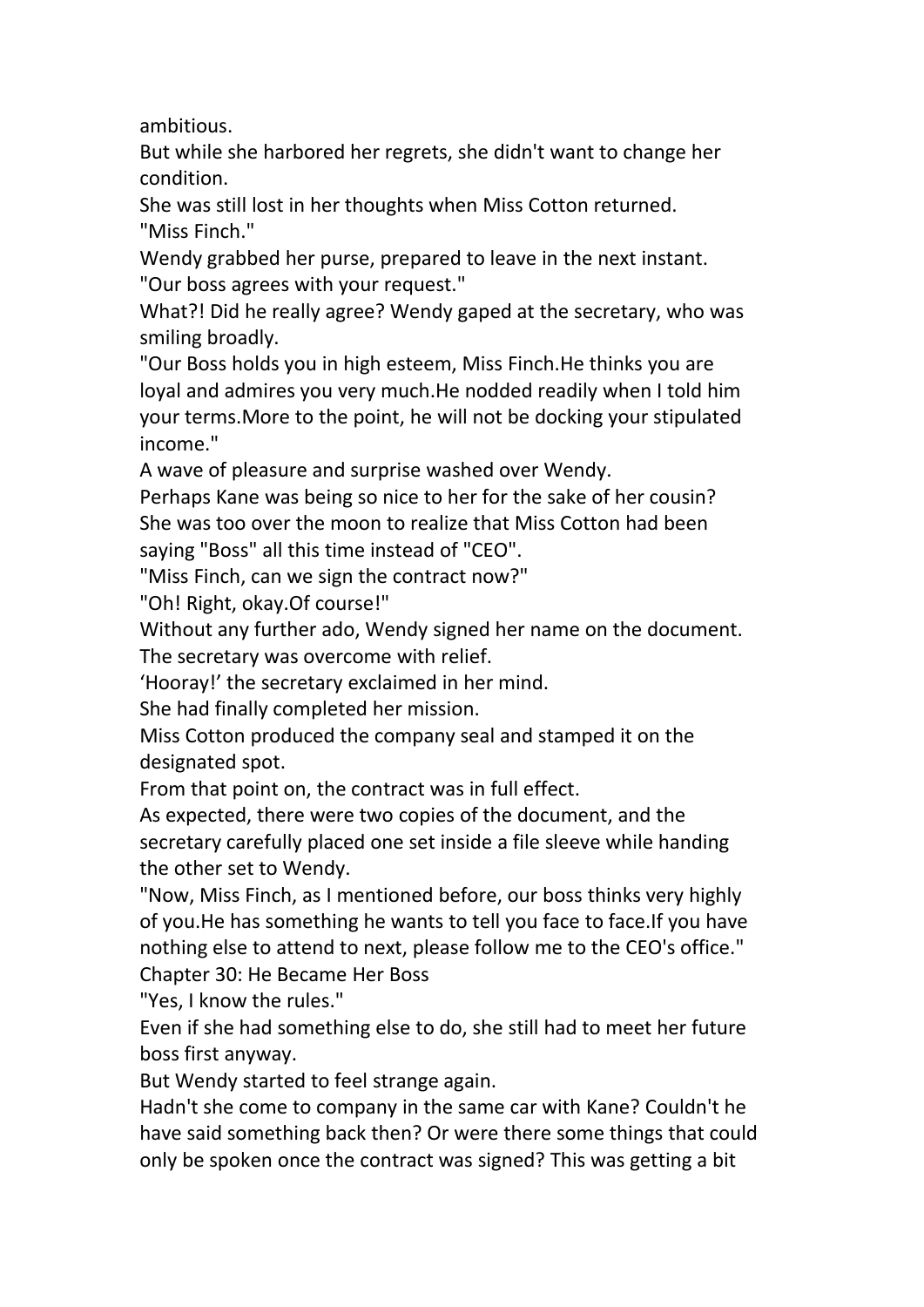ambitious.

But while she harbored her regrets, she didn't want to change her condition.

She was still lost in her thoughts when Miss Cotton returned.

"Miss Finch."

Wendy grabbed her purse, prepared to leave in the next instant.

"Our boss agrees with your request."

What?! Did he really agree? Wendy gaped at the secretary, who was smiling broadly.

"Our Boss holds you in high esteem, Miss Finch.He thinks you are loyal and admires you very much.He nodded readily when I told him your terms.More to the point, he will not be docking your stipulated income."

A wave of pleasure and surprise washed over Wendy.

Perhaps Kane was being so nice to her for the sake of her cousin? She was too over the moon to realize that Miss Cotton had been saying "Boss" all this time instead of "CEO".

"Miss Finch, can we sign the contract now?"

"Oh! Right, okay.Of course!"

Without any further ado, Wendy signed her name on the document.

The secretary was overcome with relief.

'Hooray!' the secretary exclaimed in her mind.

She had finally completed her mission.

Miss Cotton produced the company seal and stamped it on the designated spot.

From that point on, the contract was in full effect.

As expected, there were two copies of the document, and the secretary carefully placed one set inside a file sleeve while handing the other set to Wendy.

"Now, Miss Finch, as I mentioned before, our boss thinks very highly of you.He has something he wants to tell you face to face.If you have nothing else to attend to next, please follow me to the CEO's office."

## Chapter 30: He Became Her Boss

"Yes, I know the rules."

Even if she had something else to do, she still had to meet her future boss first anyway.

But Wendy started to feel strange again.

Hadn't she come to company in the same car with Kane? Couldn't he have said something back then? Or were there some things that could only be spoken once the contract was signed? This was getting a bit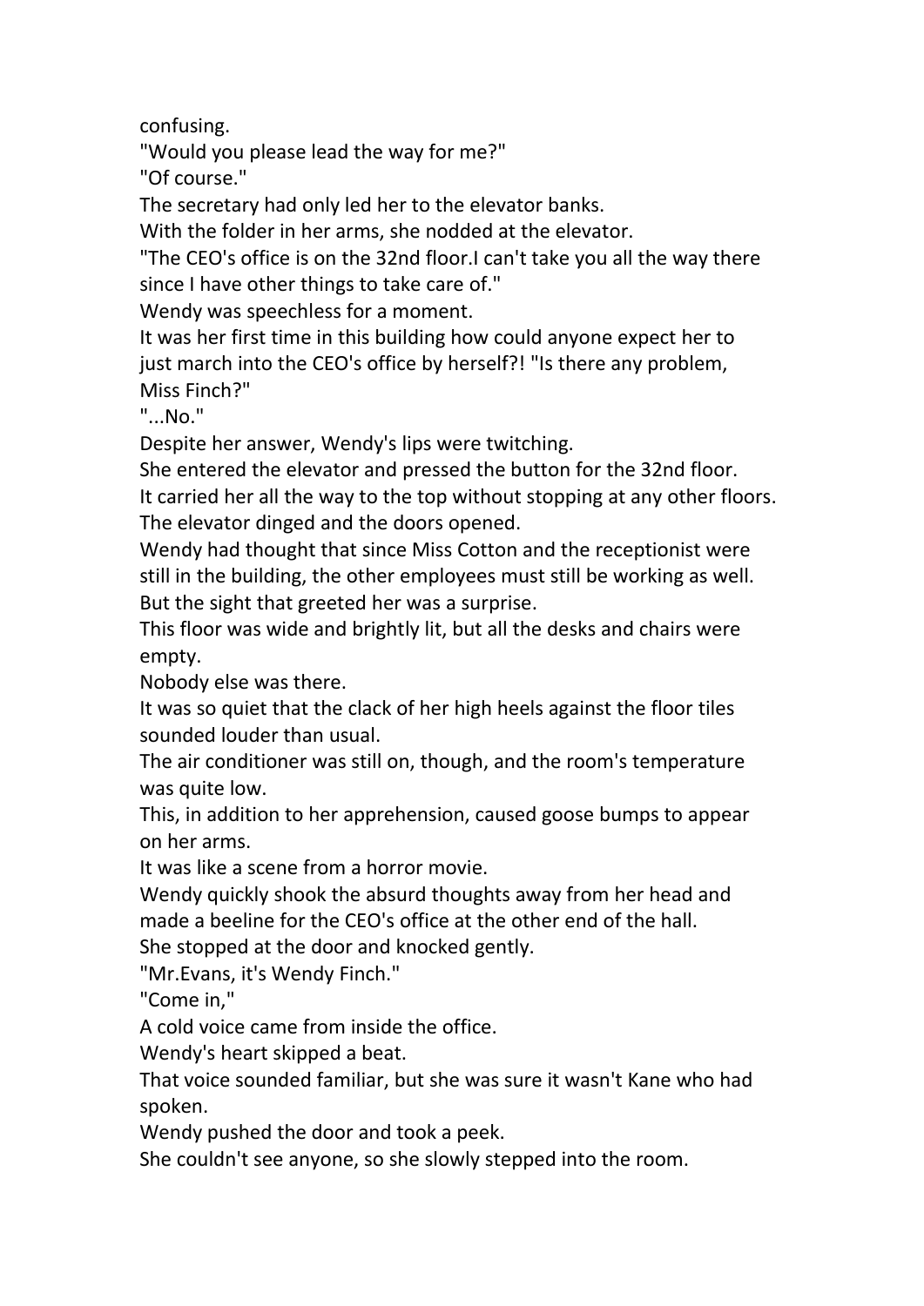confusing.

"Would you please lead the way for me?"

"Of course."

The secretary had only led her to the elevator banks.

With the folder in her arms, she nodded at the elevator.

"The CEO's office is on the 32nd floor.I can't take you all the way there since I have other things to take care of."

Wendy was speechless for a moment.

It was her first time in this building how could anyone expect her to just march into the CEO's office by herself?! "Is there any problem, Miss Finch?"

"...No."

Despite her answer, Wendy's lips were twitching.

She entered the elevator and pressed the button for the 32nd floor.

It carried her all the way to the top without stopping at any other floors.

The elevator dinged and the doors opened.

Wendy had thought that since Miss Cotton and the receptionist were still in the building, the other employees must still be working as well.

But the sight that greeted her was a surprise.

This floor was wide and brightly lit, but all the desks and chairs were empty.

Nobody else was there.

It was so quiet that the clack of her high heels against the floor tiles sounded louder than usual.

The air conditioner was still on, though, and the room's temperature was quite low.

This, in addition to her apprehension, caused goose bumps to appear on her arms.

It was like a scene from a horror movie.

Wendy quickly shook the absurd thoughts away from her head and made a beeline for the CEO's office at the other end of the hall.

She stopped at the door and knocked gently.

"Mr.Evans, it's Wendy Finch."

"Come in,"

A cold voice came from inside the office.

Wendy's heart skipped a beat.

That voice sounded familiar, but she was sure it wasn't Kane who had spoken.

Wendy pushed the door and took a peek.

She couldn't see anyone, so she slowly stepped into the room.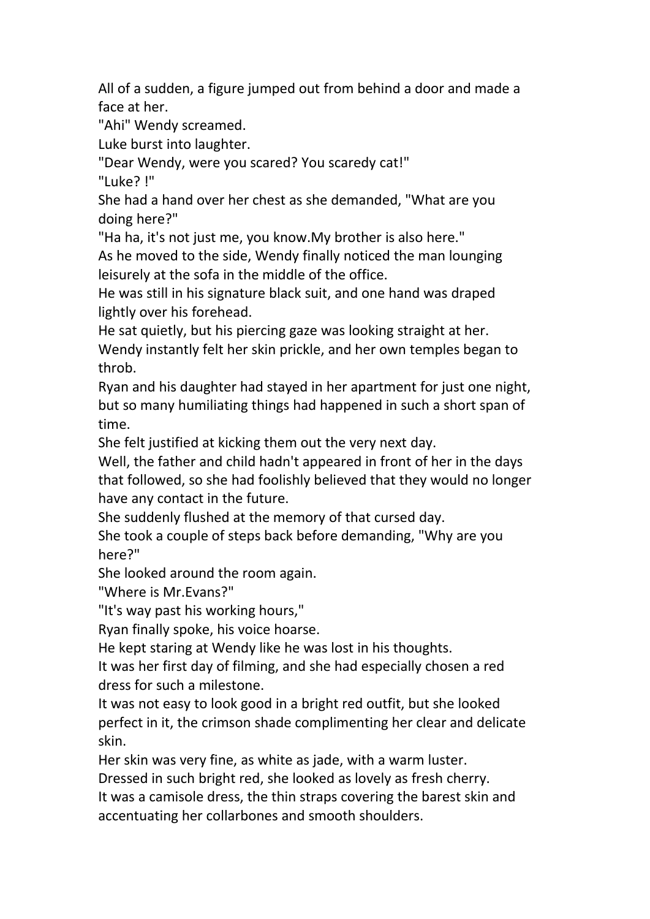All of a sudden, a figure jumped out from behind a door and made a face at her.

"Ahi" Wendy screamed.

Luke burst into laughter.

"Dear Wendy, were you scared? You scaredy cat!"

"Luke? !"

She had a hand over her chest as she demanded, "What are you doing here?"

"Ha ha, it's not just me, you know.My brother is also here."

As he moved to the side, Wendy finally noticed the man lounging leisurely at the sofa in the middle of the office.

He was still in his signature black suit, and one hand was draped lightly over his forehead.

He sat quietly, but his piercing gaze was looking straight at her.

Wendy instantly felt her skin prickle, and her own temples began to throb.

Ryan and his daughter had stayed in her apartment for just one night, but so many humiliating things had happened in such a short span of time.

She felt justified at kicking them out the very next day.

Well, the father and child hadn't appeared in front of her in the days that followed, so she had foolishly believed that they would no longer have any contact in the future.

She suddenly flushed at the memory of that cursed day.

She took a couple of steps back before demanding, "Why are you here?"

She looked around the room again.

"Where is Mr.Evans?"

"It's way past his working hours,"

Ryan finally spoke, his voice hoarse.

He kept staring at Wendy like he was lost in his thoughts.

It was her first day of filming, and she had especially chosen a red dress for such a milestone.

It was not easy to look good in a bright red outfit, but she looked perfect in it, the crimson shade complimenting her clear and delicate skin.

Her skin was very fine, as white as jade, with a warm luster.

Dressed in such bright red, she looked as lovely as fresh cherry.

It was a camisole dress, the thin straps covering the barest skin and accentuating her collarbones and smooth shoulders.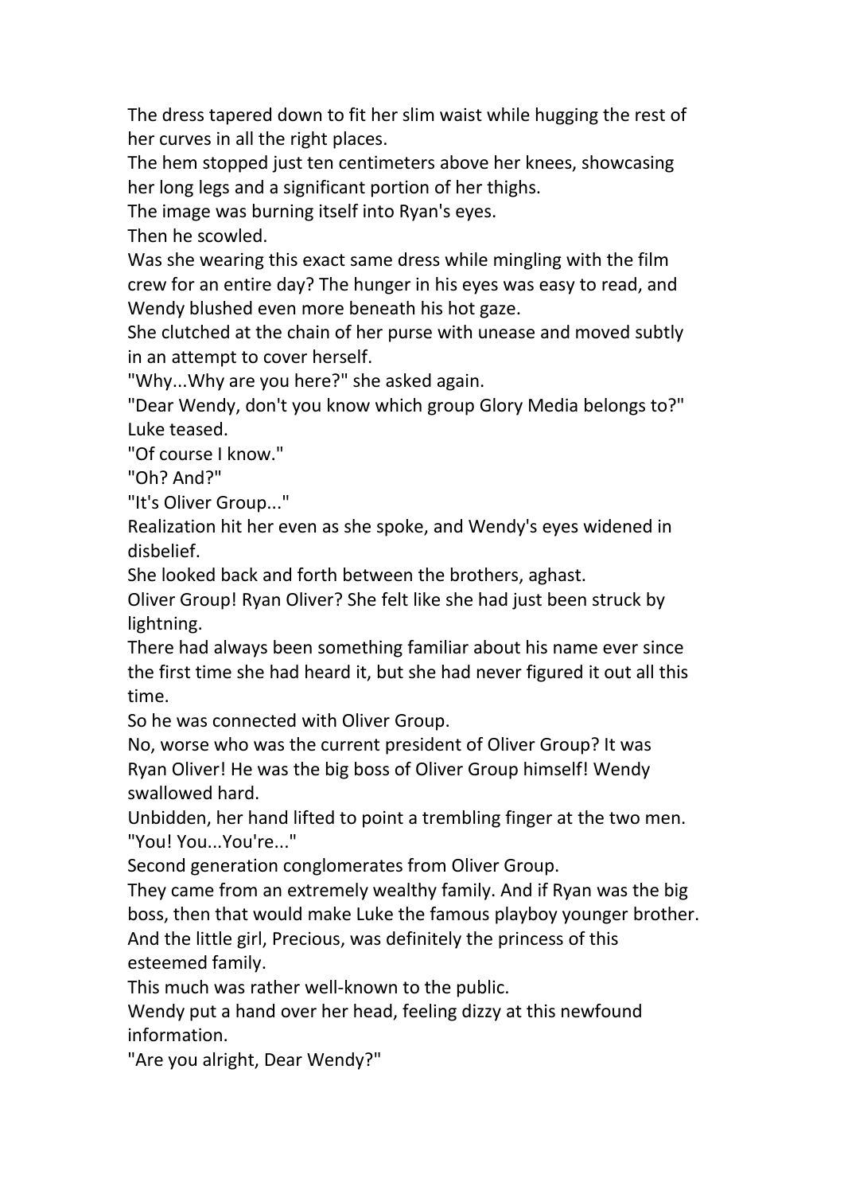The dress tapered down to fit her slim waist while hugging the rest of her curves in all the right places.

The hem stopped just ten centimeters above her knees, showcasing her long legs and a significant portion of her thighs.

The image was burning itself into Ryan's eyes.

Then he scowled.

Was she wearing this exact same dress while mingling with the film crew for an entire day? The hunger in his eyes was easy to read, and Wendy blushed even more beneath his hot gaze.

She clutched at the chain of her purse with unease and moved subtly in an attempt to cover herself.

"Why...Why are you here?" she asked again.

"Dear Wendy, don't you know which group Glory Media belongs to?" Luke teased.

"Of course I know."

"Oh? And?"

"It's Oliver Group..."

Realization hit her even as she spoke, and Wendy's eyes widened in disbelief.

She looked back and forth between the brothers, aghast.

Oliver Group! Ryan Oliver? She felt like she had just been struck by lightning.

There had always been something familiar about his name ever since the first time she had heard it, but she had never figured it out all this time.

So he was connected with Oliver Group.

No, worse who was the current president of Oliver Group? It was Ryan Oliver! He was the big boss of Oliver Group himself! Wendy swallowed hard.

Unbidden, her hand lifted to point a trembling finger at the two men.

"You! You...You're..."

Second generation conglomerates from Oliver Group.

They came from an extremely wealthy family. And if Ryan was the big boss, then that would make Luke the famous playboy younger brother. And the little girl, Precious, was definitely the princess of this esteemed family.

This much was rather well-known to the public.

Wendy put a hand over her head, feeling dizzy at this newfound information.

"Are you alright, Dear Wendy?"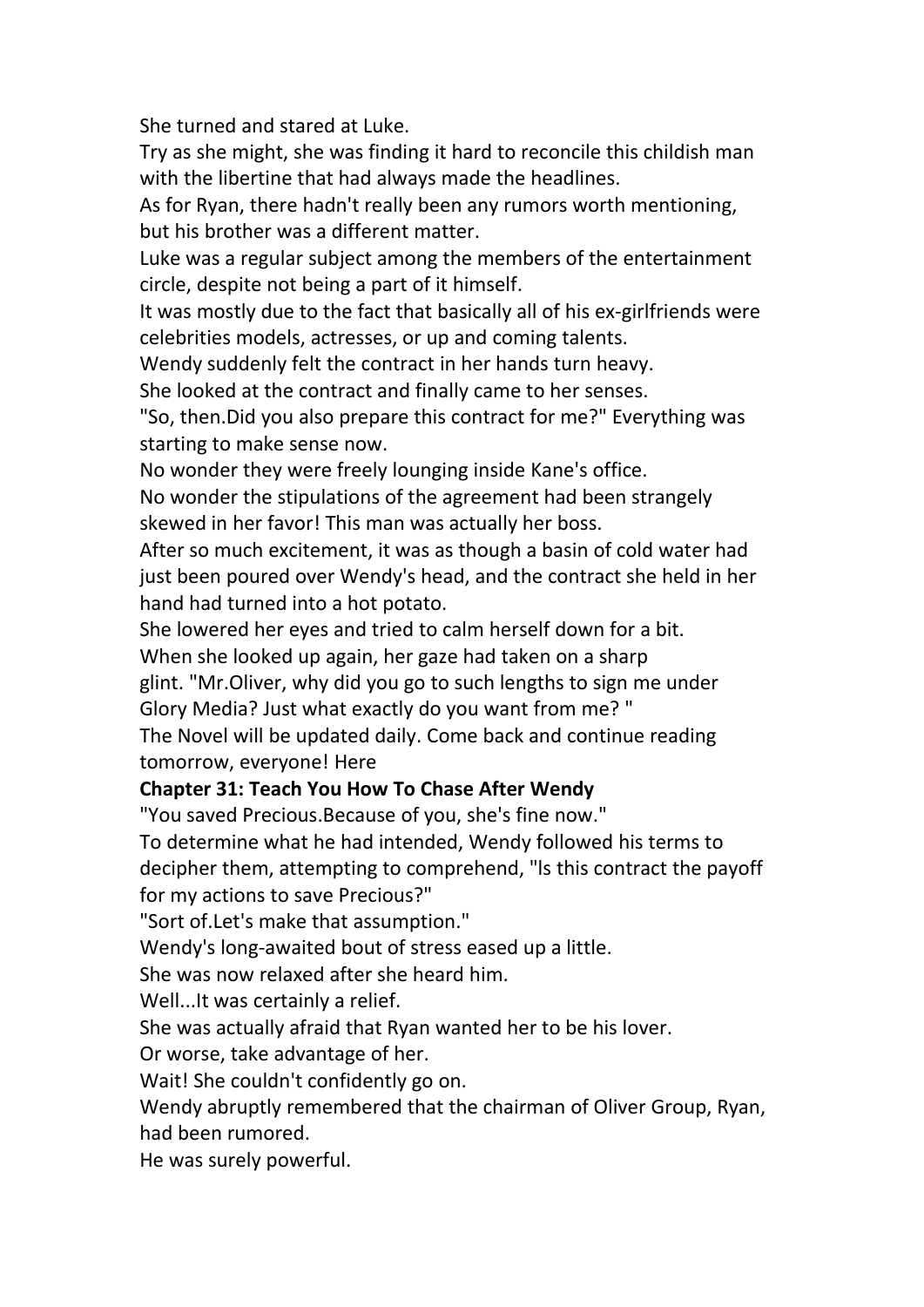She turned and stared at Luke.

Try as she might, she was finding it hard to reconcile this childish man with the libertine that had always made the headlines.

As for Ryan, there hadn't really been any rumors worth mentioning, but his brother was a different matter.

Luke was a regular subject among the members of the entertainment circle, despite not being a part of it himself.

It was mostly due to the fact that basically all of his ex-girlfriends were celebrities models, actresses, or up and coming talents.

Wendy suddenly felt the contract in her hands turn heavy.

She looked at the contract and finally came to her senses.

"So, then.Did you also prepare this contract for me?" Everything was starting to make sense now.

No wonder they were freely lounging inside Kane's office.

No wonder the stipulations of the agreement had been strangely skewed in her favor! This man was actually her boss.

After so much excitement, it was as though a basin of cold water had just been poured over Wendy's head, and the contract she held in her hand had turned into a hot potato.

She lowered her eyes and tried to calm herself down for a bit.

When she looked up again, her gaze had taken on a sharp glint. "Mr.Oliver, why did you go to such lengths to sign me under Glory Media? Just what exactly do you want from me? "

The Novel will be updated daily. Come back and continue reading tomorrow, everyone! Here

**Chapter 31: Teach You How To Chase After Wendy**

"You saved Precious.Because of you, she's fine now."

To determine what he had intended, Wendy followed his terms to decipher them, attempting to comprehend, "ls this contract the payoff for my actions to save Precious?"

"Sort of.Let's make that assumption."

Wendy's long-awaited bout of stress eased up a little.

She was now relaxed after she heard him.

Well...It was certainly a relief.

She was actually afraid that Ryan wanted her to be his lover.

Or worse, take advantage of her.

Wait! She couldn't confidently go on.

Wendy abruptly remembered that the chairman of Oliver Group, Ryan, had been rumored.

He was surely powerful.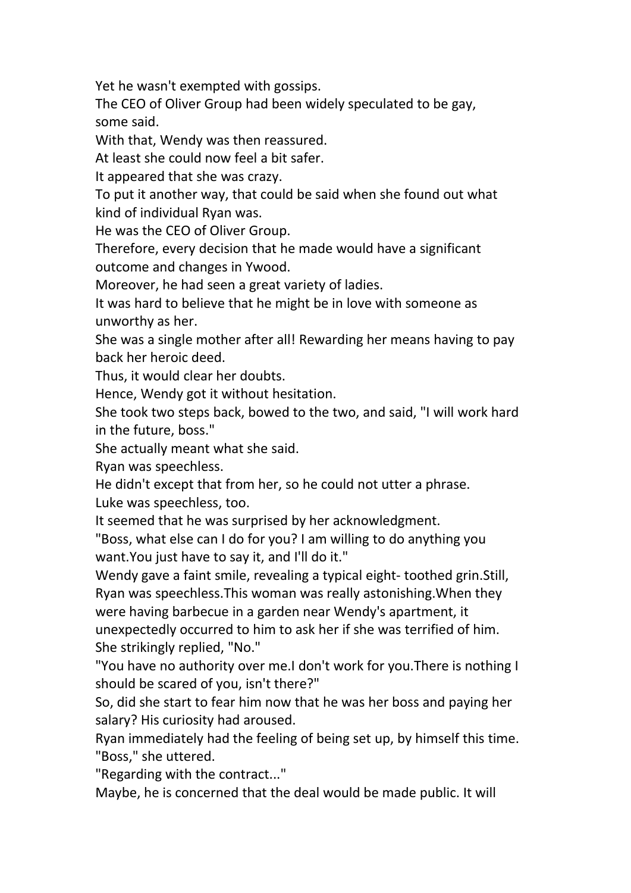Yet he wasn't exempted with gossips.

The CEO of Oliver Group had been widely speculated to be gay, some said.

With that, Wendy was then reassured.

At least she could now feel a bit safer.

It appeared that she was crazy.

To put it another way, that could be said when she found out what kind of individual Ryan was.

He was the CEO of Oliver Group.

Therefore, every decision that he made would have a significant outcome and changes in Ywood.

Moreover, he had seen a great variety of ladies.

It was hard to believe that he might be in love with someone as unworthy as her.

She was a single mother after all! Rewarding her means having to pay back her heroic deed.

Thus, it would clear her doubts.

Hence, Wendy got it without hesitation.

She took two steps back, bowed to the two, and said, "I will work hard in the future, boss."

She actually meant what she said.

Ryan was speechless.

He didn't except that from her, so he could not utter a phrase.

Luke was speechless, too.

It seemed that he was surprised by her acknowledgment.

"Boss, what else can I do for you? I am willing to do anything you want.You just have to say it, and I'll do it."

Wendy gave a faint smile, revealing a typical eight- toothed grin.Still, Ryan was speechless.This woman was really astonishing.When they were having barbecue in a garden near Wendy's apartment, it unexpectedly occurred to him to ask her if she was terrified of him. She strikingly replied, "No."

"You have no authority over me.I don't work for you.There is nothing I should be scared of you, isn't there?"

So, did she start to fear him now that he was her boss and paying her salary? His curiosity had aroused.

Ryan immediately had the feeling of being set up, by himself this time.

"Boss," she uttered.

"Regarding with the contract..."

Maybe, he is concerned that the deal would be made public. It will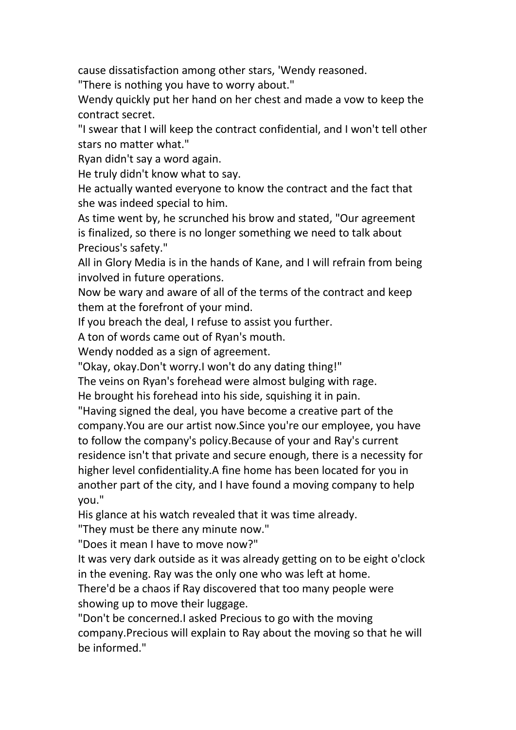cause dissatisfaction among other stars, 'Wendy reasoned.

"There is nothing you have to worry about."

Wendy quickly put her hand on her chest and made a vow to keep the contract secret.

"I swear that I will keep the contract confidential, and I won't tell other stars no matter what."

Ryan didn't say a word again.

He truly didn't know what to say.

He actually wanted everyone to know the contract and the fact that she was indeed special to him.

As time went by, he scrunched his brow and stated, "Our agreement is finalized, so there is no longer something we need to talk about Precious's safety."

All in Glory Media is in the hands of Kane, and I will refrain from being involved in future operations.

Now be wary and aware of all of the terms of the contract and keep them at the forefront of your mind.

If you breach the deal, I refuse to assist you further.

A ton of words came out of Ryan's mouth.

Wendy nodded as a sign of agreement.

"Okay, okay.Don't worry.I won't do any dating thing!"

The veins on Ryan's forehead were almost bulging with rage.

He brought his forehead into his side, squishing it in pain.

"Having signed the deal, you have become a creative part of the company.You are our artist now.Since you're our employee, you have to follow the company's policy.Because of your and Ray's current residence isn't that private and secure enough, there is a necessity for higher level confidentiality.A fine home has been located for you in another part of the city, and I have found a moving company to help you."

His glance at his watch revealed that it was time already.

"They must be there any minute now."

"Does it mean I have to move now?"

It was very dark outside as it was already getting on to be eight o'clock in the evening. Ray was the only one who was left at home.

There'd be a chaos if Ray discovered that too many people were showing up to move their luggage.

"Don't be concerned.I asked Precious to go with the moving company.Precious will explain to Ray about the moving so that he will be informed."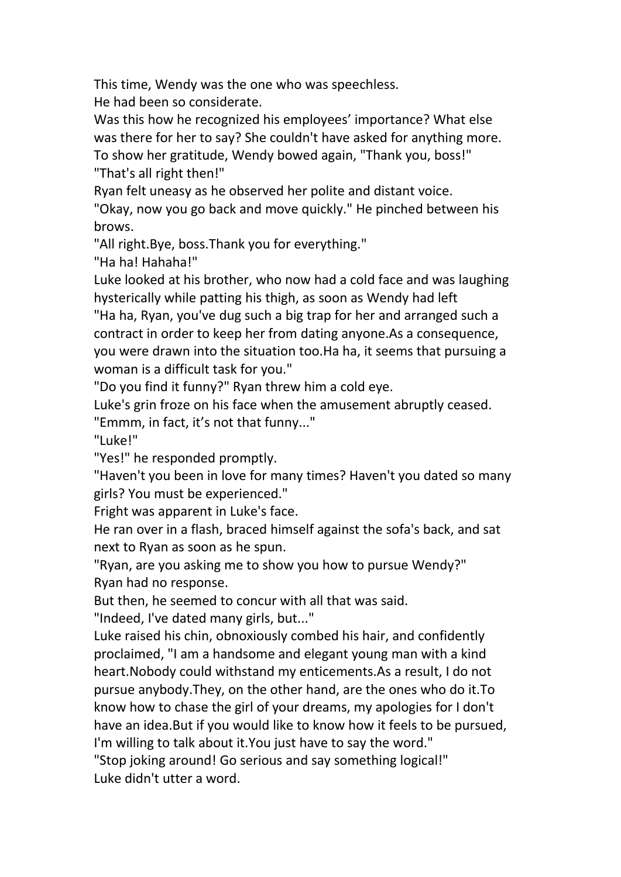This time, Wendy was the one who was speechless.

He had been so considerate.

Was this how he recognized his employees' importance? What else was there for her to say? She couldn't have asked for anything more.

To show her gratitude, Wendy bowed again, "Thank you, boss!"

"That's all right then!"

Ryan felt uneasy as he observed her polite and distant voice.

"Okay, now you go back and move quickly." He pinched between his brows.

"All right.Bye, boss.Thank you for everything."

"Ha ha! Hahaha!"

Luke looked at his brother, who now had a cold face and was laughing hysterically while patting his thigh, as soon as Wendy had left

"Ha ha, Ryan, you've dug such a big trap for her and arranged such a contract in order to keep her from dating anyone.As a consequence, you were drawn into the situation too.Ha ha, it seems that pursuing a woman is a difficult task for you."

"Do you find it funny?" Ryan threw him a cold eye.

Luke's grin froze on his face when the amusement abruptly ceased.

"Emmm, in fact, it's not that funny..."

"Luke!"

"Yes!" he responded promptly.

"Haven't you been in love for many times? Haven't you dated so many girls? You must be experienced."

Fright was apparent in Luke's face.

He ran over in a flash, braced himself against the sofa's back, and sat next to Ryan as soon as he spun.

"Ryan, are you asking me to show you how to pursue Wendy?"

Ryan had no response.

But then, he seemed to concur with all that was said.

"Indeed, I've dated many girls, but..."

Luke raised his chin, obnoxiously combed his hair, and confidently proclaimed, "I am a handsome and elegant young man with a kind heart.Nobody could withstand my enticements.As a result, I do not pursue anybody.They, on the other hand, are the ones who do it.To know how to chase the girl of your dreams, my apologies for I don't have an idea.But if you would like to know how it feels to be pursued, I'm willing to talk about it.You just have to say the word."

"Stop joking around! Go serious and say something logical!"

Luke didn't utter a word.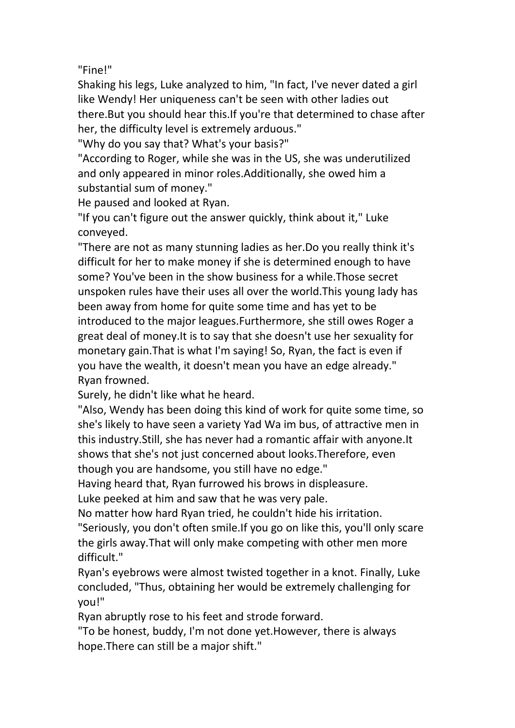"Fine!"

Shaking his legs, Luke analyzed to him, "In fact, I've never dated a girl like Wendy! Her uniqueness can't be seen with other ladies out there.But you should hear this.If you're that determined to chase after her, the difficulty level is extremely arduous."

"Why do you say that? What's your basis?"

"According to Roger, while she was in the US, she was underutilized and only appeared in minor roles.Additionally, she owed him a substantial sum of money."

He paused and looked at Ryan.

"If you can't figure out the answer quickly, think about it," Luke conveyed.

"There are not as many stunning ladies as her.Do you really think it's difficult for her to make money if she is determined enough to have some? You've been in the show business for a while.Those secret unspoken rules have their uses all over the world.This young lady has been away from home for quite some time and has yet to be introduced to the major leagues.Furthermore, she still owes Roger a great deal of money.It is to say that she doesn't use her sexuality for monetary gain.That is what I'm saying! So, Ryan, the fact is even if you have the wealth, it doesn't mean you have an edge already."

Ryan frowned.

Surely, he didn't like what he heard.

"Also, Wendy has been doing this kind of work for quite some time, so she's likely to have seen a variety Yad Wa im bus, of attractive men in this industry.Still, she has never had a romantic affair with anyone.It shows that she's not just concerned about looks.Therefore, even though you are handsome, you still have no edge."

Having heard that, Ryan furrowed his brows in displeasure.

Luke peeked at him and saw that he was very pale.

No matter how hard Ryan tried, he couldn't hide his irritation.

"Seriously, you don't often smile.If you go on like this, you'll only scare the girls away.That will only make competing with other men more difficult."

Ryan's eyebrows were almost twisted together in a knot. Finally, Luke concluded, "Thus, obtaining her would be extremely challenging for you!"

Ryan abruptly rose to his feet and strode forward.

"To be honest, buddy, I'm not done yet.However, there is always hope.There can still be a major shift."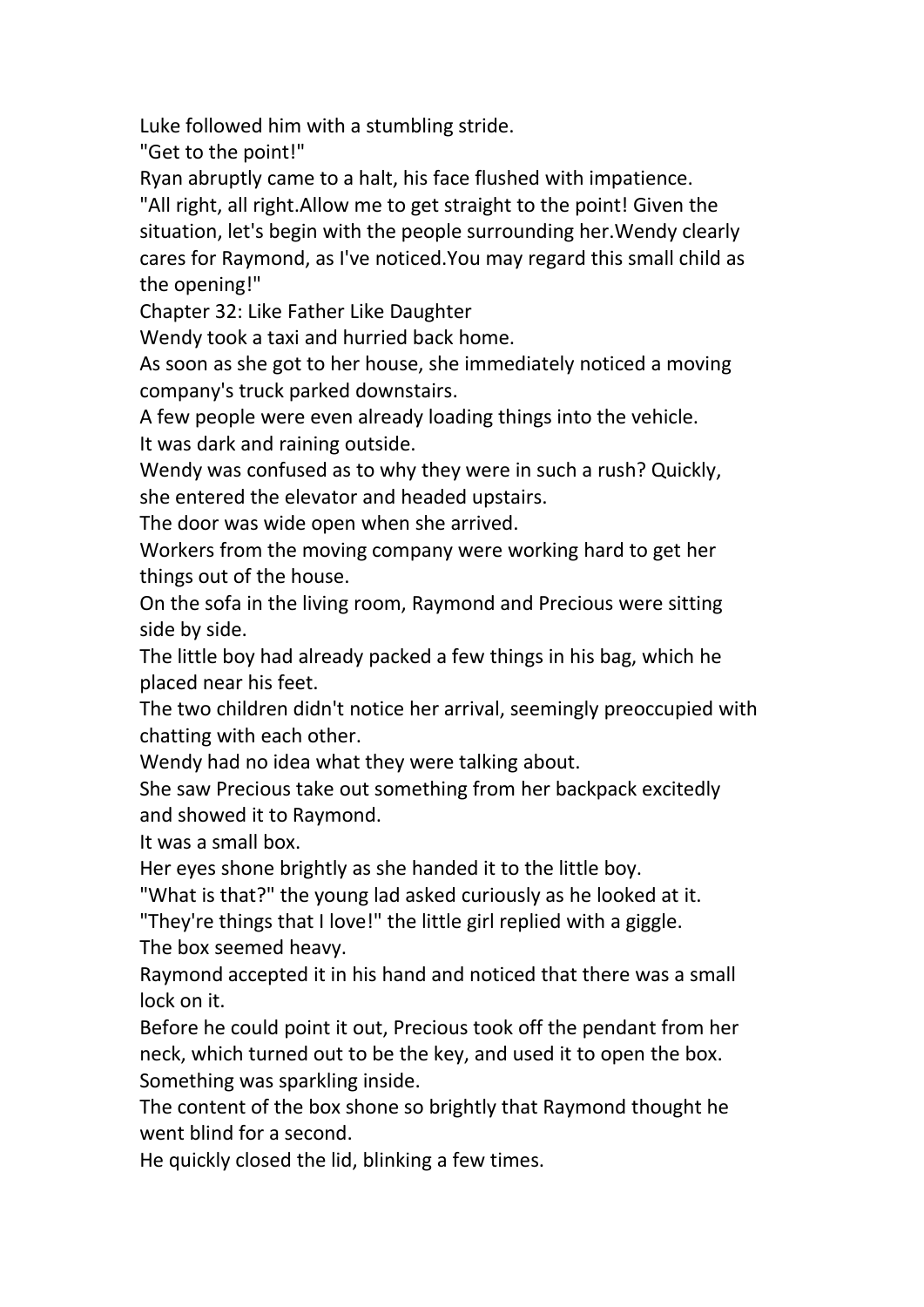Luke followed him with a stumbling stride.

"Get to the point!"

Ryan abruptly came to a halt, his face flushed with impatience.

"All right, all right.Allow me to get straight to the point! Given the situation, let's begin with the people surrounding her.Wendy clearly cares for Raymond, as I've noticed.You may regard this small child as the opening!"

## Chapter 32: Like Father Like Daughter

Wendy took a taxi and hurried back home.

As soon as she got to her house, she immediately noticed a moving company's truck parked downstairs.

A few people were even already loading things into the vehicle.

It was dark and raining outside.

Wendy was confused as to why they were in such a rush? Quickly, she entered the elevator and headed upstairs.

The door was wide open when she arrived.

Workers from the moving company were working hard to get her things out of the house.

On the sofa in the living room, Raymond and Precious were sitting side by side.

The little boy had already packed a few things in his bag, which he placed near his feet.

The two children didn't notice her arrival, seemingly preoccupied with chatting with each other.

Wendy had no idea what they were talking about.

She saw Precious take out something from her backpack excitedly and showed it to Raymond.

It was a small box.

Her eyes shone brightly as she handed it to the little boy.

"What is that?" the young lad asked curiously as he looked at it.

"They're things that I love!" the little girl replied with a giggle.

The box seemed heavy.

Raymond accepted it in his hand and noticed that there was a small lock on it.

Before he could point it out, Precious took off the pendant from her neck, which turned out to be the key, and used it to open the box.

Something was sparkling inside.

The content of the box shone so brightly that Raymond thought he went blind for a second.

He quickly closed the lid, blinking a few times.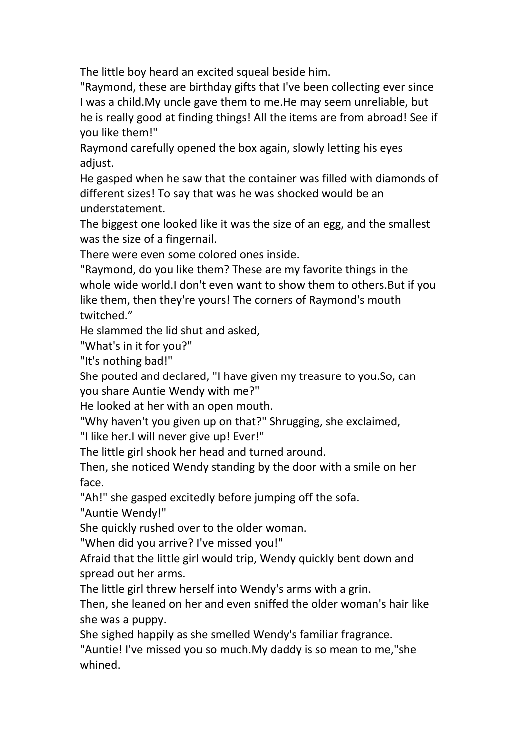The little boy heard an excited squeal beside him.

"Raymond, these are birthday gifts that I've been collecting ever since I was a child.My uncle gave them to me.He may seem unreliable, but he is really good at finding things! All the items are from abroad! See if you like them!"

Raymond carefully opened the box again, slowly letting his eyes adjust.

He gasped when he saw that the container was filled with diamonds of different sizes! To say that was he was shocked would be an understatement.

The biggest one looked like it was the size of an egg, and the smallest was the size of a fingernail.

There were even some colored ones inside.

"Raymond, do you like them? These are my favorite things in the whole wide world.I don't even want to show them to others.But if you like them, then they're yours! The corners of Raymond's mouth twitched."

He slammed the lid shut and asked,

"What's in it for you?"

"It's nothing bad!"

She pouted and declared, "I have given my treasure to you.So, can you share Auntie Wendy with me?"

He looked at her with an open mouth.

"Why haven't you given up on that?" Shrugging, she exclaimed,

"I like her.I will never give up! Ever!"

The little girl shook her head and turned around.

Then, she noticed Wendy standing by the door with a smile on her face.

"Ah!" she gasped excitedly before jumping off the sofa.

"Auntie Wendy!"

She quickly rushed over to the older woman.

"When did you arrive? I've missed you!"

Afraid that the little girl would trip, Wendy quickly bent down and spread out her arms.

The little girl threw herself into Wendy's arms with a grin.

Then, she leaned on her and even sniffed the older woman's hair like she was a puppy.

She sighed happily as she smelled Wendy's familiar fragrance.

"Auntie! I've missed you so much.My daddy is so mean to me,"she whined.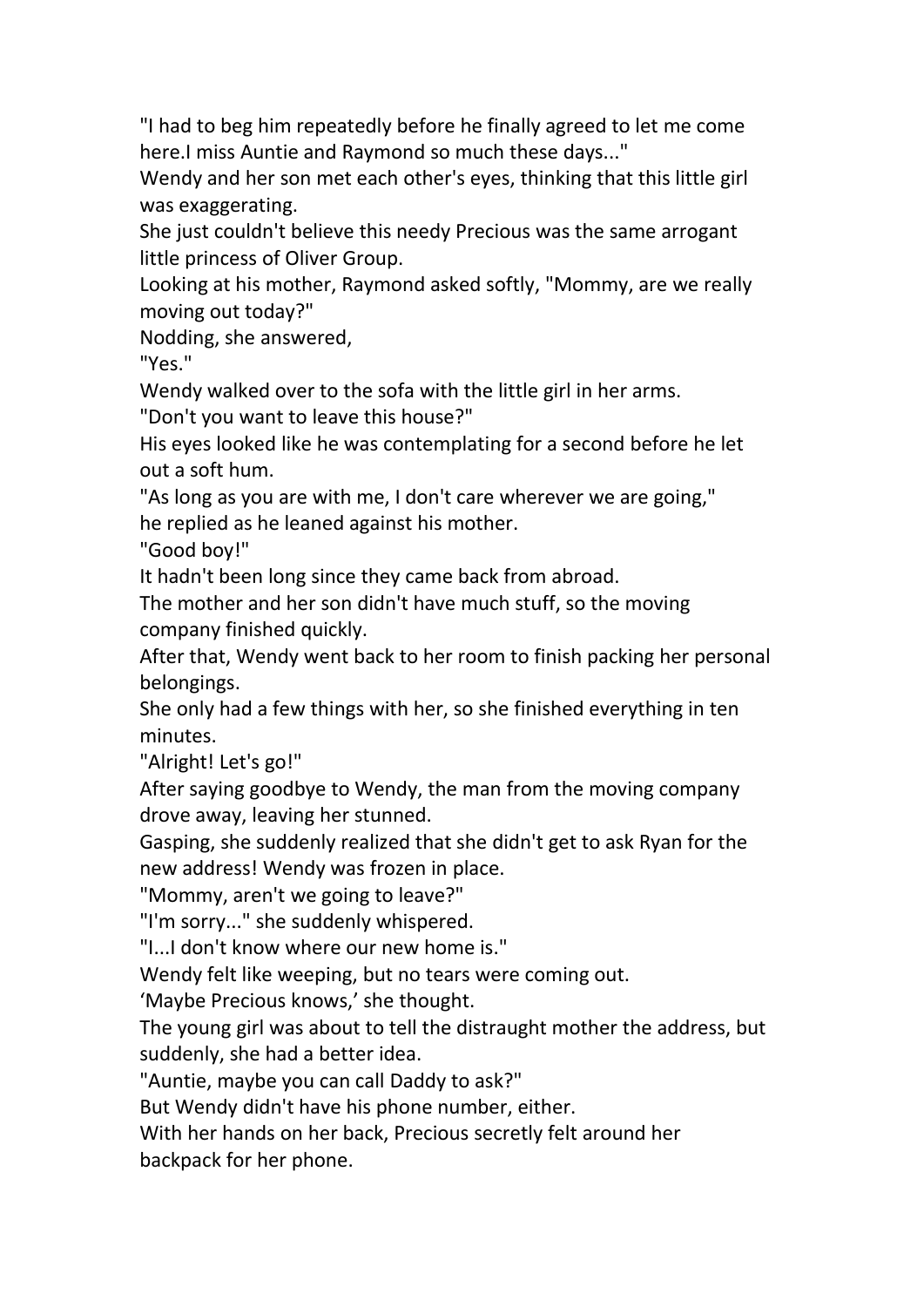"I had to beg him repeatedly before he finally agreed to let me come here.I miss Auntie and Raymond so much these days..."

Wendy and her son met each other's eyes, thinking that this little girl was exaggerating.

She just couldn't believe this needy Precious was the same arrogant little princess of Oliver Group.

Looking at his mother, Raymond asked softly, "Mommy, are we really moving out today?"

Nodding, she answered,

"Yes."

Wendy walked over to the sofa with the little girl in her arms.

"Don't you want to leave this house?"

His eyes looked like he was contemplating for a second before he let out a soft hum.

"As long as you are with me, I don't care wherever we are going," he replied as he leaned against his mother.

"Good boy!"

It hadn't been long since they came back from abroad.

The mother and her son didn't have much stuff, so the moving company finished quickly.

After that, Wendy went back to her room to finish packing her personal belongings.

She only had a few things with her, so she finished everything in ten minutes.

"Alright! Let's go!"

After saying goodbye to Wendy, the man from the moving company drove away, leaving her stunned.

Gasping, she suddenly realized that she didn't get to ask Ryan for the new address! Wendy was frozen in place.

"Mommy, aren't we going to leave?"

"I'm sorry..." she suddenly whispered.

"I...I don't know where our new home is."

Wendy felt like weeping, but no tears were coming out.

'Maybe Precious knows,' she thought.

The young girl was about to tell the distraught mother the address, but suddenly, she had a better idea.

"Auntie, maybe you can call Daddy to ask?"

But Wendy didn't have his phone number, either.

With her hands on her back, Precious secretly felt around her backpack for her phone.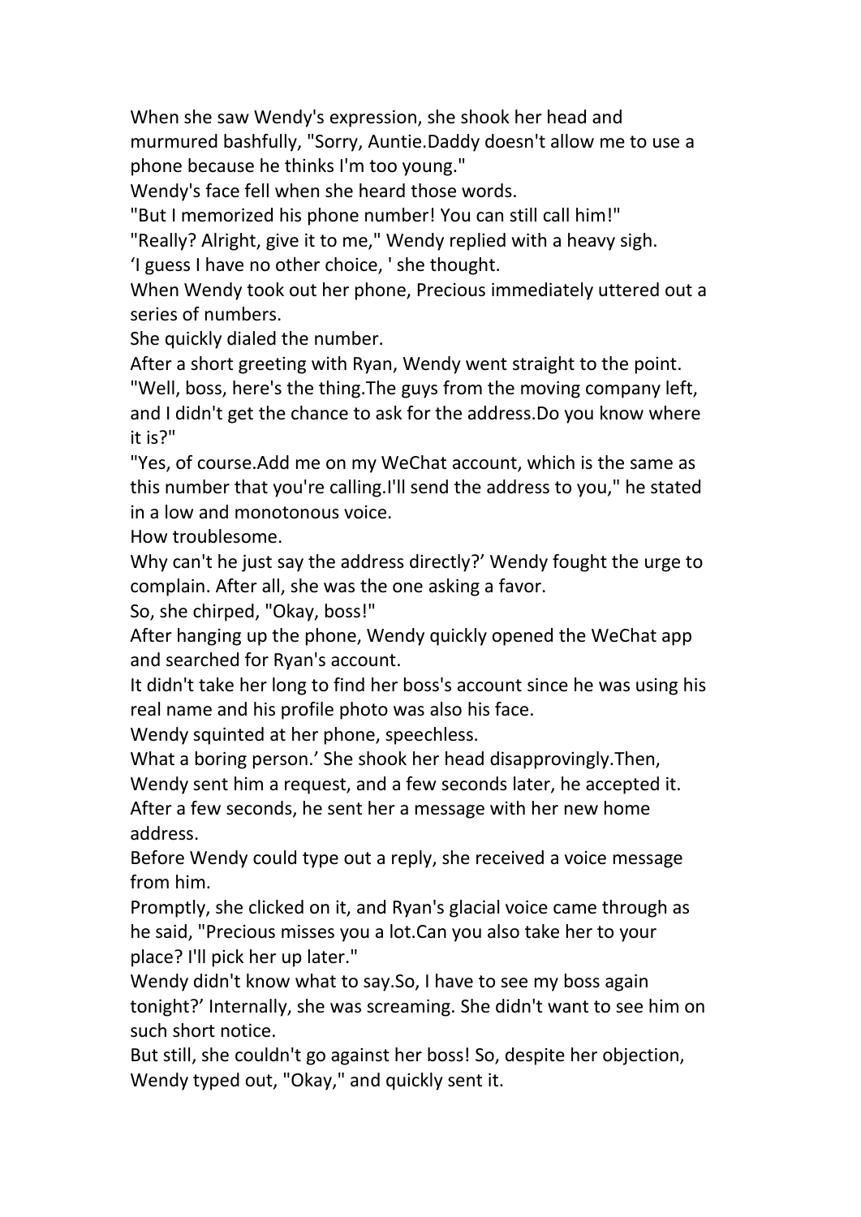When she saw Wendy's expression, she shook her head and murmured bashfully, "Sorry, Auntie.Daddy doesn't allow me to use a phone because he thinks I'm too young."

Wendy's face fell when she heard those words.

"But I memorized his phone number! You can still call him!"

"Really? Alright, give it to me," Wendy replied with a heavy sigh.

'I guess I have no other choice, ' she thought.

When Wendy took out her phone, Precious immediately uttered out a series of numbers.

She quickly dialed the number.

After a short greeting with Ryan, Wendy went straight to the point. "Well, boss, here's the thing.The guys from the moving company left, and I didn't get the chance to ask for the address.Do you know where it is?"

"Yes, of course.Add me on my WeChat account, which is the same as this number that you're calling.I'll send the address to you," he stated in a low and monotonous voice.

How troublesome.

Why can't he just say the address directly?' Wendy fought the urge to complain. After all, she was the one asking a favor.

So, she chirped, "Okay, boss!"

After hanging up the phone, Wendy quickly opened the WeChat app and searched for Ryan's account.

It didn't take her long to find her boss's account since he was using his real name and his profile photo was also his face.

Wendy squinted at her phone, speechless.

What a boring person.' She shook her head disapprovingly.Then, Wendy sent him a request, and a few seconds later, he accepted it.

After a few seconds, he sent her a message with her new home address.

Before Wendy could type out a reply, she received a voice message from him.

Promptly, she clicked on it, and Ryan's glacial voice came through as he said, "Precious misses you a lot.Can you also take her to your place? I'll pick her up later."

Wendy didn't know what to say.So, I have to see my boss again tonight?' Internally, she was screaming. She didn't want to see him on such short notice.

But still, she couldn't go against her boss! So, despite her objection, Wendy typed out, "Okay," and quickly sent it.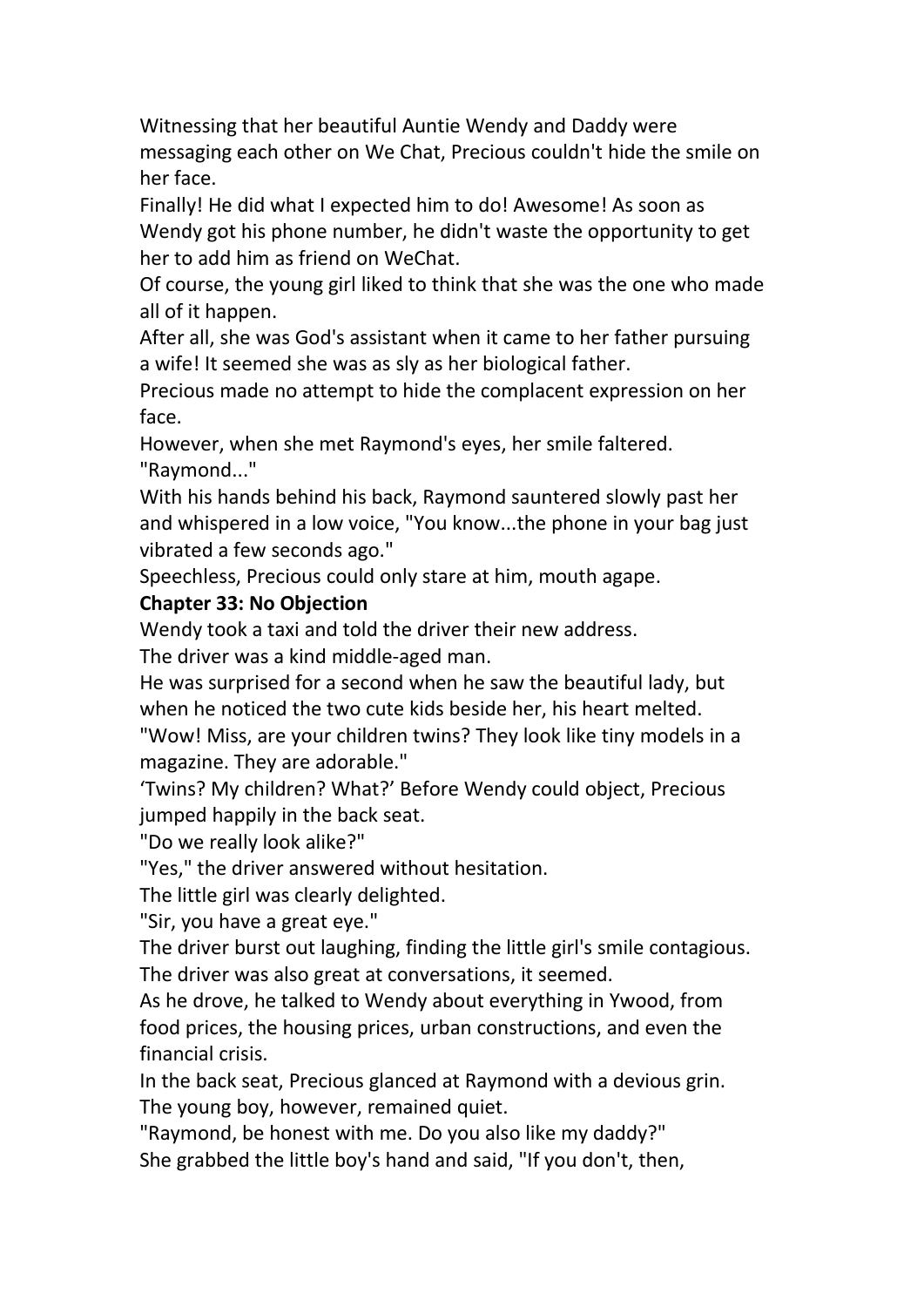Witnessing that her beautiful Auntie Wendy and Daddy were messaging each other on We Chat, Precious couldn't hide the smile on her face.

Finally! He did what I expected him to do! Awesome! As soon as Wendy got his phone number, he didn't waste the opportunity to get her to add him as friend on WeChat.

Of course, the young girl liked to think that she was the one who made all of it happen.

After all, she was God's assistant when it came to her father pursuing a wife! It seemed she was as sly as her biological father.

Precious made no attempt to hide the complacent expression on her face.

However, when she met Raymond's eyes, her smile faltered.

"Raymond..."

With his hands behind his back, Raymond sauntered slowly past her and whispered in a low voice, "You know...the phone in your bag just vibrated a few seconds ago."

Speechless, Precious could only stare at him, mouth agape.

## Chapter 33: No Objection

Wendy took a taxi and told the driver their new address.

The driver was a kind middle-aged man.

He was surprised for a second when he saw the beautiful lady, but when he noticed the two cute kids beside her, his heart melted.

"Wow! Miss, are your children twins? They look like tiny models in a magazine. They are adorable."

'Twins? My children? What?' Before Wendy could object, Precious jumped happily in the back seat.

"Do we really look alike?"

"Yes," the driver answered without hesitation.

The little girl was clearly delighted.

"Sir, you have a great eye."

The driver burst out laughing, finding the little girl's smile contagious.

The driver was also great at conversations, it seemed.

As he drove, he talked to Wendy about everything in Ywood, from food prices, the housing prices, urban constructions, and even the financial crisis.

In the back seat, Precious glanced at Raymond with a devious grin.

The young boy, however, remained quiet.

"Raymond, be honest with me. Do you also like my daddy?"

She grabbed the little boy's hand and said, "If you don't, then,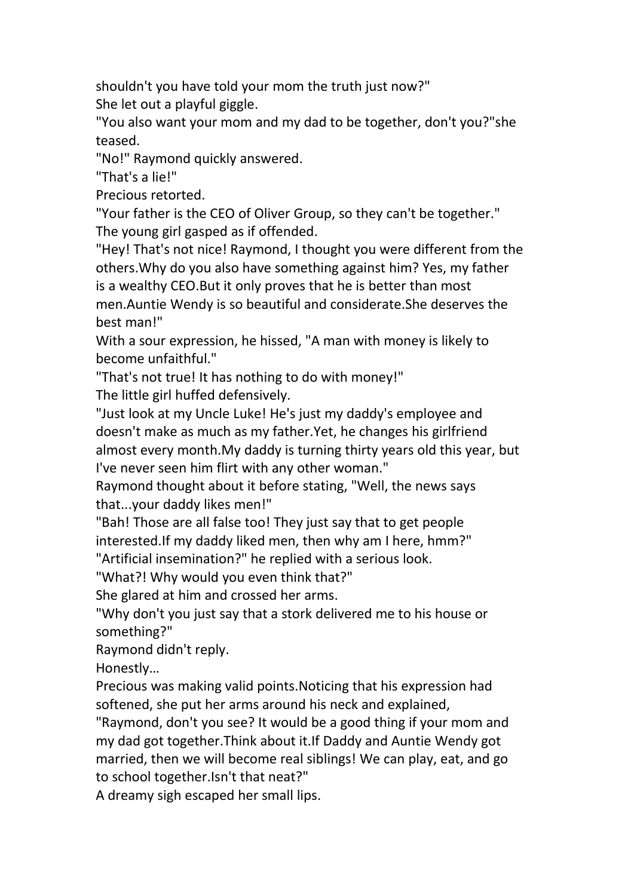shouldn't you have told your mom the truth just now?"

She let out a playful giggle.

"You also want your mom and my dad to be together, don't you?"she teased.

"No!" Raymond quickly answered.

"That's a lie!"

Precious retorted.

"Your father is the CEO of Oliver Group, so they can't be together."

The young girl gasped as if offended.

"Hey! That's not nice! Raymond, I thought you were different from the others.Why do you also have something against him? Yes, my father is a wealthy CEO.But it only proves that he is better than most men.Auntie Wendy is so beautiful and considerate.She deserves the best man!"

With a sour expression, he hissed, "A man with money is likely to become unfaithful."

"That's not true! It has nothing to do with money!"

The little girl huffed defensively.

"Just look at my Uncle Luke! He's just my daddy's employee and doesn't make as much as my father.Yet, he changes his girlfriend almost every month.My daddy is turning thirty years old this year, but I've never seen him flirt with any other woman."

Raymond thought about it before stating, "Well, the news says that...your daddy likes men!"

"Bah! Those are all false too! They just say that to get people interested.If my daddy liked men, then why am I here, hmm?"

"Artificial insemination?" he replied with a serious look.

"What?! Why would you even think that?"

She glared at him and crossed her arms.

"Why don't you just say that a stork delivered me to his house or something?"

Raymond didn't reply.

Honestly…

Precious was making valid points.Noticing that his expression had softened, she put her arms around his neck and explained,

"Raymond, don't you see? It would be a good thing if your mom and my dad got together.Think about it.If Daddy and Auntie Wendy got married, then we will become real siblings! We can play, eat, and go to school together.Isn't that neat?"

A dreamy sigh escaped her small lips.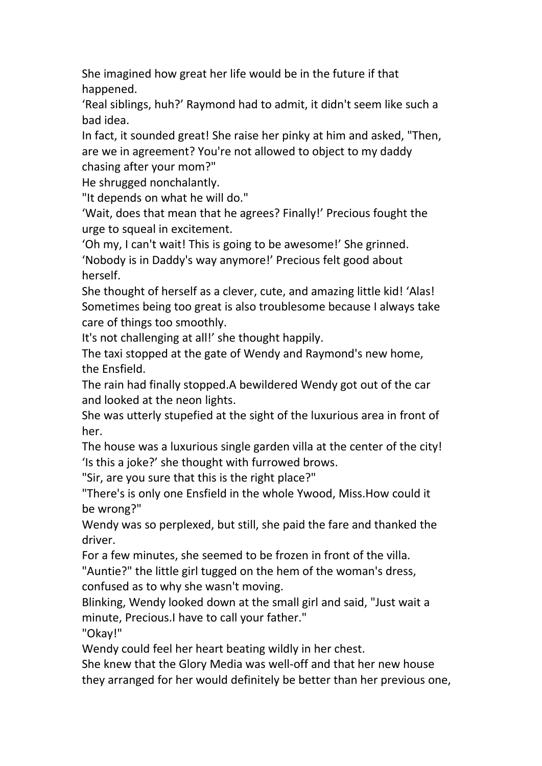She imagined how great her life would be in the future if that happened.

'Real siblings, huh?' Raymond had to admit, it didn't seem like such a bad idea.

In fact, it sounded great! She raise her pinky at him and asked, "Then, are we in agreement? You're not allowed to object to my daddy chasing after your mom?"

He shrugged nonchalantly.

"It depends on what he will do."

'Wait, does that mean that he agrees? Finally!' Precious fought the urge to squeal in excitement.

'Oh my, I can't wait! This is going to be awesome!' She grinned.

'Nobody is in Daddy's way anymore!' Precious felt good about herself.

She thought of herself as a clever, cute, and amazing little kid! 'Alas! Sometimes being too great is also troublesome because I always take care of things too smoothly.

It's not challenging at all!' she thought happily.

The taxi stopped at the gate of Wendy and Raymond's new home, the Ensfield.

The rain had finally stopped.A bewildered Wendy got out of the car and looked at the neon lights.

She was utterly stupefied at the sight of the luxurious area in front of her.

The house was a luxurious single garden villa at the center of the city!

'Is this a joke?' she thought with furrowed brows.

"Sir, are you sure that this is the right place?"

"There's is only one Ensfield in the whole Ywood, Miss.How could it be wrong?"

Wendy was so perplexed, but still, she paid the fare and thanked the driver.

For a few minutes, she seemed to be frozen in front of the villa.

"Auntie?" the little girl tugged on the hem of the woman's dress, confused as to why she wasn't moving.

Blinking, Wendy looked down at the small girl and said, "Just wait a minute, Precious.I have to call your father."

"Okay!"

Wendy could feel her heart beating wildly in her chest.

She knew that the Glory Media was well-off and that her new house they arranged for her would definitely be better than her previous one,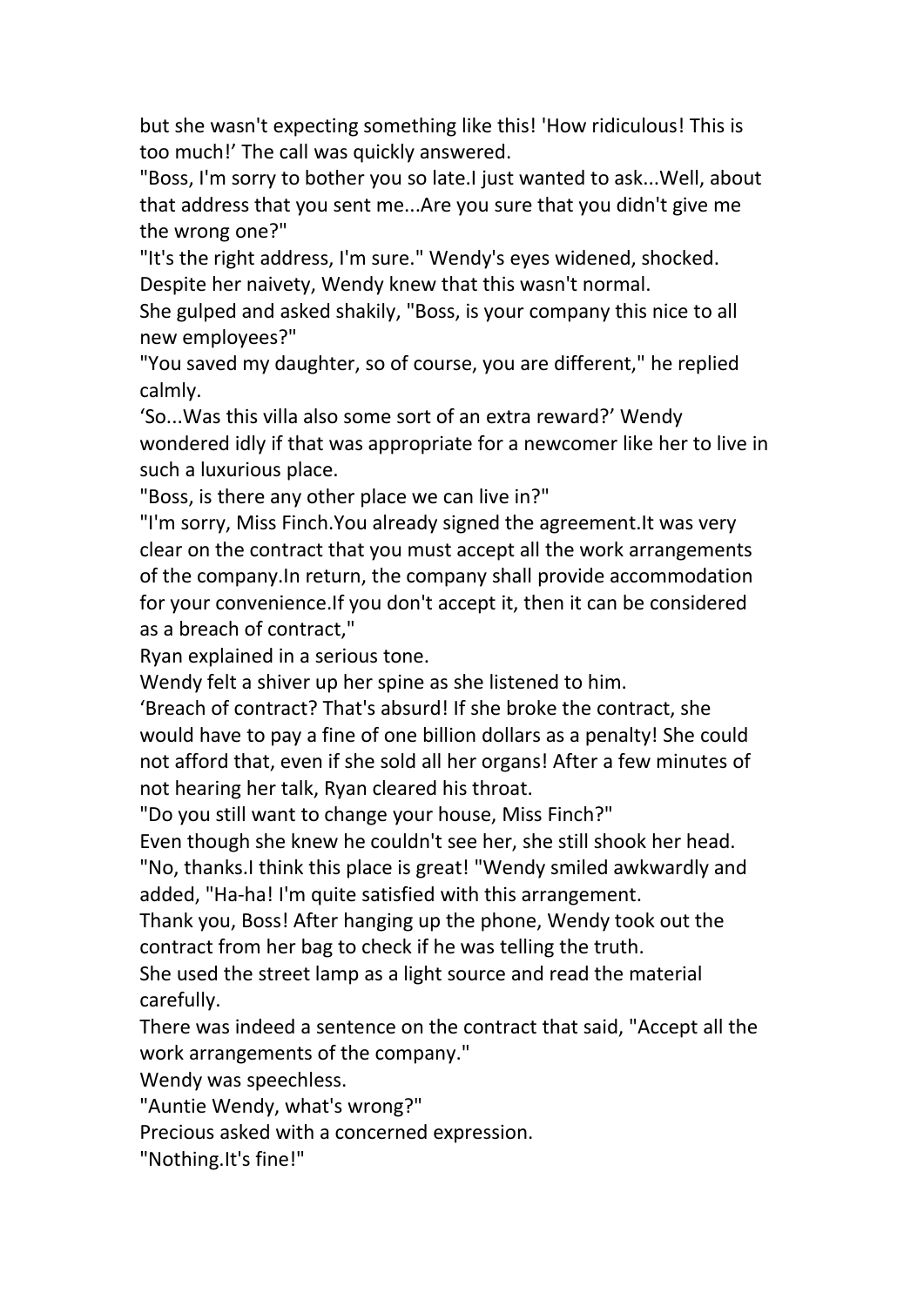but she wasn't expecting something like this! 'How ridiculous! This is too much!' The call was quickly answered.

"Boss, I'm sorry to bother you so late.I just wanted to ask...Well, about that address that you sent me...Are you sure that you didn't give me the wrong one?"

"It's the right address, I'm sure." Wendy's eyes widened, shocked. Despite her naivety, Wendy knew that this wasn't normal.

She gulped and asked shakily, "Boss, is your company this nice to all new employees?"

"You saved my daughter, so of course, you are different," he replied calmly.

'So...Was this villa also some sort of an extra reward?' Wendy wondered idly if that was appropriate for a newcomer like her to live in such a luxurious place.

"Boss, is there any other place we can live in?"

"I'm sorry, Miss Finch.You already signed the agreement.It was very clear on the contract that you must accept all the work arrangements of the company.In return, the company shall provide accommodation for your convenience.If you don't accept it, then it can be considered as a breach of contract,"

Ryan explained in a serious tone.

Wendy felt a shiver up her spine as she listened to him.

'Breach of contract? That's absurd! If she broke the contract, she would have to pay a fine of one billion dollars as a penalty! She could not afford that, even if she sold all her organs! After a few minutes of not hearing her talk, Ryan cleared his throat.

"Do you still want to change your house, Miss Finch?"

Even though she knew he couldn't see her, she still shook her head.

"No, thanks.I think this place is great! "Wendy smiled awkwardly and added, "Ha-ha! I'm quite satisfied with this arrangement.

Thank you, Boss! After hanging up the phone, Wendy took out the contract from her bag to check if he was telling the truth.

She used the street lamp as a light source and read the material carefully.

There was indeed a sentence on the contract that said, "Accept all the work arrangements of the company."

Wendy was speechless.

"Auntie Wendy, what's wrong?"

Precious asked with a concerned expression.

"Nothing.It's fine!"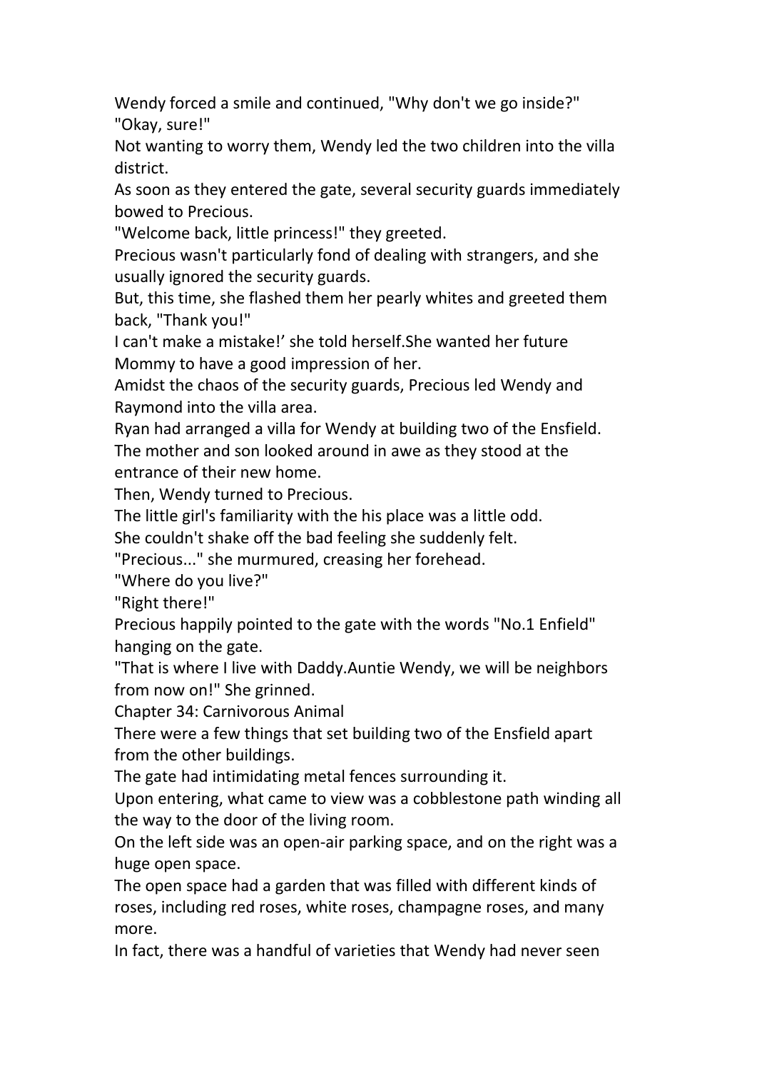Wendy forced a smile and continued, "Why don't we go inside?"

"Okay, sure!"

Not wanting to worry them, Wendy led the two children into the villa district.

As soon as they entered the gate, several security guards immediately bowed to Precious.

"Welcome back, little princess!" they greeted.

Precious wasn't particularly fond of dealing with strangers, and she usually ignored the security guards.

But, this time, she flashed them her pearly whites and greeted them back, "Thank you!"

I can't make a mistake!' she told herself.She wanted her future Mommy to have a good impression of her.

Amidst the chaos of the security guards, Precious led Wendy and Raymond into the villa area.

Ryan had arranged a villa for Wendy at building two of the Ensfield.

The mother and son looked around in awe as they stood at the entrance of their new home.

Then, Wendy turned to Precious.

The little girl's familiarity with the his place was a little odd.

She couldn't shake off the bad feeling she suddenly felt.

"Precious..." she murmured, creasing her forehead.

"Where do you live?"

"Right there!"

Precious happily pointed to the gate with the words "No.1 Enfield" hanging on the gate.

"That is where I live with Daddy.Auntie Wendy, we will be neighbors from now on!" She grinned.

## Chapter 34: Carnivorous Animal

There were a few things that set building two of the Ensfield apart from the other buildings.

The gate had intimidating metal fences surrounding it.

Upon entering, what came to view was a cobblestone path winding all the way to the door of the living room.

On the left side was an open-air parking space, and on the right was a huge open space.

The open space had a garden that was filled with different kinds of roses, including red roses, white roses, champagne roses, and many more.

In fact, there was a handful of varieties that Wendy had never seen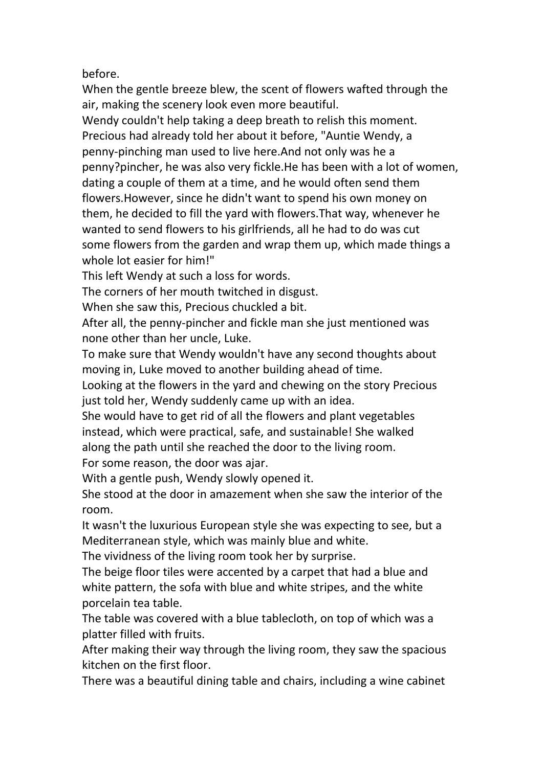before.

When the gentle breeze blew, the scent of flowers wafted through the air, making the scenery look even more beautiful.

Wendy couldn't help taking a deep breath to relish this moment.

Precious had already told her about it before, "Auntie Wendy, a penny-pinching man used to live here.And not only was he a penny?pincher, he was also very fickle.He has been with a lot of women, dating a couple of them at a time, and he would often send them flowers.However, since he didn't want to spend his own money on them, he decided to fill the yard with flowers.That way, whenever he wanted to send flowers to his girlfriends, all he had to do was cut some flowers from the garden and wrap them up, which made things a whole lot easier for him!"

This left Wendy at such a loss for words.

The corners of her mouth twitched in disgust.

When she saw this, Precious chuckled a bit.

After all, the penny-pincher and fickle man she just mentioned was none other than her uncle, Luke.

To make sure that Wendy wouldn't have any second thoughts about moving in, Luke moved to another building ahead of time.

Looking at the flowers in the yard and chewing on the story Precious just told her, Wendy suddenly came up with an idea.

She would have to get rid of all the flowers and plant vegetables instead, which were practical, safe, and sustainable! She walked along the path until she reached the door to the living room.

For some reason, the door was ajar.

With a gentle push, Wendy slowly opened it.

She stood at the door in amazement when she saw the interior of the room.

It wasn't the luxurious European style she was expecting to see, but a Mediterranean style, which was mainly blue and white.

The vividness of the living room took her by surprise.

The beige floor tiles were accented by a carpet that had a blue and white pattern, the sofa with blue and white stripes, and the white porcelain tea table.

The table was covered with a blue tablecloth, on top of which was a platter filled with fruits.

After making their way through the living room, they saw the spacious kitchen on the first floor.

There was a beautiful dining table and chairs, including a wine cabinet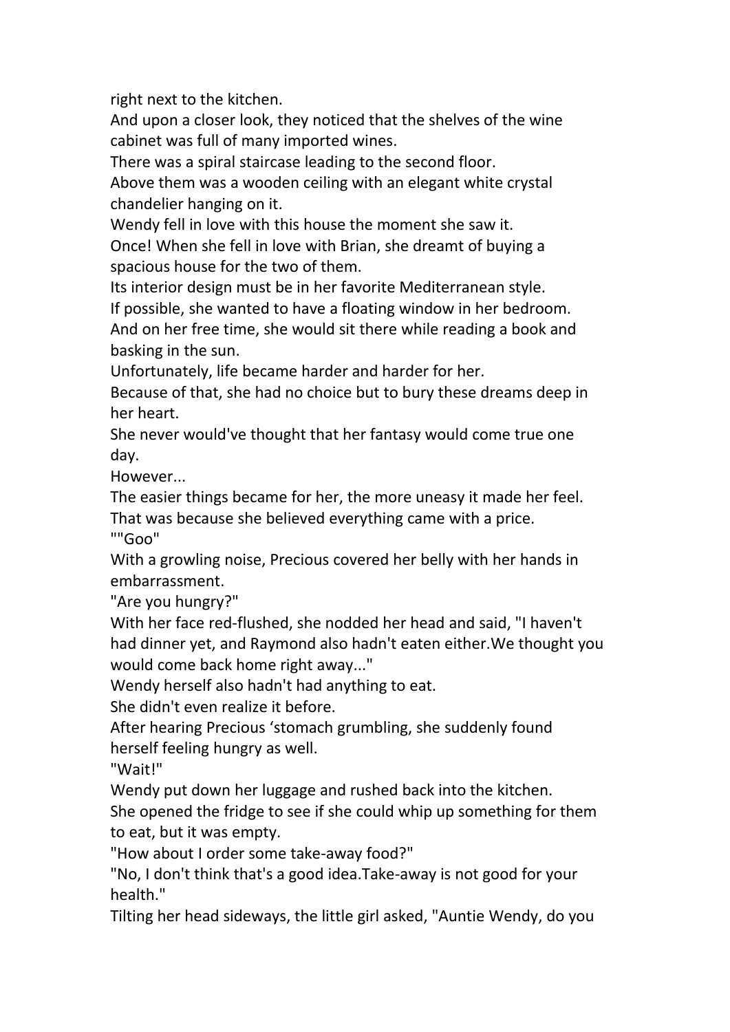right next to the kitchen.

And upon a closer look, they noticed that the shelves of the wine cabinet was full of many imported wines.

There was a spiral staircase leading to the second floor.

Above them was a wooden ceiling with an elegant white crystal chandelier hanging on it.

Wendy fell in love with this house the moment she saw it.

Once! When she fell in love with Brian, she dreamt of buying a spacious house for the two of them.

Its interior design must be in her favorite Mediterranean style.

If possible, she wanted to have a floating window in her bedroom.

And on her free time, she would sit there while reading a book and basking in the sun.

Unfortunately, life became harder and harder for her.

Because of that, she had no choice but to bury these dreams deep in her heart.

She never would've thought that her fantasy would come true one day.

However...

The easier things became for her, the more uneasy it made her feel.

That was because she believed everything came with a price.

""Goo"

With a growling noise, Precious covered her belly with her hands in embarrassment.

"Are you hungry?"

With her face red-flushed, she nodded her head and said, "I haven't had dinner yet, and Raymond also hadn't eaten either.We thought you would come back home right away..."

Wendy herself also hadn't had anything to eat.

She didn't even realize it before.

After hearing Precious 'stomach grumbling, she suddenly found herself feeling hungry as well.

"Wait!"

Wendy put down her luggage and rushed back into the kitchen.

She opened the fridge to see if she could whip up something for them to eat, but it was empty.

"How about I order some take-away food?"

"No, I don't think that's a good idea.Take-away is not good for your health."

Tilting her head sideways, the little girl asked, "Auntie Wendy, do you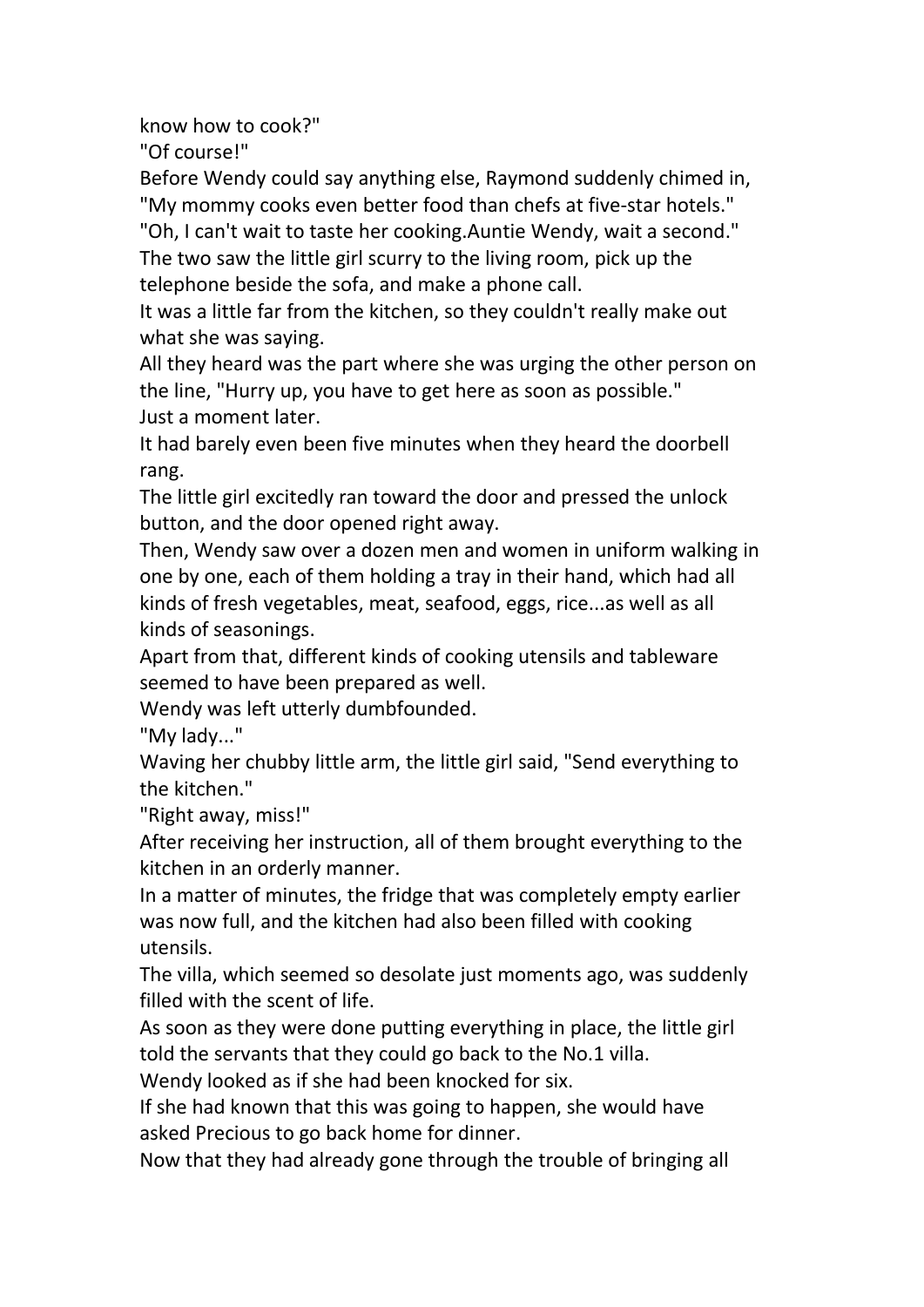know how to cook?"

"Of course!"

Before Wendy could say anything else, Raymond suddenly chimed in, "My mommy cooks even better food than chefs at five-star hotels."

"Oh, I can't wait to taste her cooking.Auntie Wendy, wait a second."

The two saw the little girl scurry to the living room, pick up the telephone beside the sofa, and make a phone call.

It was a little far from the kitchen, so they couldn't really make out what she was saying.

All they heard was the part where she was urging the other person on the line, "Hurry up, you have to get here as soon as possible."

Just a moment later.

It had barely even been five minutes when they heard the doorbell rang.

The little girl excitedly ran toward the door and pressed the unlock button, and the door opened right away.

Then, Wendy saw over a dozen men and women in uniform walking in one by one, each of them holding a tray in their hand, which had all kinds of fresh vegetables, meat, seafood, eggs, rice...as well as all kinds of seasonings.

Apart from that, different kinds of cooking utensils and tableware seemed to have been prepared as well.

Wendy was left utterly dumbfounded.

"My lady..."

Waving her chubby little arm, the little girl said, "Send everything to the kitchen."

"Right away, miss!"

After receiving her instruction, all of them brought everything to the kitchen in an orderly manner.

In a matter of minutes, the fridge that was completely empty earlier was now full, and the kitchen had also been filled with cooking utensils.

The villa, which seemed so desolate just moments ago, was suddenly filled with the scent of life.

As soon as they were done putting everything in place, the little girl told the servants that they could go back to the No.1 villa.

Wendy looked as if she had been knocked for six.

If she had known that this was going to happen, she would have asked Precious to go back home for dinner.

Now that they had already gone through the trouble of bringing all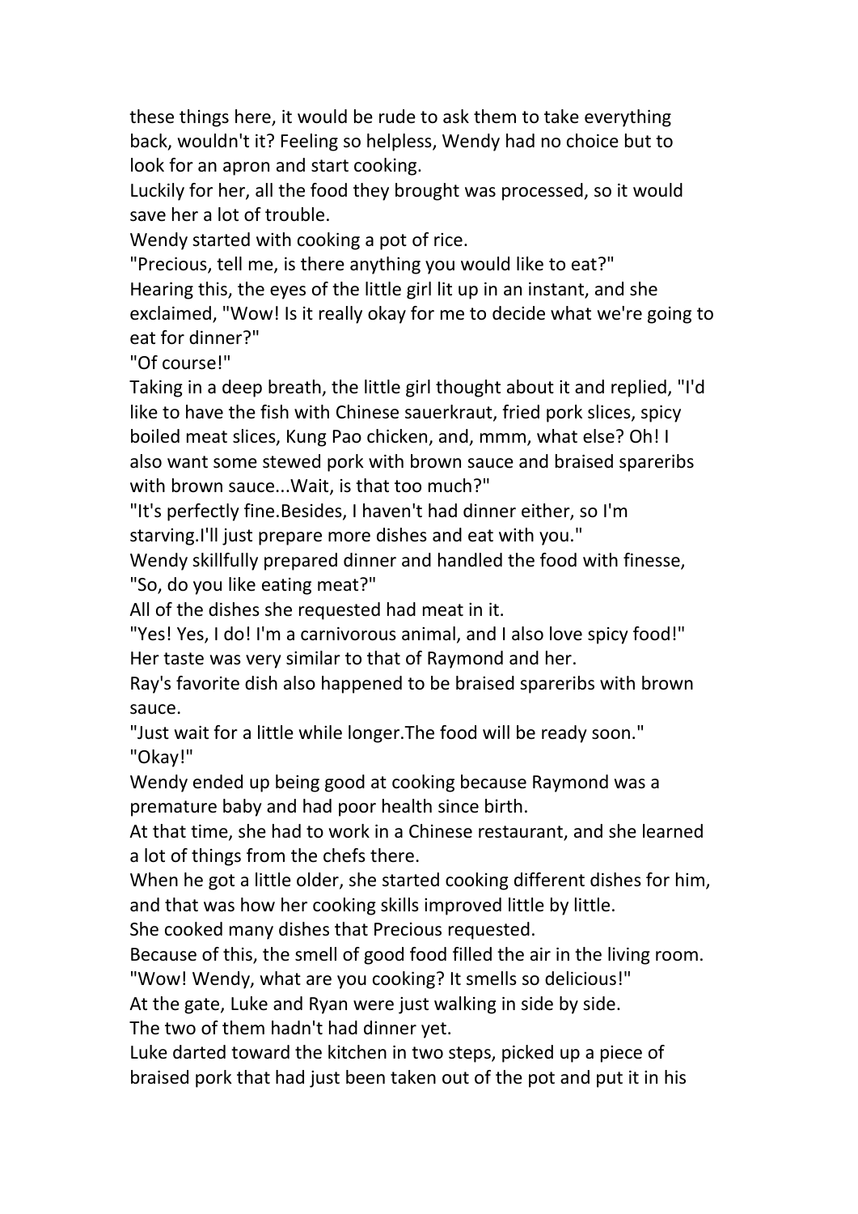these things here, it would be rude to ask them to take everything back, wouldn't it? Feeling so helpless, Wendy had no choice but to look for an apron and start cooking.

Luckily for her, all the food they brought was processed, so it would save her a lot of trouble.

Wendy started with cooking a pot of rice.

"Precious, tell me, is there anything you would like to eat?"

Hearing this, the eyes of the little girl lit up in an instant, and she exclaimed, "Wow! Is it really okay for me to decide what we're going to eat for dinner?"

"Of course!"

Taking in a deep breath, the little girl thought about it and replied, "I'd like to have the fish with Chinese sauerkraut, fried pork slices, spicy boiled meat slices, Kung Pao chicken, and, mmm, what else? Oh! I also want some stewed pork with brown sauce and braised spareribs with brown sauce...Wait, is that too much?"

"It's perfectly fine.Besides, I haven't had dinner either, so I'm starving.I'll just prepare more dishes and eat with you."

Wendy skillfully prepared dinner and handled the food with finesse, "So, do you like eating meat?"

All of the dishes she requested had meat in it.

"Yes! Yes, I do! I'm a carnivorous animal, and I also love spicy food!"

Her taste was very similar to that of Raymond and her.

Ray's favorite dish also happened to be braised spareribs with brown sauce.

"Just wait for a little while longer.The food will be ready soon."

"Okay!"

Wendy ended up being good at cooking because Raymond was a premature baby and had poor health since birth.

At that time, she had to work in a Chinese restaurant, and she learned a lot of things from the chefs there.

When he got a little older, she started cooking different dishes for him, and that was how her cooking skills improved little by little.

She cooked many dishes that Precious requested.

Because of this, the smell of good food filled the air in the living room.

"Wow! Wendy, what are you cooking? It smells so delicious!"

At the gate, Luke and Ryan were just walking in side by side.

The two of them hadn't had dinner yet.

Luke darted toward the kitchen in two steps, picked up a piece of braised pork that had just been taken out of the pot and put it in his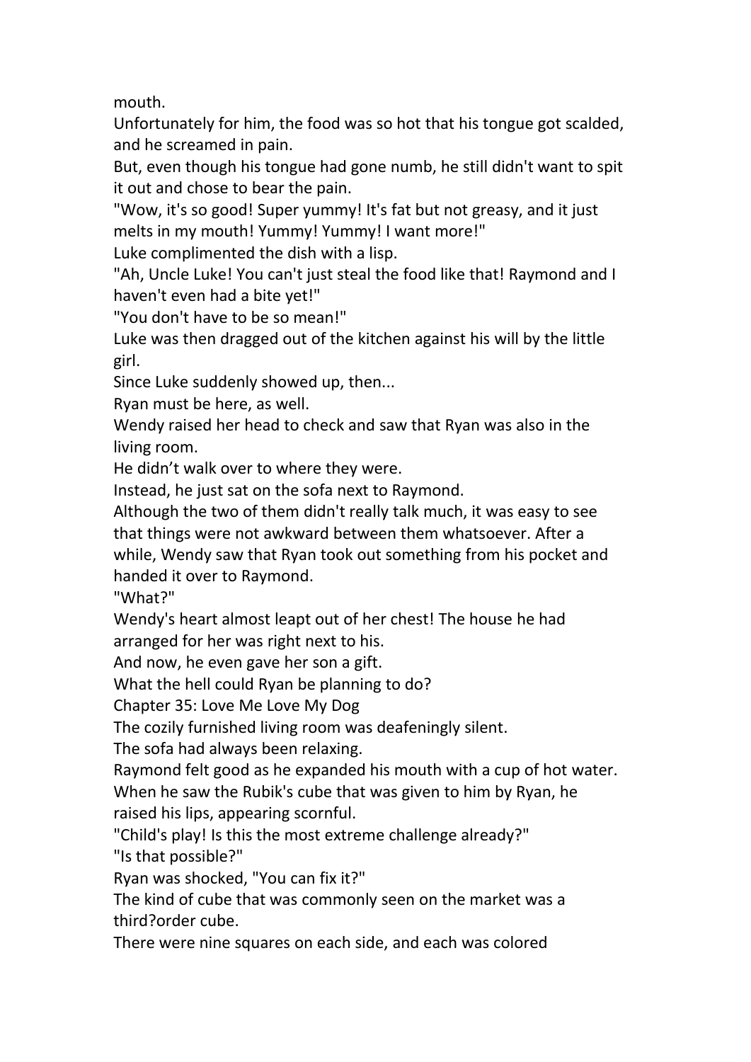mouth.

Unfortunately for him, the food was so hot that his tongue got scalded, and he screamed in pain.

But, even though his tongue had gone numb, he still didn't want to spit it out and chose to bear the pain.

"Wow, it's so good! Super yummy! It's fat but not greasy, and it just melts in my mouth! Yummy! Yummy! I want more!"

Luke complimented the dish with a lisp.

"Ah, Uncle Luke! You can't just steal the food like that! Raymond and I haven't even had a bite yet!"

"You don't have to be so mean!"

Luke was then dragged out of the kitchen against his will by the little girl.

Since Luke suddenly showed up, then...

Ryan must be here, as well.

Wendy raised her head to check and saw that Ryan was also in the living room.

He didn't walk over to where they were.

Instead, he just sat on the sofa next to Raymond.

Although the two of them didn't really talk much, it was easy to see that things were not awkward between them whatsoever. After a while, Wendy saw that Ryan took out something from his pocket and handed it over to Raymond.

"What?"

Wendy's heart almost leapt out of her chest! The house he had arranged for her was right next to his.

And now, he even gave her son a gift.

What the hell could Ryan be planning to do?

## Chapter 35: Love Me Love My Dog

The cozily furnished living room was deafeningly silent.

The sofa had always been relaxing.

Raymond felt good as he expanded his mouth with a cup of hot water. When he saw the Rubik's cube that was given to him by Ryan, he raised his lips, appearing scornful.

"Child's play! Is this the most extreme challenge already?"

"Is that possible?"

Ryan was shocked, "You can fix it?"

The kind of cube that was commonly seen on the market was a third?order cube.

There were nine squares on each side, and each was colored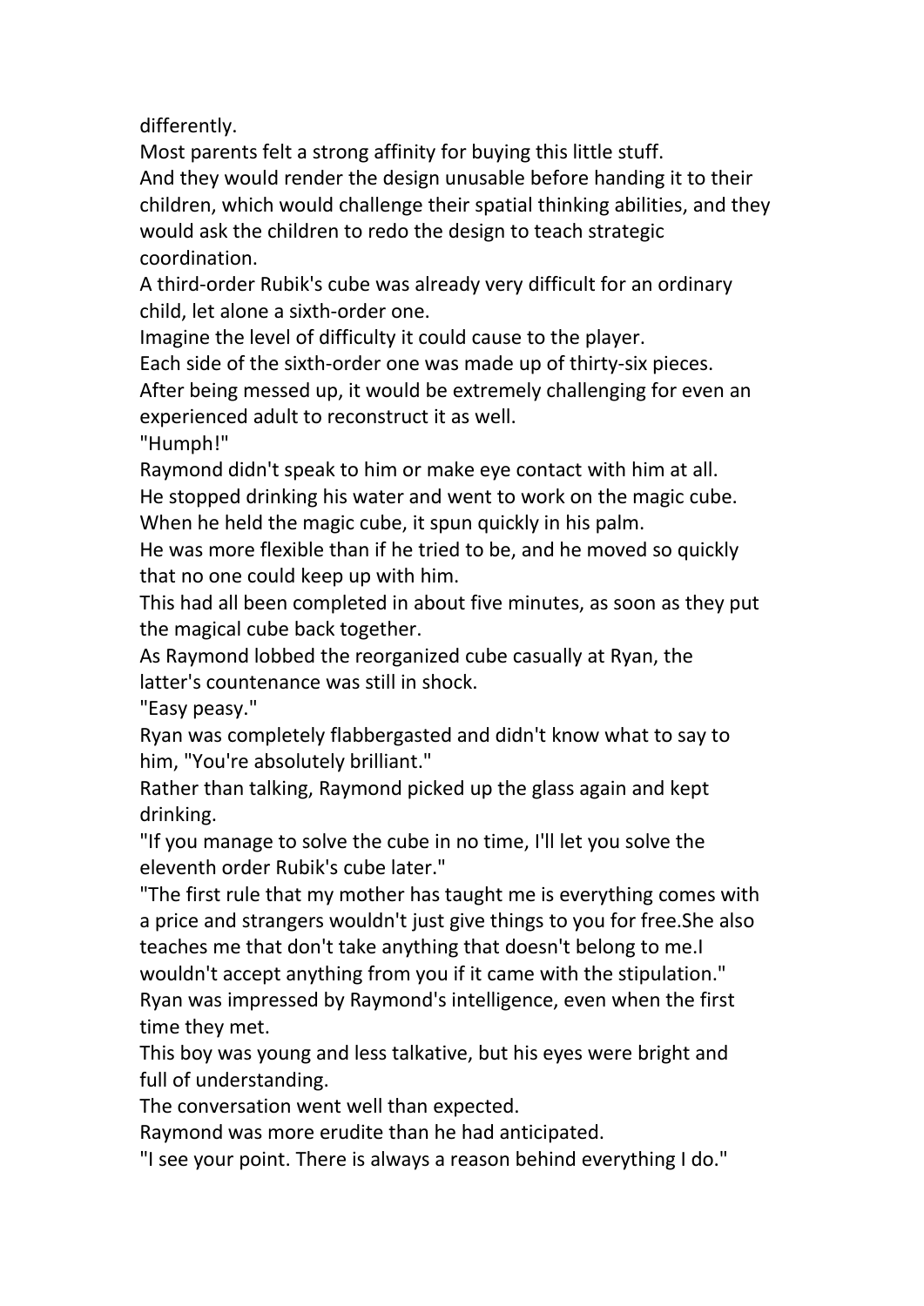differently.

Most parents felt a strong affinity for buying this little stuff.

And they would render the design unusable before handing it to their children, which would challenge their spatial thinking abilities, and they would ask the children to redo the design to teach strategic coordination.

A third-order Rubik's cube was already very difficult for an ordinary child, let alone a sixth-order one.

Imagine the level of difficulty it could cause to the player.

Each side of the sixth-order one was made up of thirty-six pieces.

After being messed up, it would be extremely challenging for even an experienced adult to reconstruct it as well.

"Humph!"

Raymond didn't speak to him or make eye contact with him at all.

He stopped drinking his water and went to work on the magic cube.

When he held the magic cube, it spun quickly in his palm.

He was more flexible than if he tried to be, and he moved so quickly that no one could keep up with him.

This had all been completed in about five minutes, as soon as they put the magical cube back together.

As Raymond lobbed the reorganized cube casually at Ryan, the latter's countenance was still in shock.

"Easy peasy."

Ryan was completely flabbergasted and didn't know what to say to him, "You're absolutely brilliant."

Rather than talking, Raymond picked up the glass again and kept drinking.

"If you manage to solve the cube in no time, I'll let you solve the eleventh order Rubik's cube later."

"The first rule that my mother has taught me is everything comes with a price and strangers wouldn't just give things to you for free.She also teaches me that don't take anything that doesn't belong to me.I wouldn't accept anything from you if it came with the stipulation."

Ryan was impressed by Raymond's intelligence, even when the first time they met.

This boy was young and less talkative, but his eyes were bright and full of understanding.

The conversation went well than expected.

Raymond was more erudite than he had anticipated.

"I see your point. There is always a reason behind everything I do."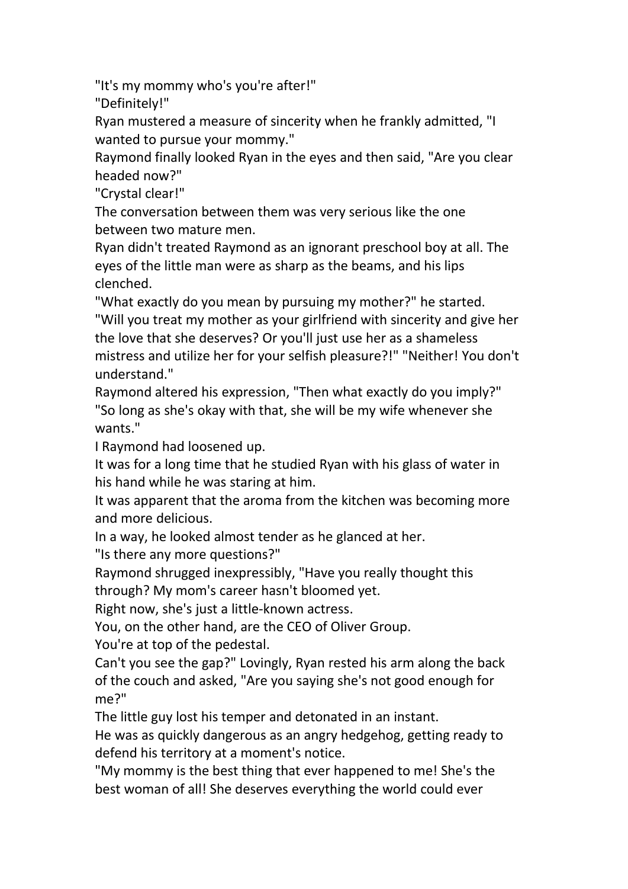"It's my mommy who's you're after!"

"Definitely!"

Ryan mustered a measure of sincerity when he frankly admitted, "I wanted to pursue your mommy."

Raymond finally looked Ryan in the eyes and then said, "Are you clear headed now?"

"Crystal clear!"

The conversation between them was very serious like the one between two mature men.

Ryan didn't treated Raymond as an ignorant preschool boy at all. The eyes of the little man were as sharp as the beams, and his lips clenched.

"What exactly do you mean by pursuing my mother?" he started. "Will you treat my mother as your girlfriend with sincerity and give her the love that she deserves? Or you'll just use her as a shameless mistress and utilize her for your selfish pleasure?!" "Neither! You don't understand."

Raymond altered his expression, "Then what exactly do you imply?" "So long as she's okay with that, she will be my wife whenever she wants."

I Raymond had loosened up.

It was for a long time that he studied Ryan with his glass of water in his hand while he was staring at him.

It was apparent that the aroma from the kitchen was becoming more and more delicious.

In a way, he looked almost tender as he glanced at her.

"Is there any more questions?"

Raymond shrugged inexpressibly, "Have you really thought this through? My mom's career hasn't bloomed yet.

Right now, she's just a little-known actress.

You, on the other hand, are the CEO of Oliver Group.

You're at top of the pedestal.

Can't you see the gap?" Lovingly, Ryan rested his arm along the back of the couch and asked, "Are you saying she's not good enough for me?"

The little guy lost his temper and detonated in an instant.

He was as quickly dangerous as an angry hedgehog, getting ready to defend his territory at a moment's notice.

"My mommy is the best thing that ever happened to me! She's the best woman of all! She deserves everything the world could ever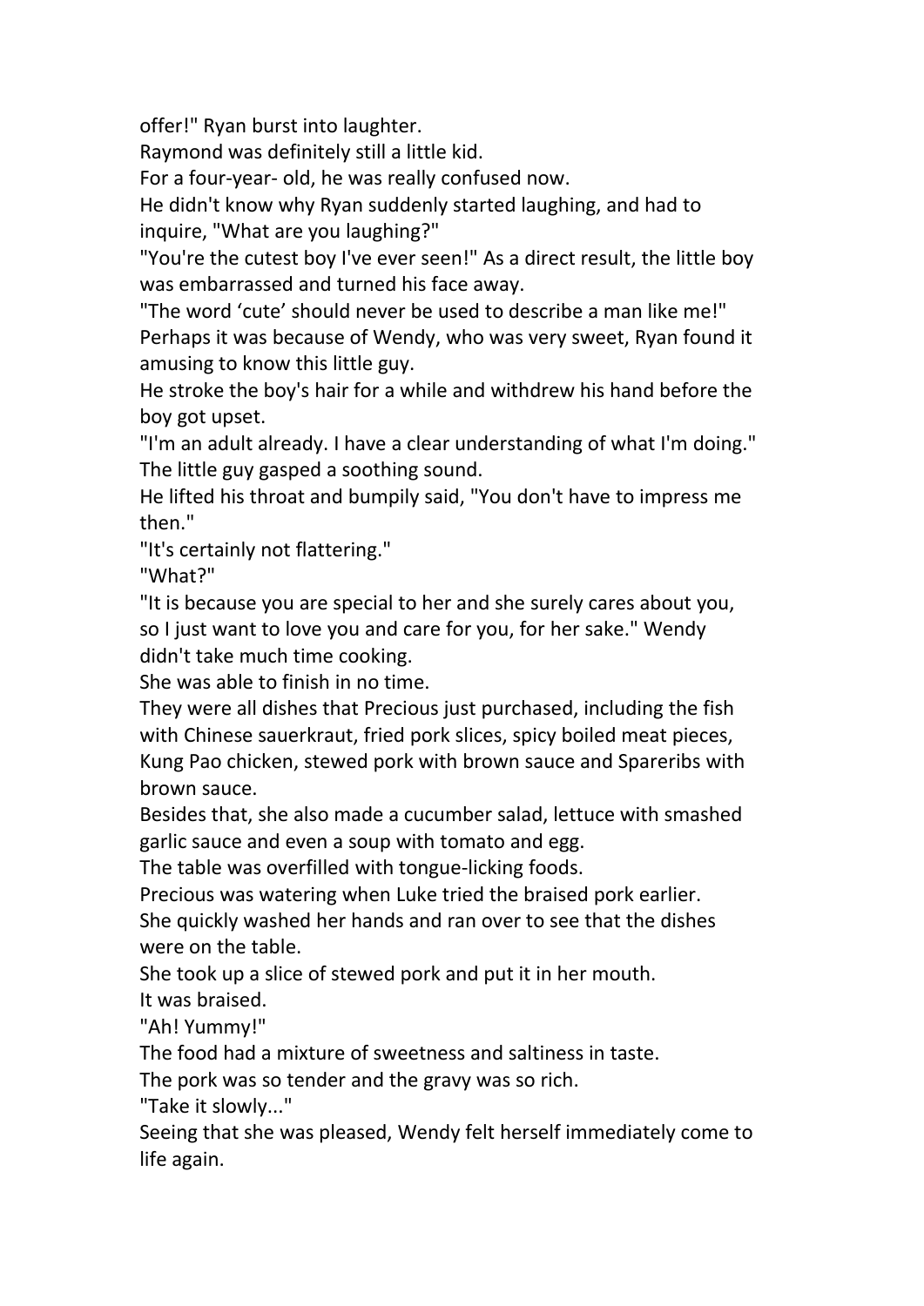offer!" Ryan burst into laughter.

Raymond was definitely still a little kid.

For a four-year- old, he was really confused now.

He didn't know why Ryan suddenly started laughing, and had to inquire, "What are you laughing?"

"You're the cutest boy I've ever seen!" As a direct result, the little boy was embarrassed and turned his face away.

"The word 'cute' should never be used to describe a man like me!"

Perhaps it was because of Wendy, who was very sweet, Ryan found it amusing to know this little guy.

He stroke the boy's hair for a while and withdrew his hand before the boy got upset.

"I'm an adult already. I have a clear understanding of what I'm doing."

The little guy gasped a soothing sound.

He lifted his throat and bumpily said, "You don't have to impress me then."

"It's certainly not flattering."

"What?"

"It is because you are special to her and she surely cares about you, so I just want to love you and care for you, for her sake." Wendy didn't take much time cooking.

She was able to finish in no time.

They were all dishes that Precious just purchased, including the fish with Chinese sauerkraut, fried pork slices, spicy boiled meat pieces, Kung Pao chicken, stewed pork with brown sauce and Spareribs with brown sauce.

Besides that, she also made a cucumber salad, lettuce with smashed garlic sauce and even a soup with tomato and egg.

The table was overfilled with tongue-licking foods.

Precious was watering when Luke tried the braised pork earlier.

She quickly washed her hands and ran over to see that the dishes were on the table.

She took up a slice of stewed pork and put it in her mouth.

It was braised.

"Ah! Yummy!"

The food had a mixture of sweetness and saltiness in taste.

The pork was so tender and the gravy was so rich.

"Take it slowly..."

Seeing that she was pleased, Wendy felt herself immediately come to life again.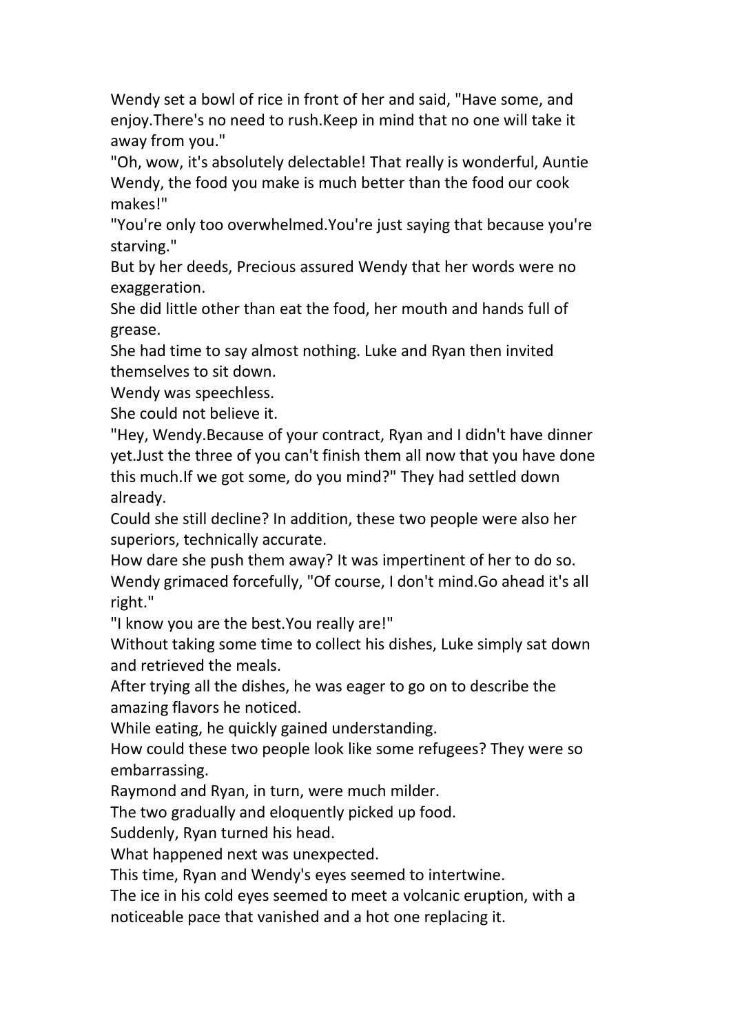Wendy set a bowl of rice in front of her and said, "Have some, and enjoy.There's no need to rush.Keep in mind that no one will take it away from you."

"Oh, wow, it's absolutely delectable! That really is wonderful, Auntie Wendy, the food you make is much better than the food our cook makes!"

"You're only too overwhelmed.You're just saying that because you're starving."

But by her deeds, Precious assured Wendy that her words were no exaggeration.

She did little other than eat the food, her mouth and hands full of grease.

She had time to say almost nothing. Luke and Ryan then invited themselves to sit down.

Wendy was speechless.

She could not believe it.

"Hey, Wendy.Because of your contract, Ryan and I didn't have dinner yet.Just the three of you can't finish them all now that you have done this much.If we got some, do you mind?" They had settled down already.

Could she still decline? In addition, these two people were also her superiors, technically accurate.

How dare she push them away? It was impertinent of her to do so.

Wendy grimaced forcefully, "Of course, I don't mind.Go ahead it's all right."

"I know you are the best.You really are!"

Without taking some time to collect his dishes, Luke simply sat down and retrieved the meals.

After trying all the dishes, he was eager to go on to describe the amazing flavors he noticed.

While eating, he quickly gained understanding.

How could these two people look like some refugees? They were so embarrassing.

Raymond and Ryan, in turn, were much milder.

The two gradually and eloquently picked up food.

Suddenly, Ryan turned his head.

What happened next was unexpected.

This time, Ryan and Wendy's eyes seemed to intertwine.

The ice in his cold eyes seemed to meet a volcanic eruption, with a noticeable pace that vanished and a hot one replacing it.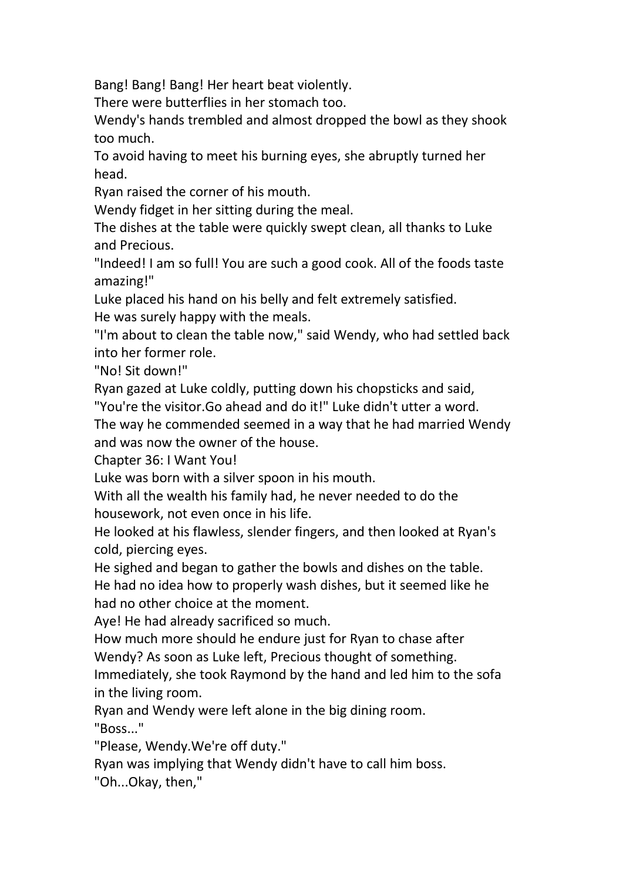Bang! Bang! Bang! Her heart beat violently.

There were butterflies in her stomach too.

Wendy's hands trembled and almost dropped the bowl as they shook too much.

To avoid having to meet his burning eyes, she abruptly turned her head.

Ryan raised the corner of his mouth.

Wendy fidget in her sitting during the meal.

The dishes at the table were quickly swept clean, all thanks to Luke and Precious.

"Indeed! I am so full! You are such a good cook. All of the foods taste amazing!"

Luke placed his hand on his belly and felt extremely satisfied.

He was surely happy with the meals.

"I'm about to clean the table now," said Wendy, who had settled back into her former role.

"No! Sit down!"

Ryan gazed at Luke coldly, putting down his chopsticks and said, "You're the visitor.Go ahead and do it!" Luke didn't utter a word.

The way he commended seemed in a way that he had married Wendy and was now the owner of the house.

## Chapter 36: I Want You!

Luke was born with a silver spoon in his mouth.

With all the wealth his family had, he never needed to do the housework, not even once in his life.

He looked at his flawless, slender fingers, and then looked at Ryan's cold, piercing eyes.

He sighed and began to gather the bowls and dishes on the table.

He had no idea how to properly wash dishes, but it seemed like he had no other choice at the moment.

Aye! He had already sacrificed so much.

How much more should he endure just for Ryan to chase after Wendy? As soon as Luke left, Precious thought of something.

Immediately, she took Raymond by the hand and led him to the sofa in the living room.

Ryan and Wendy were left alone in the big dining room.

"Boss..."

"Please, Wendy.We're off duty."

Ryan was implying that Wendy didn't have to call him boss.

"Oh...Okay, then,"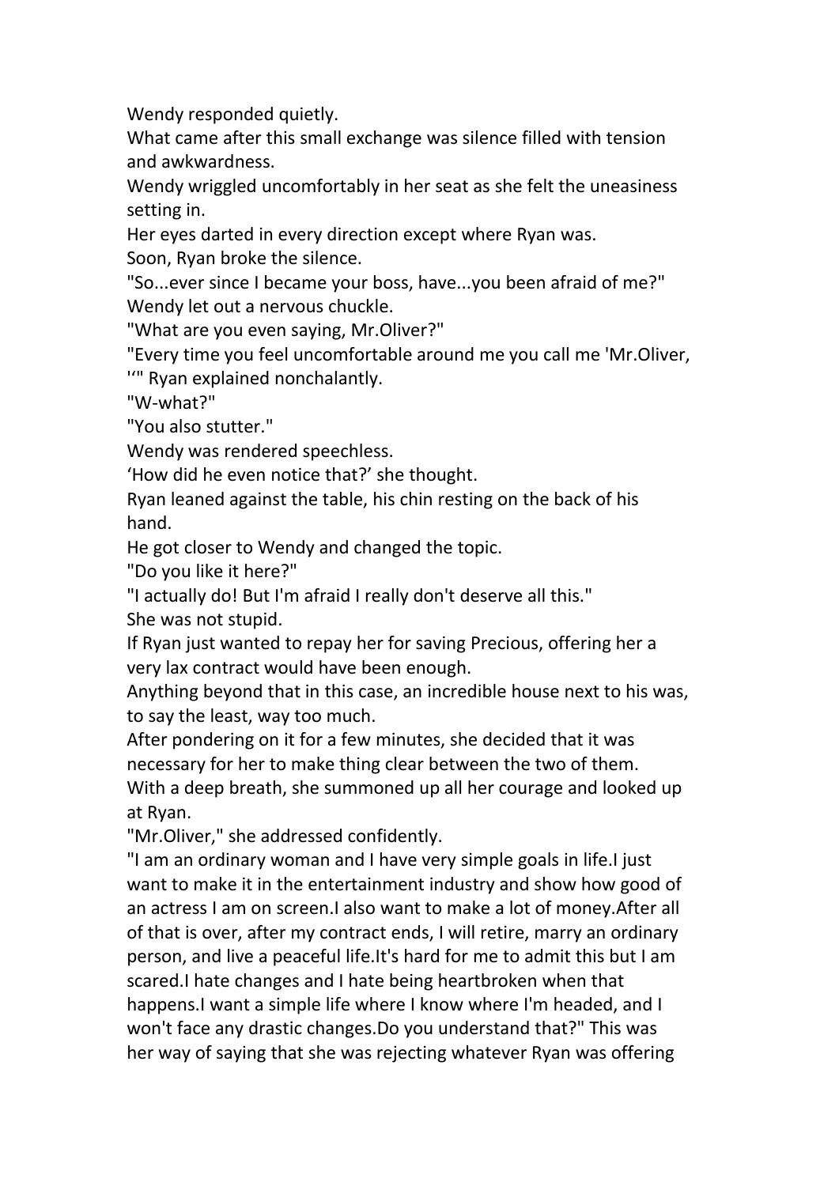Wendy responded quietly.

What came after this small exchange was silence filled with tension and awkwardness.

Wendy wriggled uncomfortably in her seat as she felt the uneasiness setting in.

Her eyes darted in every direction except where Ryan was.

Soon, Ryan broke the silence.

"So...ever since I became your boss, have...you been afraid of me?"

Wendy let out a nervous chuckle.

"What are you even saying, Mr.Oliver?"

"Every time you feel uncomfortable around me you call me 'Mr.Oliver,'" Ryan explained nonchalantly.

"W-what?"

"You also stutter."

Wendy was rendered speechless.

'How did he even notice that?' she thought.

Ryan leaned against the table, his chin resting on the back of his hand.

He got closer to Wendy and changed the topic.

"Do you like it here?"

"I actually do! But I'm afraid I really don't deserve all this."

She was not stupid.

If Ryan just wanted to repay her for saving Precious, offering her a very lax contract would have been enough.

Anything beyond that in this case, an incredible house next to his was, to say the least, way too much.

After pondering on it for a few minutes, she decided that it was necessary for her to make thing clear between the two of them.

With a deep breath, she summoned up all her courage and looked up at Ryan.

"Mr.Oliver," she addressed confidently.

"I am an ordinary woman and I have very simple goals in life.I just want to make it in the entertainment industry and show how good of an actress I am on screen.I also want to make a lot of money.After all of that is over, after my contract ends, I will retire, marry an ordinary person, and live a peaceful life.It's hard for me to admit this but I am scared.I hate changes and I hate being heartbroken when that happens.I want a simple life where I know where I'm headed, and I won't face any drastic changes.Do you understand that?" This was her way of saying that she was rejecting whatever Ryan was offering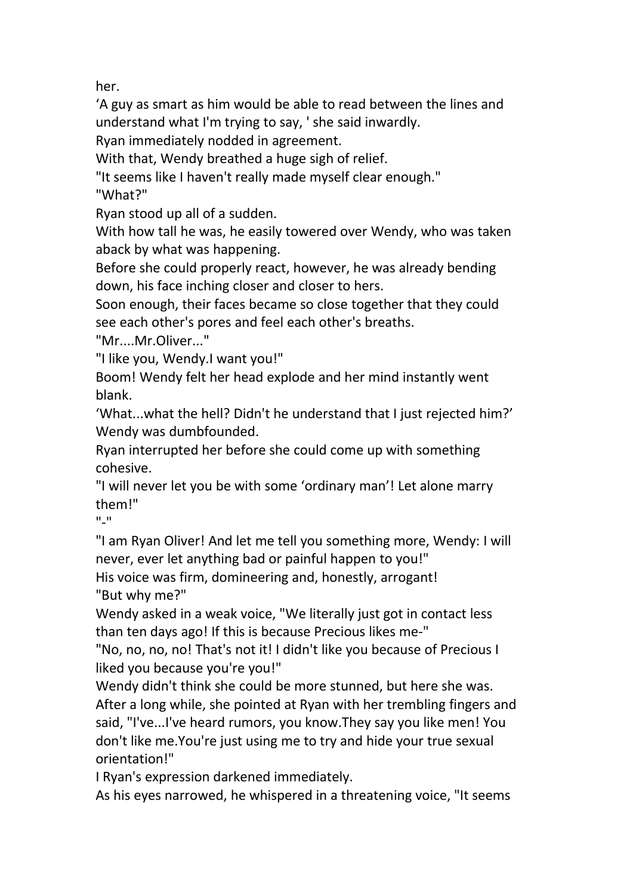her.

‘A guy as smart as him would be able to read between the lines and understand what I'm trying to say, ' she said inwardly.

Ryan immediately nodded in agreement.

With that, Wendy breathed a huge sigh of relief.

"It seems like I haven't really made myself clear enough."

"What?"

Ryan stood up all of a sudden.

With how tall he was, he easily towered over Wendy, who was taken aback by what was happening.

Before she could properly react, however, he was already bending down, his face inching closer and closer to hers.

Soon enough, their faces became so close together that they could see each other's pores and feel each other's breaths.

"Mr....Mr.Oliver..."

"I like you, Wendy.I want you!"

Boom! Wendy felt her head explode and her mind instantly went blank.

‘What...what the hell? Didn't he understand that I just rejected him?’ Wendy was dumbfounded.

Ryan interrupted her before she could come up with something cohesive.

"I will never let you be with some ‘ordinary man’! Let alone marry them!"

"-"

"I am Ryan Oliver! And let me tell you something more, Wendy: I will never, ever let anything bad or painful happen to you!"

His voice was firm, domineering and, honestly, arrogant!

"But why me?"

Wendy asked in a weak voice, "We literally just got in contact less than ten days ago! If this is because Precious likes me-"

"No, no, no, no! That's not it! I didn't like you because of Precious I liked you because you're you!"

Wendy didn't think she could be more stunned, but here she was.

After a long while, she pointed at Ryan with her trembling fingers and said, "I've...I've heard rumors, you know.They say you like men! You don't like me.You're just using me to try and hide your true sexual orientation!"

I Ryan's expression darkened immediately.

As his eyes narrowed, he whispered in a threatening voice, "It seems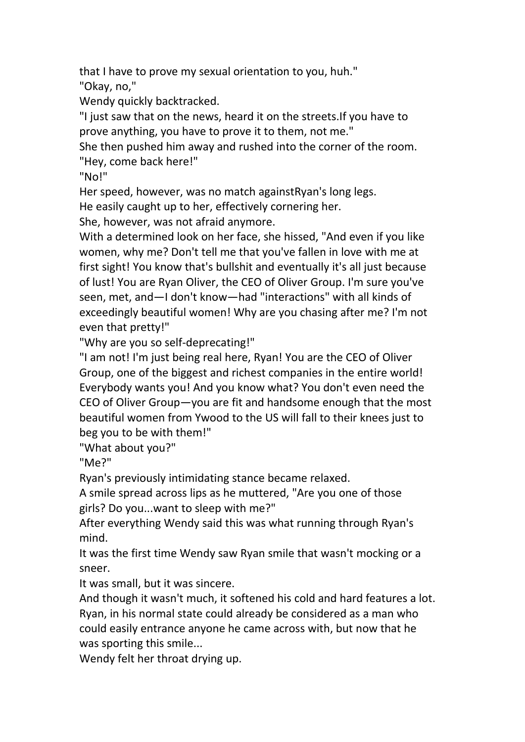that I have to prove my sexual orientation to you, huh."

"Okay, no,"

Wendy quickly backtracked.

"I just saw that on the news, heard it on the streets.If you have to prove anything, you have to prove it to them, not me."

She then pushed him away and rushed into the corner of the room.

"Hey, come back here!"

"No!"

Her speed, however, was no match againstRyan's long legs.

He easily caught up to her, effectively cornering her.

She, however, was not afraid anymore.

With a determined look on her face, she hissed, "And even if you like women, why me? Don't tell me that you've fallen in love with me at first sight! You know that's bullshit and eventually it's all just because of lust! You are Ryan Oliver, the CEO of Oliver Group. I'm sure you've seen, met, and—I don't know—had "interactions" with all kinds of exceedingly beautiful women! Why are you chasing after me? I'm not even that pretty!"

"Why are you so self-deprecating!"

"I am not! I'm just being real here, Ryan! You are the CEO of Oliver Group, one of the biggest and richest companies in the entire world! Everybody wants you! And you know what? You don't even need the CEO of Oliver Group—you are fit and handsome enough that the most beautiful women from Ywood to the US will fall to their knees just to beg you to be with them!"

"What about you?"

"Me?"

Ryan's previously intimidating stance became relaxed.

A smile spread across lips as he muttered, "Are you one of those girls? Do you...want to sleep with me?"

After everything Wendy said this was what running through Ryan's mind.

It was the first time Wendy saw Ryan smile that wasn't mocking or a sneer.

It was small, but it was sincere.

And though it wasn't much, it softened his cold and hard features a lot.

Ryan, in his normal state could already be considered as a man who could easily entrance anyone he came across with, but now that he was sporting this smile...

Wendy felt her throat drying up.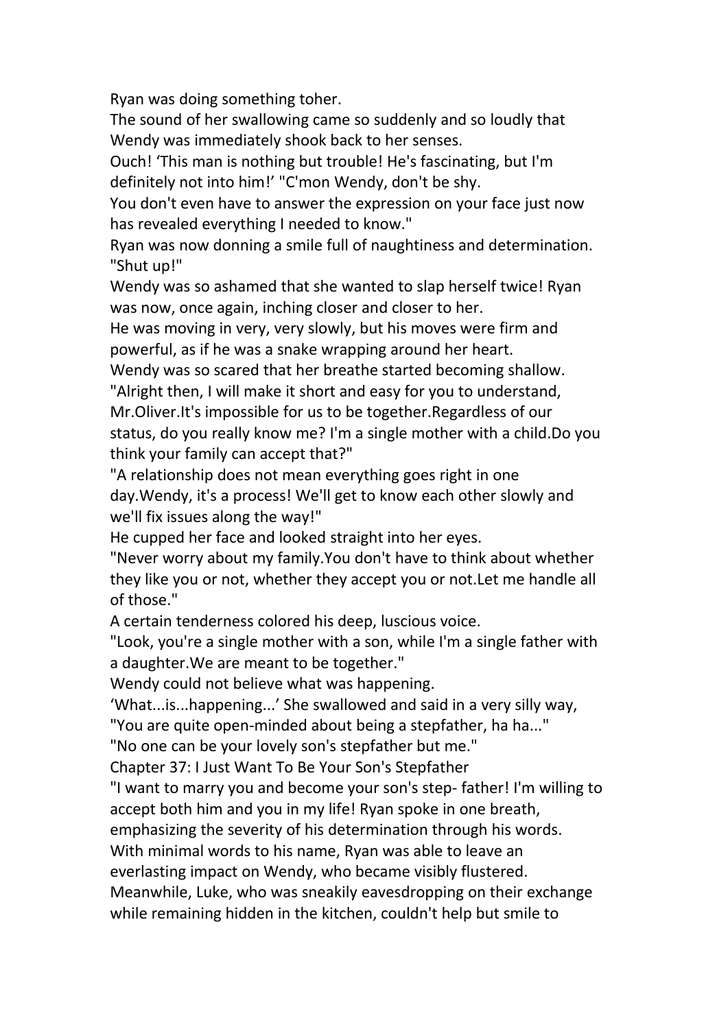Ryan was doing something toher.

The sound of her swallowing came so suddenly and so loudly that Wendy was immediately shook back to her senses.

Ouch! 'This man is nothing but trouble! He's fascinating, but I'm definitely not into him!' "C'mon Wendy, don't be shy.

You don't even have to answer the expression on your face just now has revealed everything I needed to know."

Ryan was now donning a smile full of naughtiness and determination. "Shut up!"

Wendy was so ashamed that she wanted to slap herself twice! Ryan was now, once again, inching closer and closer to her.

He was moving in very, very slowly, but his moves were firm and powerful, as if he was a snake wrapping around her heart.

Wendy was so scared that her breathe started becoming shallow.

"Alright then, I will make it short and easy for you to understand, Mr.Oliver.It's impossible for us to be together.Regardless of our status, do you really know me? I'm a single mother with a child.Do you think your family can accept that?"

"A relationship does not mean everything goes right in one day.Wendy, it's a process! We'll get to know each other slowly and we'll fix issues along the way!"

He cupped her face and looked straight into her eyes.

"Never worry about my family.You don't have to think about whether they like you or not, whether they accept you or not.Let me handle all of those."

A certain tenderness colored his deep, luscious voice.

"Look, you're a single mother with a son, while I'm a single father with a daughter.We are meant to be together."

Wendy could not believe what was happening.

'What...is...happening...' She swallowed and said in a very silly way,

"You are quite open-minded about being a stepfather, ha ha..."

"No one can be your lovely son's stepfather but me."

## Chapter 37: I Just Want To Be Your Son's Stepfather

"I want to marry you and become your son's step- father! I'm willing to accept both him and you in my life! Ryan spoke in one breath, emphasizing the severity of his determination through his words.

With minimal words to his name, Ryan was able to leave an everlasting impact on Wendy, who became visibly flustered.

Meanwhile, Luke, who was sneakily eavesdropping on their exchange while remaining hidden in the kitchen, couldn't help but smile to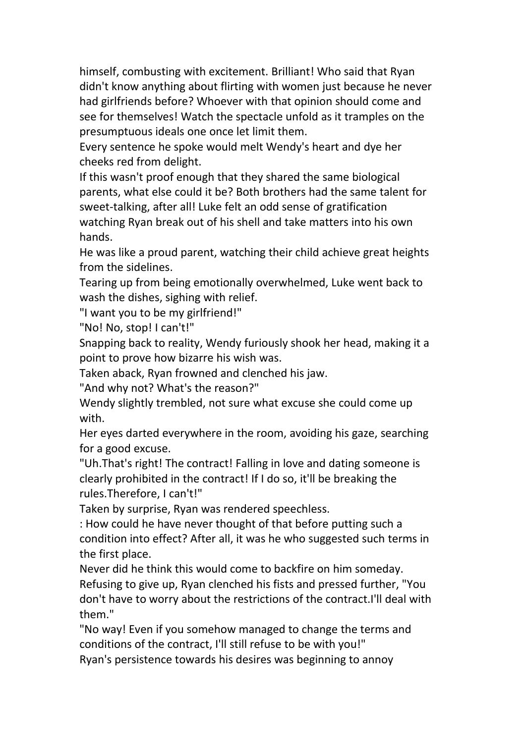himself, combusting with excitement. Brilliant! Who said that Ryan didn't know anything about flirting with women just because he never had girlfriends before? Whoever with that opinion should come and see for themselves! Watch the spectacle unfold as it tramples on the presumptuous ideals one once let limit them.

Every sentence he spoke would melt Wendy's heart and dye her cheeks red from delight.

If this wasn't proof enough that they shared the same biological parents, what else could it be? Both brothers had the same talent for sweet-talking, after all! Luke felt an odd sense of gratification watching Ryan break out of his shell and take matters into his own hands.

He was like a proud parent, watching their child achieve great heights from the sidelines.

Tearing up from being emotionally overwhelmed, Luke went back to wash the dishes, sighing with relief.

"I want you to be my girlfriend!"

"No! No, stop! I can't!"

Snapping back to reality, Wendy furiously shook her head, making it a point to prove how bizarre his wish was.

Taken aback, Ryan frowned and clenched his jaw.

"And why not? What's the reason?"

Wendy slightly trembled, not sure what excuse she could come up with.

Her eyes darted everywhere in the room, avoiding his gaze, searching for a good excuse.

"Uh.That's right! The contract! Falling in love and dating someone is clearly prohibited in the contract! If I do so, it'll be breaking the rules.Therefore, I can't!"

Taken by surprise, Ryan was rendered speechless.

: How could he have never thought of that before putting such a condition into effect? After all, it was he who suggested such terms in the first place.

Never did he think this would come to backfire on him someday.

Refusing to give up, Ryan clenched his fists and pressed further, "You don't have to worry about the restrictions of the contract.I'll deal with them."

"No way! Even if you somehow managed to change the terms and conditions of the contract, I'll still refuse to be with you!"

Ryan's persistence towards his desires was beginning to annoy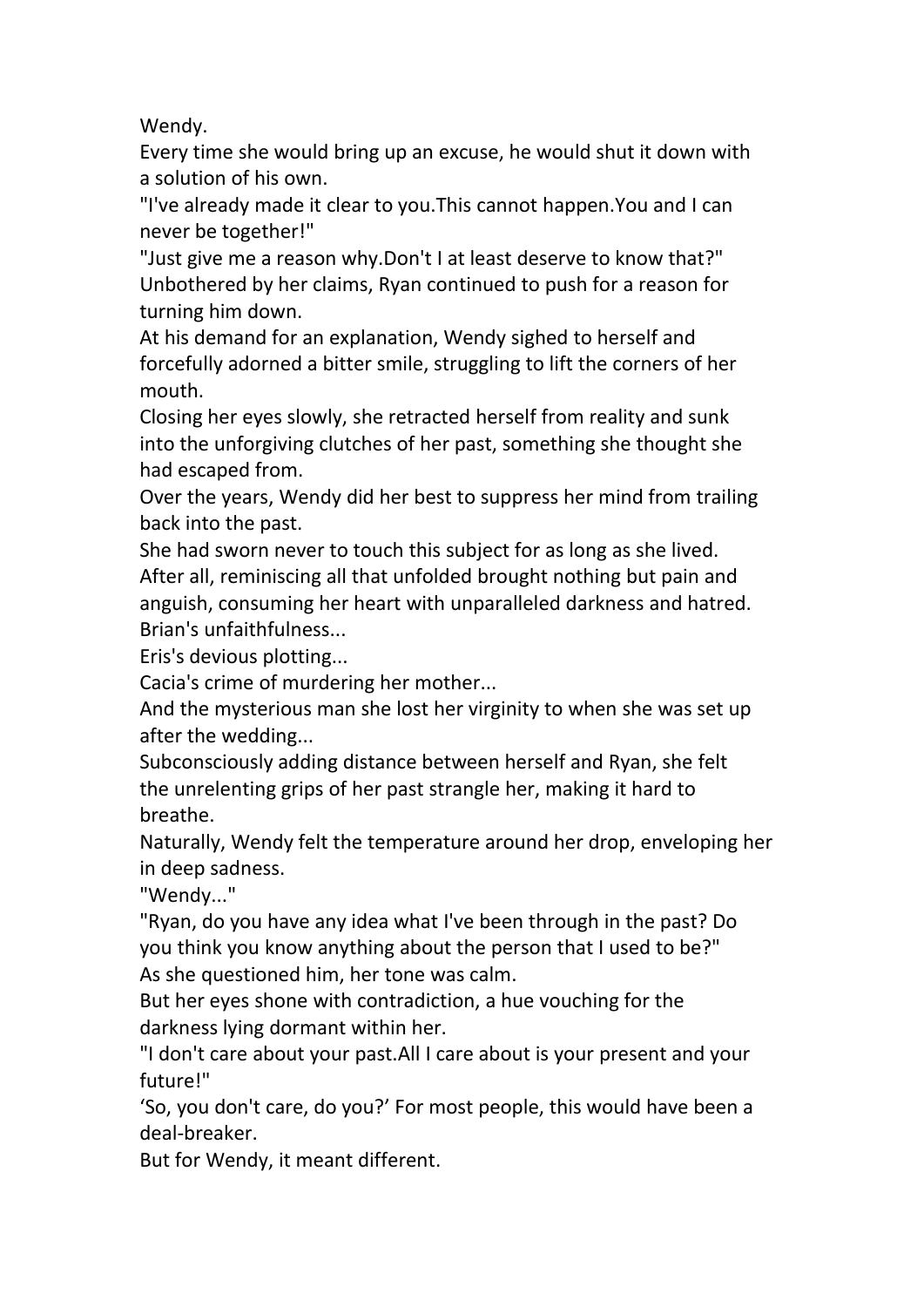Wendy.

Every time she would bring up an excuse, he would shut it down with a solution of his own.

"I've already made it clear to you.This cannot happen.You and I can never be together!"

"Just give me a reason why.Don't I at least deserve to know that?"

Unbothered by her claims, Ryan continued to push for a reason for turning him down.

At his demand for an explanation, Wendy sighed to herself and forcefully adorned a bitter smile, struggling to lift the corners of her mouth.

Closing her eyes slowly, she retracted herself from reality and sunk into the unforgiving clutches of her past, something she thought she had escaped from.

Over the years, Wendy did her best to suppress her mind from trailing back into the past.

She had sworn never to touch this subject for as long as she lived.

After all, reminiscing all that unfolded brought nothing but pain and anguish, consuming her heart with unparalleled darkness and hatred.

Brian's unfaithfulness...

Eris's devious plotting...

Cacia's crime of murdering her mother...

And the mysterious man she lost her virginity to when she was set up after the wedding...

Subconsciously adding distance between herself and Ryan, she felt the unrelenting grips of her past strangle her, making it hard to breathe.

Naturally, Wendy felt the temperature around her drop, enveloping her in deep sadness.

"Wendy..."

"Ryan, do you have any idea what I've been through in the past? Do you think you know anything about the person that I used to be?"

As she questioned him, her tone was calm.

But her eyes shone with contradiction, a hue vouching for the darkness lying dormant within her.

"I don't care about your past.All I care about is your present and your future!"

'So, you don't care, do you?' For most people, this would have been a deal-breaker.

But for Wendy, it meant different.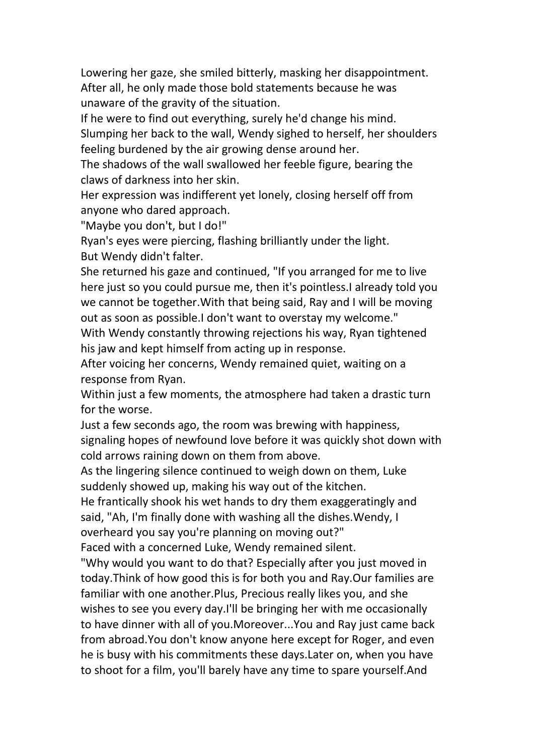Lowering her gaze, she smiled bitterly, masking her disappointment. After all, he only made those bold statements because he was unaware of the gravity of the situation.

If he were to find out everything, surely he'd change his mind.

Slumping her back to the wall, Wendy sighed to herself, her shoulders feeling burdened by the air growing dense around her.

The shadows of the wall swallowed her feeble figure, bearing the claws of darkness into her skin.

Her expression was indifferent yet lonely, closing herself off from anyone who dared approach.

"Maybe you don't, but I do!"

Ryan's eyes were piercing, flashing brilliantly under the light.

But Wendy didn't falter.

She returned his gaze and continued, "If you arranged for me to live here just so you could pursue me, then it's pointless.I already told you we cannot be together.With that being said, Ray and I will be moving out as soon as possible.I don't want to overstay my welcome."

With Wendy constantly throwing rejections his way, Ryan tightened his jaw and kept himself from acting up in response.

After voicing her concerns, Wendy remained quiet, waiting on a response from Ryan.

Within just a few moments, the atmosphere had taken a drastic turn for the worse.

Just a few seconds ago, the room was brewing with happiness, signaling hopes of newfound love before it was quickly shot down with cold arrows raining down on them from above.

As the lingering silence continued to weigh down on them, Luke suddenly showed up, making his way out of the kitchen.

He frantically shook his wet hands to dry them exaggeratingly and said, "Ah, I'm finally done with washing all the dishes.Wendy, I overheard you say you're planning on moving out?"

Faced with a concerned Luke, Wendy remained silent.

"Why would you want to do that? Especially after you just moved in today.Think of how good this is for both you and Ray.Our families are familiar with one another.Plus, Precious really likes you, and she wishes to see you every day.I'll be bringing her with me occasionally to have dinner with all of you.Moreover...You and Ray just came back from abroad.You don't know anyone here except for Roger, and even he is busy with his commitments these days.Later on, when you have to shoot for a film, you'll barely have any time to spare yourself.And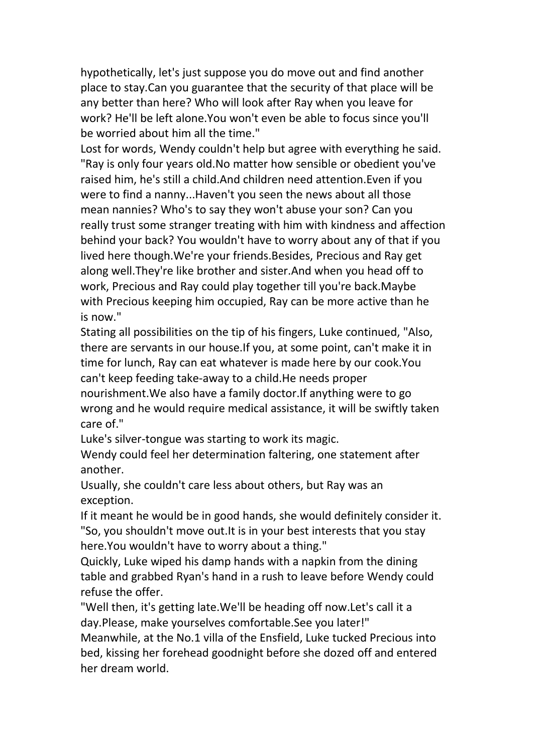hypothetically, let's just suppose you do move out and find another place to stay.Can you guarantee that the security of that place will be any better than here? Who will look after Ray when you leave for work? He'll be left alone.You won't even be able to focus since you'll be worried about him all the time."

Lost for words, Wendy couldn't help but agree with everything he said.

"Ray is only four years old.No matter how sensible or obedient you've raised him, he's still a child.And children need attention.Even if you were to find a nanny...Haven't you seen the news about all those mean nannies? Who's to say they won't abuse your son? Can you really trust some stranger treating with him with kindness and affection behind your back? You wouldn't have to worry about any of that if you lived here though.We're your friends.Besides, Precious and Ray get along well.They're like brother and sister.And when you head off to work, Precious and Ray could play together till you're back.Maybe with Precious keeping him occupied, Ray can be more active than he is now."

Stating all possibilities on the tip of his fingers, Luke continued, "Also, there are servants in our house.If you, at some point, can't make it in time for lunch, Ray can eat whatever is made here by our cook.You can't keep feeding take-away to a child.He needs proper nourishment.We also have a family doctor.If anything were to go wrong and he would require medical assistance, it will be swiftly taken care of."

Luke's silver-tongue was starting to work its magic.

Wendy could feel her determination faltering, one statement after another.

Usually, she couldn't care less about others, but Ray was an exception.

If it meant he would be in good hands, she would definitely consider it.

"So, you shouldn't move out.It is in your best interests that you stay here.You wouldn't have to worry about a thing."

Quickly, Luke wiped his damp hands with a napkin from the dining table and grabbed Ryan's hand in a rush to leave before Wendy could refuse the offer.

"Well then, it's getting late.We'll be heading off now.Let's call it a day.Please, make yourselves comfortable.See you later!"

Meanwhile, at the No.1 villa of the Ensfield, Luke tucked Precious into bed, kissing her forehead goodnight before she dozed off and entered her dream world.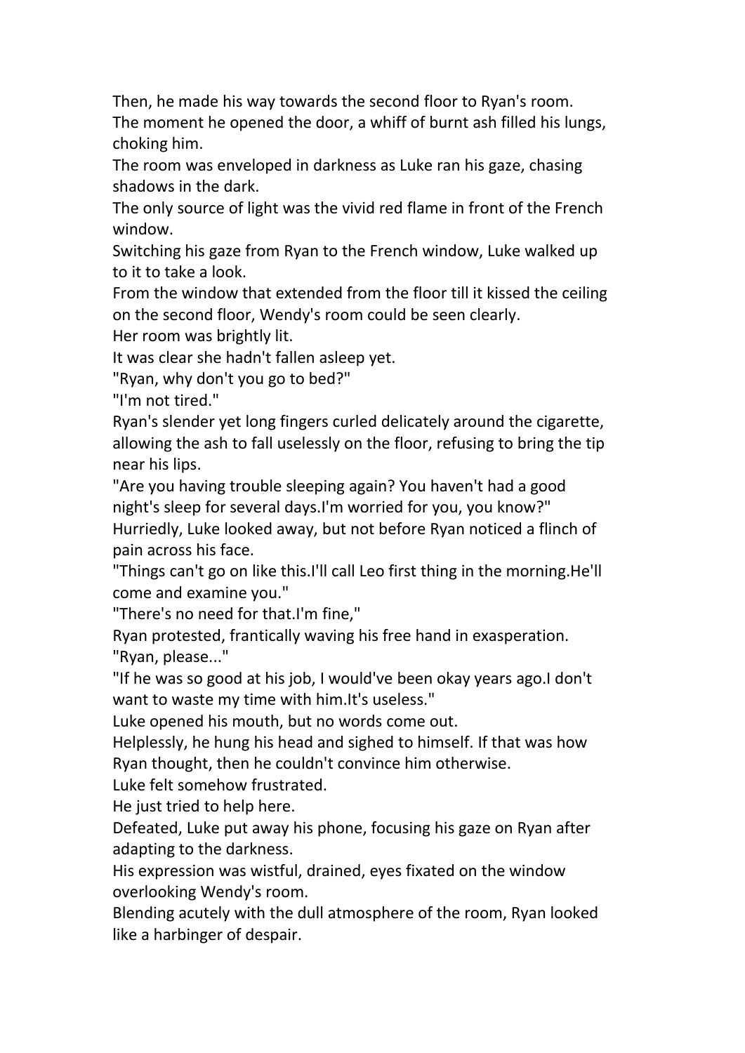Then, he made his way towards the second floor to Ryan's room.

The moment he opened the door, a whiff of burnt ash filled his lungs, choking him.

The room was enveloped in darkness as Luke ran his gaze, chasing shadows in the dark.

The only source of light was the vivid red flame in front of the French window.

Switching his gaze from Ryan to the French window, Luke walked up to it to take a look.

From the window that extended from the floor till it kissed the ceiling on the second floor, Wendy's room could be seen clearly.

Her room was brightly lit.

It was clear she hadn't fallen asleep yet.

"Ryan, why don't you go to bed?"

"I'm not tired."

Ryan's slender yet long fingers curled delicately around the cigarette, allowing the ash to fall uselessly on the floor, refusing to bring the tip near his lips.

"Are you having trouble sleeping again? You haven't had a good night's sleep for several days.I'm worried for you, you know?"

Hurriedly, Luke looked away, but not before Ryan noticed a flinch of pain across his face.

"Things can't go on like this.I'll call Leo first thing in the morning.He'll come and examine you."

"There's no need for that.I'm fine,"

Ryan protested, frantically waving his free hand in exasperation.

"Ryan, please..."

"If he was so good at his job, I would've been okay years ago.I don't want to waste my time with him.It's useless."

Luke opened his mouth, but no words come out.

Helplessly, he hung his head and sighed to himself. If that was how Ryan thought, then he couldn't convince him otherwise.

Luke felt somehow frustrated.

He just tried to help here.

Defeated, Luke put away his phone, focusing his gaze on Ryan after adapting to the darkness.

His expression was wistful, drained, eyes fixated on the window overlooking Wendy's room.

Blending acutely with the dull atmosphere of the room, Ryan looked like a harbinger of despair.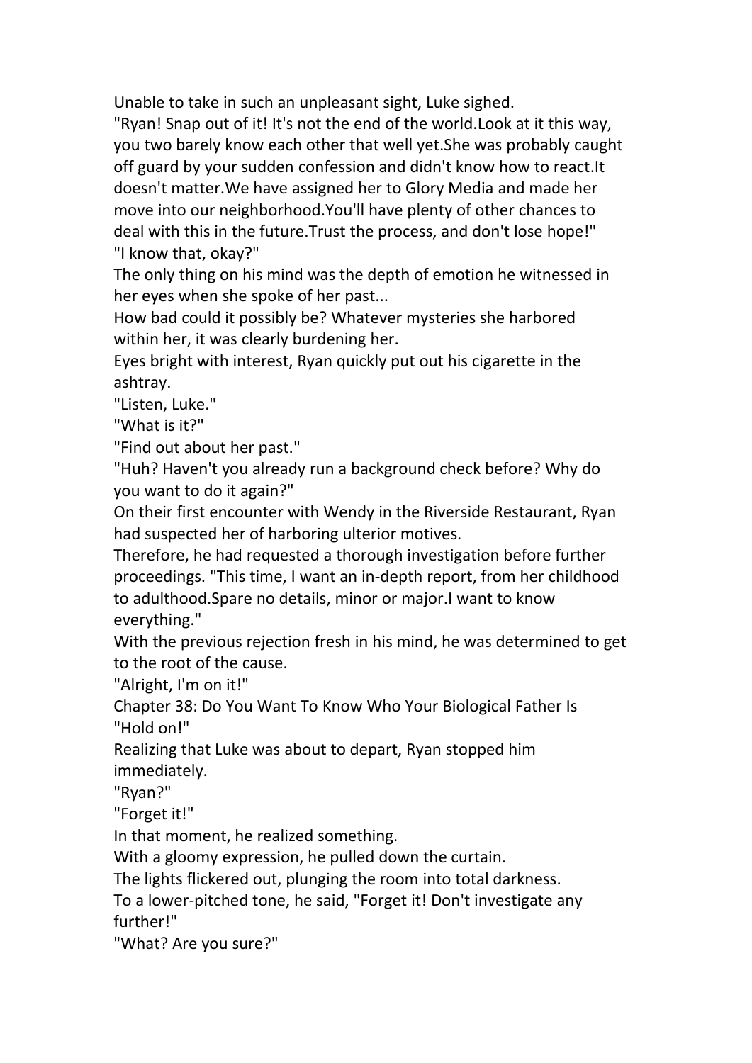Unable to take in such an unpleasant sight, Luke sighed.

"Ryan! Snap out of it! It's not the end of the world.Look at it this way, you two barely know each other that well yet.She was probably caught off guard by your sudden confession and didn't know how to react.It doesn't matter.We have assigned her to Glory Media and made her move into our neighborhood.You'll have plenty of other chances to deal with this in the future.Trust the process, and don't lose hope!"

"I know that, okay?"

The only thing on his mind was the depth of emotion he witnessed in her eyes when she spoke of her past...

How bad could it possibly be? Whatever mysteries she harbored within her, it was clearly burdening her.

Eyes bright with interest, Ryan quickly put out his cigarette in the ashtray.

"Listen, Luke."

"What is it?"

"Find out about her past."

"Huh? Haven't you already run a background check before? Why do you want to do it again?"

On their first encounter with Wendy in the Riverside Restaurant, Ryan had suspected her of harboring ulterior motives.

Therefore, he had requested a thorough investigation before further proceedings. "This time, I want an in-depth report, from her childhood to adulthood.Spare no details, minor or major.I want to know everything."

With the previous rejection fresh in his mind, he was determined to get to the root of the cause.

"Alright, I'm on it!"

## Chapter 38: Do You Want To Know Who Your Biological Father Is

"Hold on!"

Realizing that Luke was about to depart, Ryan stopped him immediately.

"Ryan?"

"Forget it!"

In that moment, he realized something.

With a gloomy expression, he pulled down the curtain.

The lights flickered out, plunging the room into total darkness.

To a lower-pitched tone, he said, "Forget it! Don't investigate any further!"

"What? Are you sure?"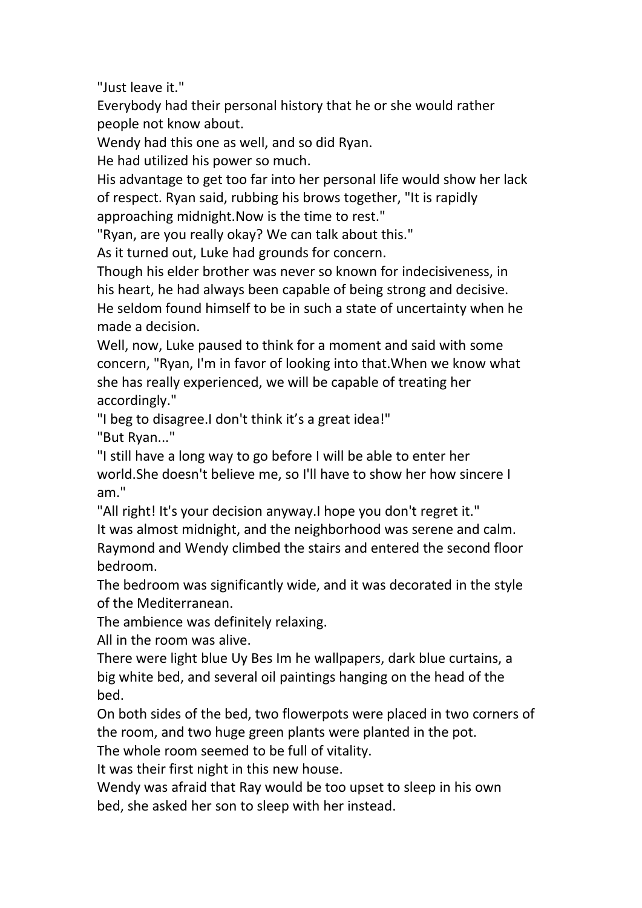"Just leave it."

Everybody had their personal history that he or she would rather people not know about.

Wendy had this one as well, and so did Ryan.

He had utilized his power so much.

His advantage to get too far into her personal life would show her lack of respect. Ryan said, rubbing his brows together, "It is rapidly approaching midnight.Now is the time to rest."

"Ryan, are you really okay? We can talk about this."

As it turned out, Luke had grounds for concern.

Though his elder brother was never so known for indecisiveness, in his heart, he had always been capable of being strong and decisive. He seldom found himself to be in such a state of uncertainty when he made a decision.

Well, now, Luke paused to think for a moment and said with some concern, "Ryan, I'm in favor of looking into that.When we know what she has really experienced, we will be capable of treating her accordingly."

"I beg to disagree.I don't think it's a great idea!"

"But Ryan..."

"I still have a long way to go before I will be able to enter her world.She doesn't believe me, so I'll have to show her how sincere I am."

"All right! It's your decision anyway.I hope you don't regret it."

It was almost midnight, and the neighborhood was serene and calm. Raymond and Wendy climbed the stairs and entered the second floor bedroom.

The bedroom was significantly wide, and it was decorated in the style of the Mediterranean.

The ambience was definitely relaxing.

All in the room was alive.

There were light blue Uy Bes Im he wallpapers, dark blue curtains, a big white bed, and several oil paintings hanging on the head of the bed.

On both sides of the bed, two flowerpots were placed in two corners of the room, and two huge green plants were planted in the pot.

The whole room seemed to be full of vitality.

It was their first night in this new house.

Wendy was afraid that Ray would be too upset to sleep in his own bed, she asked her son to sleep with her instead.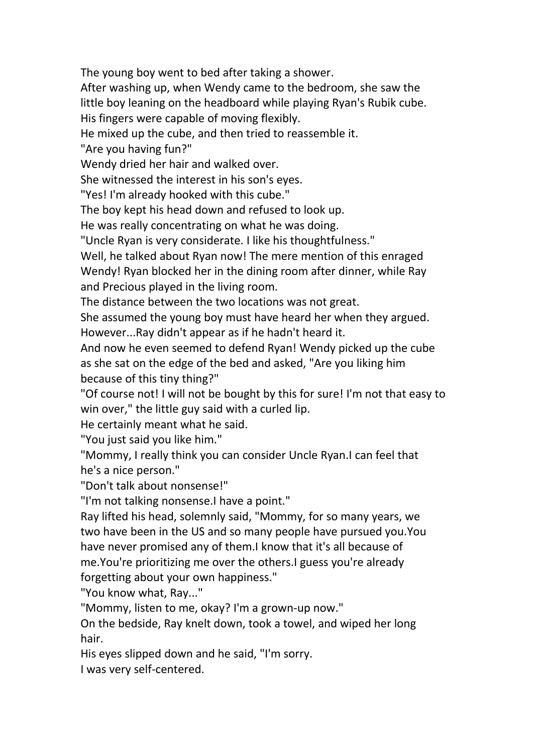The young boy went to bed after taking a shower.

After washing up, when Wendy came to the bedroom, she saw the little boy leaning on the headboard while playing Ryan's Rubik cube.

His fingers were capable of moving flexibly.

He mixed up the cube, and then tried to reassemble it.

"Are you having fun?"

Wendy dried her hair and walked over.

She witnessed the interest in his son's eyes.

"Yes! I'm already hooked with this cube."

The boy kept his head down and refused to look up.

He was really concentrating on what he was doing.

"Uncle Ryan is very considerate. I like his thoughtfulness."

Well, he talked about Ryan now! The mere mention of this enraged Wendy! Ryan blocked her in the dining room after dinner, while Ray and Precious played in the living room.

The distance between the two locations was not great.

She assumed the young boy must have heard her when they argued.

However...Ray didn't appear as if he hadn't heard it.

And now he even seemed to defend Ryan! Wendy picked up the cube as she sat on the edge of the bed and asked, "Are you liking him because of this tiny thing?"

"Of course not! I will not be bought by this for sure! I'm not that easy to win over," the little guy said with a curled lip.

He certainly meant what he said.

"You just said you like him."

"Mommy, I really think you can consider Uncle Ryan.I can feel that he's a nice person."

"Don't talk about nonsense!"

"I'm not talking nonsense.I have a point."

Ray lifted his head, solemnly said, "Mommy, for so many years, we two have been in the US and so many people have pursued you.You have never promised any of them.I know that it's all because of me.You're prioritizing me over the others.I guess you're already forgetting about your own happiness."

"You know what, Ray..."

"Mommy, listen to me, okay? I'm a grown-up now."

On the bedside, Ray knelt down, took a towel, and wiped her long hair.

His eyes slipped down and he said, "I'm sorry.

I was very self-centered.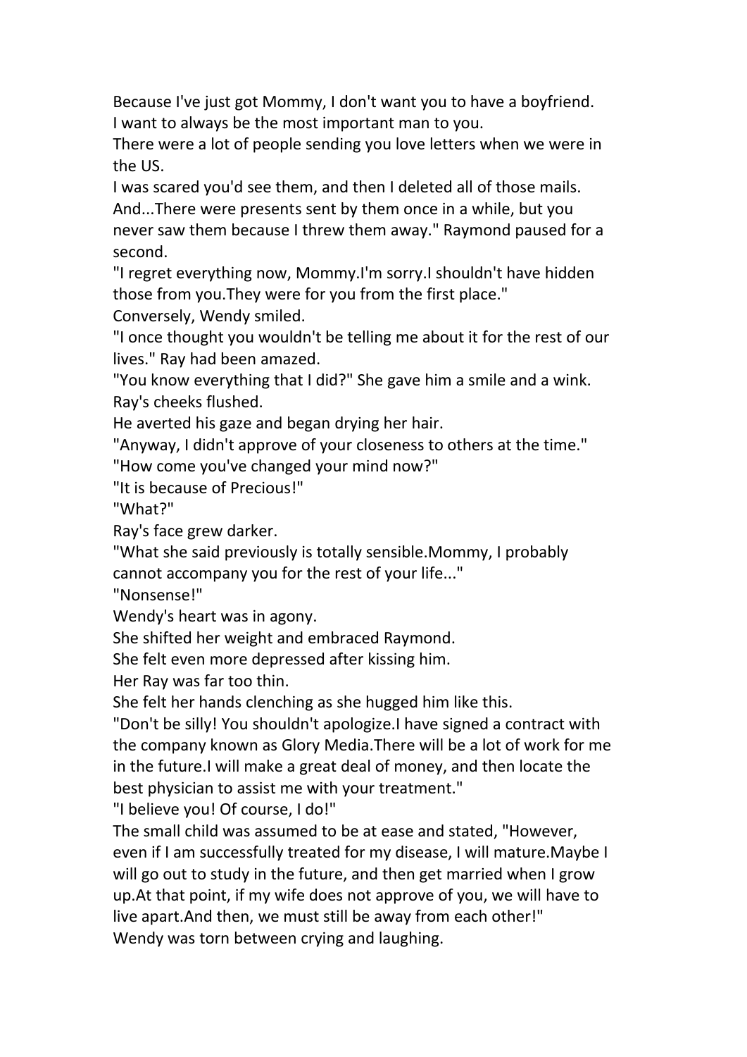Because I've just got Mommy, I don't want you to have a boyfriend. I want to always be the most important man to you.

There were a lot of people sending you love letters when we were in the US.

I was scared you'd see them, and then I deleted all of those mails. And...There were presents sent by them once in a while, but you never saw them because I threw them away." Raymond paused for a second.

"I regret everything now, Mommy.I'm sorry.I shouldn't have hidden those from you.They were for you from the first place."

Conversely, Wendy smiled.

"I once thought you wouldn't be telling me about it for the rest of our lives." Ray had been amazed.

"You know everything that I did?" She gave him a smile and a wink. Ray's cheeks flushed.

He averted his gaze and began drying her hair.

"Anyway, I didn't approve of your closeness to others at the time."

"How come you've changed your mind now?"

"It is because of Precious!"

"What?"

Ray's face grew darker.

"What she said previously is totally sensible.Mommy, I probably cannot accompany you for the rest of your life..."

"Nonsense!"

Wendy's heart was in agony.

She shifted her weight and embraced Raymond.

She felt even more depressed after kissing him.

Her Ray was far too thin.

She felt her hands clenching as she hugged him like this.

"Don't be silly! You shouldn't apologize.I have signed a contract with the company known as Glory Media.There will be a lot of work for me in the future.I will make a great deal of money, and then locate the best physician to assist me with your treatment."

"I believe you! Of course, I do!"

The small child was assumed to be at ease and stated, "However, even if I am successfully treated for my disease, I will mature.Maybe I will go out to study in the future, and then get married when I grow up.At that point, if my wife does not approve of you, we will have to live apart.And then, we must still be away from each other!"

Wendy was torn between crying and laughing.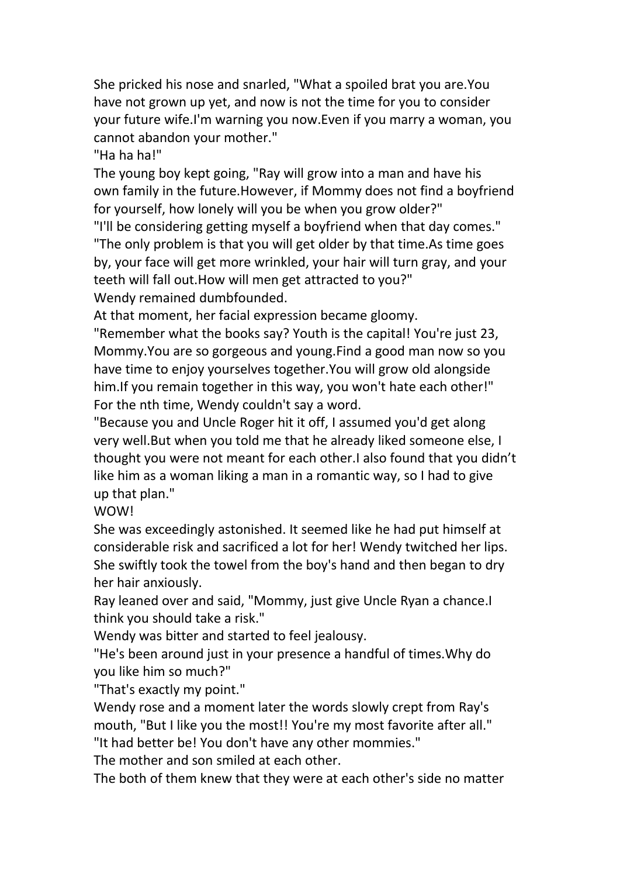She pricked his nose and snarled, "What a spoiled brat you are.You have not grown up yet, and now is not the time for you to consider your future wife.I'm warning you now.Even if you marry a woman, you cannot abandon your mother."

"Ha ha ha!"

The young boy kept going, "Ray will grow into a man and have his own family in the future.However, if Mommy does not find a boyfriend for yourself, how lonely will you be when you grow older?"

"I'll be considering getting myself a boyfriend when that day comes."

"The only problem is that you will get older by that time.As time goes by, your face will get more wrinkled, your hair will turn gray, and your teeth will fall out.How will men get attracted to you?"

Wendy remained dumbfounded.

At that moment, her facial expression became gloomy.

"Remember what the books say? Youth is the capital! You're just 23, Mommy.You are so gorgeous and young.Find a good man now so you have time to enjoy yourselves together.You will grow old alongside him.If you remain together in this way, you won't hate each other!"

For the nth time, Wendy couldn't say a word.

"Because you and Uncle Roger hit it off, I assumed you'd get along very well.But when you told me that he already liked someone else, I thought you were not meant for each other.I also found that you didn't like him as a woman liking a man in a romantic way, so I had to give up that plan."

WOW!

She was exceedingly astonished. It seemed like he had put himself at considerable risk and sacrificed a lot for her! Wendy twitched her lips. She swiftly took the towel from the boy's hand and then began to dry her hair anxiously.

Ray leaned over and said, "Mommy, just give Uncle Ryan a chance.I think you should take a risk."

Wendy was bitter and started to feel jealousy.

"He's been around just in your presence a handful of times.Why do you like him so much?"

"That's exactly my point."

Wendy rose and a moment later the words slowly crept from Ray's mouth, "But I like you the most!! You're my most favorite after all."

"It had better be! You don't have any other mommies."

The mother and son smiled at each other.

The both of them knew that they were at each other's side no matter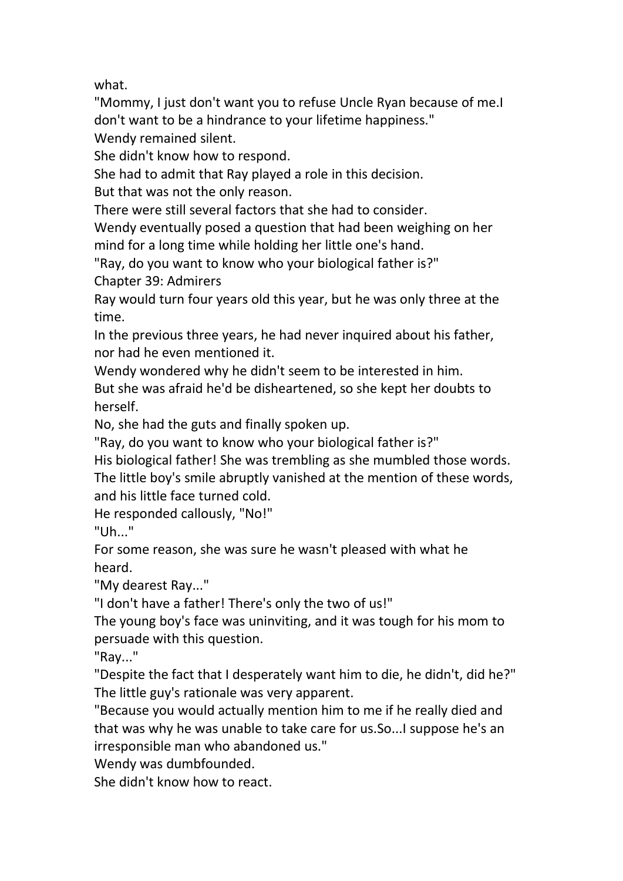what.

"Mommy, I just don't want you to refuse Uncle Ryan because of me.I don't want to be a hindrance to your lifetime happiness."

Wendy remained silent.

She didn't know how to respond.

She had to admit that Ray played a role in this decision.

But that was not the only reason.

There were still several factors that she had to consider.

Wendy eventually posed a question that had been weighing on her mind for a long time while holding her little one's hand.

"Ray, do you want to know who your biological father is?"

## Chapter 39: Admirers

Ray would turn four years old this year, but he was only three at the time.

In the previous three years, he had never inquired about his father, nor had he even mentioned it.

Wendy wondered why he didn't seem to be interested in him.

But she was afraid he'd be disheartened, so she kept her doubts to herself.

No, she had the guts and finally spoken up.

"Ray, do you want to know who your biological father is?"

His biological father! She was trembling as she mumbled those words.

The little boy's smile abruptly vanished at the mention of these words, and his little face turned cold.

He responded callously, "No!"

"Uh..."

For some reason, she was sure he wasn't pleased with what he heard.

"My dearest Ray..."

"I don't have a father! There's only the two of us!"

The young boy's face was uninviting, and it was tough for his mom to persuade with this question.

"Ray..."

"Despite the fact that I desperately want him to die, he didn't, did he?"

The little guy's rationale was very apparent.

"Because you would actually mention him to me if he really died and that was why he was unable to take care for us.So...I suppose he's an irresponsible man who abandoned us."

Wendy was dumbfounded.

She didn't know how to react.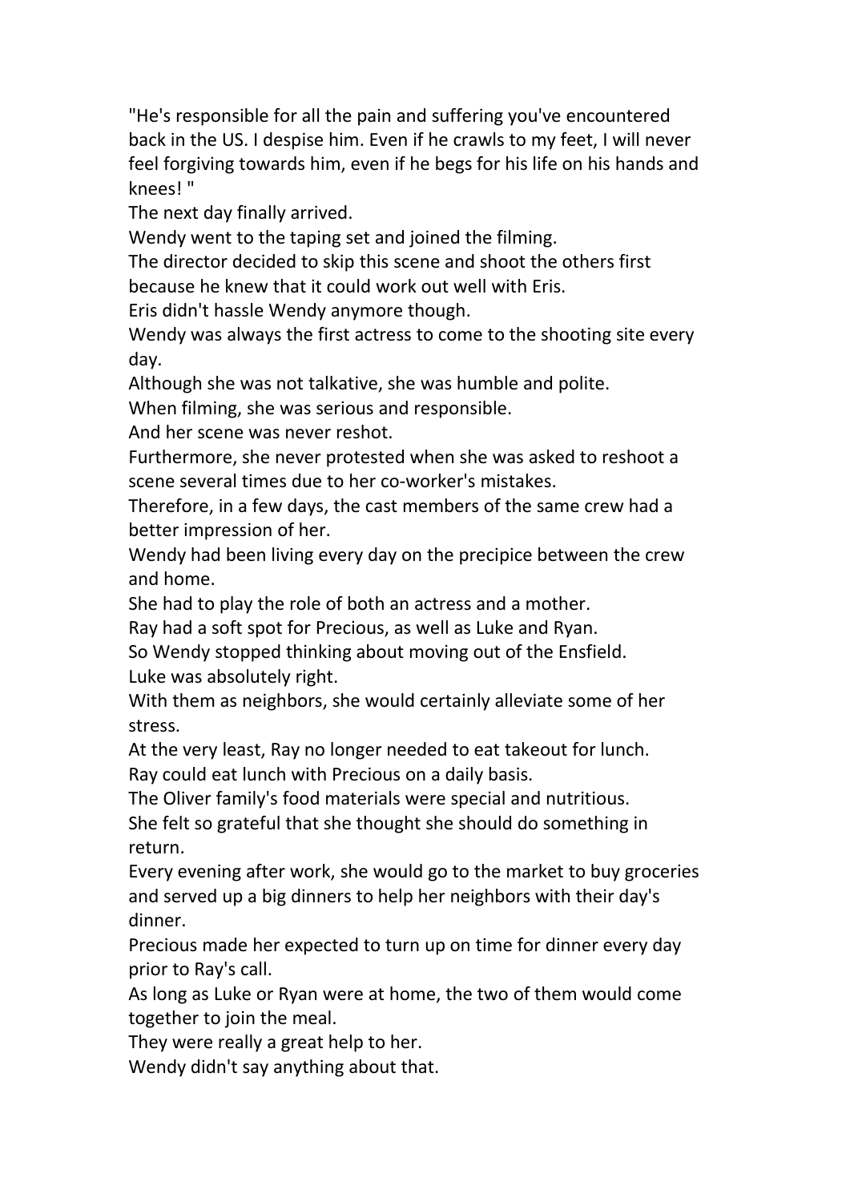"He's responsible for all the pain and suffering you've encountered back in the US. I despise him. Even if he crawls to my feet, I will never feel forgiving towards him, even if he begs for his life on his hands and knees! "

The next day finally arrived.

Wendy went to the taping set and joined the filming.

The director decided to skip this scene and shoot the others first because he knew that it could work out well with Eris.

Eris didn't hassle Wendy anymore though.

Wendy was always the first actress to come to the shooting site every day.

Although she was not talkative, she was humble and polite.

When filming, she was serious and responsible.

And her scene was never reshot.

Furthermore, she never protested when she was asked to reshoot a scene several times due to her co-worker's mistakes.

Therefore, in a few days, the cast members of the same crew had a better impression of her.

Wendy had been living every day on the precipice between the crew and home.

She had to play the role of both an actress and a mother.

Ray had a soft spot for Precious, as well as Luke and Ryan.

So Wendy stopped thinking about moving out of the Ensfield.

Luke was absolutely right.

With them as neighbors, she would certainly alleviate some of her stress.

At the very least, Ray no longer needed to eat takeout for lunch.

Ray could eat lunch with Precious on a daily basis.

The Oliver family's food materials were special and nutritious.

She felt so grateful that she thought she should do something in return.

Every evening after work, she would go to the market to buy groceries and served up a big dinners to help her neighbors with their day's dinner.

Precious made her expected to turn up on time for dinner every day prior to Ray's call.

As long as Luke or Ryan were at home, the two of them would come together to join the meal.

They were really a great help to her.

Wendy didn't say anything about that.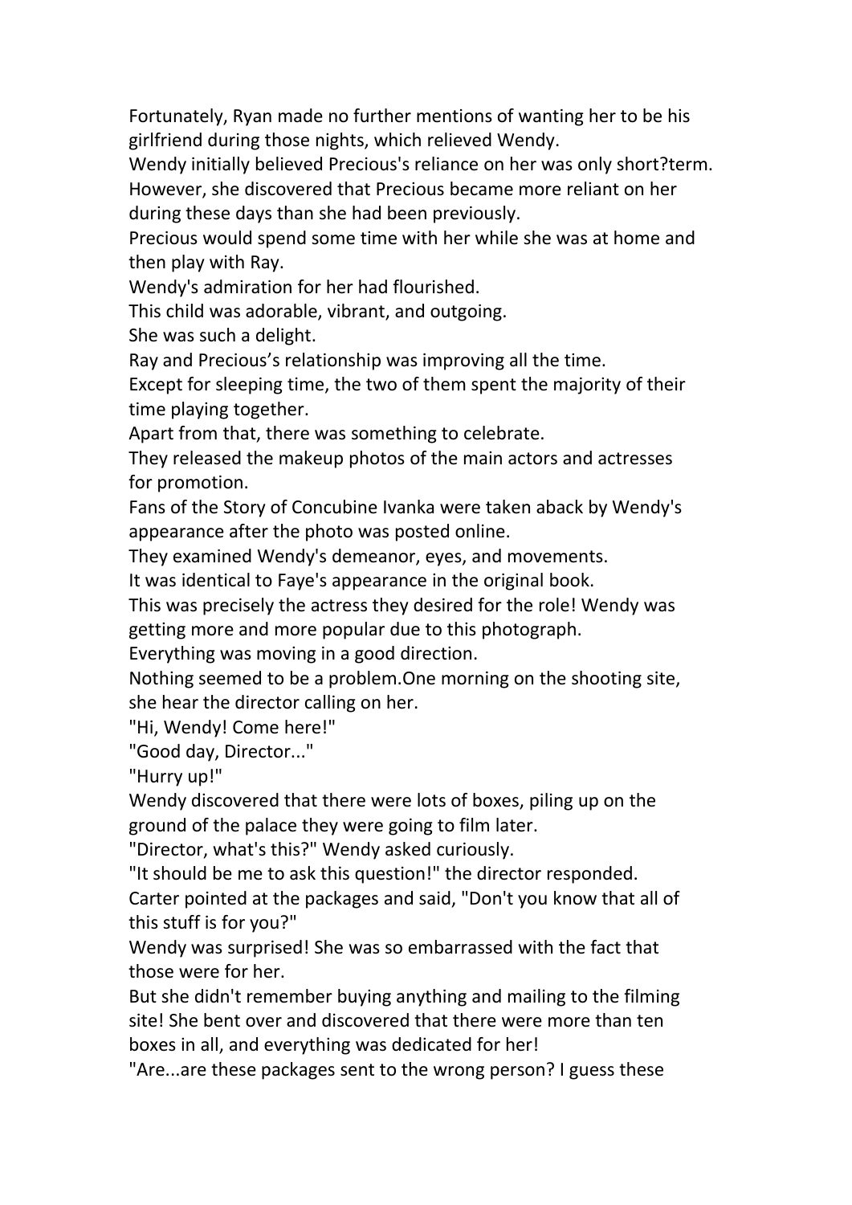Fortunately, Ryan made no further mentions of wanting her to be his girlfriend during those nights, which relieved Wendy.

Wendy initially believed Precious's reliance on her was only short?term. However, she discovered that Precious became more reliant on her during these days than she had been previously.

Precious would spend some time with her while she was at home and then play with Ray.

Wendy's admiration for her had flourished.

This child was adorable, vibrant, and outgoing.

She was such a delight.

Ray and Precious's relationship was improving all the time.

Except for sleeping time, the two of them spent the majority of their time playing together.

Apart from that, there was something to celebrate.

They released the makeup photos of the main actors and actresses for promotion.

Fans of the Story of Concubine Ivanka were taken aback by Wendy's appearance after the photo was posted online.

They examined Wendy's demeanor, eyes, and movements.

It was identical to Faye's appearance in the original book.

This was precisely the actress they desired for the role! Wendy was getting more and more popular due to this photograph.

Everything was moving in a good direction.

Nothing seemed to be a problem.One morning on the shooting site, she hear the director calling on her.

"Hi, Wendy! Come here!"

"Good day, Director..."

"Hurry up!"

Wendy discovered that there were lots of boxes, piling up on the ground of the palace they were going to film later.

"Director, what's this?" Wendy asked curiously.

"It should be me to ask this question!" the director responded.

Carter pointed at the packages and said, "Don't you know that all of this stuff is for you?"

Wendy was surprised! She was so embarrassed with the fact that those were for her.

But she didn't remember buying anything and mailing to the filming site! She bent over and discovered that there were more than ten boxes in all, and everything was dedicated for her!

"Are...are these packages sent to the wrong person? I guess these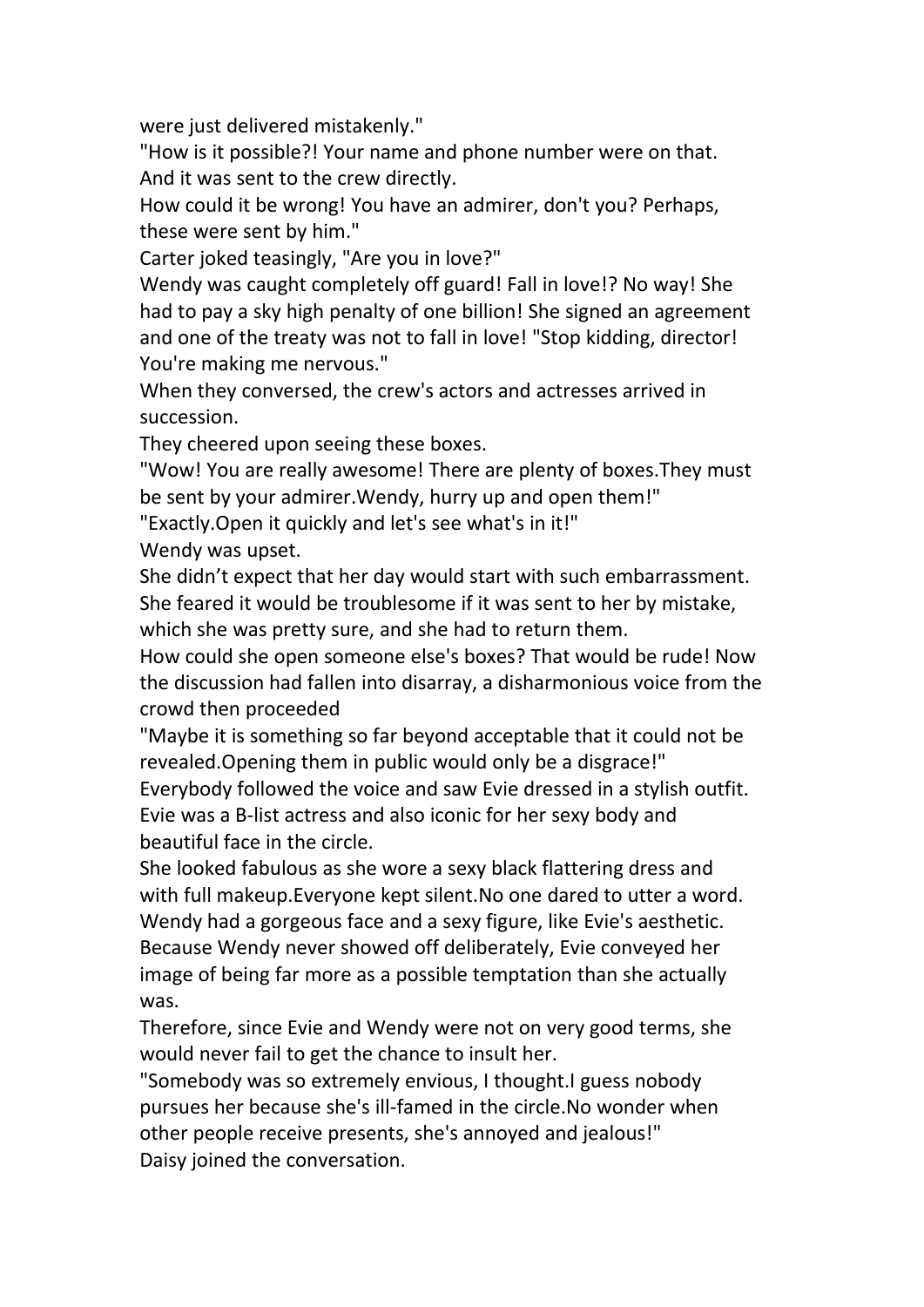were just delivered mistakenly."

"How is it possible?! Your name and phone number were on that. And it was sent to the crew directly.

How could it be wrong! You have an admirer, don't you? Perhaps, these were sent by him."

Carter joked teasingly, "Are you in love?"

Wendy was caught completely off guard! Fall in love!? No way! She had to pay a sky high penalty of one billion! She signed an agreement and one of the treaty was not to fall in love! "Stop kidding, director! You're making me nervous."

When they conversed, the crew's actors and actresses arrived in succession.

They cheered upon seeing these boxes.

"Wow! You are really awesome! There are plenty of boxes.They must be sent by your admirer.Wendy, hurry up and open them!"

"Exactly.Open it quickly and let's see what's in it!"

Wendy was upset.

She didn't expect that her day would start with such embarrassment. She feared it would be troublesome if it was sent to her by mistake, which she was pretty sure, and she had to return them.

How could she open someone else's boxes? That would be rude! Now the discussion had fallen into disarray, a disharmonious voice from the crowd then proceeded

"Maybe it is something so far beyond acceptable that it could not be revealed.Opening them in public would only be a disgrace!"

Everybody followed the voice and saw Evie dressed in a stylish outfit. Evie was a B-list actress and also iconic for her sexy body and beautiful face in the circle.

She looked fabulous as she wore a sexy black flattering dress and with full makeup.Everyone kept silent.No one dared to utter a word. Wendy had a gorgeous face and a sexy figure, like Evie's aesthetic. Because Wendy never showed off deliberately, Evie conveyed her image of being far more as a possible temptation than she actually was.

Therefore, since Evie and Wendy were not on very good terms, she would never fail to get the chance to insult her.

"Somebody was so extremely envious, I thought.I guess nobody pursues her because she's ill-famed in the circle.No wonder when other people receive presents, she's annoyed and jealous!"

Daisy joined the conversation.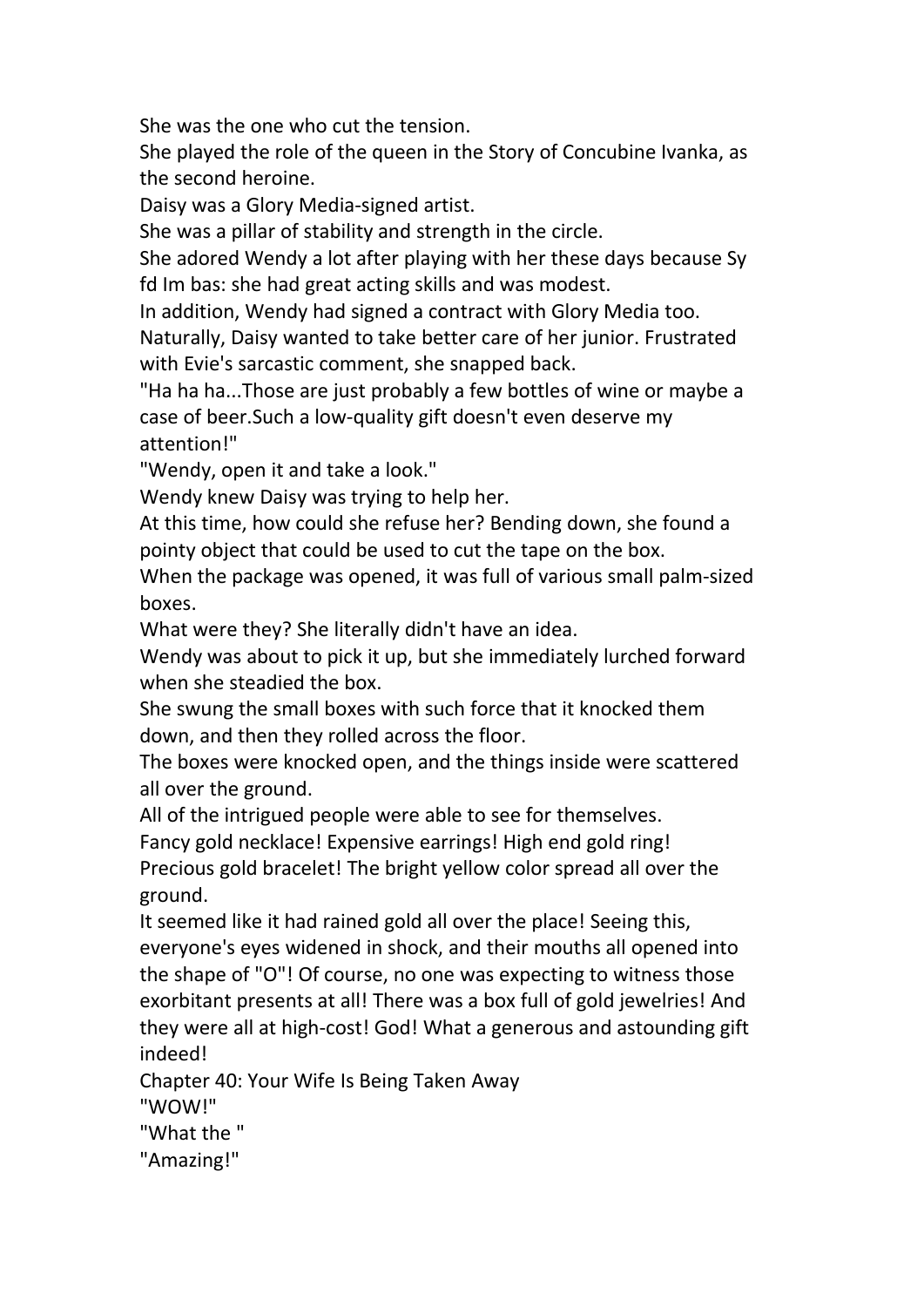She was the one who cut the tension.

She played the role of the queen in the Story of Concubine Ivanka, as the second heroine.

Daisy was a Glory Media-signed artist.

She was a pillar of stability and strength in the circle.

She adored Wendy a lot after playing with her these days because Sy fd Im bas: she had great acting skills and was modest.

In addition, Wendy had signed a contract with Glory Media too.

Naturally, Daisy wanted to take better care of her junior. Frustrated with Evie's sarcastic comment, she snapped back.

"Ha ha ha...Those are just probably a few bottles of wine or maybe a case of beer.Such a low-quality gift doesn't even deserve my attention!"

"Wendy, open it and take a look."

Wendy knew Daisy was trying to help her.

At this time, how could she refuse her? Bending down, she found a pointy object that could be used to cut the tape on the box.

When the package was opened, it was full of various small palm-sized boxes.

What were they? She literally didn't have an idea.

Wendy was about to pick it up, but she immediately lurched forward when she steadied the box.

She swung the small boxes with such force that it knocked them down, and then they rolled across the floor.

The boxes were knocked open, and the things inside were scattered all over the ground.

All of the intrigued people were able to see for themselves.

Fancy gold necklace! Expensive earrings! High end gold ring! Precious gold bracelet! The bright yellow color spread all over the ground.

It seemed like it had rained gold all over the place! Seeing this, everyone's eyes widened in shock, and their mouths all opened into the shape of "O"! Of course, no one was expecting to witness those exorbitant presents at all! There was a box full of gold jewelries! And they were all at high-cost! God! What a generous and astounding gift indeed!

## Chapter 40: Your Wife Is Being Taken Away

"WOW!"

"What the "

"Amazing!"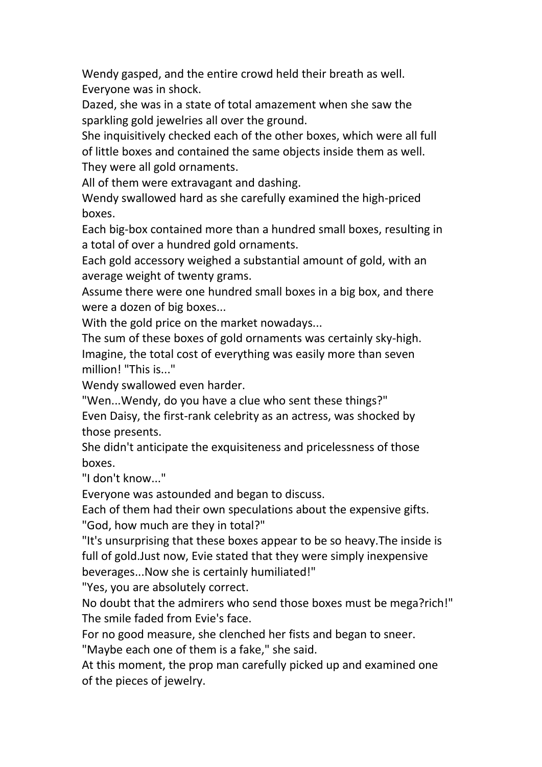Wendy gasped, and the entire crowd held their breath as well. Everyone was in shock.

Dazed, she was in a state of total amazement when she saw the sparkling gold jewelries all over the ground.

She inquisitively checked each of the other boxes, which were all full of little boxes and contained the same objects inside them as well. They were all gold ornaments.

All of them were extravagant and dashing.

Wendy swallowed hard as she carefully examined the high-priced boxes.

Each big-box contained more than a hundred small boxes, resulting in a total of over a hundred gold ornaments.

Each gold accessory weighed a substantial amount of gold, with an average weight of twenty grams.

Assume there were one hundred small boxes in a big box, and there were a dozen of big boxes...

With the gold price on the market nowadays...

The sum of these boxes of gold ornaments was certainly sky-high.

Imagine, the total cost of everything was easily more than seven million! "This is..."

Wendy swallowed even harder.

"Wen...Wendy, do you have a clue who sent these things?"

Even Daisy, the first-rank celebrity as an actress, was shocked by those presents.

She didn't anticipate the exquisiteness and pricelessness of those boxes.

"I don't know..."

Everyone was astounded and began to discuss.

Each of them had their own speculations about the expensive gifts.

"God, how much are they in total?"

"It's unsurprising that these boxes appear to be so heavy.The inside is full of gold.Just now, Evie stated that they were simply inexpensive beverages...Now she is certainly humiliated!"

"Yes, you are absolutely correct.

No doubt that the admirers who send those boxes must be mega?rich!"

The smile faded from Evie's face.

For no good measure, she clenched her fists and began to sneer.

"Maybe each one of them is a fake," she said.

At this moment, the prop man carefully picked up and examined one of the pieces of jewelry.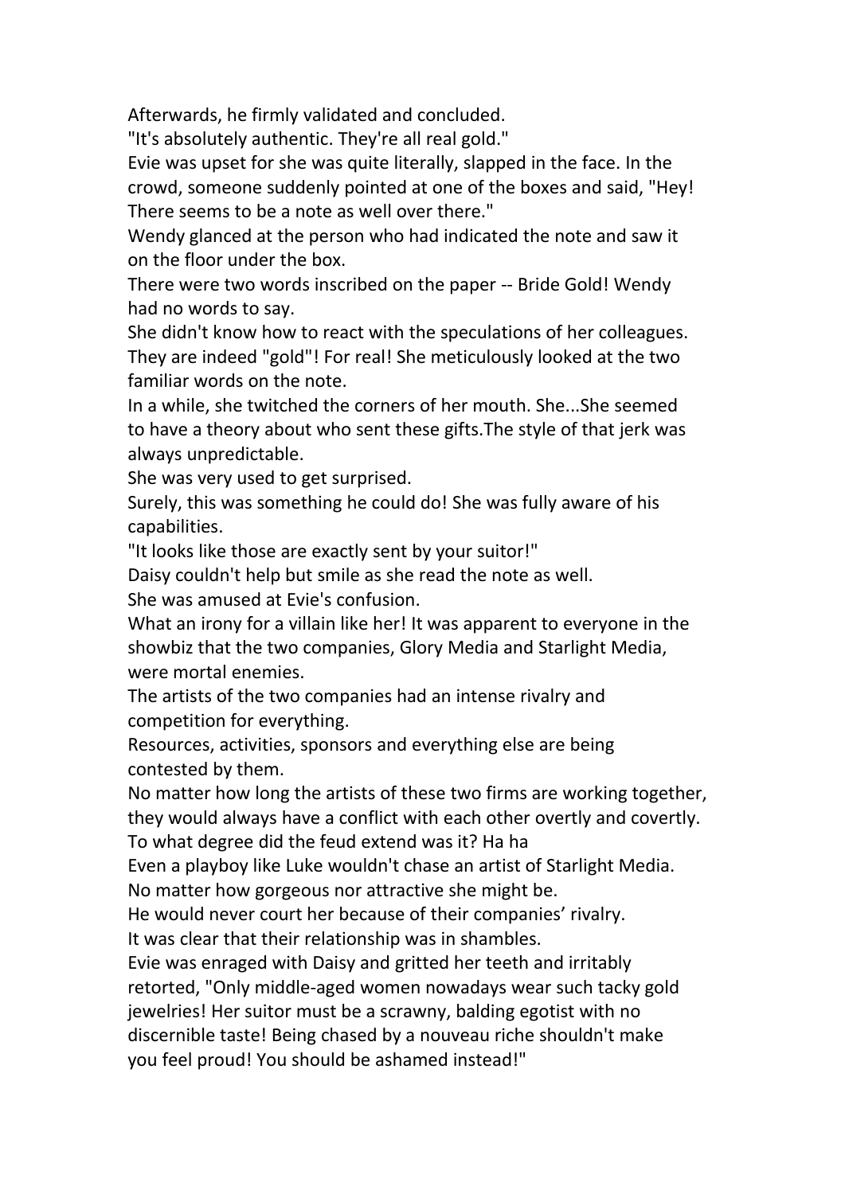Afterwards, he firmly validated and concluded.

"It's absolutely authentic. They're all real gold."

Evie was upset for she was quite literally, slapped in the face. In the crowd, someone suddenly pointed at one of the boxes and said, "Hey! There seems to be a note as well over there."

Wendy glanced at the person who had indicated the note and saw it on the floor under the box.

There were two words inscribed on the paper -- Bride Gold! Wendy had no words to say.

She didn't know how to react with the speculations of her colleagues. They are indeed "gold"! For real! She meticulously looked at the two familiar words on the note.

In a while, she twitched the corners of her mouth. She...She seemed to have a theory about who sent these gifts.The style of that jerk was always unpredictable.

She was very used to get surprised.

Surely, this was something he could do! She was fully aware of his capabilities.

"It looks like those are exactly sent by your suitor!"

Daisy couldn't help but smile as she read the note as well.

She was amused at Evie's confusion.

What an irony for a villain like her! It was apparent to everyone in the showbiz that the two companies, Glory Media and Starlight Media, were mortal enemies.

The artists of the two companies had an intense rivalry and competition for everything.

Resources, activities, sponsors and everything else are being contested by them.

No matter how long the artists of these two firms are working together, they would always have a conflict with each other overtly and covertly. To what degree did the feud extend was it? Ha ha

Even a playboy like Luke wouldn't chase an artist of Starlight Media. No matter how gorgeous nor attractive she might be.

He would never court her because of their companies' rivalry.

It was clear that their relationship was in shambles.

Evie was enraged with Daisy and gritted her teeth and irritably retorted, "Only middle-aged women nowadays wear such tacky gold jewelries! Her suitor must be a scrawny, balding egotist with no discernible taste! Being chased by a nouveau riche shouldn't make you feel proud! You should be ashamed instead!"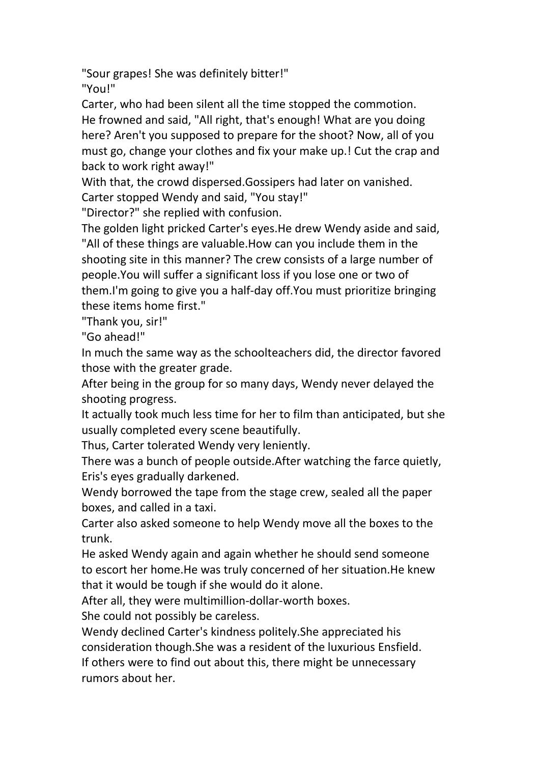"Sour grapes! She was definitely bitter!"

"You!"

Carter, who had been silent all the time stopped the commotion. He frowned and said, "All right, that's enough! What are you doing here? Aren't you supposed to prepare for the shoot? Now, all of you must go, change your clothes and fix your make up.! Cut the crap and back to work right away!"

With that, the crowd dispersed.Gossipers had later on vanished.

Carter stopped Wendy and said, "You stay!"

"Director?" she replied with confusion.

The golden light pricked Carter's eyes.He drew Wendy aside and said, "All of these things are valuable.How can you include them in the shooting site in this manner? The crew consists of a large number of people.You will suffer a significant loss if you lose one or two of them.I'm going to give you a half-day off.You must prioritize bringing these items home first."

"Thank you, sir!"

"Go ahead!"

In much the same way as the schoolteachers did, the director favored those with the greater grade.

After being in the group for so many days, Wendy never delayed the shooting progress.

It actually took much less time for her to film than anticipated, but she usually completed every scene beautifully.

Thus, Carter tolerated Wendy very leniently.

There was a bunch of people outside.After watching the farce quietly, Eris's eyes gradually darkened.

Wendy borrowed the tape from the stage crew, sealed all the paper boxes, and called in a taxi.

Carter also asked someone to help Wendy move all the boxes to the trunk.

He asked Wendy again and again whether he should send someone to escort her home.He was truly concerned of her situation.He knew that it would be tough if she would do it alone.

After all, they were multimillion-dollar-worth boxes.

She could not possibly be careless.

Wendy declined Carter's kindness politely.She appreciated his consideration though.She was a resident of the luxurious Ensfield.

If others were to find out about this, there might be unnecessary rumors about her.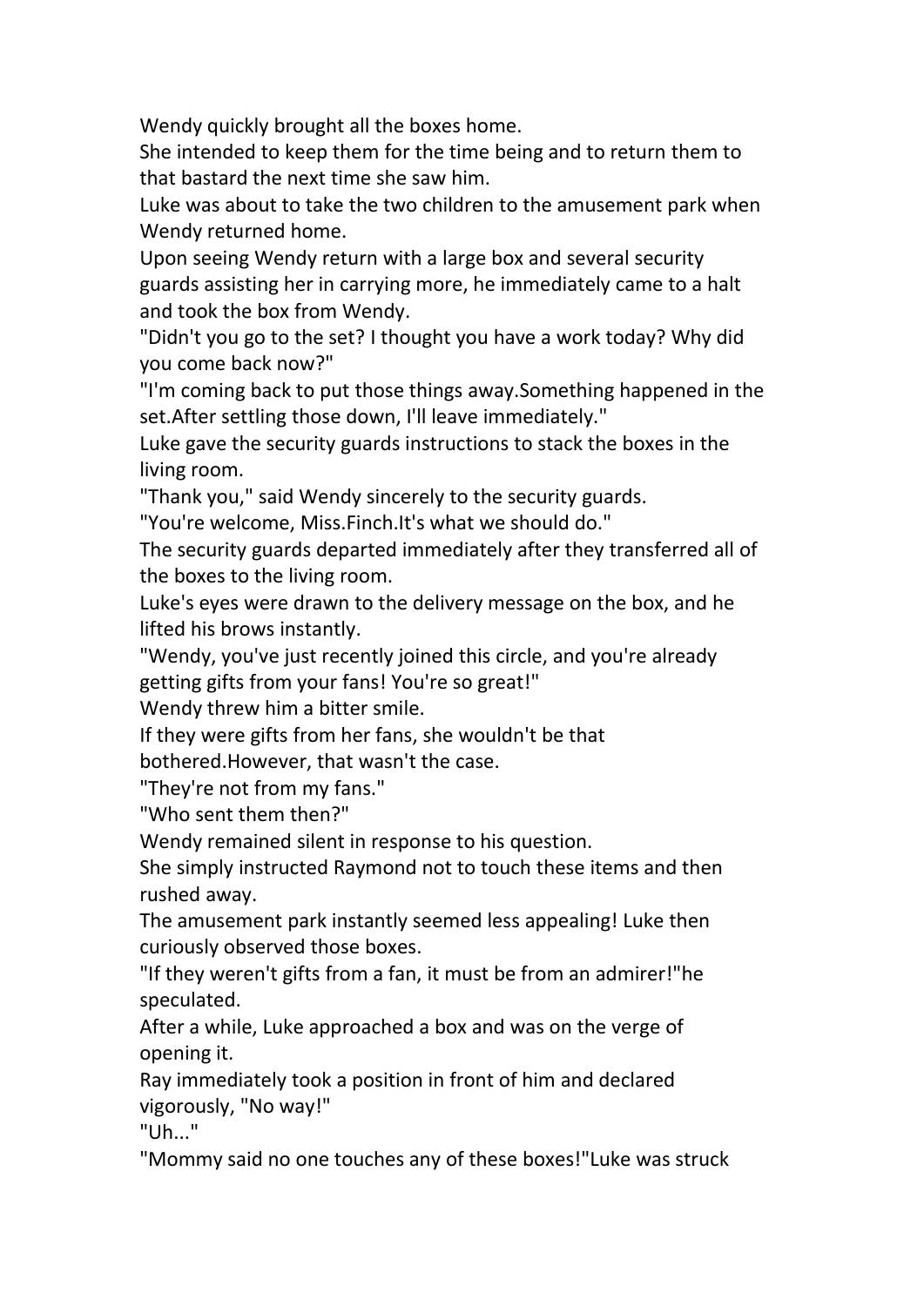Wendy quickly brought all the boxes home.

She intended to keep them for the time being and to return them to that bastard the next time she saw him.

Luke was about to take the two children to the amusement park when Wendy returned home.

Upon seeing Wendy return with a large box and several security guards assisting her in carrying more, he immediately came to a halt and took the box from Wendy.

"Didn't you go to the set? I thought you have a work today? Why did you come back now?"

"I'm coming back to put those things away.Something happened in the set.After settling those down, I'll leave immediately."

Luke gave the security guards instructions to stack the boxes in the living room.

"Thank you," said Wendy sincerely to the security guards.

"You're welcome, Miss.Finch.It's what we should do."

The security guards departed immediately after they transferred all of the boxes to the living room.

Luke's eyes were drawn to the delivery message on the box, and he lifted his brows instantly.

"Wendy, you've just recently joined this circle, and you're already getting gifts from your fans! You're so great!"

Wendy threw him a bitter smile.

If they were gifts from her fans, she wouldn't be that bothered.However, that wasn't the case.

"They're not from my fans."

"Who sent them then?"

Wendy remained silent in response to his question.

She simply instructed Raymond not to touch these items and then rushed away.

The amusement park instantly seemed less appealing! Luke then curiously observed those boxes.

"If they weren't gifts from a fan, it must be from an admirer!"he speculated.

After a while, Luke approached a box and was on the verge of opening it.

Ray immediately took a position in front of him and declared vigorously, "No way!"

"Uh..."

"Mommy said no one touches any of these boxes!"Luke was struck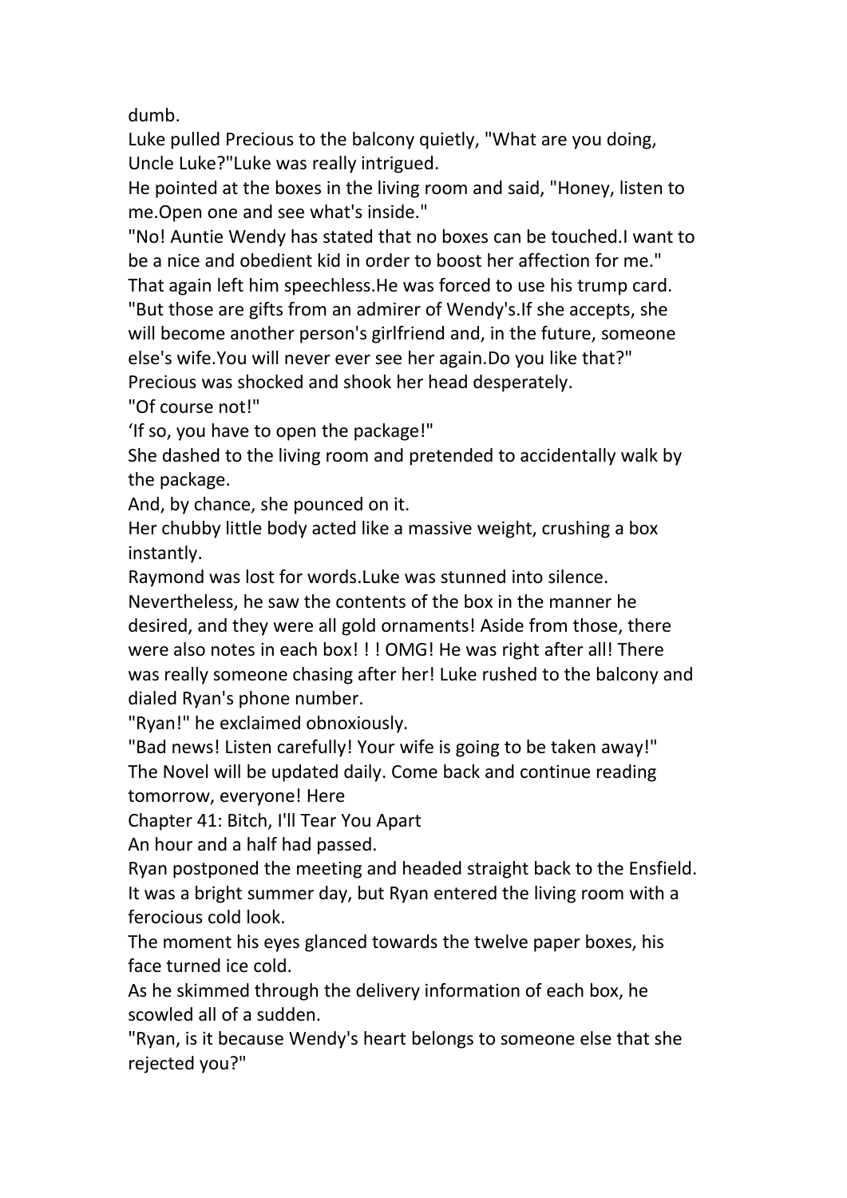dumb.

Luke pulled Precious to the balcony quietly, "What are you doing, Uncle Luke?"Luke was really intrigued.

He pointed at the boxes in the living room and said, "Honey, listen to me.Open one and see what's inside."

"No! Auntie Wendy has stated that no boxes can be touched.I want to be a nice and obedient kid in order to boost her affection for me."

That again left him speechless.He was forced to use his trump card.

"But those are gifts from an admirer of Wendy's.If she accepts, she will become another person's girlfriend and, in the future, someone else's wife.You will never ever see her again.Do you like that?"

Precious was shocked and shook her head desperately.

"Of course not!"

'If so, you have to open the package!"

She dashed to the living room and pretended to accidentally walk by the package.

And, by chance, she pounced on it.

Her chubby little body acted like a massive weight, crushing a box instantly.

Raymond was lost for words.Luke was stunned into silence.

Nevertheless, he saw the contents of the box in the manner he desired, and they were all gold ornaments! Aside from those, there were also notes in each box! ! ! OMG! He was right after all! There was really someone chasing after her! Luke rushed to the balcony and dialed Ryan's phone number.

"Ryan!" he exclaimed obnoxiously.

"Bad news! Listen carefully! Your wife is going to be taken away!"

The Novel will be updated daily. Come back and continue reading tomorrow, everyone! Here

## Chapter 41: Bitch, I'll Tear You Apart

An hour and a half had passed.

Ryan postponed the meeting and headed straight back to the Ensfield.

It was a bright summer day, but Ryan entered the living room with a ferocious cold look.

The moment his eyes glanced towards the twelve paper boxes, his face turned ice cold.

As he skimmed through the delivery information of each box, he scowled all of a sudden.

"Ryan, is it because Wendy's heart belongs to someone else that she rejected you?"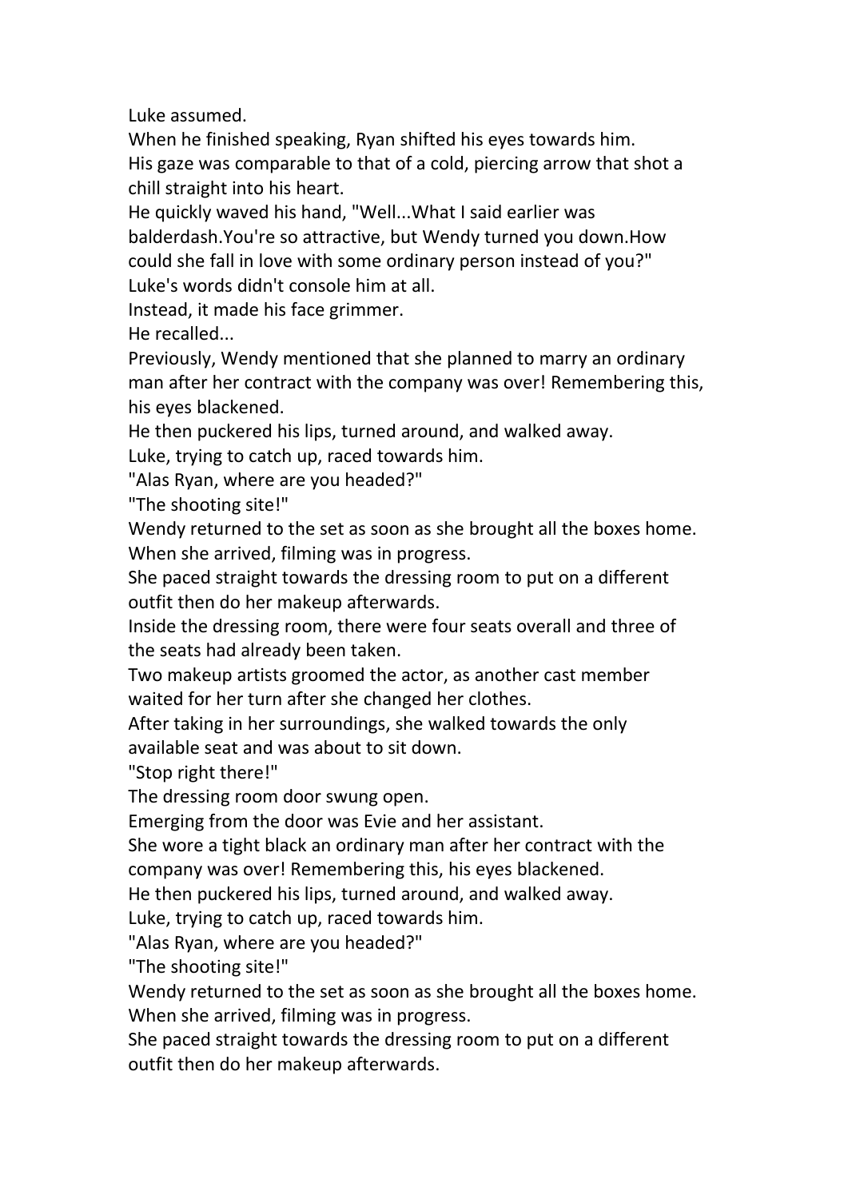Luke assumed.

When he finished speaking, Ryan shifted his eyes towards him.

His gaze was comparable to that of a cold, piercing arrow that shot a chill straight into his heart.

He quickly waved his hand, "Well...What I said earlier was balderdash.You're so attractive, but Wendy turned you down.How could she fall in love with some ordinary person instead of you?"

Luke's words didn't console him at all.

Instead, it made his face grimmer.

He recalled...

Previously, Wendy mentioned that she planned to marry an ordinary man after her contract with the company was over! Remembering this, his eyes blackened.

He then puckered his lips, turned around, and walked away.

Luke, trying to catch up, raced towards him.

"Alas Ryan, where are you headed?"

"The shooting site!"

Wendy returned to the set as soon as she brought all the boxes home.

When she arrived, filming was in progress.

She paced straight towards the dressing room to put on a different outfit then do her makeup afterwards.

Inside the dressing room, there were four seats overall and three of the seats had already been taken.

Two makeup artists groomed the actor, as another cast member waited for her turn after she changed her clothes.

After taking in her surroundings, she walked towards the only available seat and was about to sit down.

"Stop right there!"

The dressing room door swung open.

Emerging from the door was Evie and her assistant.

She wore a tight black an ordinary man after her contract with the company was over! Remembering this, his eyes blackened.

He then puckered his lips, turned around, and walked away.

Luke, trying to catch up, raced towards him.

"Alas Ryan, where are you headed?"

"The shooting site!"

Wendy returned to the set as soon as she brought all the boxes home.

When she arrived, filming was in progress.

She paced straight towards the dressing room to put on a different outfit then do her makeup afterwards.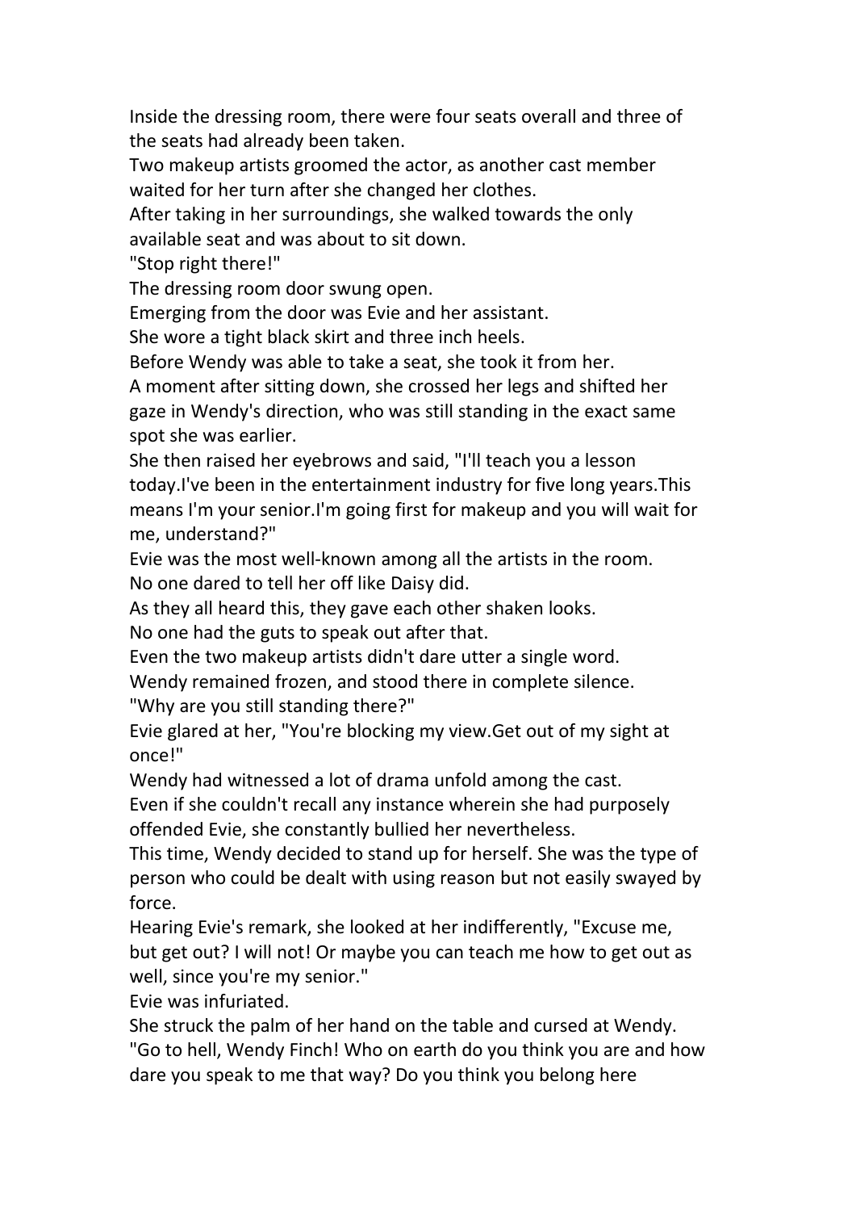Inside the dressing room, there were four seats overall and three of the seats had already been taken.

Two makeup artists groomed the actor, as another cast member waited for her turn after she changed her clothes.

After taking in her surroundings, she walked towards the only available seat and was about to sit down.

"Stop right there!"

The dressing room door swung open.

Emerging from the door was Evie and her assistant.

She wore a tight black skirt and three inch heels.

Before Wendy was able to take a seat, she took it from her.

A moment after sitting down, she crossed her legs and shifted her gaze in Wendy's direction, who was still standing in the exact same spot she was earlier.

She then raised her eyebrows and said, "I'll teach you a lesson today.I've been in the entertainment industry for five long years.This means I'm your senior.I'm going first for makeup and you will wait for me, understand?"

Evie was the most well-known among all the artists in the room.

No one dared to tell her off like Daisy did.

As they all heard this, they gave each other shaken looks.

No one had the guts to speak out after that.

Even the two makeup artists didn't dare utter a single word.

Wendy remained frozen, and stood there in complete silence.

"Why are you still standing there?"

Evie glared at her, "You're blocking my view.Get out of my sight at once!"

Wendy had witnessed a lot of drama unfold among the cast.

Even if she couldn't recall any instance wherein she had purposely offended Evie, she constantly bullied her nevertheless.

This time, Wendy decided to stand up for herself. She was the type of person who could be dealt with using reason but not easily swayed by force.

Hearing Evie's remark, she looked at her indifferently, "Excuse me, but get out? I will not! Or maybe you can teach me how to get out as well, since you're my senior."

Evie was infuriated.

She struck the palm of her hand on the table and cursed at Wendy.

"Go to hell, Wendy Finch! Who on earth do you think you are and how dare you speak to me that way? Do you think you belong here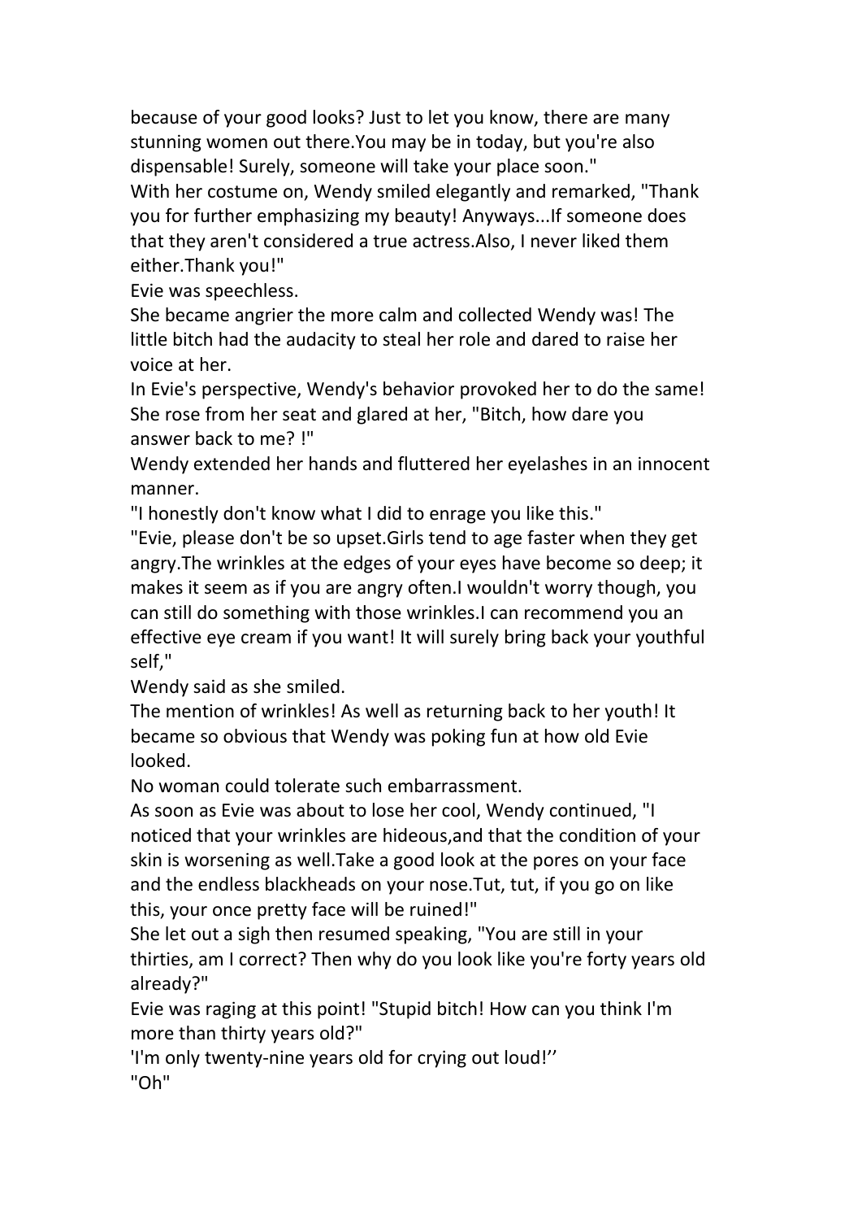because of your good looks? Just to let you know, there are many stunning women out there.You may be in today, but you're also dispensable! Surely, someone will take your place soon."

With her costume on, Wendy smiled elegantly and remarked, "Thank you for further emphasizing my beauty! Anyways...If someone does that they aren't considered a true actress.Also, I never liked them either.Thank you!"

Evie was speechless.

She became angrier the more calm and collected Wendy was! The little bitch had the audacity to steal her role and dared to raise her voice at her.

In Evie's perspective, Wendy's behavior provoked her to do the same! She rose from her seat and glared at her, "Bitch, how dare you answer back to me? !"

Wendy extended her hands and fluttered her eyelashes in an innocent manner.

"I honestly don't know what I did to enrage you like this."

"Evie, please don't be so upset.Girls tend to age faster when they get angry.The wrinkles at the edges of your eyes have become so deep; it makes it seem as if you are angry often.I wouldn't worry though, you can still do something with those wrinkles.I can recommend you an effective eye cream if you want! It will surely bring back your youthful self,"

Wendy said as she smiled.

The mention of wrinkles! As well as returning back to her youth! It became so obvious that Wendy was poking fun at how old Evie looked.

No woman could tolerate such embarrassment.

As soon as Evie was about to lose her cool, Wendy continued, "I noticed that your wrinkles are hideous,and that the condition of your skin is worsening as well.Take a good look at the pores on your face and the endless blackheads on your nose.Tut, tut, if you go on like this, your once pretty face will be ruined!"

She let out a sigh then resumed speaking, "You are still in your thirties, am I correct? Then why do you look like you're forty years old already?"

Evie was raging at this point! "Stupid bitch! How can you think I'm more than thirty years old?"

'I'm only twenty-nine years old for crying out loud!’’

"Oh"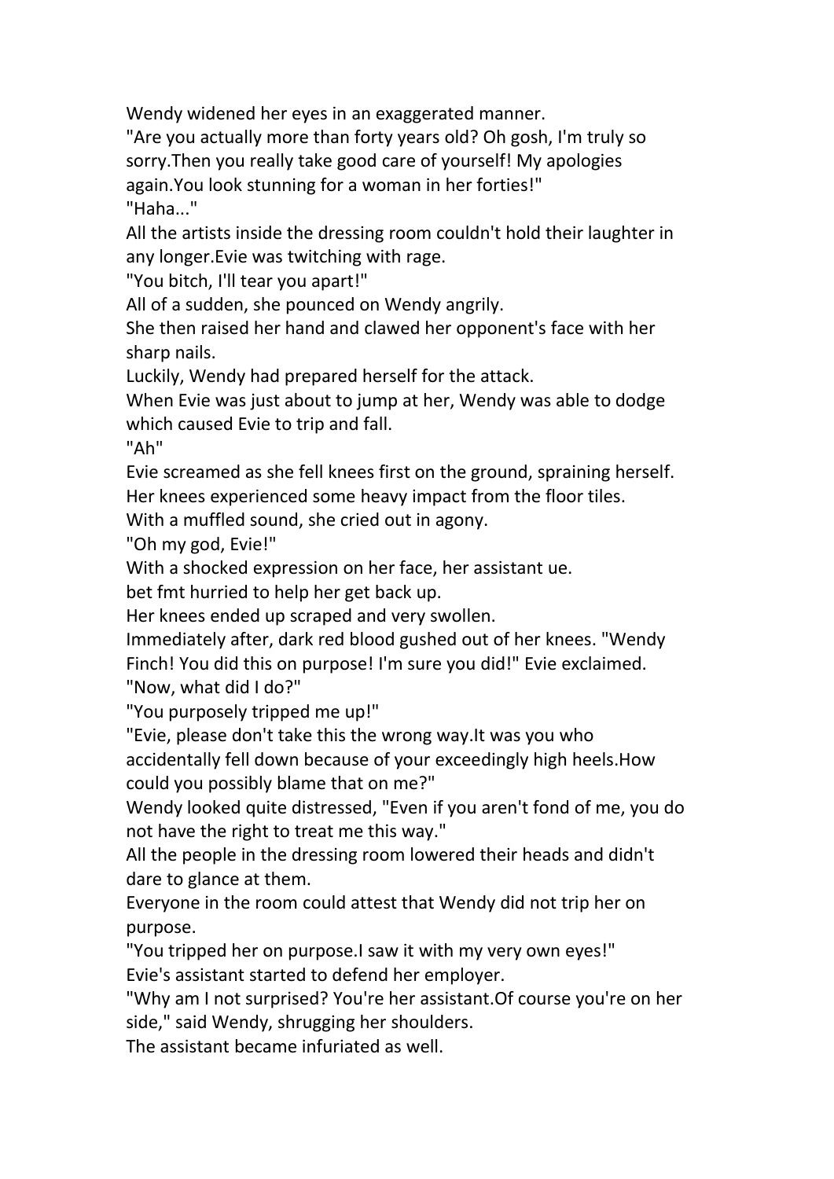Wendy widened her eyes in an exaggerated manner.

"Are you actually more than forty years old? Oh gosh, I'm truly so sorry.Then you really take good care of yourself! My apologies again.You look stunning for a woman in her forties!"

"Haha..."

All the artists inside the dressing room couldn't hold their laughter in any longer.Evie was twitching with rage.

"You bitch, I'll tear you apart!"

All of a sudden, she pounced on Wendy angrily.

She then raised her hand and clawed her opponent's face with her sharp nails.

Luckily, Wendy had prepared herself for the attack.

When Evie was just about to jump at her, Wendy was able to dodge which caused Evie to trip and fall.

"Ah"

Evie screamed as she fell knees first on the ground, spraining herself. Her knees experienced some heavy impact from the floor tiles.

With a muffled sound, she cried out in agony.

"Oh my god, Evie!"

With a shocked expression on her face, her assistant ue.

bet fmt hurried to help her get back up.

Her knees ended up scraped and very swollen.

Immediately after, dark red blood gushed out of her knees. "Wendy Finch! You did this on purpose! I'm sure you did!" Evie exclaimed.

"Now, what did I do?"

"You purposely tripped me up!"

"Evie, please don't take this the wrong way.It was you who accidentally fell down because of your exceedingly high heels.How could you possibly blame that on me?"

Wendy looked quite distressed, "Even if you aren't fond of me, you do not have the right to treat me this way."

All the people in the dressing room lowered their heads and didn't dare to glance at them.

Everyone in the room could attest that Wendy did not trip her on purpose.

"You tripped her on purpose.I saw it with my very own eyes!"

Evie's assistant started to defend her employer.

"Why am I not surprised? You're her assistant.Of course you're on her side," said Wendy, shrugging her shoulders.

The assistant became infuriated as well.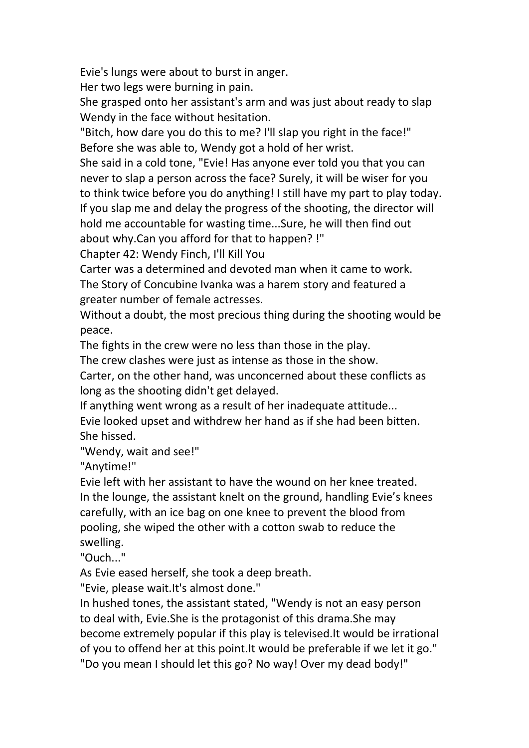Evie's lungs were about to burst in anger.

Her two legs were burning in pain.

She grasped onto her assistant's arm and was just about ready to slap Wendy in the face without hesitation.

"Bitch, how dare you do this to me? I'll slap you right in the face!"

Before she was able to, Wendy got a hold of her wrist.

She said in a cold tone, "Evie! Has anyone ever told you that you can never to slap a person across the face? Surely, it will be wiser for you to think twice before you do anything! I still have my part to play today. If you slap me and delay the progress of the shooting, the director will hold me accountable for wasting time...Sure, he will then find out about why.Can you afford for that to happen? !"

## Chapter 42: Wendy Finch, I'll Kill You

Carter was a determined and devoted man when it came to work.

The Story of Concubine Ivanka was a harem story and featured a greater number of female actresses.

Without a doubt, the most precious thing during the shooting would be peace.

The fights in the crew were no less than those in the play.

The crew clashes were just as intense as those in the show.

Carter, on the other hand, was unconcerned about these conflicts as long as the shooting didn't get delayed.

If anything went wrong as a result of her inadequate attitude...

Evie looked upset and withdrew her hand as if she had been bitten. She hissed.

"Wendy, wait and see!"

"Anytime!"

Evie left with her assistant to have the wound on her knee treated.

In the lounge, the assistant knelt on the ground, handling Evie’s knees carefully, with an ice bag on one knee to prevent the blood from pooling, she wiped the other with a cotton swab to reduce the swelling.

"Ouch..."

As Evie eased herself, she took a deep breath.

"Evie, please wait.It's almost done."

In hushed tones, the assistant stated, "Wendy is not an easy person to deal with, Evie.She is the protagonist of this drama.She may become extremely popular if this play is televised.It would be irrational of you to offend her at this point.It would be preferable if we let it go."

"Do you mean I should let this go? No way! Over my dead body!"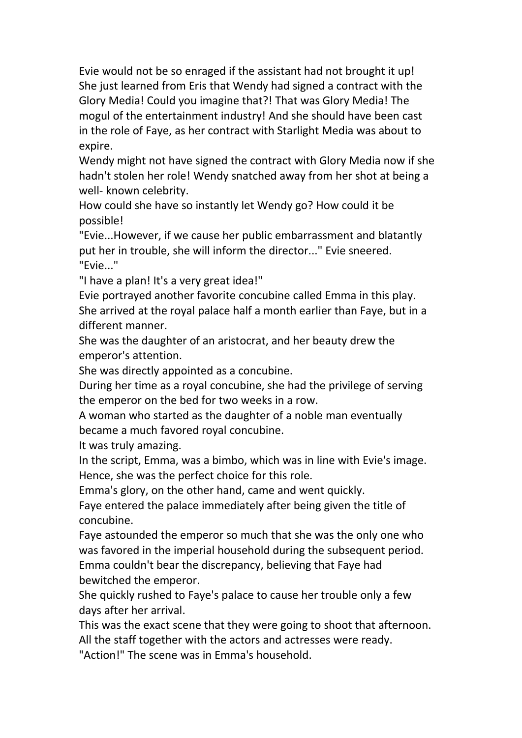Evie would not be so enraged if the assistant had not brought it up! She just learned from Eris that Wendy had signed a contract with the Glory Media! Could you imagine that?! That was Glory Media! The mogul of the entertainment industry! And she should have been cast in the role of Faye, as her contract with Starlight Media was about to expire.

Wendy might not have signed the contract with Glory Media now if she hadn't stolen her role! Wendy snatched away from her shot at being a well- known celebrity.

How could she have so instantly let Wendy go? How could it be possible!

"Evie...However, if we cause her public embarrassment and blatantly put her in trouble, she will inform the director..." Evie sneered.

"Evie..."

"I have a plan! It's a very great idea!"

Evie portrayed another favorite concubine called Emma in this play. She arrived at the royal palace half a month earlier than Faye, but in a different manner.

She was the daughter of an aristocrat, and her beauty drew the emperor's attention.

She was directly appointed as a concubine.

During her time as a royal concubine, she had the privilege of serving the emperor on the bed for two weeks in a row.

A woman who started as the daughter of a noble man eventually became a much favored royal concubine.

It was truly amazing.

In the script, Emma, was a bimbo, which was in line with Evie's image. Hence, she was the perfect choice for this role.

Emma's glory, on the other hand, came and went quickly.

Faye entered the palace immediately after being given the title of concubine.

Faye astounded the emperor so much that she was the only one who was favored in the imperial household during the subsequent period.

Emma couldn't bear the discrepancy, believing that Faye had bewitched the emperor.

She quickly rushed to Faye's palace to cause her trouble only a few days after her arrival.

This was the exact scene that they were going to shoot that afternoon.

All the staff together with the actors and actresses were ready.

"Action!" The scene was in Emma's household.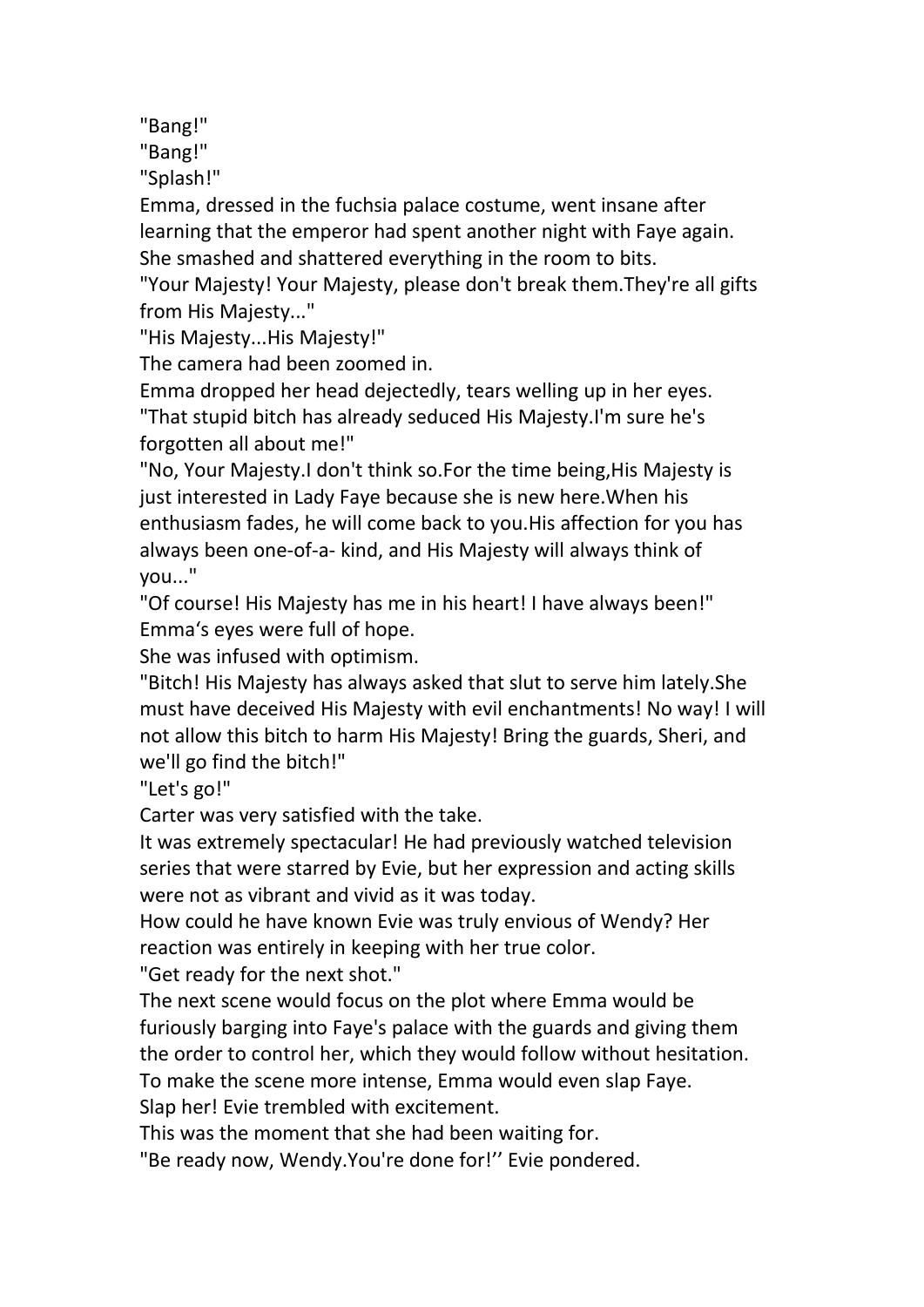"Bang!"

"Bang!"

"Splash!"

Emma, dressed in the fuchsia palace costume, went insane after learning that the emperor had spent another night with Faye again. She smashed and shattered everything in the room to bits.

"Your Majesty! Your Majesty, please don't break them.They're all gifts from His Majesty..."

"His Majesty...His Majesty!"

The camera had been zoomed in.

Emma dropped her head dejectedly, tears welling up in her eyes.

"That stupid bitch has already seduced His Majesty.I'm sure he's forgotten all about me!"

"No, Your Majesty.I don't think so.For the time being,His Majesty is just interested in Lady Faye because she is new here.When his enthusiasm fades, he will come back to you.His affection for you has always been one-of-a- kind, and His Majesty will always think of you..."

"Of course! His Majesty has me in his heart! I have always been!"

Emma's eyes were full of hope.

She was infused with optimism.

"Bitch! His Majesty has always asked that slut to serve him lately.She must have deceived His Majesty with evil enchantments! No way! I will not allow this bitch to harm His Majesty! Bring the guards, Sheri, and we'll go find the bitch!"

"Let's go!"

Carter was very satisfied with the take.

It was extremely spectacular! He had previously watched television series that were starred by Evie, but her expression and acting skills were not as vibrant and vivid as it was today.

How could he have known Evie was truly envious of Wendy? Her reaction was entirely in keeping with her true color.

"Get ready for the next shot."

The next scene would focus on the plot where Emma would be furiously barging into Faye's palace with the guards and giving them the order to control her, which they would follow without hesitation.

To make the scene more intense, Emma would even slap Faye.

Slap her! Evie trembled with excitement.

This was the moment that she had been waiting for.

"Be ready now, Wendy.You're done for!'' Evie pondered.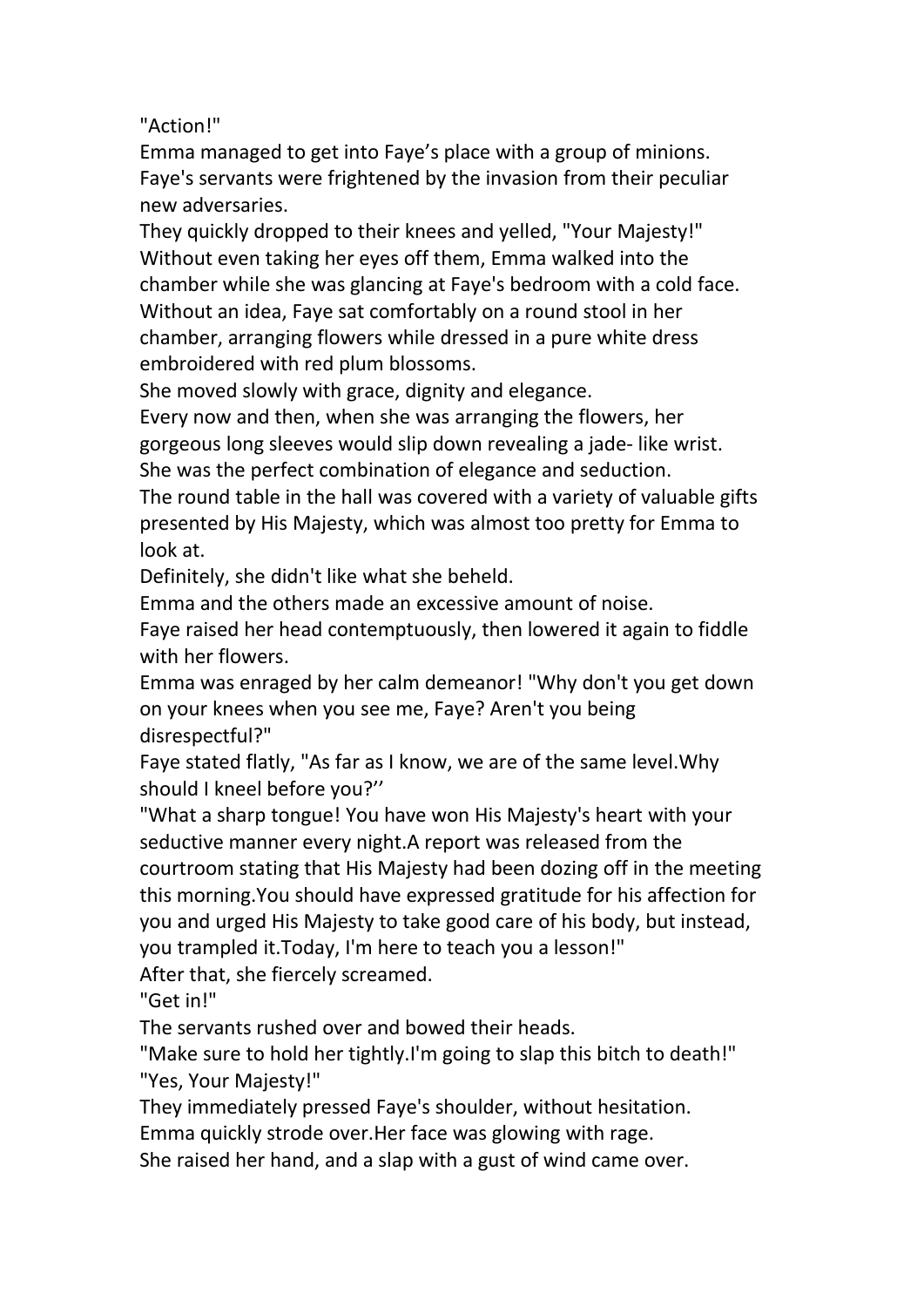"Action!"

Emma managed to get into Faye’s place with a group of minions. Faye's servants were frightened by the invasion from their peculiar new adversaries.

They quickly dropped to their knees and yelled, "Your Majesty!"

Without even taking her eyes off them, Emma walked into the chamber while she was glancing at Faye's bedroom with a cold face.

Without an idea, Faye sat comfortably on a round stool in her chamber, arranging flowers while dressed in a pure white dress embroidered with red plum blossoms.

She moved slowly with grace, dignity and elegance.

Every now and then, when she was arranging the flowers, her gorgeous long sleeves would slip down revealing a jade- like wrist. She was the perfect combination of elegance and seduction.

The round table in the hall was covered with a variety of valuable gifts presented by His Majesty, which was almost too pretty for Emma to look at.

Definitely, she didn't like what she beheld.

Emma and the others made an excessive amount of noise.

Faye raised her head contemptuously, then lowered it again to fiddle with her flowers.

Emma was enraged by her calm demeanor! "Why don't you get down on your knees when you see me, Faye? Aren't you being disrespectful?"

Faye stated flatly, "As far as I know, we are of the same level.Why should I kneel before you?’’

"What a sharp tongue! You have won His Majesty's heart with your seductive manner every night.A report was released from the courtroom stating that His Majesty had been dozing off in the meeting this morning.You should have expressed gratitude for his affection for you and urged His Majesty to take good care of his body, but instead, you trampled it.Today, I'm here to teach you a lesson!"

After that, she fiercely screamed.

"Get in!"

The servants rushed over and bowed their heads.

"Make sure to hold her tightly.I'm going to slap this bitch to death!"

"Yes, Your Majesty!"

They immediately pressed Faye's shoulder, without hesitation.

Emma quickly strode over.Her face was glowing with rage.

She raised her hand, and a slap with a gust of wind came over.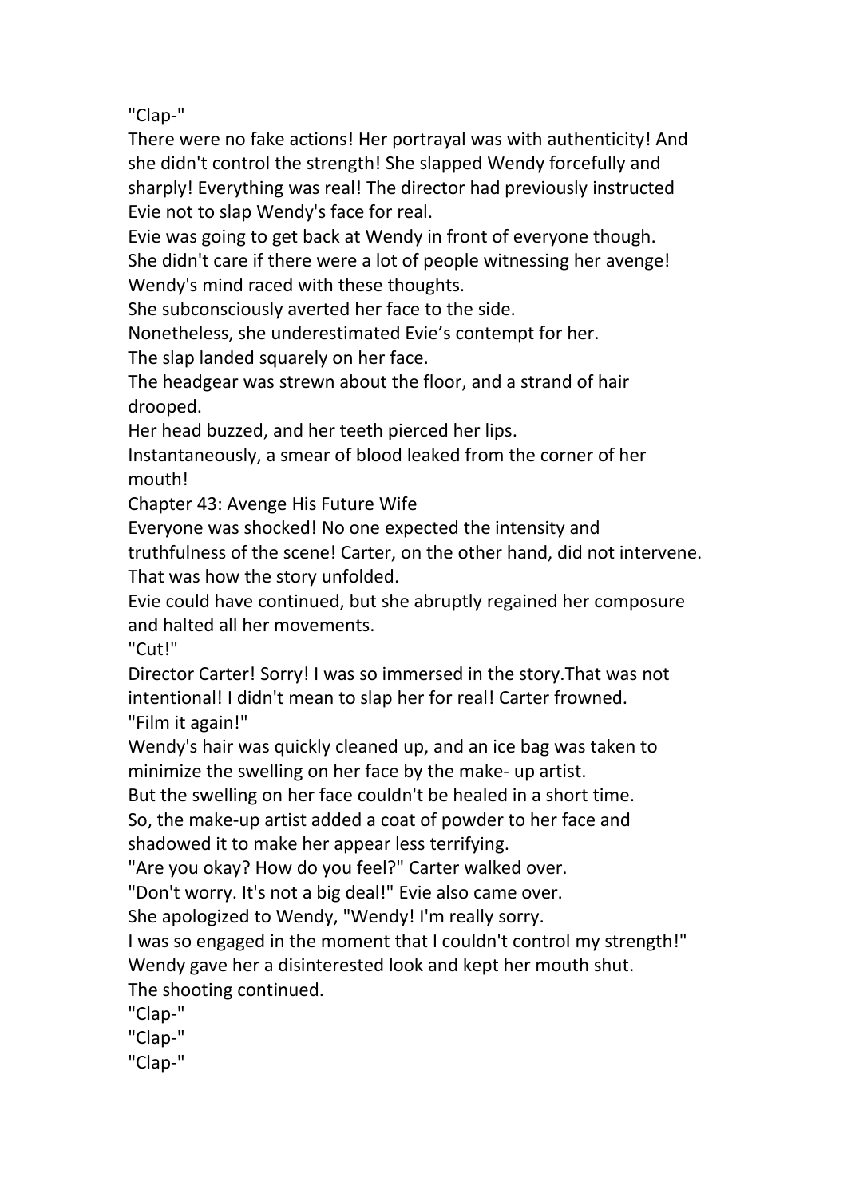"Clap-"

There were no fake actions! Her portrayal was with authenticity! And she didn't control the strength! She slapped Wendy forcefully and sharply! Everything was real! The director had previously instructed Evie not to slap Wendy's face for real.

Evie was going to get back at Wendy in front of everyone though.

She didn't care if there were a lot of people witnessing her avenge!

Wendy's mind raced with these thoughts.

She subconsciously averted her face to the side.

Nonetheless, she underestimated Evie's contempt for her.

The slap landed squarely on her face.

The headgear was strewn about the floor, and a strand of hair drooped.

Her head buzzed, and her teeth pierced her lips.

Instantaneously, a smear of blood leaked from the corner of her mouth!

## Chapter 43: Avenge His Future Wife

Everyone was shocked! No one expected the intensity and truthfulness of the scene! Carter, on the other hand, did not intervene. That was how the story unfolded.

Evie could have continued, but she abruptly regained her composure and halted all her movements.

"Cut!"

Director Carter! Sorry! I was so immersed in the story.That was not intentional! I didn't mean to slap her for real! Carter frowned.

"Film it again!"

Wendy's hair was quickly cleaned up, and an ice bag was taken to minimize the swelling on her face by the make- up artist.

But the swelling on her face couldn't be healed in a short time.

So, the make-up artist added a coat of powder to her face and shadowed it to make her appear less terrifying.

"Are you okay? How do you feel?" Carter walked over.

"Don't worry. It's not a big deal!" Evie also came over.

She apologized to Wendy, "Wendy! I'm really sorry.

I was so engaged in the moment that I couldn't control my strength!"

Wendy gave her a disinterested look and kept her mouth shut.

The shooting continued.

"Clap-"

"Clap-"

"Clap-"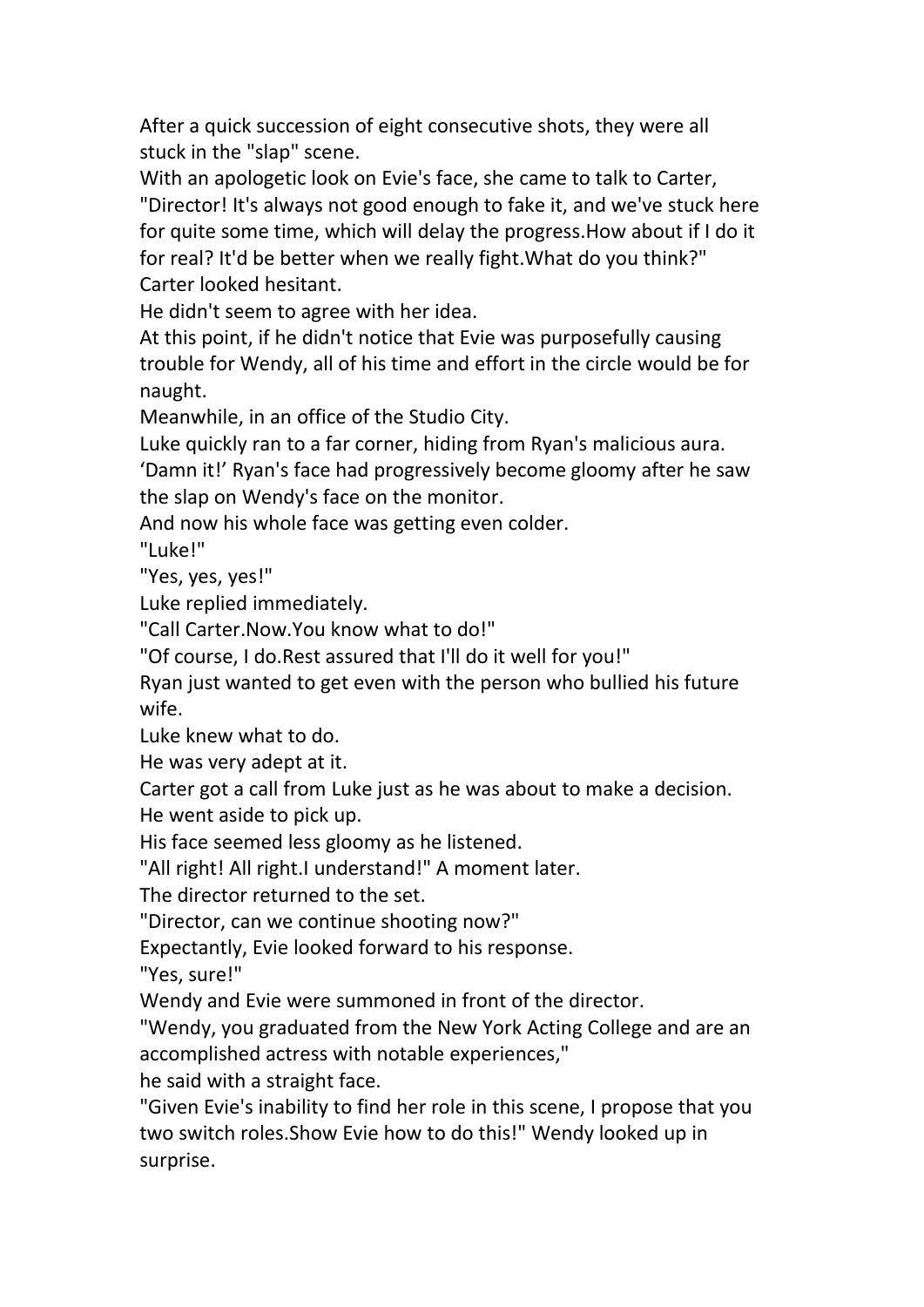After a quick succession of eight consecutive shots, they were all stuck in the "slap" scene.

With an apologetic look on Evie's face, she came to talk to Carter, "Director! It's always not good enough to fake it, and we've stuck here for quite some time, which will delay the progress.How about if I do it for real? It'd be better when we really fight.What do you think?"

Carter looked hesitant.

He didn't seem to agree with her idea.

At this point, if he didn't notice that Evie was purposefully causing trouble for Wendy, all of his time and effort in the circle would be for naught.

Meanwhile, in an office of the Studio City.

Luke quickly ran to a far corner, hiding from Ryan's malicious aura.

'Damn it!' Ryan's face had progressively become gloomy after he saw the slap on Wendy's face on the monitor.

And now his whole face was getting even colder.

"Luke!"

"Yes, yes, yes!"

Luke replied immediately.

"Call Carter.Now.You know what to do!"

"Of course, I do.Rest assured that I'll do it well for you!"

Ryan just wanted to get even with the person who bullied his future wife.

Luke knew what to do.

He was very adept at it.

Carter got a call from Luke just as he was about to make a decision.

He went aside to pick up.

His face seemed less gloomy as he listened.

"All right! All right.I understand!" A moment later.

The director returned to the set.

"Director, can we continue shooting now?"

Expectantly, Evie looked forward to his response.

"Yes, sure!"

Wendy and Evie were summoned in front of the director.

"Wendy, you graduated from the New York Acting College and are an accomplished actress with notable experiences,"

he said with a straight face.

"Given Evie's inability to find her role in this scene, I propose that you two switch roles.Show Evie how to do this!" Wendy looked up in surprise.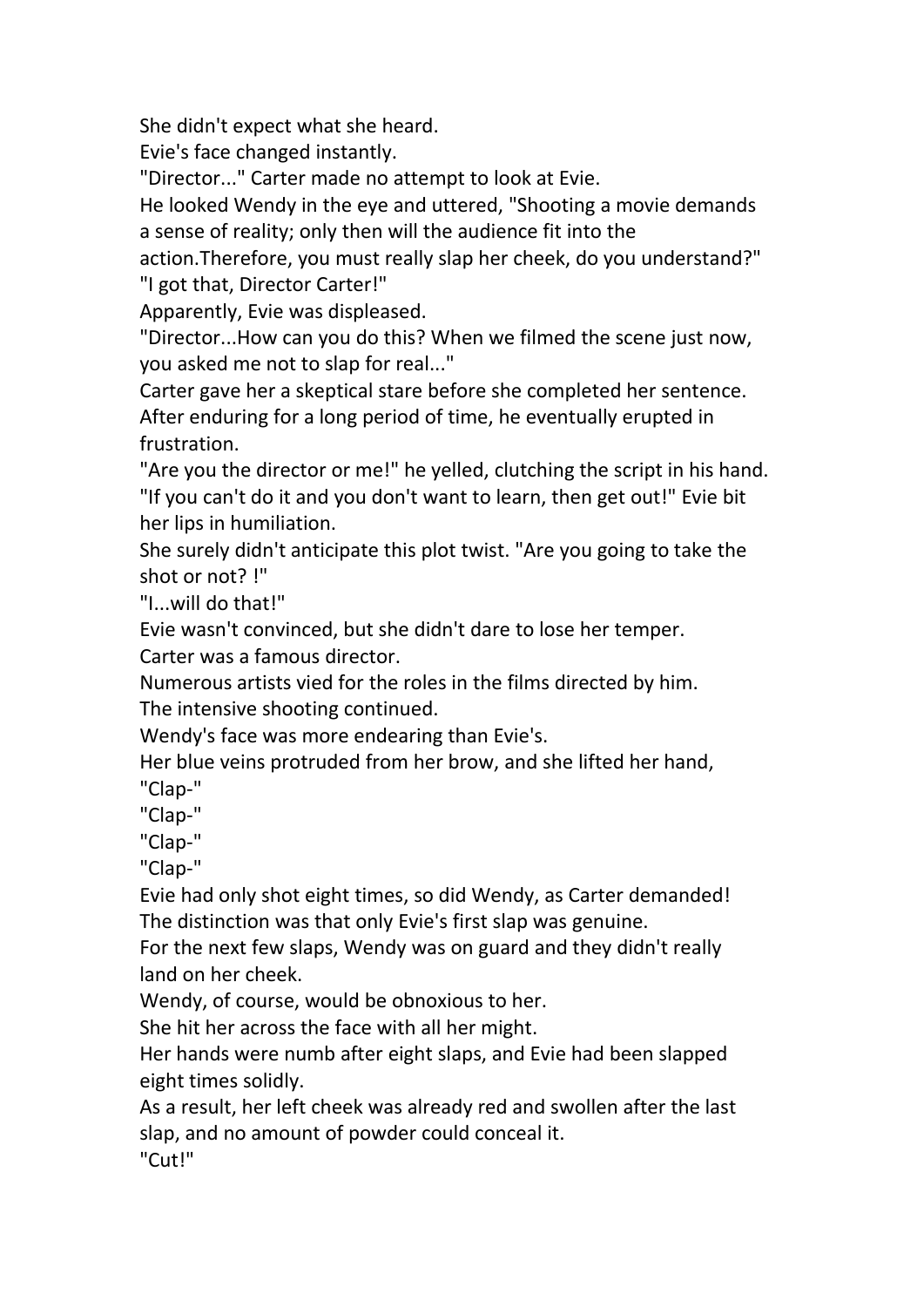She didn't expect what she heard.

Evie's face changed instantly.

"Director..." Carter made no attempt to look at Evie.

He looked Wendy in the eye and uttered, "Shooting a movie demands a sense of reality; only then will the audience fit into the action.Therefore, you must really slap her cheek, do you understand?"

"I got that, Director Carter!"

Apparently, Evie was displeased.

"Director...How can you do this? When we filmed the scene just now, you asked me not to slap for real..."

Carter gave her a skeptical stare before she completed her sentence.

After enduring for a long period of time, he eventually erupted in frustration.

"Are you the director or me!" he yelled, clutching the script in his hand.

"If you can't do it and you don't want to learn, then get out!" Evie bit her lips in humiliation.

She surely didn't anticipate this plot twist. "Are you going to take the shot or not? !"

"I...will do that!"

Evie wasn't convinced, but she didn't dare to lose her temper.

Carter was a famous director.

Numerous artists vied for the roles in the films directed by him.

The intensive shooting continued.

Wendy's face was more endearing than Evie's.

Her blue veins protruded from her brow, and she lifted her hand,

"Clap-"

"Clap-"

"Clap-"

"Clap-"

Evie had only shot eight times, so did Wendy, as Carter demanded!

The distinction was that only Evie's first slap was genuine.

For the next few slaps, Wendy was on guard and they didn't really land on her cheek.

Wendy, of course, would be obnoxious to her.

She hit her across the face with all her might.

Her hands were numb after eight slaps, and Evie had been slapped eight times solidly.

As a result, her left cheek was already red and swollen after the last slap, and no amount of powder could conceal it.

"Cut!"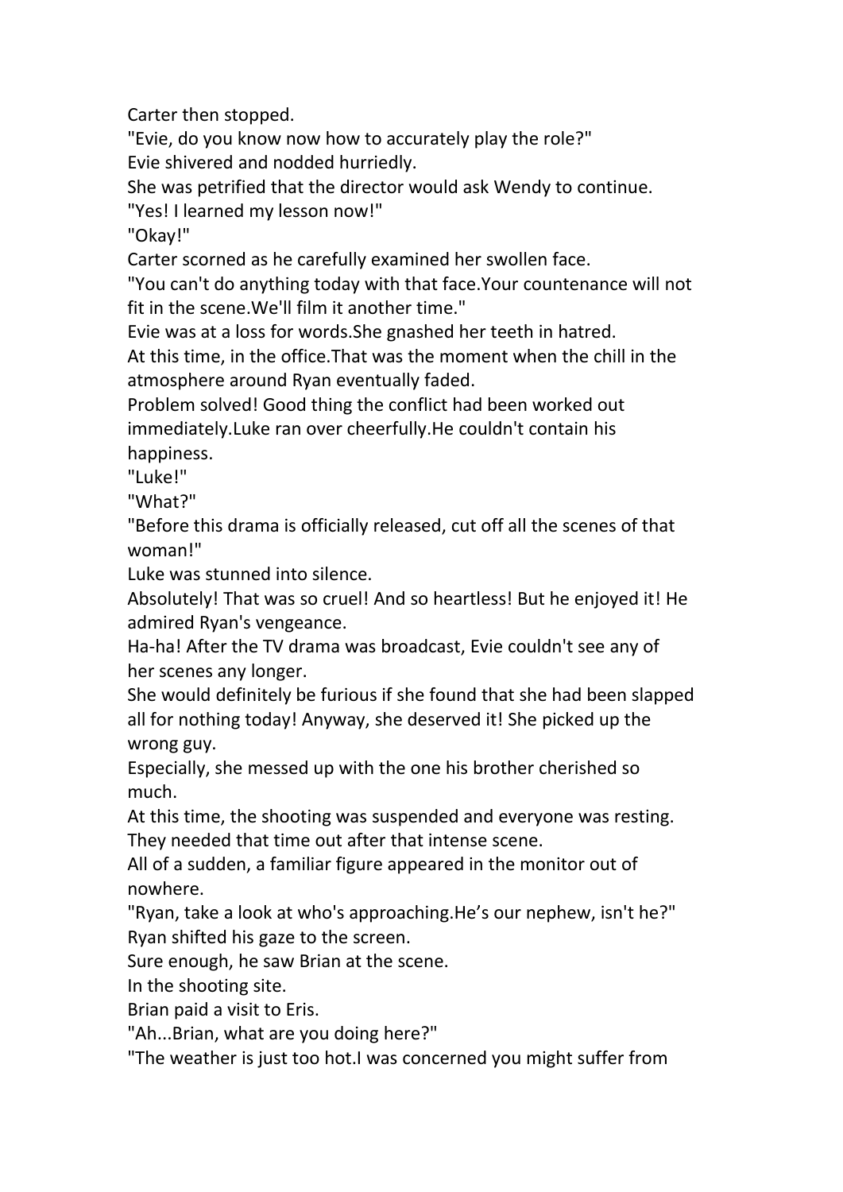Carter then stopped.

"Evie, do you know now how to accurately play the role?"

Evie shivered and nodded hurriedly.

She was petrified that the director would ask Wendy to continue.

"Yes! I learned my lesson now!"

"Okay!"

Carter scorned as he carefully examined her swollen face.

"You can't do anything today with that face.Your countenance will not fit in the scene.We'll film it another time."

Evie was at a loss for words.She gnashed her teeth in hatred.

At this time, in the office.That was the moment when the chill in the atmosphere around Ryan eventually faded.

Problem solved! Good thing the conflict had been worked out immediately.Luke ran over cheerfully.He couldn't contain his happiness.

"Luke!"

"What?"

"Before this drama is officially released, cut off all the scenes of that woman!"

Luke was stunned into silence.

Absolutely! That was so cruel! And so heartless! But he enjoyed it! He admired Ryan's vengeance.

Ha-ha! After the TV drama was broadcast, Evie couldn't see any of her scenes any longer.

She would definitely be furious if she found that she had been slapped all for nothing today! Anyway, she deserved it! She picked up the wrong guy.

Especially, she messed up with the one his brother cherished so much.

At this time, the shooting was suspended and everyone was resting. They needed that time out after that intense scene.

All of a sudden, a familiar figure appeared in the monitor out of nowhere.

"Ryan, take a look at who's approaching.He's our nephew, isn't he?"

Ryan shifted his gaze to the screen.

Sure enough, he saw Brian at the scene.

In the shooting site.

Brian paid a visit to Eris.

"Ah...Brian, what are you doing here?"

"The weather is just too hot.I was concerned you might suffer from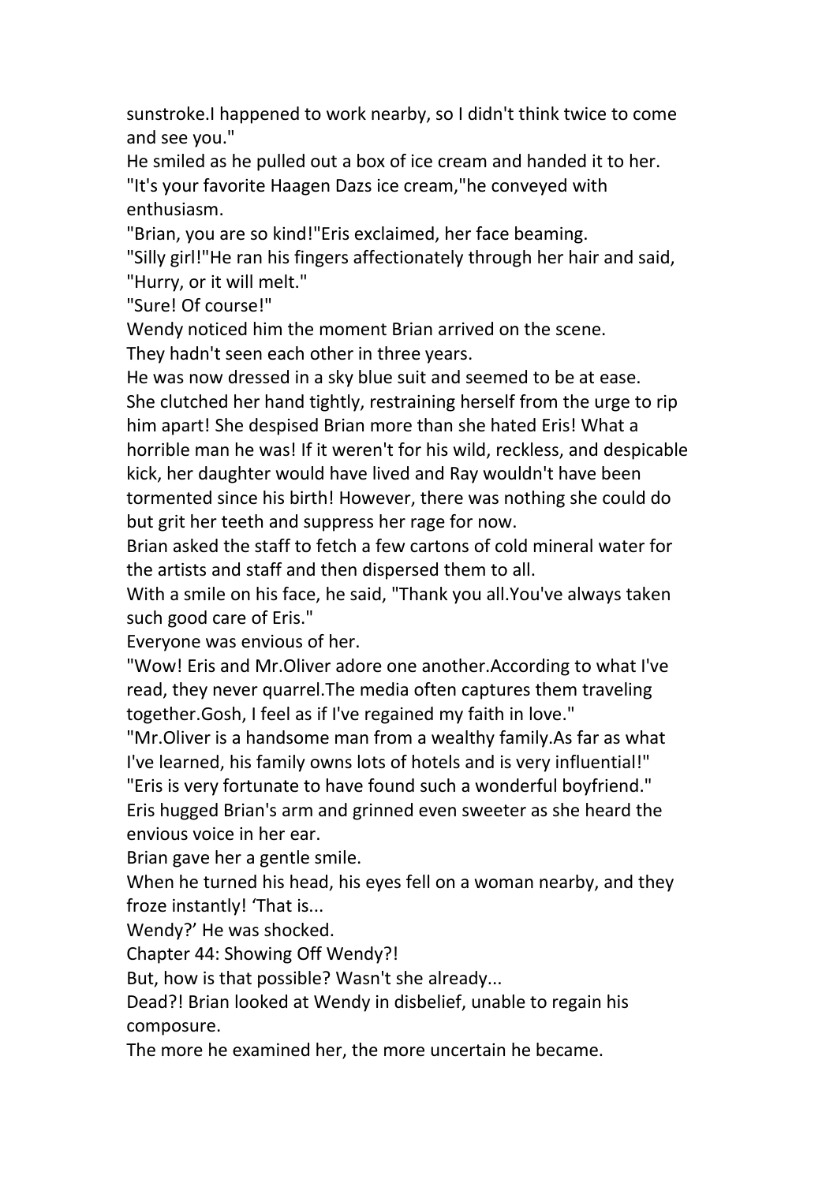sunstroke.I happened to work nearby, so I didn't think twice to come and see you."

He smiled as he pulled out a box of ice cream and handed it to her. "It's your favorite Haagen Dazs ice cream,"he conveyed with enthusiasm.

"Brian, you are so kind!"Eris exclaimed, her face beaming.

"Silly girl!"He ran his fingers affectionately through her hair and said, "Hurry, or it will melt."

"Sure! Of course!"

Wendy noticed him the moment Brian arrived on the scene.

They hadn't seen each other in three years.

He was now dressed in a sky blue suit and seemed to be at ease.

She clutched her hand tightly, restraining herself from the urge to rip him apart! She despised Brian more than she hated Eris! What a horrible man he was! If it weren't for his wild, reckless, and despicable kick, her daughter would have lived and Ray wouldn't have been tormented since his birth! However, there was nothing she could do but grit her teeth and suppress her rage for now.

Brian asked the staff to fetch a few cartons of cold mineral water for the artists and staff and then dispersed them to all.

With a smile on his face, he said, "Thank you all.You've always taken such good care of Eris."

Everyone was envious of her.

"Wow! Eris and Mr.Oliver adore one another.According to what I've read, they never quarrel.The media often captures them traveling together.Gosh, I feel as if I've regained my faith in love."

"Mr.Oliver is a handsome man from a wealthy family.As far as what I've learned, his family owns lots of hotels and is very influential!"

"Eris is very fortunate to have found such a wonderful boyfriend."

Eris hugged Brian's arm and grinned even sweeter as she heard the envious voice in her ear.

Brian gave her a gentle smile.

When he turned his head, his eyes fell on a woman nearby, and they froze instantly! 'That is...

Wendy?' He was shocked.

## Chapter 44: Showing Off Wendy?!

But, how is that possible? Wasn't she already...

Dead?! Brian looked at Wendy in disbelief, unable to regain his composure.

The more he examined her, the more uncertain he became.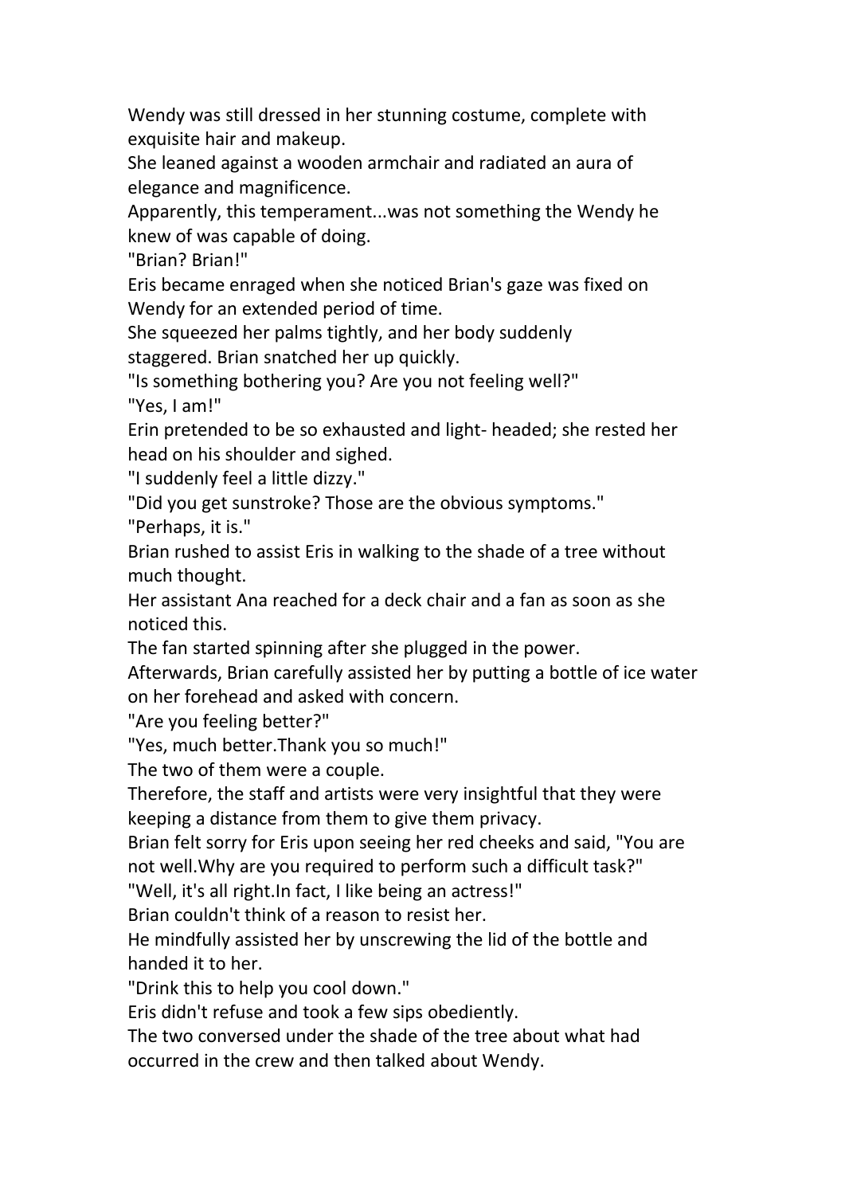Wendy was still dressed in her stunning costume, complete with exquisite hair and makeup.

She leaned against a wooden armchair and radiated an aura of elegance and magnificence.

Apparently, this temperament...was not something the Wendy he knew of was capable of doing.

"Brian? Brian!"

Eris became enraged when she noticed Brian's gaze was fixed on Wendy for an extended period of time.

She squeezed her palms tightly, and her body suddenly staggered. Brian snatched her up quickly.

"Is something bothering you? Are you not feeling well?"

"Yes, I am!"

Erin pretended to be so exhausted and light- headed; she rested her head on his shoulder and sighed.

"I suddenly feel a little dizzy."

"Did you get sunstroke? Those are the obvious symptoms."

"Perhaps, it is."

Brian rushed to assist Eris in walking to the shade of a tree without much thought.

Her assistant Ana reached for a deck chair and a fan as soon as she noticed this.

The fan started spinning after she plugged in the power.

Afterwards, Brian carefully assisted her by putting a bottle of ice water on her forehead and asked with concern.

"Are you feeling better?"

"Yes, much better.Thank you so much!"

The two of them were a couple.

Therefore, the staff and artists were very insightful that they were keeping a distance from them to give them privacy.

Brian felt sorry for Eris upon seeing her red cheeks and said, "You are not well.Why are you required to perform such a difficult task?"

"Well, it's all right.In fact, I like being an actress!"

Brian couldn't think of a reason to resist her.

He mindfully assisted her by unscrewing the lid of the bottle and handed it to her.

"Drink this to help you cool down."

Eris didn't refuse and took a few sips obediently.

The two conversed under the shade of the tree about what had occurred in the crew and then talked about Wendy.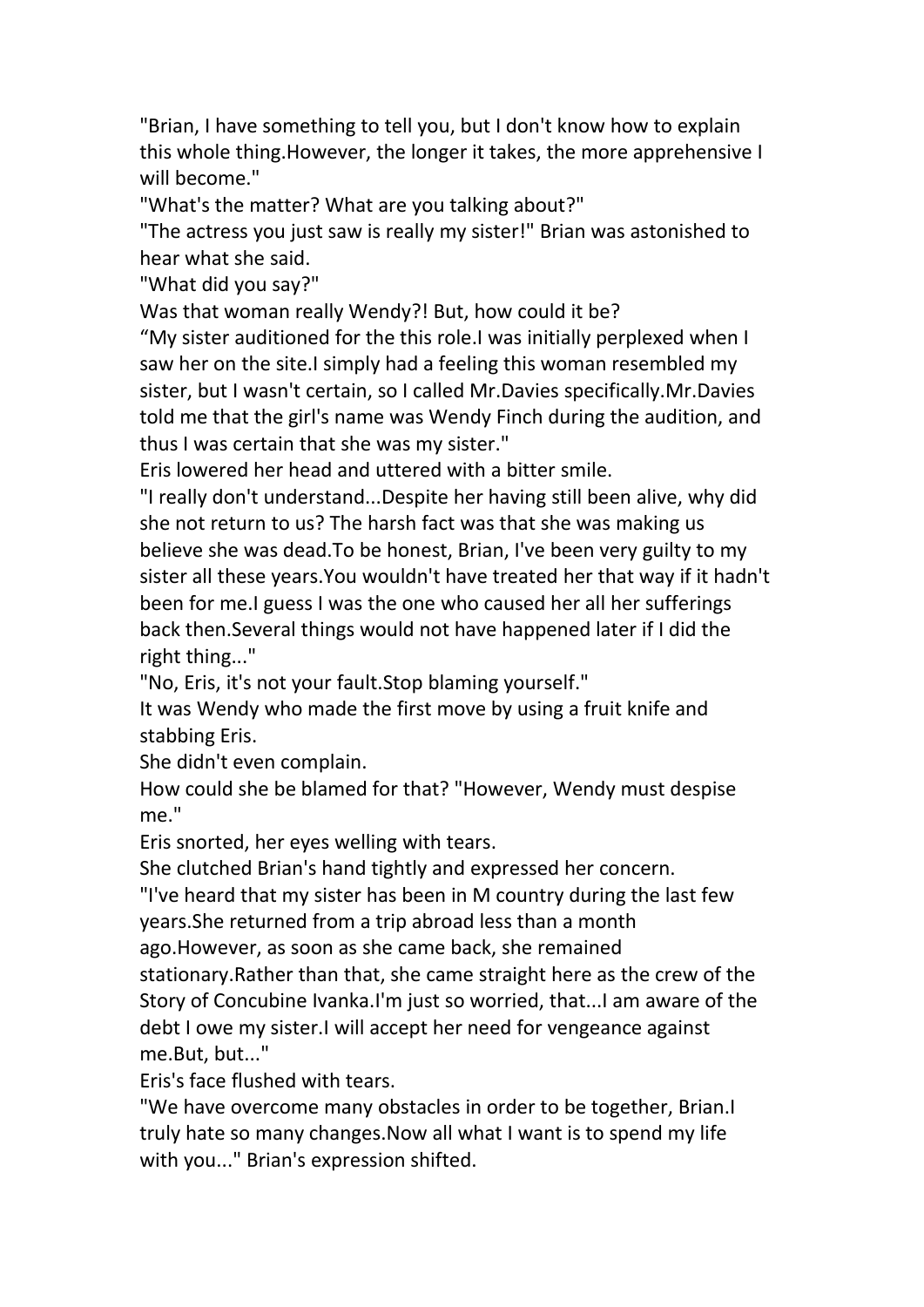"Brian, I have something to tell you, but I don't know how to explain this whole thing.However, the longer it takes, the more apprehensive I will become."

"What's the matter? What are you talking about?"

"The actress you just saw is really my sister!" Brian was astonished to hear what she said.

"What did you say?"

Was that woman really Wendy?! But, how could it be?

“My sister auditioned for the this role.I was initially perplexed when I saw her on the site.I simply had a feeling this woman resembled my sister, but I wasn't certain, so I called Mr.Davies specifically.Mr.Davies told me that the girl's name was Wendy Finch during the audition, and thus I was certain that she was my sister."

Eris lowered her head and uttered with a bitter smile.

"I really don't understand...Despite her having still been alive, why did she not return to us? The harsh fact was that she was making us believe she was dead.To be honest, Brian, I've been very guilty to my sister all these years.You wouldn't have treated her that way if it hadn't been for me.I guess I was the one who caused her all her sufferings back then.Several things would not have happened later if I did the right thing..."

"No, Eris, it's not your fault.Stop blaming yourself."

It was Wendy who made the first move by using a fruit knife and stabbing Eris.

She didn't even complain.

How could she be blamed for that? "However, Wendy must despise me."

Eris snorted, her eyes welling with tears.

She clutched Brian's hand tightly and expressed her concern.

"I've heard that my sister has been in M country during the last few years.She returned from a trip abroad less than a month ago.However, as soon as she came back, she remained stationary.Rather than that, she came straight here as the crew of the Story of Concubine Ivanka.I'm just so worried, that...I am aware of the debt I owe my sister.I will accept her need for vengeance against me.But, but..."

Eris's face flushed with tears.

"We have overcome many obstacles in order to be together, Brian.I truly hate so many changes.Now all what I want is to spend my life with you..." Brian's expression shifted.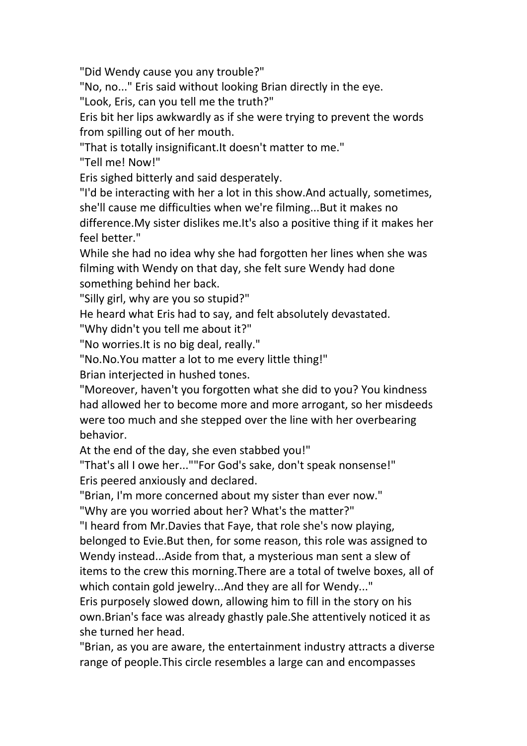"Did Wendy cause you any trouble?"

"No, no..." Eris said without looking Brian directly in the eye.

"Look, Eris, can you tell me the truth?"

Eris bit her lips awkwardly as if she were trying to prevent the words from spilling out of her mouth.

"That is totally insignificant.It doesn't matter to me."

"Tell me! Now!"

Eris sighed bitterly and said desperately.

"I'd be interacting with her a lot in this show.And actually, sometimes, she'll cause me difficulties when we're filming...But it makes no difference.My sister dislikes me.It's also a positive thing if it makes her feel better."

While she had no idea why she had forgotten her lines when she was filming with Wendy on that day, she felt sure Wendy had done something behind her back.

"Silly girl, why are you so stupid?"

He heard what Eris had to say, and felt absolutely devastated.

"Why didn't you tell me about it?"

"No worries.It is no big deal, really."

"No.No.You matter a lot to me every little thing!"

Brian interjected in hushed tones.

"Moreover, haven't you forgotten what she did to you? You kindness had allowed her to become more and more arrogant, so her misdeeds were too much and she stepped over the line with her overbearing behavior.

At the end of the day, she even stabbed you!"

"That's all I owe her...""For God's sake, don't speak nonsense!"

Eris peered anxiously and declared.

"Brian, I'm more concerned about my sister than ever now."

"Why are you worried about her? What's the matter?"

"I heard from Mr.Davies that Faye, that role she's now playing, belonged to Evie.But then, for some reason, this role was assigned to Wendy instead...Aside from that, a mysterious man sent a slew of items to the crew this morning.There are a total of twelve boxes, all of which contain gold jewelry...And they are all for Wendy..."

Eris purposely slowed down, allowing him to fill in the story on his own.Brian's face was already ghastly pale.She attentively noticed it as she turned her head.

"Brian, as you are aware, the entertainment industry attracts a diverse range of people.This circle resembles a large can and encompasses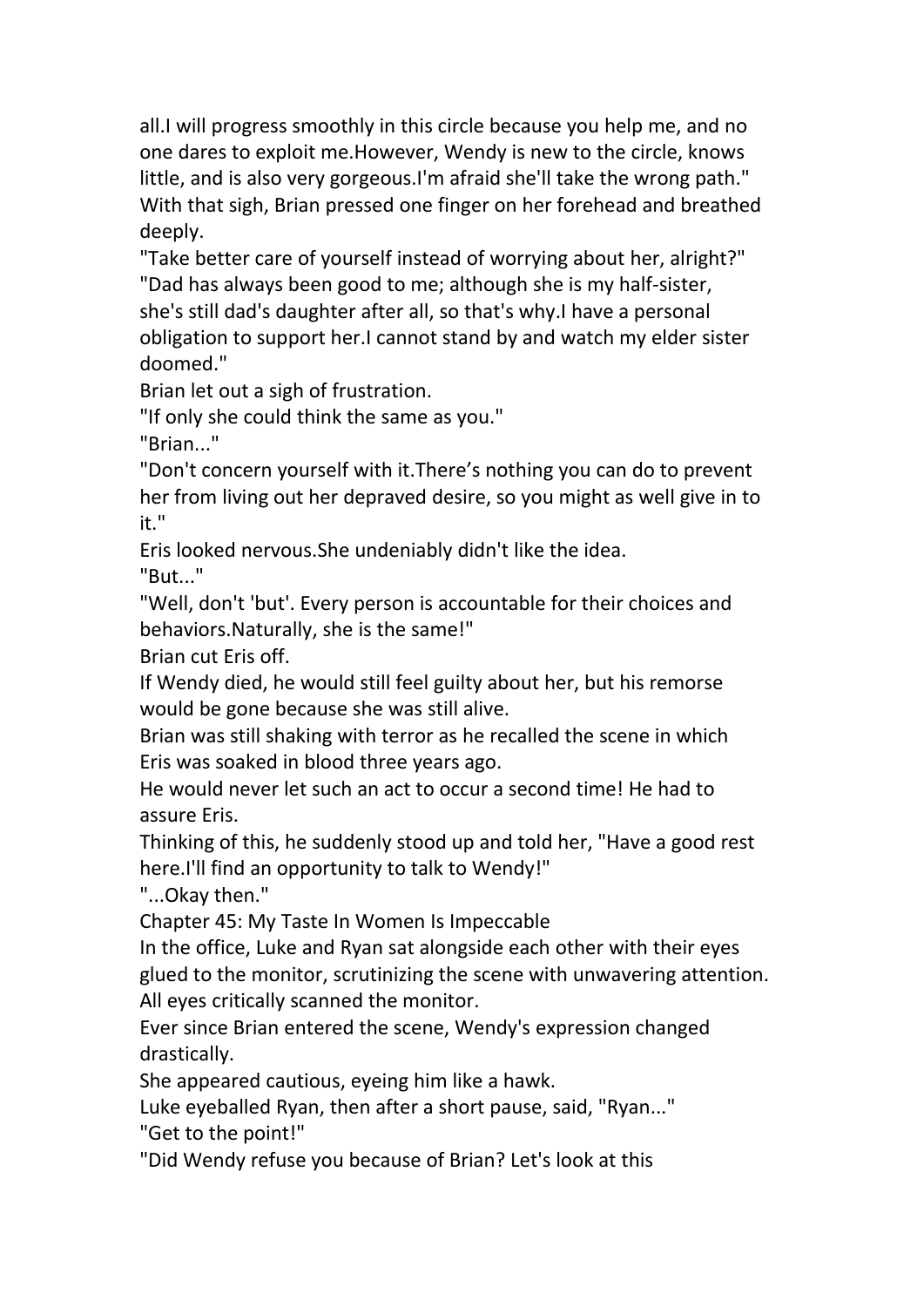all.I will progress smoothly in this circle because you help me, and no one dares to exploit me.However, Wendy is new to the circle, knows little, and is also very gorgeous.I'm afraid she'll take the wrong path."

With that sigh, Brian pressed one finger on her forehead and breathed deeply.

"Take better care of yourself instead of worrying about her, alright?"

"Dad has always been good to me; although she is my half-sister, she's still dad's daughter after all, so that's why.I have a personal obligation to support her.I cannot stand by and watch my elder sister doomed."

Brian let out a sigh of frustration.

"If only she could think the same as you."

"Brian..."

"Don't concern yourself with it.There's nothing you can do to prevent her from living out her depraved desire, so you might as well give in to it."

Eris looked nervous.She undeniably didn't like the idea.

"But..."

"Well, don't 'but'. Every person is accountable for their choices and behaviors.Naturally, she is the same!"

Brian cut Eris off.

If Wendy died, he would still feel guilty about her, but his remorse would be gone because she was still alive.

Brian was still shaking with terror as he recalled the scene in which Eris was soaked in blood three years ago.

He would never let such an act to occur a second time! He had to assure Eris.

Thinking of this, he suddenly stood up and told her, "Have a good rest here.I'll find an opportunity to talk to Wendy!"

"...Okay then."

## Chapter 45: My Taste In Women Is Impeccable

In the office, Luke and Ryan sat alongside each other with their eyes glued to the monitor, scrutinizing the scene with unwavering attention. All eyes critically scanned the monitor.

Ever since Brian entered the scene, Wendy's expression changed drastically.

She appeared cautious, eyeing him like a hawk.

Luke eyeballed Ryan, then after a short pause, said, "Ryan..."

"Get to the point!"

"Did Wendy refuse you because of Brian? Let's look at this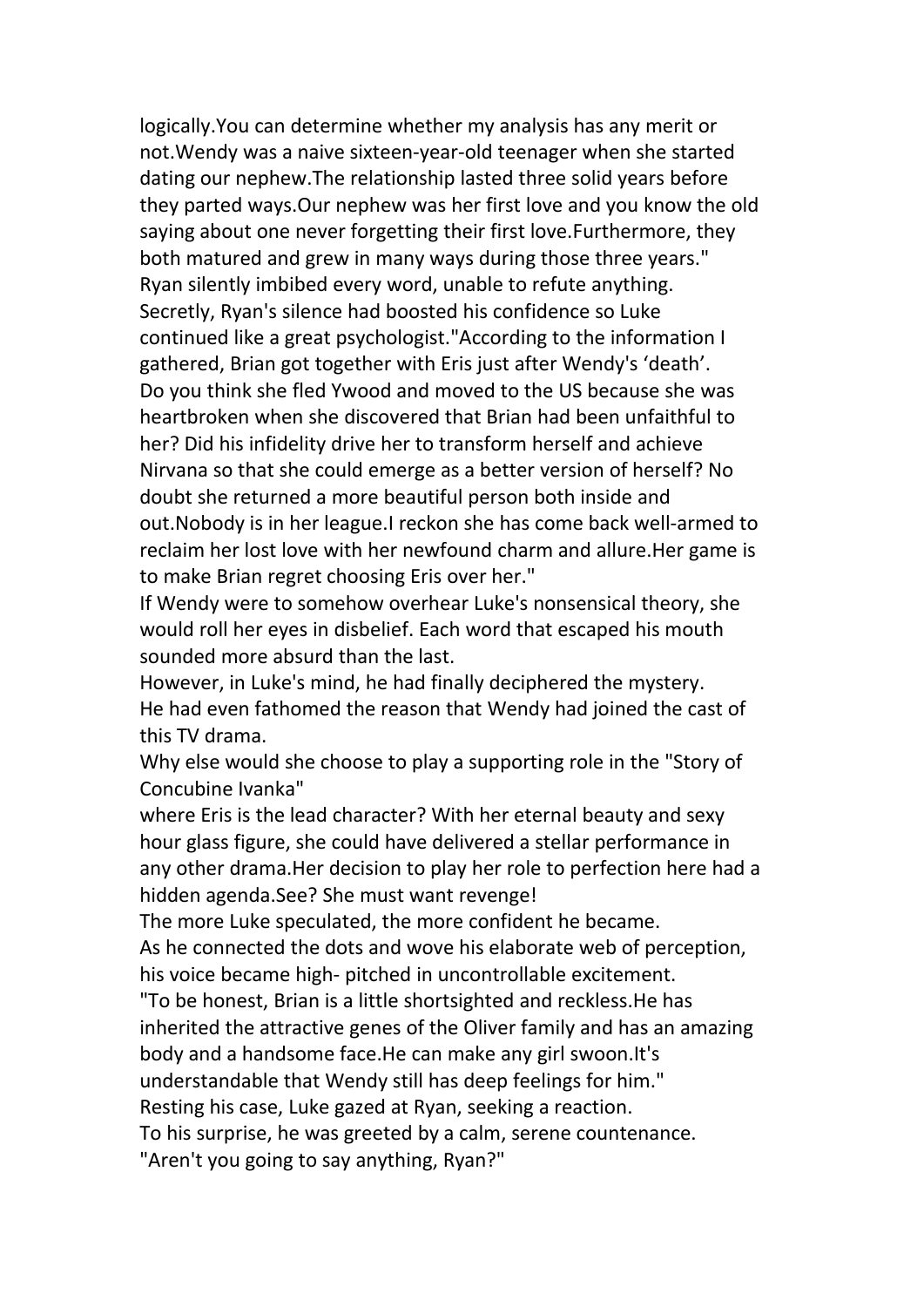logically.You can determine whether my analysis has any merit or not.Wendy was a naive sixteen-year-old teenager when she started dating our nephew.The relationship lasted three solid years before they parted ways.Our nephew was her first love and you know the old saying about one never forgetting their first love.Furthermore, they both matured and grew in many ways during those three years."

Ryan silently imbibed every word, unable to refute anything.

Secretly, Ryan's silence had boosted his confidence so Luke continued like a great psychologist."According to the information I gathered, Brian got together with Eris just after Wendy's 'death'. Do you think she fled Ywood and moved to the US because she was heartbroken when she discovered that Brian had been unfaithful to her? Did his infidelity drive her to transform herself and achieve Nirvana so that she could emerge as a better version of herself? No doubt she returned a more beautiful person both inside and out.Nobody is in her league.I reckon she has come back well-armed to reclaim her lost love with her newfound charm and allure.Her game is to make Brian regret choosing Eris over her."

If Wendy were to somehow overhear Luke's nonsensical theory, she would roll her eyes in disbelief. Each word that escaped his mouth sounded more absurd than the last.

However, in Luke's mind, he had finally deciphered the mystery. He had even fathomed the reason that Wendy had joined the cast of this TV drama.

Why else would she choose to play a supporting role in the "Story of Concubine Ivanka"

where Eris is the lead character? With her eternal beauty and sexy hour glass figure, she could have delivered a stellar performance in any other drama.Her decision to play her role to perfection here had a hidden agenda.See? She must want revenge!

The more Luke speculated, the more confident he became.

As he connected the dots and wove his elaborate web of perception, his voice became high- pitched in uncontrollable excitement.

"To be honest, Brian is a little shortsighted and reckless.He has inherited the attractive genes of the Oliver family and has an amazing body and a handsome face.He can make any girl swoon.It's understandable that Wendy still has deep feelings for him."

Resting his case, Luke gazed at Ryan, seeking a reaction.

To his surprise, he was greeted by a calm, serene countenance.

"Aren't you going to say anything, Ryan?"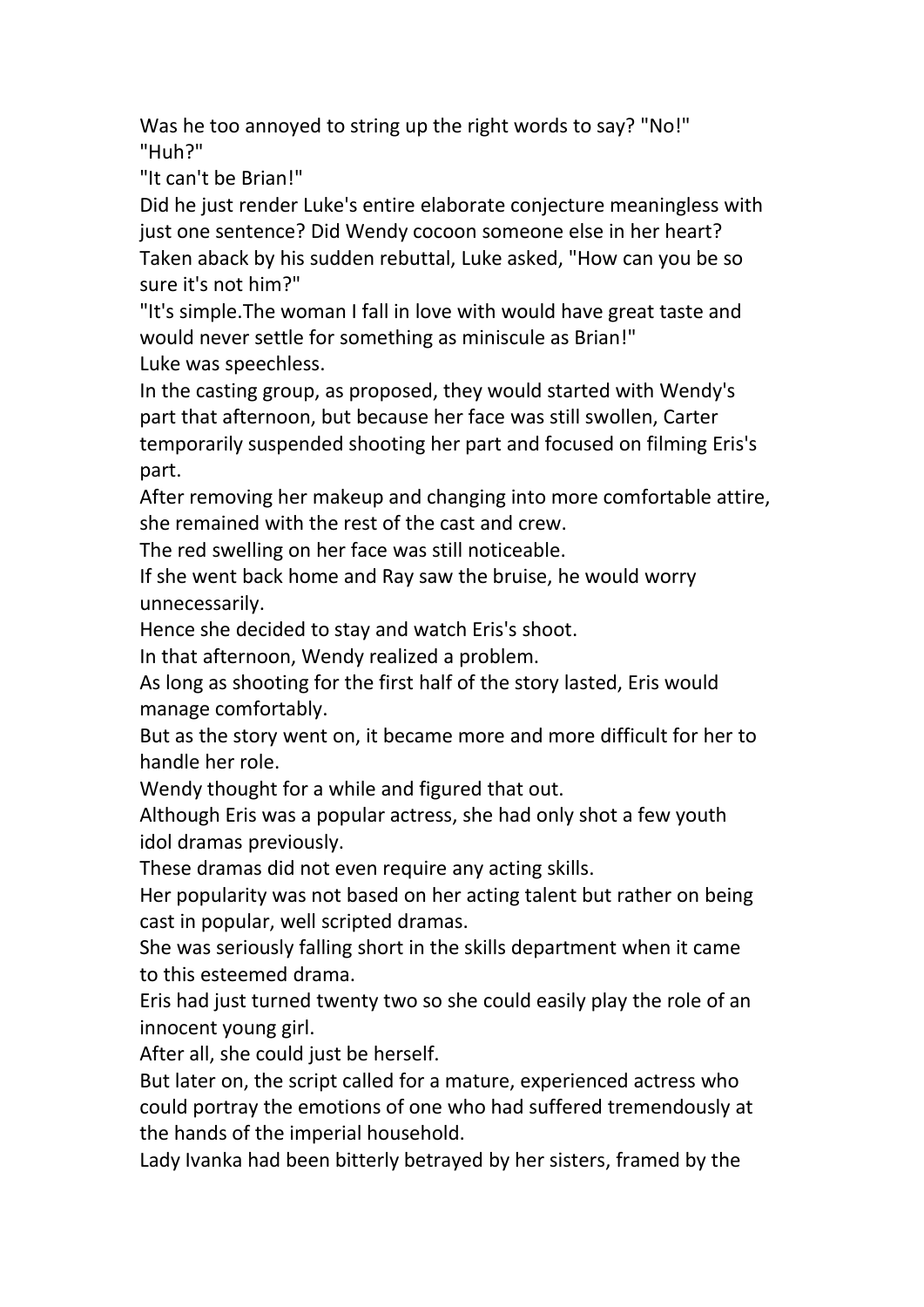Was he too annoyed to string up the right words to say? "No!"

"Huh?"

"It can't be Brian!"

Did he just render Luke's entire elaborate conjecture meaningless with just one sentence? Did Wendy cocoon someone else in her heart?

Taken aback by his sudden rebuttal, Luke asked, "How can you be so sure it's not him?"

"It's simple.The woman I fall in love with would have great taste and would never settle for something as miniscule as Brian!"

Luke was speechless.

In the casting group, as proposed, they would started with Wendy's part that afternoon, but because her face was still swollen, Carter temporarily suspended shooting her part and focused on filming Eris's part.

After removing her makeup and changing into more comfortable attire, she remained with the rest of the cast and crew.

The red swelling on her face was still noticeable.

If she went back home and Ray saw the bruise, he would worry unnecessarily.

Hence she decided to stay and watch Eris's shoot.

In that afternoon, Wendy realized a problem.

As long as shooting for the first half of the story lasted, Eris would manage comfortably.

But as the story went on, it became more and more difficult for her to handle her role.

Wendy thought for a while and figured that out.

Although Eris was a popular actress, she had only shot a few youth idol dramas previously.

These dramas did not even require any acting skills.

Her popularity was not based on her acting talent but rather on being cast in popular, well scripted dramas.

She was seriously falling short in the skills department when it came to this esteemed drama.

Eris had just turned twenty two so she could easily play the role of an innocent young girl.

After all, she could just be herself.

But later on, the script called for a mature, experienced actress who could portray the emotions of one who had suffered tremendously at the hands of the imperial household.

Lady Ivanka had been bitterly betrayed by her sisters, framed by the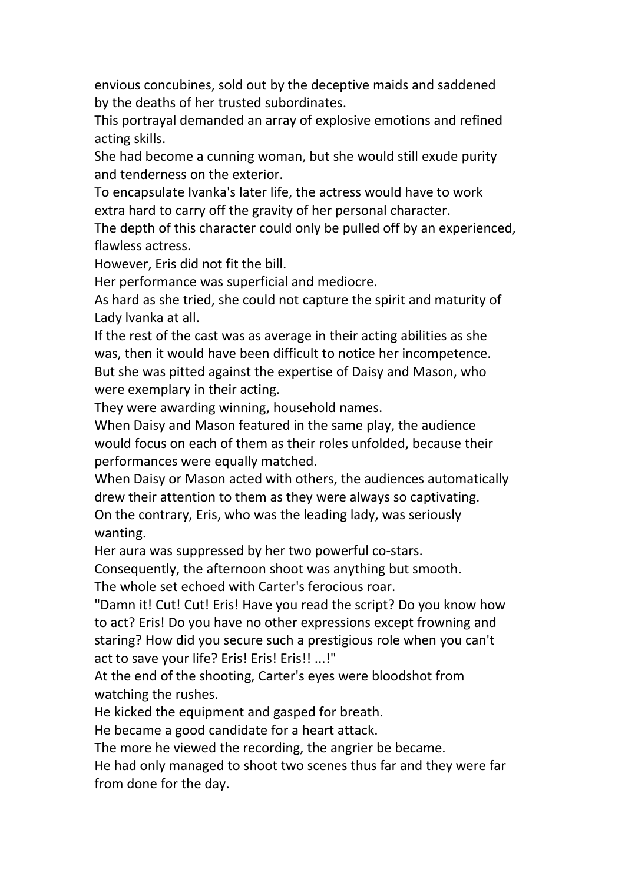envious concubines, sold out by the deceptive maids and saddened by the deaths of her trusted subordinates.

This portrayal demanded an array of explosive emotions and refined acting skills.

She had become a cunning woman, but she would still exude purity and tenderness on the exterior.

To encapsulate Ivanka's later life, the actress would have to work extra hard to carry off the gravity of her personal character.

The depth of this character could only be pulled off by an experienced, flawless actress.

However, Eris did not fit the bill.

Her performance was superficial and mediocre.

As hard as she tried, she could not capture the spirit and maturity of Lady lvanka at all.

If the rest of the cast was as average in their acting abilities as she was, then it would have been difficult to notice her incompetence.

But she was pitted against the expertise of Daisy and Mason, who were exemplary in their acting.

They were awarding winning, household names.

When Daisy and Mason featured in the same play, the audience would focus on each of them as their roles unfolded, because their performances were equally matched.

When Daisy or Mason acted with others, the audiences automatically drew their attention to them as they were always so captivating.

On the contrary, Eris, who was the leading lady, was seriously wanting.

Her aura was suppressed by her two powerful co-stars.

Consequently, the afternoon shoot was anything but smooth.

The whole set echoed with Carter's ferocious roar.

"Damn it! Cut! Cut! Eris! Have you read the script? Do you know how to act? Eris! Do you have no other expressions except frowning and staring? How did you secure such a prestigious role when you can't act to save your life? Eris! Eris! Eris!! ...!"

At the end of the shooting, Carter's eyes were bloodshot from watching the rushes.

He kicked the equipment and gasped for breath.

He became a good candidate for a heart attack.

The more he viewed the recording, the angrier be became.

He had only managed to shoot two scenes thus far and they were far from done for the day.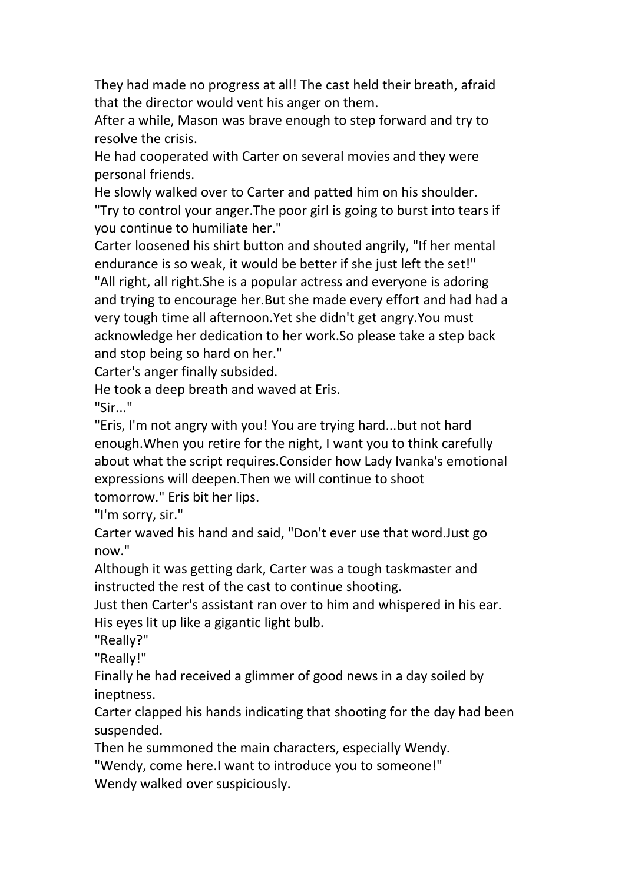They had made no progress at all! The cast held their breath, afraid that the director would vent his anger on them.

After a while, Mason was brave enough to step forward and try to resolve the crisis.

He had cooperated with Carter on several movies and they were personal friends.

He slowly walked over to Carter and patted him on his shoulder.

"Try to control your anger.The poor girl is going to burst into tears if you continue to humiliate her."

Carter loosened his shirt button and shouted angrily, "If her mental endurance is so weak, it would be better if she just left the set!"

"All right, all right.She is a popular actress and everyone is adoring and trying to encourage her.But she made every effort and had had a very tough time all afternoon.Yet she didn't get angry.You must acknowledge her dedication to her work.So please take a step back and stop being so hard on her."

Carter's anger finally subsided.

He took a deep breath and waved at Eris.

"Sir..."

"Eris, I'm not angry with you! You are trying hard...but not hard enough.When you retire for the night, I want you to think carefully about what the script requires.Consider how Lady Ivanka's emotional expressions will deepen.Then we will continue to shoot tomorrow." Eris bit her lips.

"I'm sorry, sir."

Carter waved his hand and said, "Don't ever use that word.Just go now."

Although it was getting dark, Carter was a tough taskmaster and instructed the rest of the cast to continue shooting.

Just then Carter's assistant ran over to him and whispered in his ear.

His eyes lit up like a gigantic light bulb.

"Really?"

"Really!"

Finally he had received a glimmer of good news in a day soiled by ineptness.

Carter clapped his hands indicating that shooting for the day had been suspended.

Then he summoned the main characters, especially Wendy.

"Wendy, come here.I want to introduce you to someone!"

Wendy walked over suspiciously.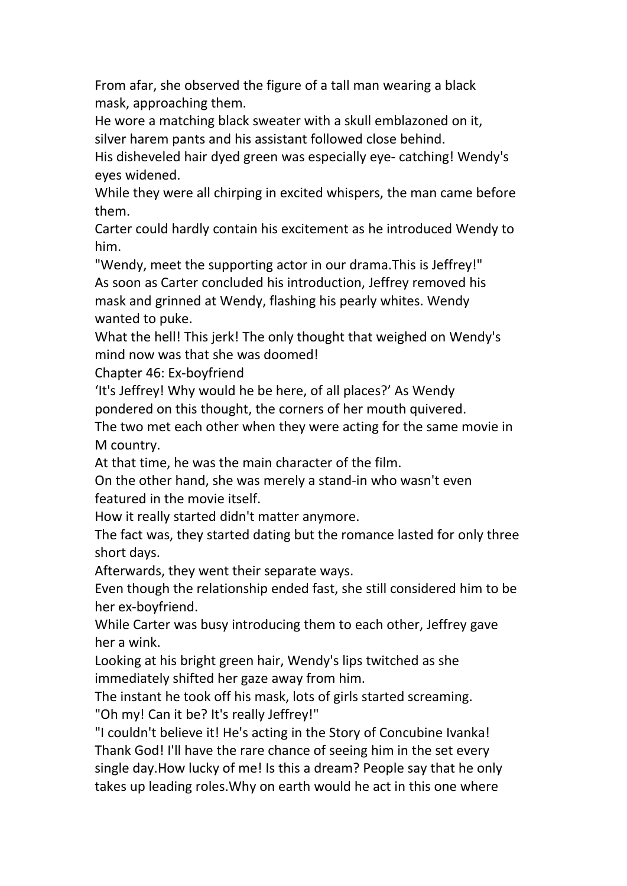From afar, she observed the figure of a tall man wearing a black mask, approaching them.

He wore a matching black sweater with a skull emblazoned on it, silver harem pants and his assistant followed close behind.

His disheveled hair dyed green was especially eye- catching! Wendy's eyes widened.

While they were all chirping in excited whispers, the man came before them.

Carter could hardly contain his excitement as he introduced Wendy to him.

"Wendy, meet the supporting actor in our drama.This is Jeffrey!"

As soon as Carter concluded his introduction, Jeffrey removed his mask and grinned at Wendy, flashing his pearly whites. Wendy wanted to puke.

What the hell! This jerk! The only thought that weighed on Wendy's mind now was that she was doomed!

## Chapter 46: Ex-boyfriend

'It's Jeffrey! Why would he be here, of all places?' As Wendy pondered on this thought, the corners of her mouth quivered.

The two met each other when they were acting for the same movie in M country.

At that time, he was the main character of the film.

On the other hand, she was merely a stand-in who wasn't even featured in the movie itself.

How it really started didn't matter anymore.

The fact was, they started dating but the romance lasted for only three short days.

Afterwards, they went their separate ways.

Even though the relationship ended fast, she still considered him to be her ex-boyfriend.

While Carter was busy introducing them to each other, Jeffrey gave her a wink.

Looking at his bright green hair, Wendy's lips twitched as she immediately shifted her gaze away from him.

The instant he took off his mask, lots of girls started screaming.

"Oh my! Can it be? It's really Jeffrey!"

"I couldn't believe it! He's acting in the Story of Concubine Ivanka! Thank God! I'll have the rare chance of seeing him in the set every single day.How lucky of me! Is this a dream? People say that he only takes up leading roles.Why on earth would he act in this one where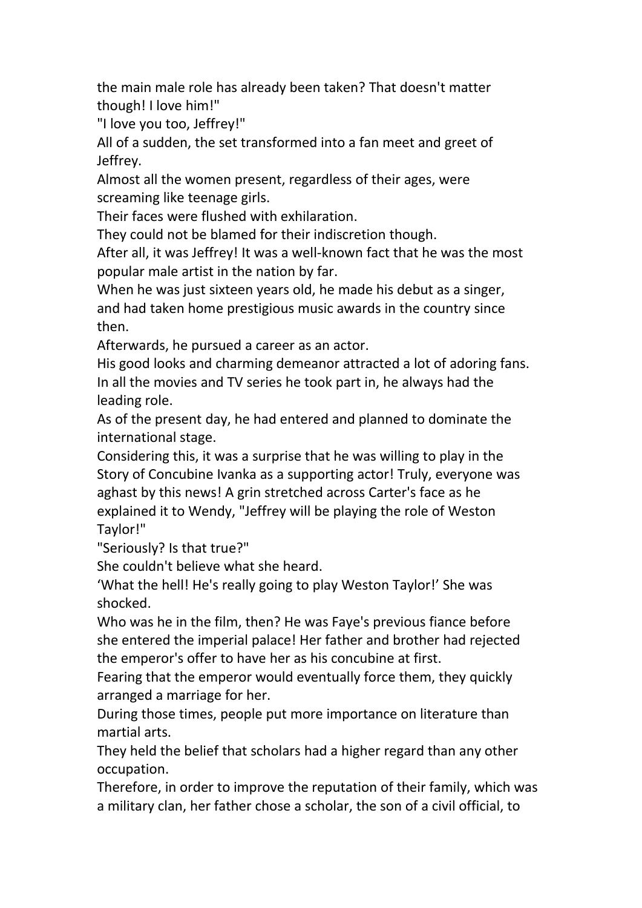the main male role has already been taken? That doesn't matter though! I love him!"

"I love you too, Jeffrey!"

All of a sudden, the set transformed into a fan meet and greet of Jeffrey.

Almost all the women present, regardless of their ages, were screaming like teenage girls.

Their faces were flushed with exhilaration.

They could not be blamed for their indiscretion though.

After all, it was Jeffrey! It was a well-known fact that he was the most popular male artist in the nation by far.

When he was just sixteen years old, he made his debut as a singer, and had taken home prestigious music awards in the country since then.

Afterwards, he pursued a career as an actor.

His good looks and charming demeanor attracted a lot of adoring fans. In all the movies and TV series he took part in, he always had the leading role.

As of the present day, he had entered and planned to dominate the international stage.

Considering this, it was a surprise that he was willing to play in the Story of Concubine Ivanka as a supporting actor! Truly, everyone was aghast by this news! A grin stretched across Carter's face as he explained it to Wendy, "Jeffrey will be playing the role of Weston Taylor!"

"Seriously? Is that true?"

She couldn't believe what she heard.

'What the hell! He's really going to play Weston Taylor!' She was shocked.

Who was he in the film, then? He was Faye's previous fiance before she entered the imperial palace! Her father and brother had rejected the emperor's offer to have her as his concubine at first.

Fearing that the emperor would eventually force them, they quickly arranged a marriage for her.

During those times, people put more importance on literature than martial arts.

They held the belief that scholars had a higher regard than any other occupation.

Therefore, in order to improve the reputation of their family, which was a military clan, her father chose a scholar, the son of a civil official, to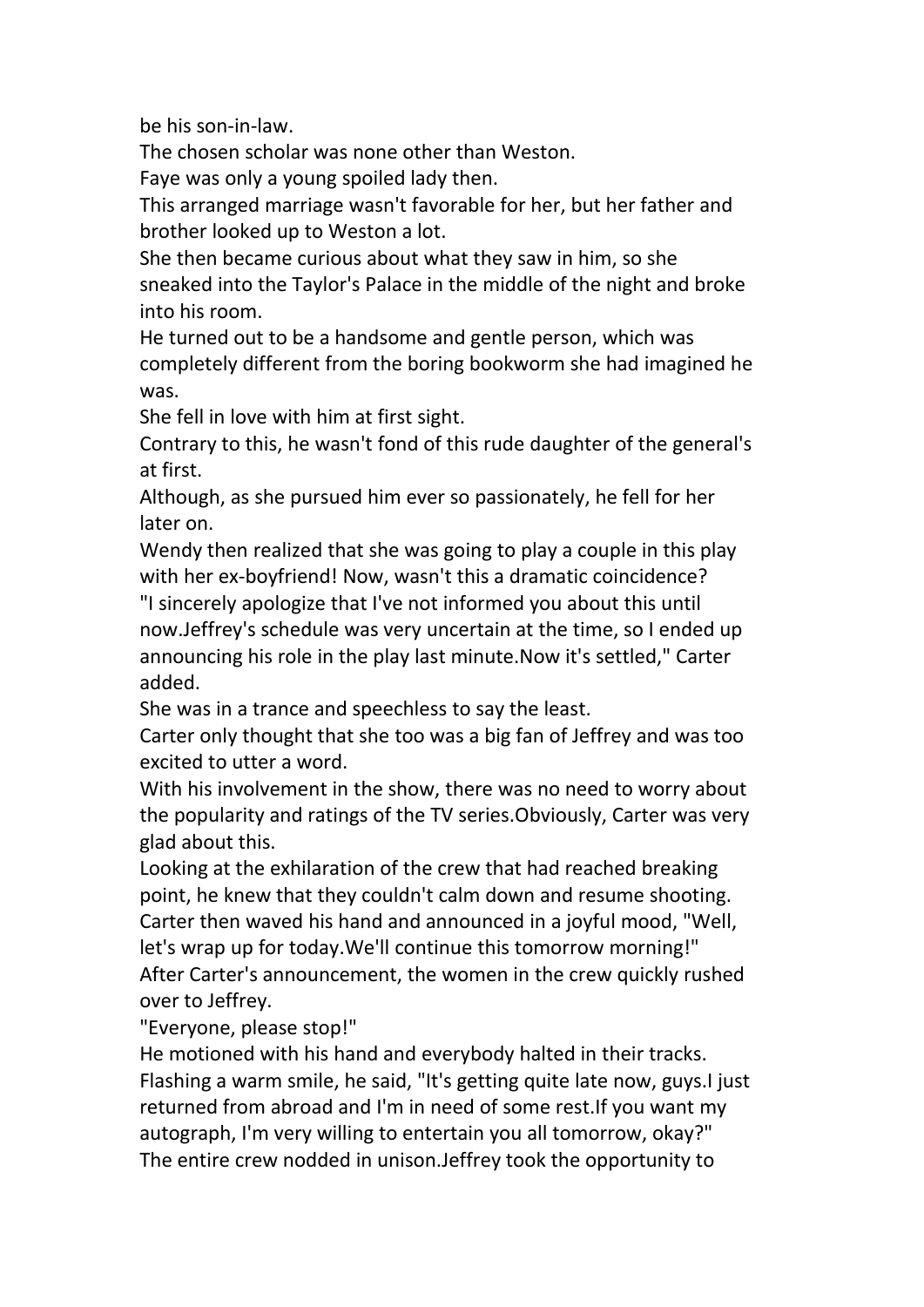be his son-in-law.

The chosen scholar was none other than Weston.

Faye was only a young spoiled lady then.

This arranged marriage wasn't favorable for her, but her father and brother looked up to Weston a lot.

She then became curious about what they saw in him, so she sneaked into the Taylor's Palace in the middle of the night and broke into his room.

He turned out to be a handsome and gentle person, which was completely different from the boring bookworm she had imagined he was.

She fell in love with him at first sight.

Contrary to this, he wasn't fond of this rude daughter of the general's at first.

Although, as she pursued him ever so passionately, he fell for her later on.

Wendy then realized that she was going to play a couple in this play with her ex-boyfriend! Now, wasn't this a dramatic coincidence?

"I sincerely apologize that I've not informed you about this until now.Jeffrey's schedule was very uncertain at the time, so I ended up announcing his role in the play last minute.Now it's settled," Carter added.

She was in a trance and speechless to say the least.

Carter only thought that she too was a big fan of Jeffrey and was too excited to utter a word.

With his involvement in the show, there was no need to worry about the popularity and ratings of the TV series.Obviously, Carter was very glad about this.

Looking at the exhilaration of the crew that had reached breaking point, he knew that they couldn't calm down and resume shooting.

Carter then waved his hand and announced in a joyful mood, "Well, let's wrap up for today.We'll continue this tomorrow morning!"

After Carter's announcement, the women in the crew quickly rushed over to Jeffrey.

"Everyone, please stop!"

He motioned with his hand and everybody halted in their tracks.

Flashing a warm smile, he said, "It's getting quite late now, guys.I just returned from abroad and I'm in need of some rest.If you want my autograph, I'm very willing to entertain you all tomorrow, okay?"

The entire crew nodded in unison.Jeffrey took the opportunity to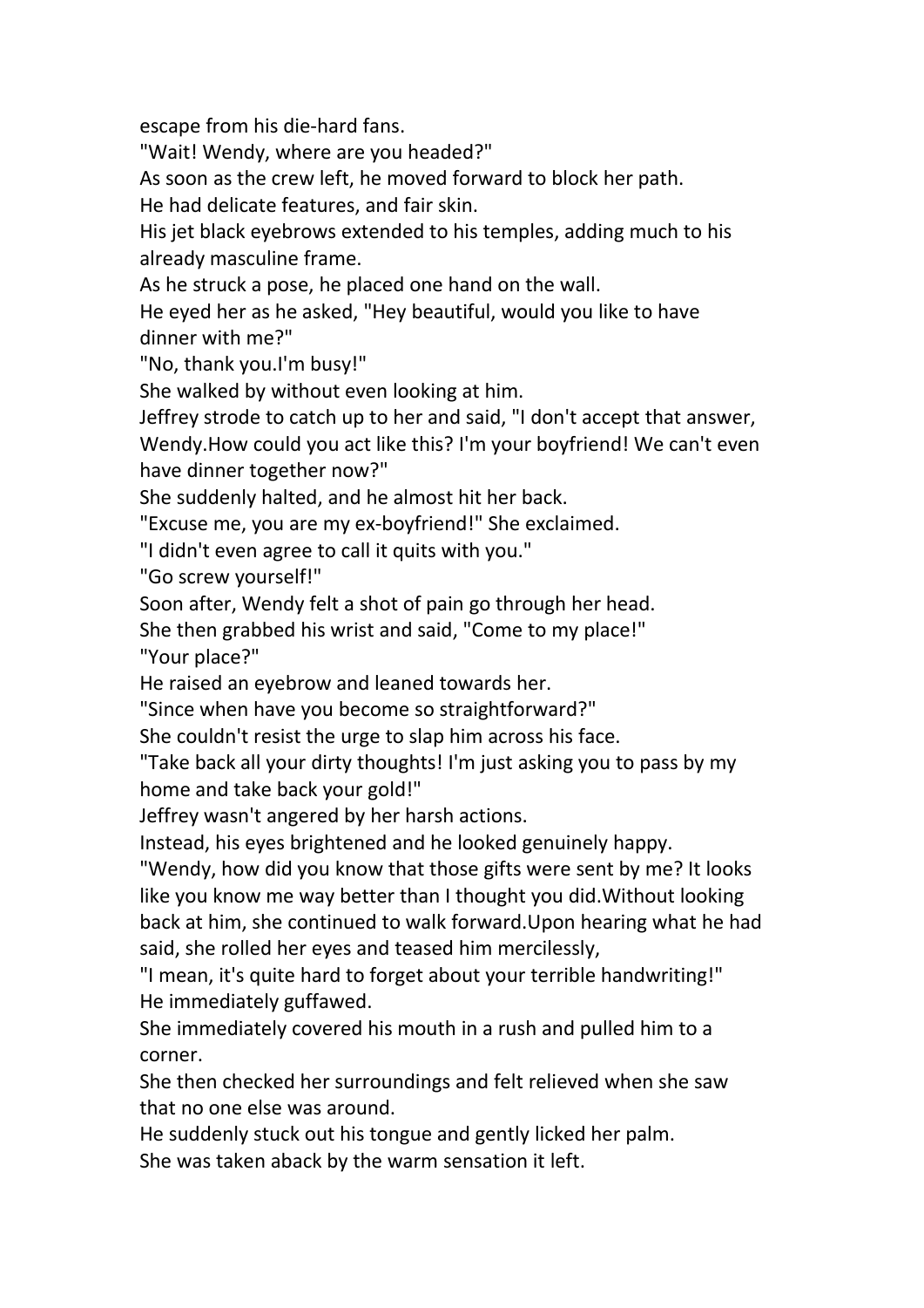escape from his die-hard fans.

"Wait! Wendy, where are you headed?"

As soon as the crew left, he moved forward to block her path.

He had delicate features, and fair skin.

His jet black eyebrows extended to his temples, adding much to his already masculine frame.

As he struck a pose, he placed one hand on the wall.

He eyed her as he asked, "Hey beautiful, would you like to have dinner with me?"

"No, thank you.I'm busy!"

She walked by without even looking at him.

Jeffrey strode to catch up to her and said, "I don't accept that answer, Wendy.How could you act like this? I'm your boyfriend! We can't even have dinner together now?"

She suddenly halted, and he almost hit her back.

"Excuse me, you are my ex-boyfriend!" She exclaimed.

"I didn't even agree to call it quits with you."

"Go screw yourself!"

Soon after, Wendy felt a shot of pain go through her head.

She then grabbed his wrist and said, "Come to my place!"

"Your place?"

He raised an eyebrow and leaned towards her.

"Since when have you become so straightforward?"

She couldn't resist the urge to slap him across his face.

"Take back all your dirty thoughts! I'm just asking you to pass by my home and take back your gold!"

Jeffrey wasn't angered by her harsh actions.

Instead, his eyes brightened and he looked genuinely happy.

"Wendy, how did you know that those gifts were sent by me? It looks like you know me way better than I thought you did.Without looking back at him, she continued to walk forward.Upon hearing what he had said, she rolled her eyes and teased him mercilessly,

"I mean, it's quite hard to forget about your terrible handwriting!"

He immediately guffawed.

She immediately covered his mouth in a rush and pulled him to a corner.

She then checked her surroundings and felt relieved when she saw that no one else was around.

He suddenly stuck out his tongue and gently licked her palm.

She was taken aback by the warm sensation it left.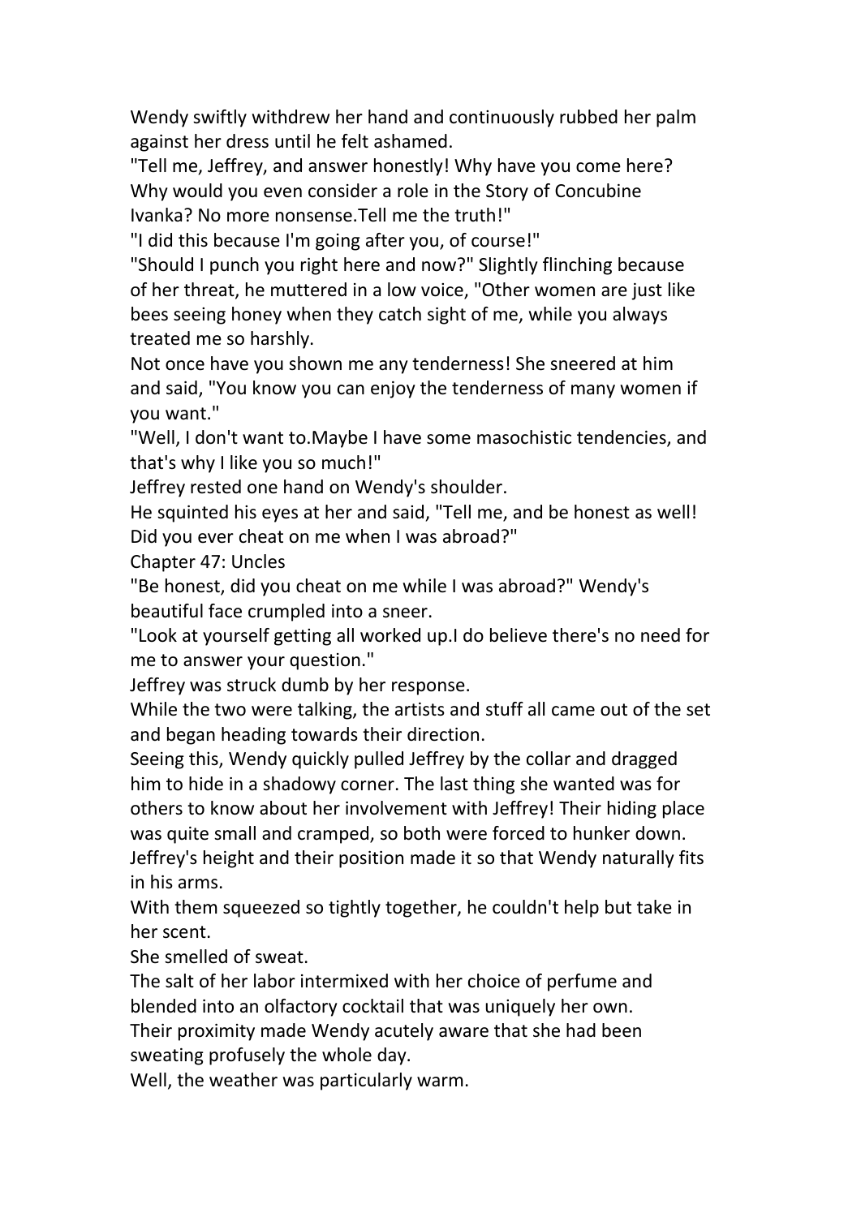Wendy swiftly withdrew her hand and continuously rubbed her palm against her dress until he felt ashamed.

"Tell me, Jeffrey, and answer honestly! Why have you come here? Why would you even consider a role in the Story of Concubine Ivanka? No more nonsense.Tell me the truth!"

"I did this because I'm going after you, of course!"

"Should I punch you right here and now?" Slightly flinching because of her threat, he muttered in a low voice, "Other women are just like bees seeing honey when they catch sight of me, while you always treated me so harshly.

Not once have you shown me any tenderness! She sneered at him and said, "You know you can enjoy the tenderness of many women if you want."

"Well, I don't want to.Maybe I have some masochistic tendencies, and that's why I like you so much!"

Jeffrey rested one hand on Wendy's shoulder.

He squinted his eyes at her and said, "Tell me, and be honest as well! Did you ever cheat on me when I was abroad?"

## Chapter 47: Uncles

"Be honest, did you cheat on me while I was abroad?" Wendy's beautiful face crumpled into a sneer.

"Look at yourself getting all worked up.I do believe there's no need for me to answer your question."

Jeffrey was struck dumb by her response.

While the two were talking, the artists and stuff all came out of the set and began heading towards their direction.

Seeing this, Wendy quickly pulled Jeffrey by the collar and dragged him to hide in a shadowy corner. The last thing she wanted was for others to know about her involvement with Jeffrey! Their hiding place was quite small and cramped, so both were forced to hunker down. Jeffrey's height and their position made it so that Wendy naturally fits in his arms.

With them squeezed so tightly together, he couldn't help but take in her scent.

She smelled of sweat.

The salt of her labor intermixed with her choice of perfume and blended into an olfactory cocktail that was uniquely her own.

Their proximity made Wendy acutely aware that she had been sweating profusely the whole day.

Well, the weather was particularly warm.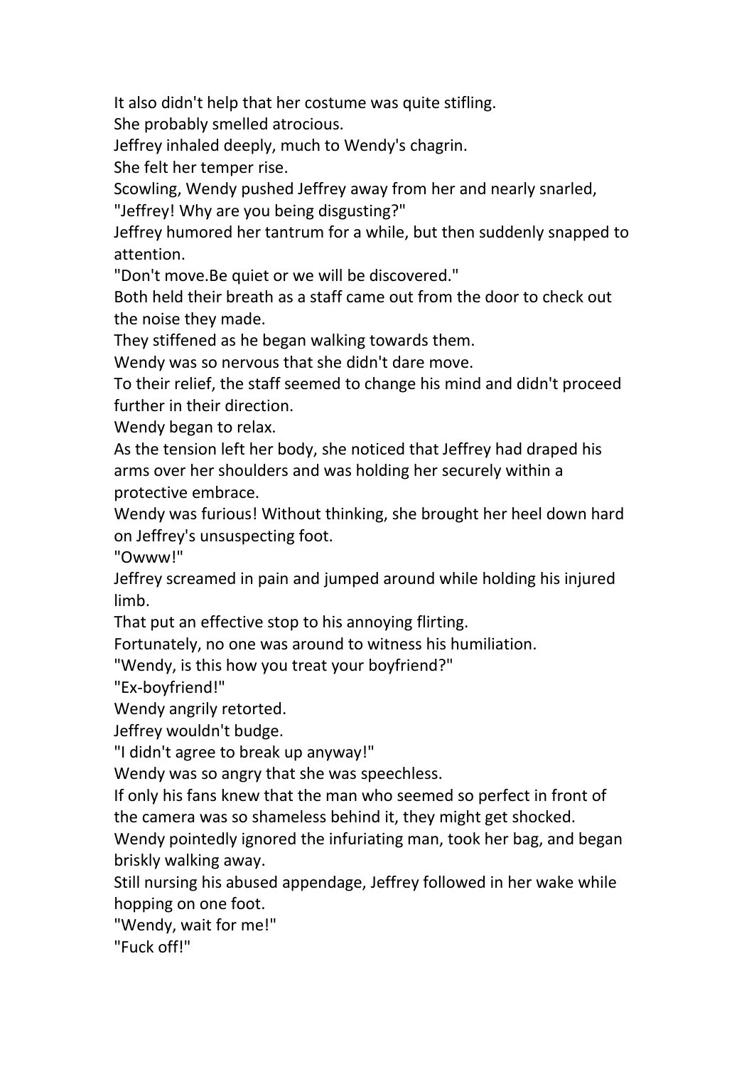It also didn't help that her costume was quite stifling.

She probably smelled atrocious.

Jeffrey inhaled deeply, much to Wendy's chagrin.

She felt her temper rise.

Scowling, Wendy pushed Jeffrey away from her and nearly snarled, "Jeffrey! Why are you being disgusting?"

Jeffrey humored her tantrum for a while, but then suddenly snapped to attention.

"Don't move.Be quiet or we will be discovered."

Both held their breath as a staff came out from the door to check out the noise they made.

They stiffened as he began walking towards them.

Wendy was so nervous that she didn't dare move.

To their relief, the staff seemed to change his mind and didn't proceed further in their direction.

Wendy began to relax.

As the tension left her body, she noticed that Jeffrey had draped his arms over her shoulders and was holding her securely within a protective embrace.

Wendy was furious! Without thinking, she brought her heel down hard on Jeffrey's unsuspecting foot.

"Owww!"

Jeffrey screamed in pain and jumped around while holding his injured limb.

That put an effective stop to his annoying flirting.

Fortunately, no one was around to witness his humiliation.

"Wendy, is this how you treat your boyfriend?"

"Ex-boyfriend!"

Wendy angrily retorted.

Jeffrey wouldn't budge.

"I didn't agree to break up anyway!"

Wendy was so angry that she was speechless.

If only his fans knew that the man who seemed so perfect in front of the camera was so shameless behind it, they might get shocked.

Wendy pointedly ignored the infuriating man, took her bag, and began briskly walking away.

Still nursing his abused appendage, Jeffrey followed in her wake while hopping on one foot.

"Wendy, wait for me!"

"Fuck off!"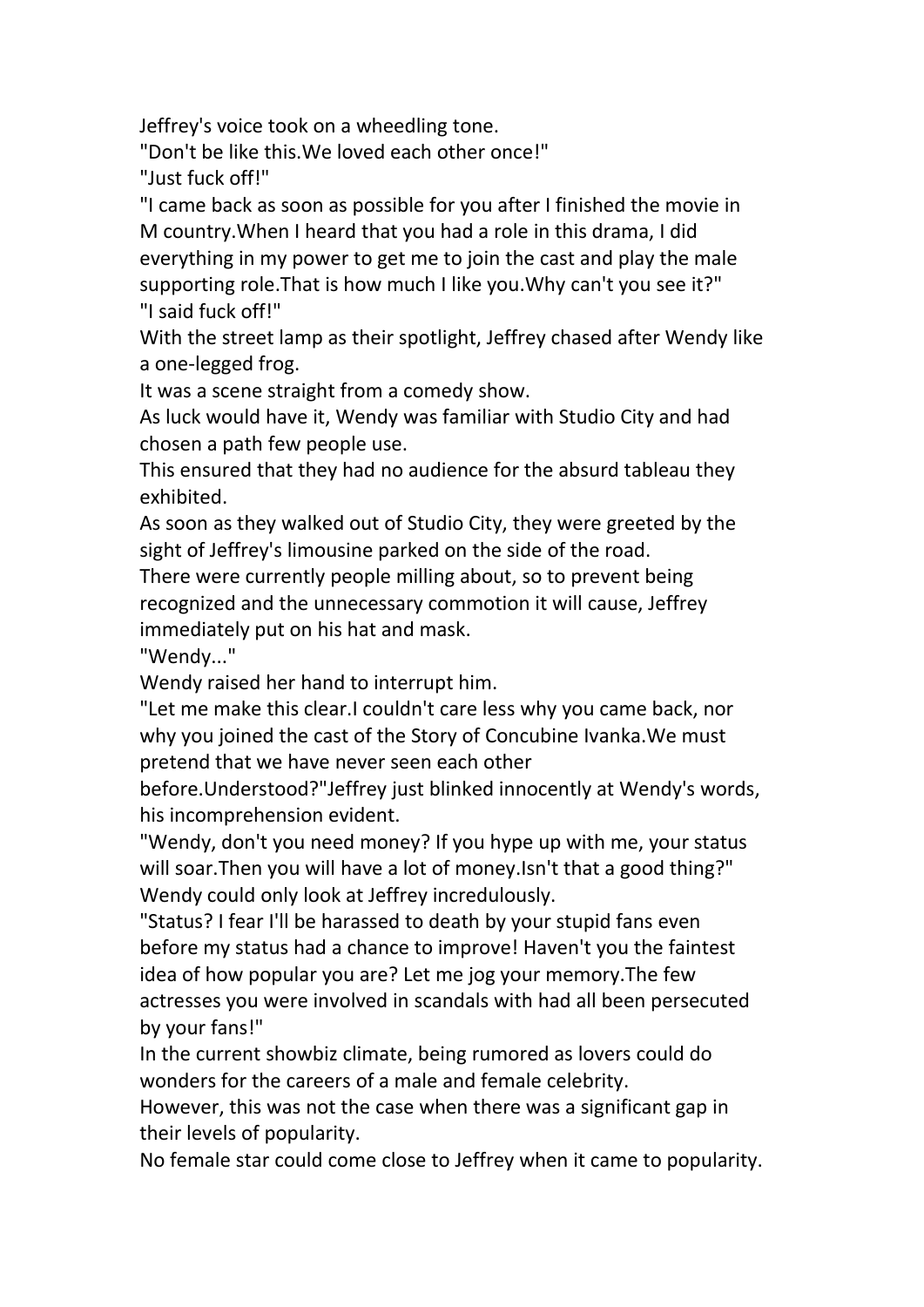Jeffrey's voice took on a wheedling tone.

"Don't be like this.We loved each other once!"

"Just fuck off!"

"I came back as soon as possible for you after I finished the movie in M country.When I heard that you had a role in this drama, I did everything in my power to get me to join the cast and play the male supporting role.That is how much I like you.Why can't you see it?"

"I said fuck off!"

With the street lamp as their spotlight, Jeffrey chased after Wendy like a one-legged frog.

It was a scene straight from a comedy show.

As luck would have it, Wendy was familiar with Studio City and had chosen a path few people use.

This ensured that they had no audience for the absurd tableau they exhibited.

As soon as they walked out of Studio City, they were greeted by the sight of Jeffrey's limousine parked on the side of the road.

There were currently people milling about, so to prevent being recognized and the unnecessary commotion it will cause, Jeffrey immediately put on his hat and mask.

"Wendy..."

Wendy raised her hand to interrupt him.

"Let me make this clear.I couldn't care less why you came back, nor why you joined the cast of the Story of Concubine Ivanka.We must pretend that we have never seen each other before.Understood?"Jeffrey just blinked innocently at Wendy's words, his incomprehension evident.

"Wendy, don't you need money? If you hype up with me, your status will soar.Then you will have a lot of money.Isn't that a good thing?"

Wendy could only look at Jeffrey incredulously.

"Status? I fear I'll be harassed to death by your stupid fans even before my status had a chance to improve! Haven't you the faintest idea of how popular you are? Let me jog your memory.The few actresses you were involved in scandals with had all been persecuted by your fans!"

In the current showbiz climate, being rumored as lovers could do wonders for the careers of a male and female celebrity.

However, this was not the case when there was a significant gap in their levels of popularity.

No female star could come close to Jeffrey when it came to popularity.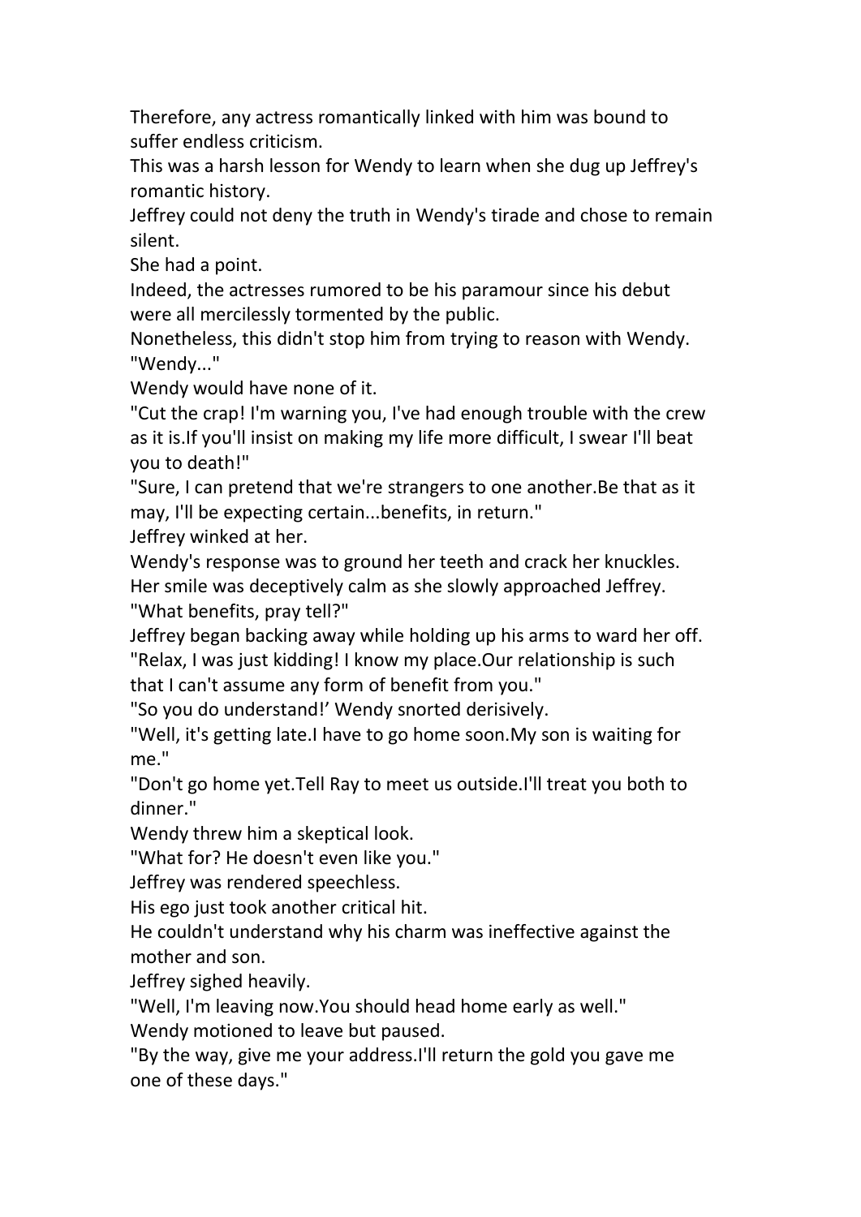Therefore, any actress romantically linked with him was bound to suffer endless criticism.

This was a harsh lesson for Wendy to learn when she dug up Jeffrey's romantic history.

Jeffrey could not deny the truth in Wendy's tirade and chose to remain silent.

She had a point.

Indeed, the actresses rumored to be his paramour since his debut were all mercilessly tormented by the public.

Nonetheless, this didn't stop him from trying to reason with Wendy.

"Wendy..."

Wendy would have none of it.

"Cut the crap! I'm warning you, I've had enough trouble with the crew as it is.If you'll insist on making my life more difficult, I swear I'll beat you to death!"

"Sure, I can pretend that we're strangers to one another.Be that as it may, I'll be expecting certain...benefits, in return."

Jeffrey winked at her.

Wendy's response was to ground her teeth and crack her knuckles.

Her smile was deceptively calm as she slowly approached Jeffrey.

"What benefits, pray tell?"

Jeffrey began backing away while holding up his arms to ward her off.

"Relax, I was just kidding! I know my place.Our relationship is such that I can't assume any form of benefit from you."

"So you do understand!' Wendy snorted derisively.

"Well, it's getting late.I have to go home soon.My son is waiting for me."

"Don't go home yet.Tell Ray to meet us outside.I'll treat you both to dinner."

Wendy threw him a skeptical look.

"What for? He doesn't even like you."

Jeffrey was rendered speechless.

His ego just took another critical hit.

He couldn't understand why his charm was ineffective against the mother and son.

Jeffrey sighed heavily.

"Well, I'm leaving now.You should head home early as well."

Wendy motioned to leave but paused.

"By the way, give me your address.I'll return the gold you gave me one of these days."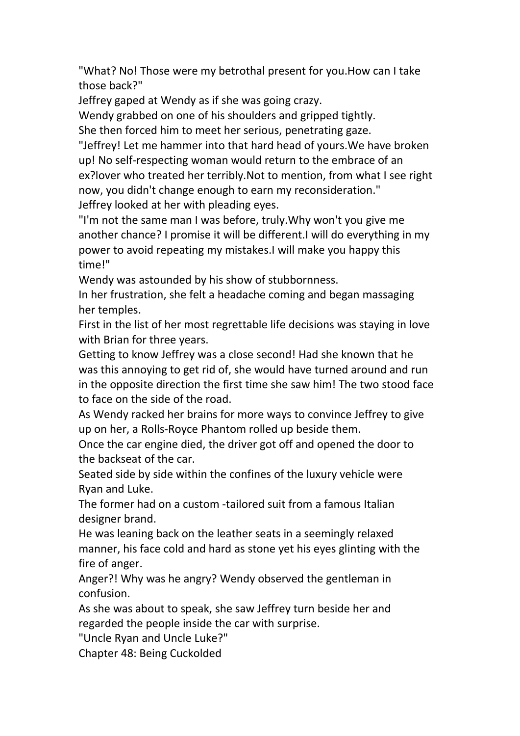"What? No! Those were my betrothal present for you.How can I take those back?"

Jeffrey gaped at Wendy as if she was going crazy.

Wendy grabbed on one of his shoulders and gripped tightly.

She then forced him to meet her serious, penetrating gaze.

"Jeffrey! Let me hammer into that hard head of yours.We have broken up! No self-respecting woman would return to the embrace of an ex?lover who treated her terribly.Not to mention, from what I see right now, you didn't change enough to earn my reconsideration."

Jeffrey looked at her with pleading eyes.

"I'm not the same man I was before, truly.Why won't you give me another chance? I promise it will be different.I will do everything in my power to avoid repeating my mistakes.I will make you happy this time!"

Wendy was astounded by his show of stubbornness.

In her frustration, she felt a headache coming and began massaging her temples.

First in the list of her most regrettable life decisions was staying in love with Brian for three years.

Getting to know Jeffrey was a close second! Had she known that he was this annoying to get rid of, she would have turned around and run in the opposite direction the first time she saw him! The two stood face to face on the side of the road.

As Wendy racked her brains for more ways to convince Jeffrey to give up on her, a Rolls-Royce Phantom rolled up beside them.

Once the car engine died, the driver got off and opened the door to the backseat of the car.

Seated side by side within the confines of the luxury vehicle were Ryan and Luke.

The former had on a custom -tailored suit from a famous Italian designer brand.

He was leaning back on the leather seats in a seemingly relaxed manner, his face cold and hard as stone yet his eyes glinting with the fire of anger.

Anger?! Why was he angry? Wendy observed the gentleman in confusion.

As she was about to speak, she saw Jeffrey turn beside her and regarded the people inside the car with surprise.

"Uncle Ryan and Uncle Luke?"

## Chapter 48: Being Cuckolded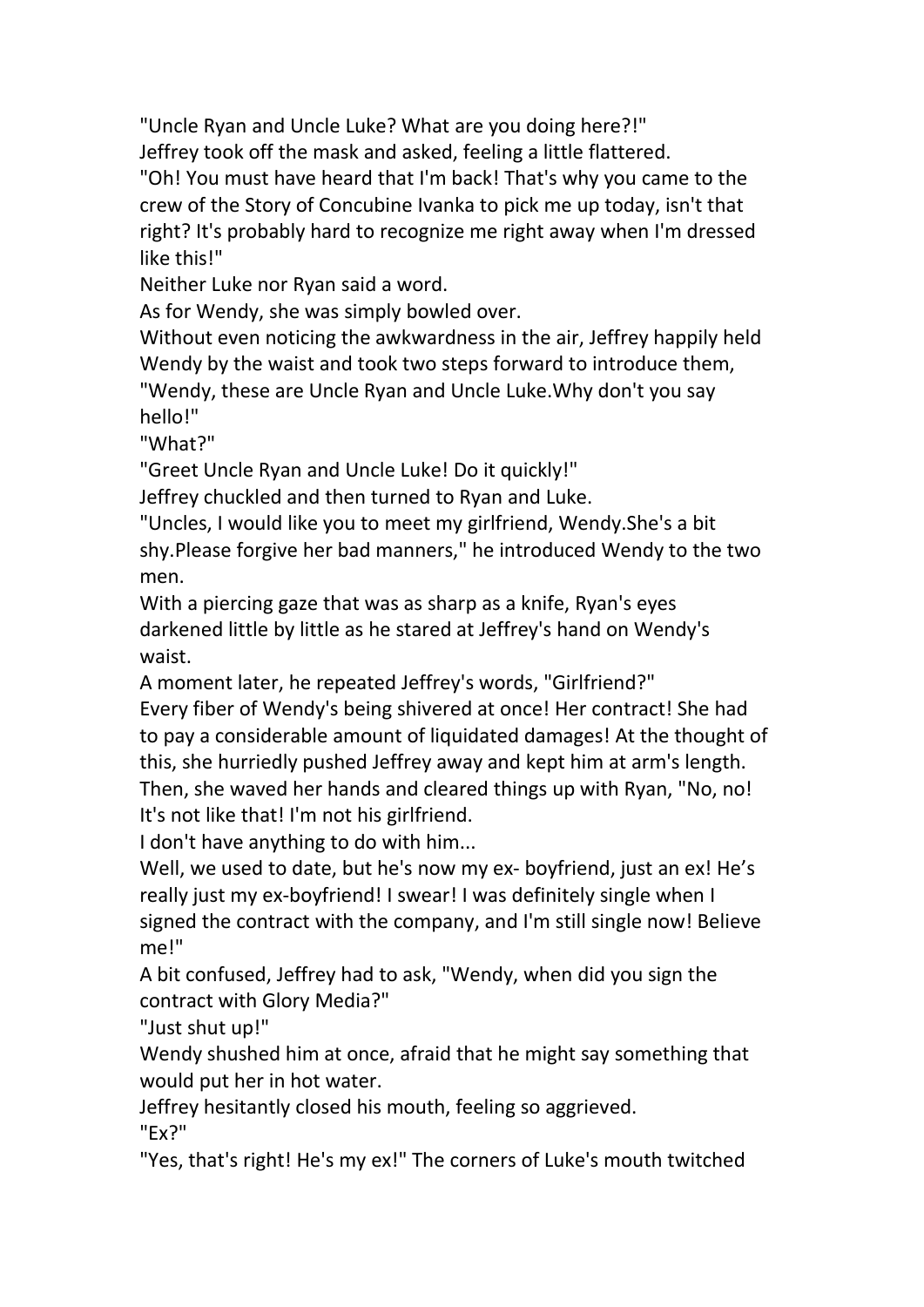"Uncle Ryan and Uncle Luke? What are you doing here?!"

Jeffrey took off the mask and asked, feeling a little flattered.

"Oh! You must have heard that I'm back! That's why you came to the crew of the Story of Concubine Ivanka to pick me up today, isn't that right? It's probably hard to recognize me right away when I'm dressed like this!"

Neither Luke nor Ryan said a word.

As for Wendy, she was simply bowled over.

Without even noticing the awkwardness in the air, Jeffrey happily held Wendy by the waist and took two steps forward to introduce them, "Wendy, these are Uncle Ryan and Uncle Luke.Why don't you say hello!"

"What?"

"Greet Uncle Ryan and Uncle Luke! Do it quickly!"

Jeffrey chuckled and then turned to Ryan and Luke.

"Uncles, I would like you to meet my girlfriend, Wendy.She's a bit shy.Please forgive her bad manners," he introduced Wendy to the two men.

With a piercing gaze that was as sharp as a knife, Ryan's eyes darkened little by little as he stared at Jeffrey's hand on Wendy's waist.

A moment later, he repeated Jeffrey's words, "Girlfriend?"

Every fiber of Wendy's being shivered at once! Her contract! She had to pay a considerable amount of liquidated damages! At the thought of this, she hurriedly pushed Jeffrey away and kept him at arm's length. Then, she waved her hands and cleared things up with Ryan, "No, no! It's not like that! I'm not his girlfriend.

I don't have anything to do with him...

Well, we used to date, but he's now my ex- boyfriend, just an ex! He's really just my ex-boyfriend! I swear! I was definitely single when I signed the contract with the company, and I'm still single now! Believe me!"

A bit confused, Jeffrey had to ask, "Wendy, when did you sign the contract with Glory Media?"

"Just shut up!"

Wendy shushed him at once, afraid that he might say something that would put her in hot water.

Jeffrey hesitantly closed his mouth, feeling so aggrieved.

"Ex?"

"Yes, that's right! He's my ex!" The corners of Luke's mouth twitched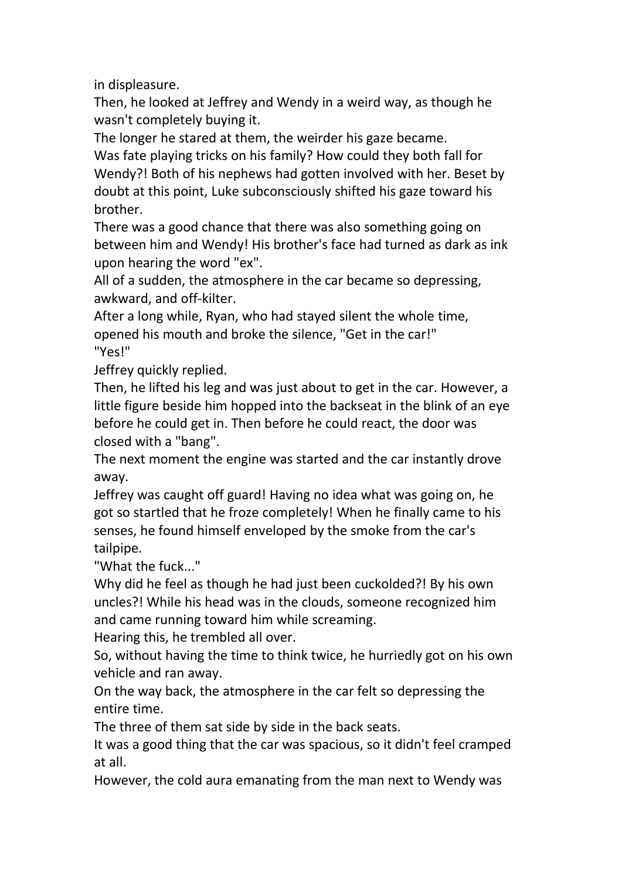in displeasure.

Then, he looked at Jeffrey and Wendy in a weird way, as though he wasn't completely buying it.

The longer he stared at them, the weirder his gaze became.

Was fate playing tricks on his family? How could they both fall for Wendy?! Both of his nephews had gotten involved with her. Beset by doubt at this point, Luke subconsciously shifted his gaze toward his brother.

There was a good chance that there was also something going on between him and Wendy! His brother's face had turned as dark as ink upon hearing the word "ex".

All of a sudden, the atmosphere in the car became so depressing, awkward, and off-kilter.

After a long while, Ryan, who had stayed silent the whole time, opened his mouth and broke the silence, "Get in the car!"

"Yes!"

Jeffrey quickly replied.

Then, he lifted his leg and was just about to get in the car. However, a little figure beside him hopped into the backseat in the blink of an eye before he could get in. Then before he could react, the door was closed with a "bang".

The next moment the engine was started and the car instantly drove away.

Jeffrey was caught off guard! Having no idea what was going on, he got so startled that he froze completely! When he finally came to his senses, he found himself enveloped by the smoke from the car's tailpipe.

"What the fuck..."

Why did he feel as though he had just been cuckolded?! By his own uncles?! While his head was in the clouds, someone recognized him and came running toward him while screaming.

Hearing this, he trembled all over.

So, without having the time to think twice, he hurriedly got on his own vehicle and ran away.

On the way back, the atmosphere in the car felt so depressing the entire time.

The three of them sat side by side in the back seats.

It was a good thing that the car was spacious, so it didn't feel cramped at all.

However, the cold aura emanating from the man next to Wendy was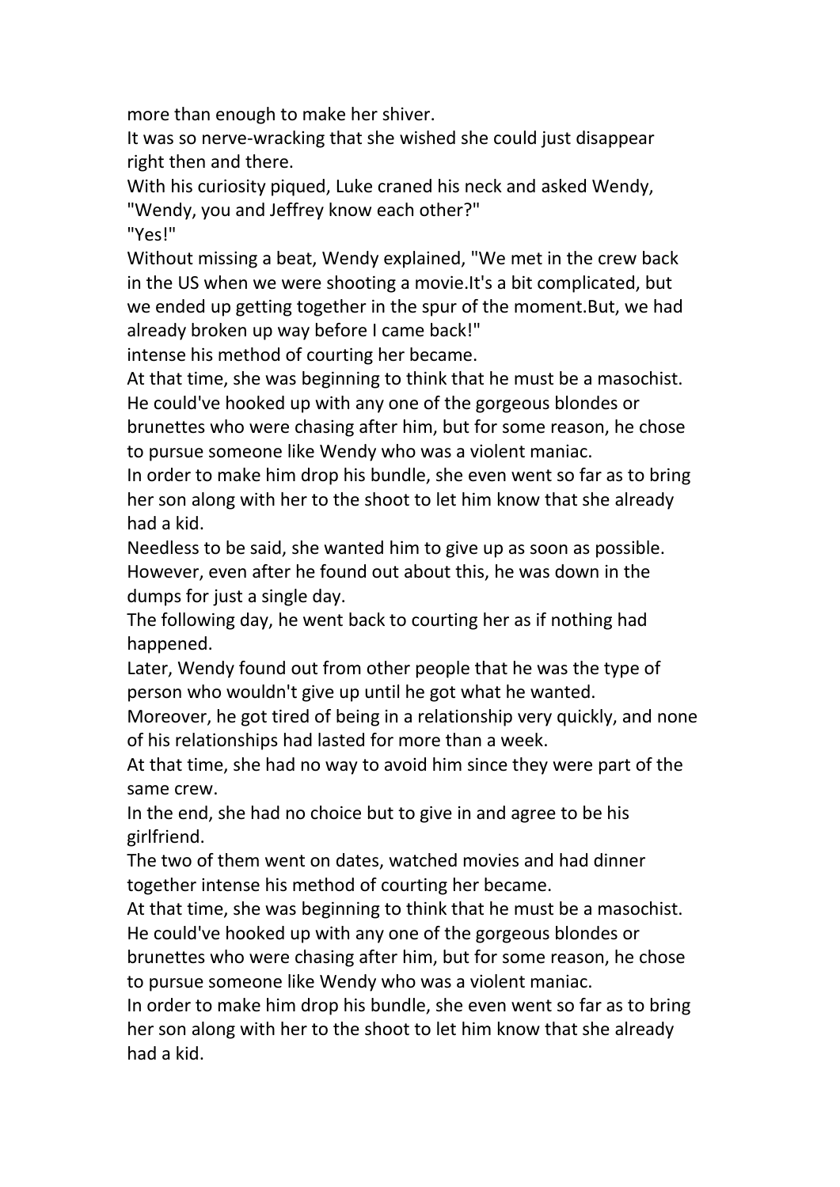more than enough to make her shiver.

It was so nerve-wracking that she wished she could just disappear right then and there.

With his curiosity piqued, Luke craned his neck and asked Wendy, "Wendy, you and Jeffrey know each other?"

"Yes!"

Without missing a beat, Wendy explained, "We met in the crew back in the US when we were shooting a movie.It's a bit complicated, but we ended up getting together in the spur of the moment.But, we had already broken up way before I came back!"

intense his method of courting her became.

At that time, she was beginning to think that he must be a masochist. He could've hooked up with any one of the gorgeous blondes or brunettes who were chasing after him, but for some reason, he chose to pursue someone like Wendy who was a violent maniac.

In order to make him drop his bundle, she even went so far as to bring her son along with her to the shoot to let him know that she already had a kid.

Needless to be said, she wanted him to give up as soon as possible. However, even after he found out about this, he was down in the dumps for just a single day.

The following day, he went back to courting her as if nothing had happened.

Later, Wendy found out from other people that he was the type of person who wouldn't give up until he got what he wanted.

Moreover, he got tired of being in a relationship very quickly, and none of his relationships had lasted for more than a week.

At that time, she had no way to avoid him since they were part of the same crew.

In the end, she had no choice but to give in and agree to be his girlfriend.

The two of them went on dates, watched movies and had dinner together intense his method of courting her became.

At that time, she was beginning to think that he must be a masochist. He could've hooked up with any one of the gorgeous blondes or brunettes who were chasing after him, but for some reason, he chose to pursue someone like Wendy who was a violent maniac.

In order to make him drop his bundle, she even went so far as to bring her son along with her to the shoot to let him know that she already had a kid.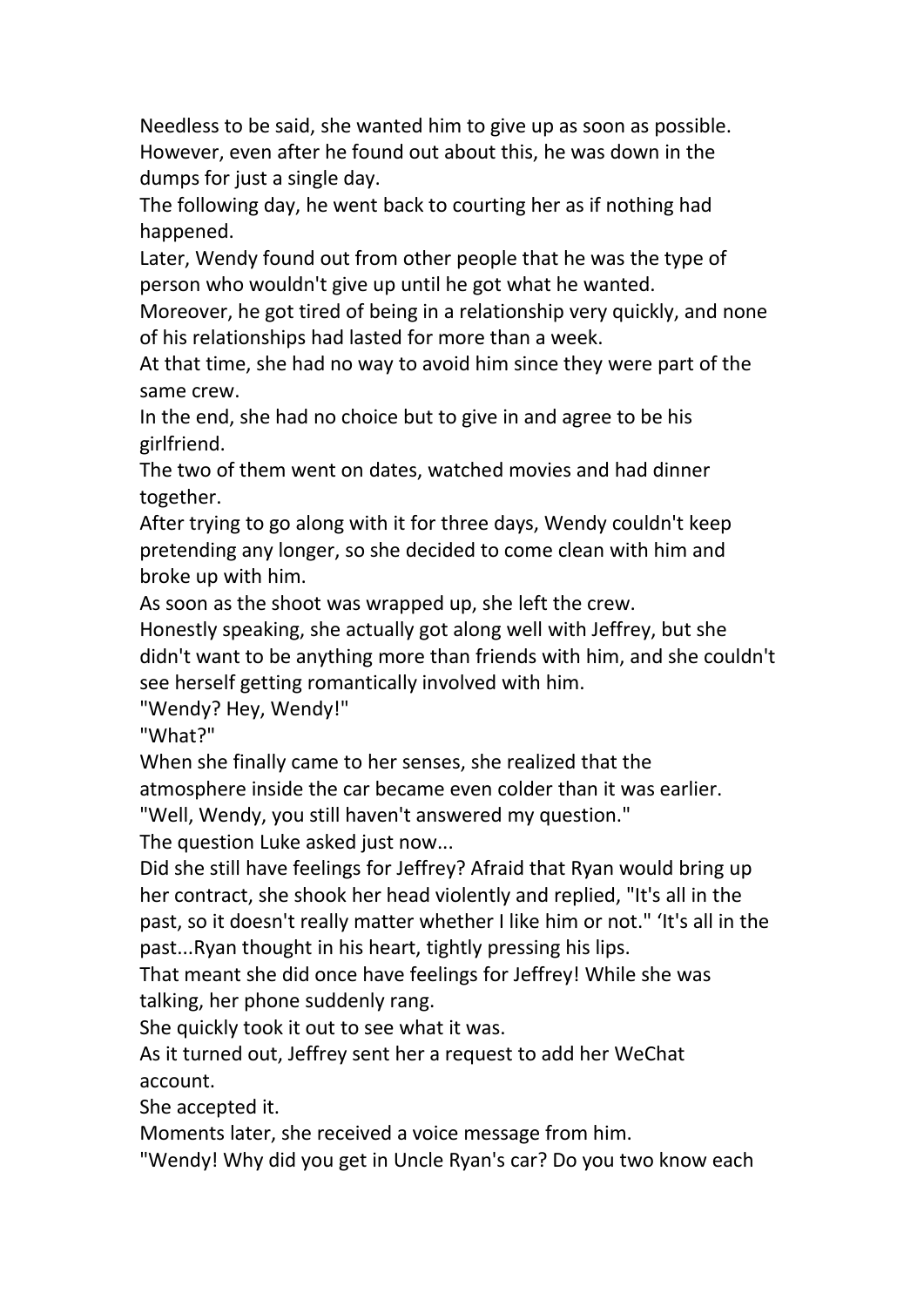Needless to be said, she wanted him to give up as soon as possible. However, even after he found out about this, he was down in the dumps for just a single day.

The following day, he went back to courting her as if nothing had happened.

Later, Wendy found out from other people that he was the type of person who wouldn't give up until he got what he wanted.

Moreover, he got tired of being in a relationship very quickly, and none of his relationships had lasted for more than a week.

At that time, she had no way to avoid him since they were part of the same crew.

In the end, she had no choice but to give in and agree to be his girlfriend.

The two of them went on dates, watched movies and had dinner together.

After trying to go along with it for three days, Wendy couldn't keep pretending any longer, so she decided to come clean with him and broke up with him.

As soon as the shoot was wrapped up, she left the crew.

Honestly speaking, she actually got along well with Jeffrey, but she didn't want to be anything more than friends with him, and she couldn't see herself getting romantically involved with him.

"Wendy? Hey, Wendy!"

"What?"

When she finally came to her senses, she realized that the atmosphere inside the car became even colder than it was earlier.

"Well, Wendy, you still haven't answered my question."

The question Luke asked just now...

Did she still have feelings for Jeffrey? Afraid that Ryan would bring up her contract, she shook her head violently and replied, "It's all in the past, so it doesn't really matter whether I like him or not." 'It's all in the past...Ryan thought in his heart, tightly pressing his lips.

That meant she did once have feelings for Jeffrey! While she was talking, her phone suddenly rang.

She quickly took it out to see what it was.

As it turned out, Jeffrey sent her a request to add her WeChat account.

She accepted it.

Moments later, she received a voice message from him.

"Wendy! Why did you get in Uncle Ryan's car? Do you two know each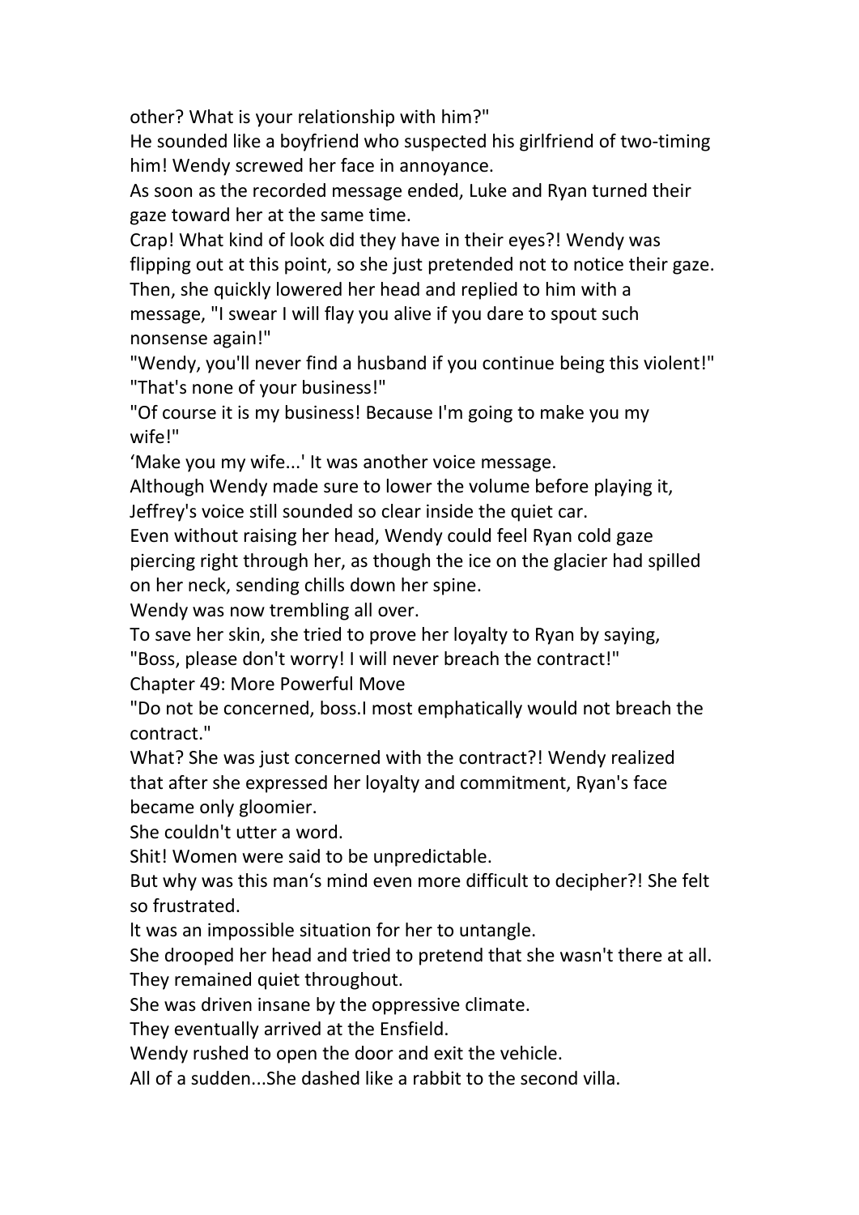other? What is your relationship with him?"

He sounded like a boyfriend who suspected his girlfriend of two-timing him! Wendy screwed her face in annoyance.

As soon as the recorded message ended, Luke and Ryan turned their gaze toward her at the same time.

Crap! What kind of look did they have in their eyes?! Wendy was flipping out at this point, so she just pretended not to notice their gaze. Then, she quickly lowered her head and replied to him with a message, "I swear I will flay you alive if you dare to spout such nonsense again!"

"Wendy, you'll never find a husband if you continue being this violent!"

"That's none of your business!"

"Of course it is my business! Because I'm going to make you my wife!"

'Make you my wife...' It was another voice message.

Although Wendy made sure to lower the volume before playing it, Jeffrey's voice still sounded so clear inside the quiet car.

Even without raising her head, Wendy could feel Ryan cold gaze piercing right through her, as though the ice on the glacier had spilled on her neck, sending chills down her spine.

Wendy was now trembling all over.

To save her skin, she tried to prove her loyalty to Ryan by saying, "Boss, please don't worry! I will never breach the contract!"

## Chapter 49: More Powerful Move

"Do not be concerned, boss.I most emphatically would not breach the contract."

What? She was just concerned with the contract?! Wendy realized that after she expressed her loyalty and commitment, Ryan's face became only gloomier.

She couldn't utter a word.

Shit! Women were said to be unpredictable.

But why was this man's mind even more difficult to decipher?! She felt so frustrated.

It was an impossible situation for her to untangle.

She drooped her head and tried to pretend that she wasn't there at all.

They remained quiet throughout.

She was driven insane by the oppressive climate.

They eventually arrived at the Ensfield.

Wendy rushed to open the door and exit the vehicle.

All of a sudden...She dashed like a rabbit to the second villa.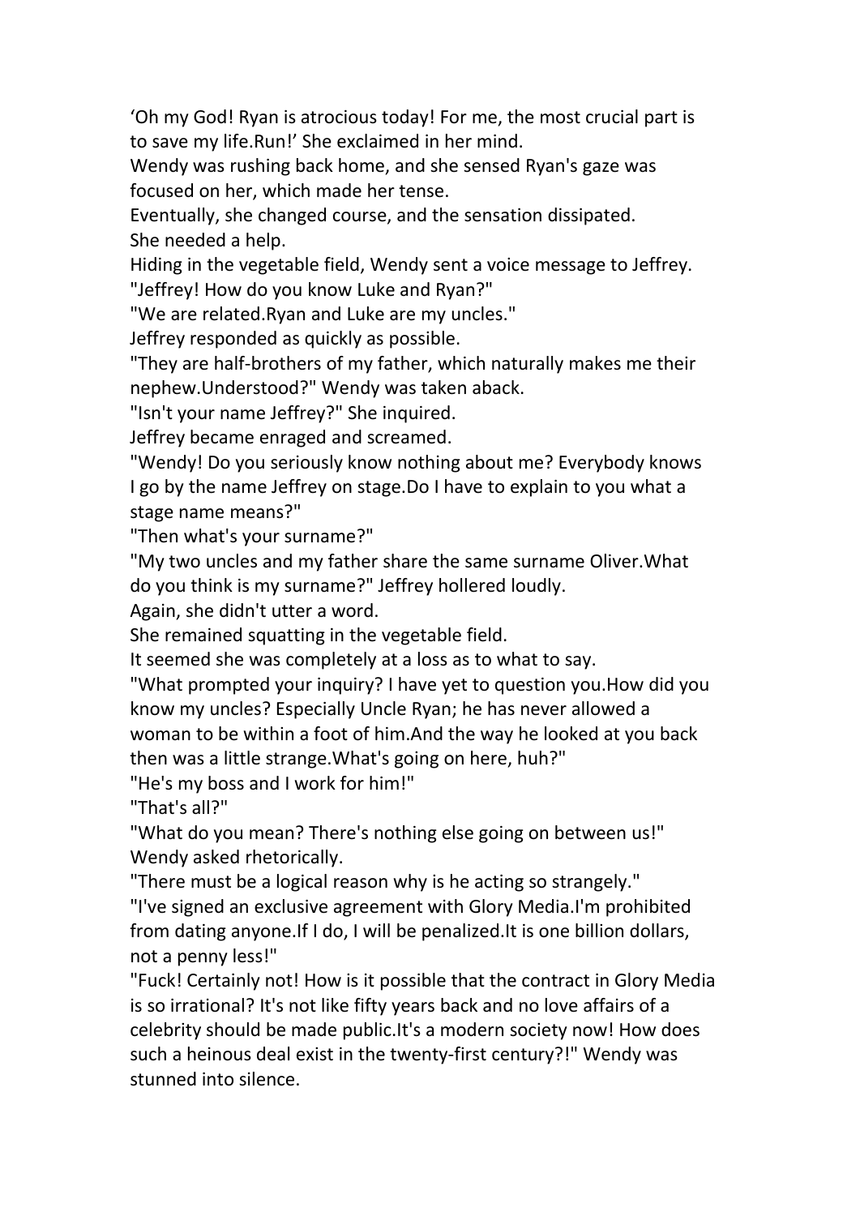‘Oh my God! Ryan is atrocious today! For me, the most crucial part is to save my life.Run!’ She exclaimed in her mind.

Wendy was rushing back home, and she sensed Ryan's gaze was focused on her, which made her tense.

Eventually, she changed course, and the sensation dissipated.

She needed a help.

Hiding in the vegetable field, Wendy sent a voice message to Jeffrey.

"Jeffrey! How do you know Luke and Ryan?"

"We are related.Ryan and Luke are my uncles."

Jeffrey responded as quickly as possible.

"They are half-brothers of my father, which naturally makes me their nephew.Understood?" Wendy was taken aback.

"Isn't your name Jeffrey?" She inquired.

Jeffrey became enraged and screamed.

"Wendy! Do you seriously know nothing about me? Everybody knows I go by the name Jeffrey on stage.Do I have to explain to you what a stage name means?"

"Then what's your surname?"

"My two uncles and my father share the same surname Oliver.What do you think is my surname?" Jeffrey hollered loudly.

Again, she didn't utter a word.

She remained squatting in the vegetable field.

It seemed she was completely at a loss as to what to say.

"What prompted your inquiry? I have yet to question you.How did you know my uncles? Especially Uncle Ryan; he has never allowed a woman to be within a foot of him.And the way he looked at you back then was a little strange.What's going on here, huh?"

"He's my boss and I work for him!"

"That's all?"

"What do you mean? There's nothing else going on between us!" Wendy asked rhetorically.

"There must be a logical reason why is he acting so strangely."

"I've signed an exclusive agreement with Glory Media.I'm prohibited from dating anyone.If I do, I will be penalized.It is one billion dollars, not a penny less!"

"Fuck! Certainly not! How is it possible that the contract in Glory Media is so irrational? It's not like fifty years back and no love affairs of a celebrity should be made public.It's a modern society now! How does such a heinous deal exist in the twenty-first century?!" Wendy was stunned into silence.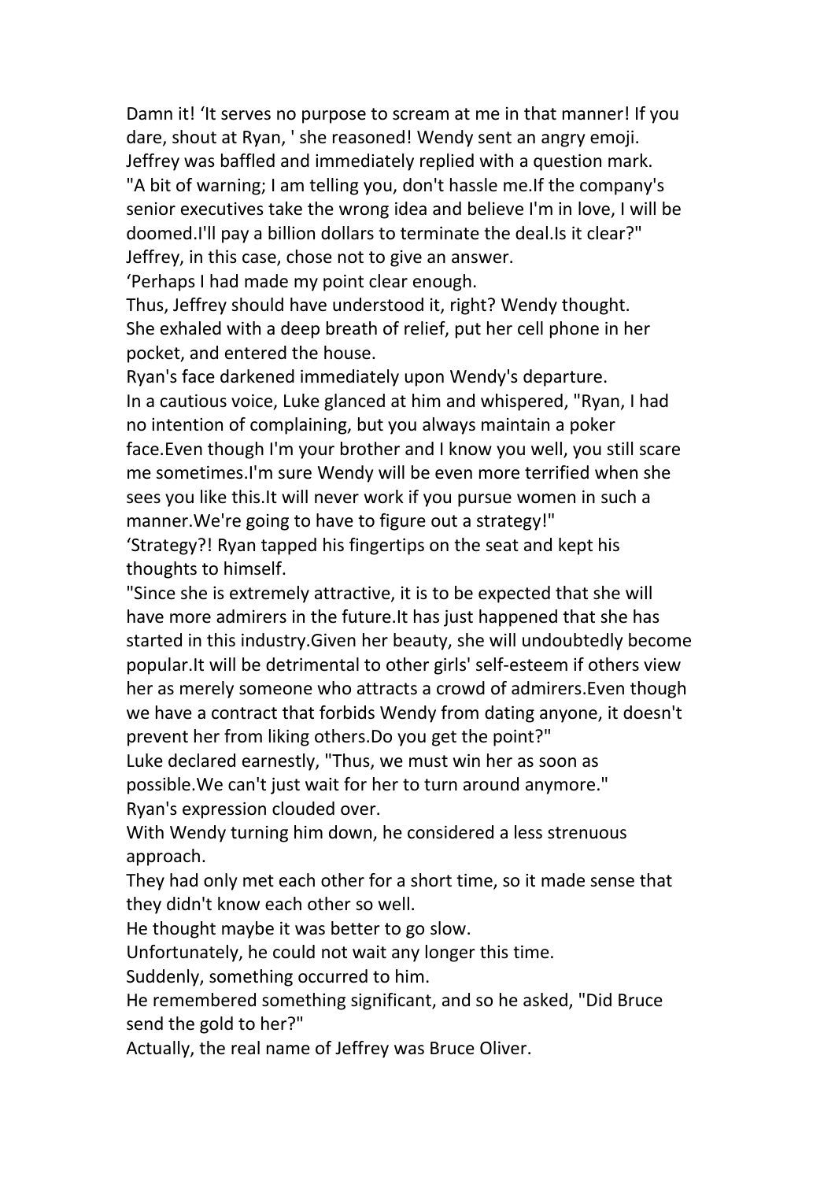Damn it! ‘It serves no purpose to scream at me in that manner! If you dare, shout at Ryan, ' she reasoned! Wendy sent an angry emoji.

Jeffrey was baffled and immediately replied with a question mark.

"A bit of warning; I am telling you, don't hassle me.If the company's senior executives take the wrong idea and believe I'm in love, I will be doomed.I'll pay a billion dollars to terminate the deal.Is it clear?"

Jeffrey, in this case, chose not to give an answer.

‘Perhaps I had made my point clear enough.

Thus, Jeffrey should have understood it, right? Wendy thought.

She exhaled with a deep breath of relief, put her cell phone in her pocket, and entered the house.

Ryan's face darkened immediately upon Wendy's departure.

In a cautious voice, Luke glanced at him and whispered, "Ryan, I had no intention of complaining, but you always maintain a poker face.Even though I'm your brother and I know you well, you still scare me sometimes.I'm sure Wendy will be even more terrified when she sees you like this.It will never work if you pursue women in such a manner.We're going to have to figure out a strategy!"

‘Strategy?! Ryan tapped his fingertips on the seat and kept his thoughts to himself.

"Since she is extremely attractive, it is to be expected that she will have more admirers in the future.It has just happened that she has started in this industry.Given her beauty, she will undoubtedly become popular.It will be detrimental to other girls' self-esteem if others view her as merely someone who attracts a crowd of admirers.Even though we have a contract that forbids Wendy from dating anyone, it doesn't prevent her from liking others.Do you get the point?"

Luke declared earnestly, "Thus, we must win her as soon as possible.We can't just wait for her to turn around anymore."

Ryan's expression clouded over.

With Wendy turning him down, he considered a less strenuous approach.

They had only met each other for a short time, so it made sense that they didn't know each other so well.

He thought maybe it was better to go slow.

Unfortunately, he could not wait any longer this time.

Suddenly, something occurred to him.

He remembered something significant, and so he asked, "Did Bruce send the gold to her?"

Actually, the real name of Jeffrey was Bruce Oliver.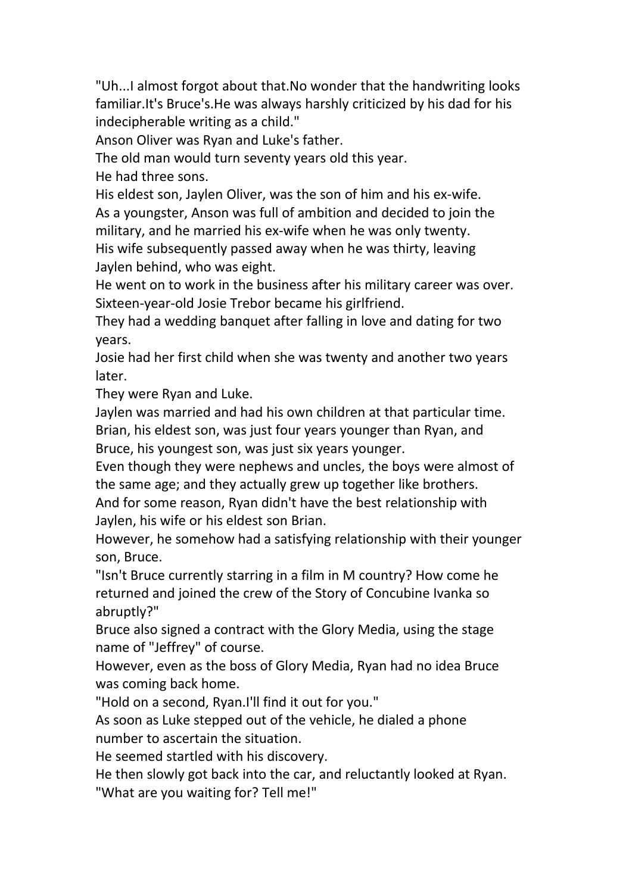"Uh...I almost forgot about that.No wonder that the handwriting looks familiar.It's Bruce's.He was always harshly criticized by his dad for his indecipherable writing as a child."

Anson Oliver was Ryan and Luke's father.

The old man would turn seventy years old this year.

He had three sons.

His eldest son, Jaylen Oliver, was the son of him and his ex-wife.

As a youngster, Anson was full of ambition and decided to join the military, and he married his ex-wife when he was only twenty.

His wife subsequently passed away when he was thirty, leaving Jaylen behind, who was eight.

He went on to work in the business after his military career was over.

Sixteen-year-old Josie Trebor became his girlfriend.

They had a wedding banquet after falling in love and dating for two years.

Josie had her first child when she was twenty and another two years later.

They were Ryan and Luke.

Jaylen was married and had his own children at that particular time.

Brian, his eldest son, was just four years younger than Ryan, and Bruce, his youngest son, was just six years younger.

Even though they were nephews and uncles, the boys were almost of the same age; and they actually grew up together like brothers.

And for some reason, Ryan didn't have the best relationship with Jaylen, his wife or his eldest son Brian.

However, he somehow had a satisfying relationship with their younger son, Bruce.

"Isn't Bruce currently starring in a film in M country? How come he returned and joined the crew of the Story of Concubine Ivanka so abruptly?"

Bruce also signed a contract with the Glory Media, using the stage name of "Jeffrey" of course.

However, even as the boss of Glory Media, Ryan had no idea Bruce was coming back home.

"Hold on a second, Ryan.I'll find it out for you."

As soon as Luke stepped out of the vehicle, he dialed a phone number to ascertain the situation.

He seemed startled with his discovery.

He then slowly got back into the car, and reluctantly looked at Ryan.

"What are you waiting for? Tell me!"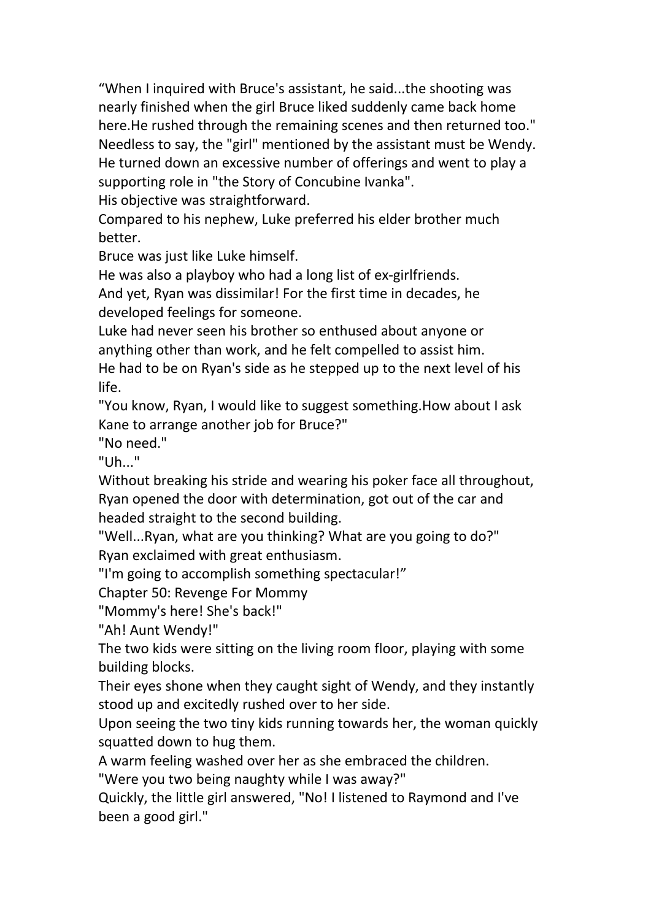"When I inquired with Bruce's assistant, he said...the shooting was nearly finished when the girl Bruce liked suddenly came back home here.He rushed through the remaining scenes and then returned too."

Needless to say, the "girl" mentioned by the assistant must be Wendy.

He turned down an excessive number of offerings and went to play a supporting role in "the Story of Concubine Ivanka".

His objective was straightforward.

Compared to his nephew, Luke preferred his elder brother much better.

Bruce was just like Luke himself.

He was also a playboy who had a long list of ex-girlfriends.

And yet, Ryan was dissimilar! For the first time in decades, he developed feelings for someone.

Luke had never seen his brother so enthused about anyone or anything other than work, and he felt compelled to assist him.

He had to be on Ryan's side as he stepped up to the next level of his life.

"You know, Ryan, I would like to suggest something.How about I ask Kane to arrange another job for Bruce?"

"No need."

"Uh..."

Without breaking his stride and wearing his poker face all throughout, Ryan opened the door with determination, got out of the car and headed straight to the second building.

"Well...Ryan, what are you thinking? What are you going to do?"

Ryan exclaimed with great enthusiasm.

"I'm going to accomplish something spectacular!"

## Chapter 50: Revenge For Mommy

"Mommy's here! She's back!"

"Ah! Aunt Wendy!"

The two kids were sitting on the living room floor, playing with some building blocks.

Their eyes shone when they caught sight of Wendy, and they instantly stood up and excitedly rushed over to her side.

Upon seeing the two tiny kids running towards her, the woman quickly squatted down to hug them.

A warm feeling washed over her as she embraced the children.

"Were you two being naughty while I was away?"

Quickly, the little girl answered, "No! I listened to Raymond and I've been a good girl."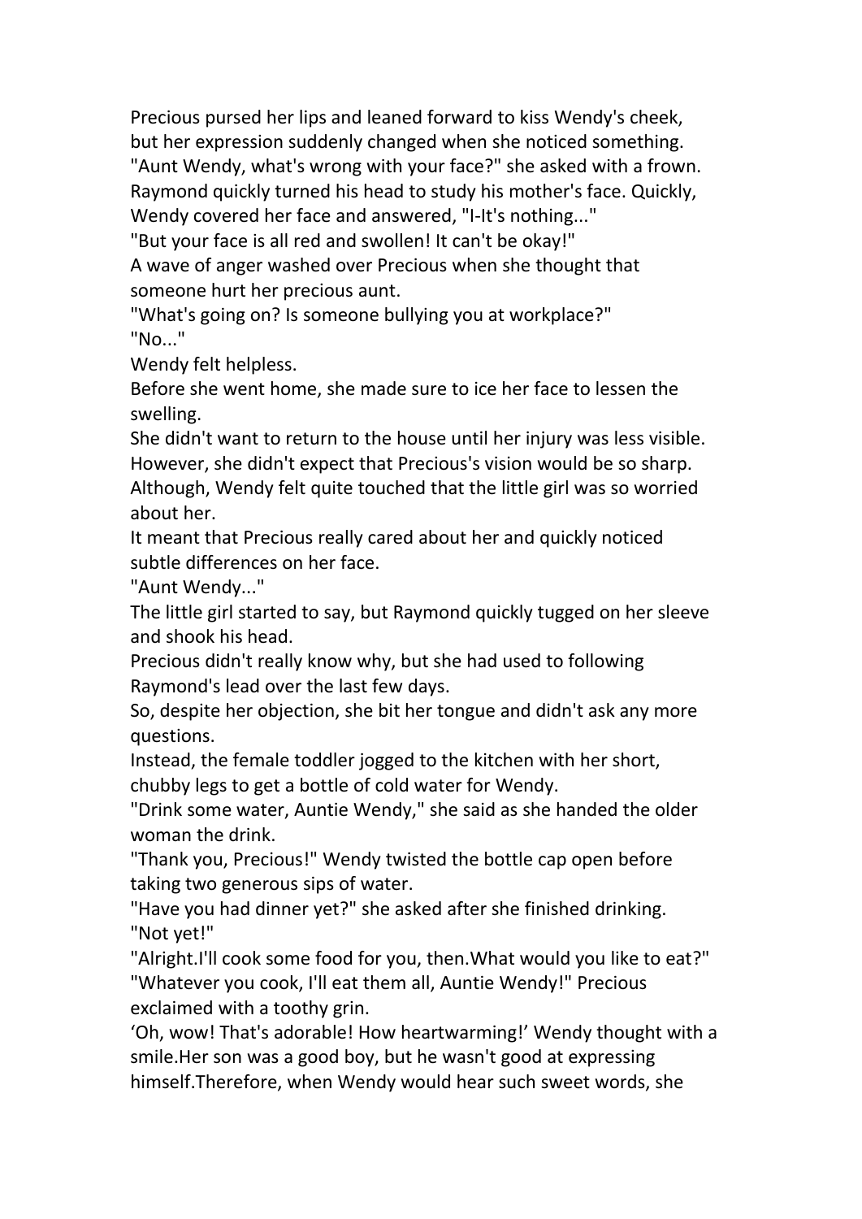Precious pursed her lips and leaned forward to kiss Wendy's cheek, but her expression suddenly changed when she noticed something.

"Aunt Wendy, what's wrong with your face?" she asked with a frown.

Raymond quickly turned his head to study his mother's face. Quickly, Wendy covered her face and answered, "I-It's nothing..."

"But your face is all red and swollen! It can't be okay!"

A wave of anger washed over Precious when she thought that someone hurt her precious aunt.

"What's going on? Is someone bullying you at workplace?"

"No..."

Wendy felt helpless.

Before she went home, she made sure to ice her face to lessen the swelling.

She didn't want to return to the house until her injury was less visible.

However, she didn't expect that Precious's vision would be so sharp.

Although, Wendy felt quite touched that the little girl was so worried about her.

It meant that Precious really cared about her and quickly noticed subtle differences on her face.

"Aunt Wendy..."

The little girl started to say, but Raymond quickly tugged on her sleeve and shook his head.

Precious didn't really know why, but she had used to following Raymond's lead over the last few days.

So, despite her objection, she bit her tongue and didn't ask any more questions.

Instead, the female toddler jogged to the kitchen with her short, chubby legs to get a bottle of cold water for Wendy.

"Drink some water, Auntie Wendy," she said as she handed the older woman the drink.

"Thank you, Precious!" Wendy twisted the bottle cap open before taking two generous sips of water.

"Have you had dinner yet?" she asked after she finished drinking.

"Not yet!"

"Alright.I'll cook some food for you, then.What would you like to eat?"

"Whatever you cook, I'll eat them all, Auntie Wendy!" Precious exclaimed with a toothy grin.

'Oh, wow! That's adorable! How heartwarming!' Wendy thought with a smile.Her son was a good boy, but he wasn't good at expressing himself.Therefore, when Wendy would hear such sweet words, she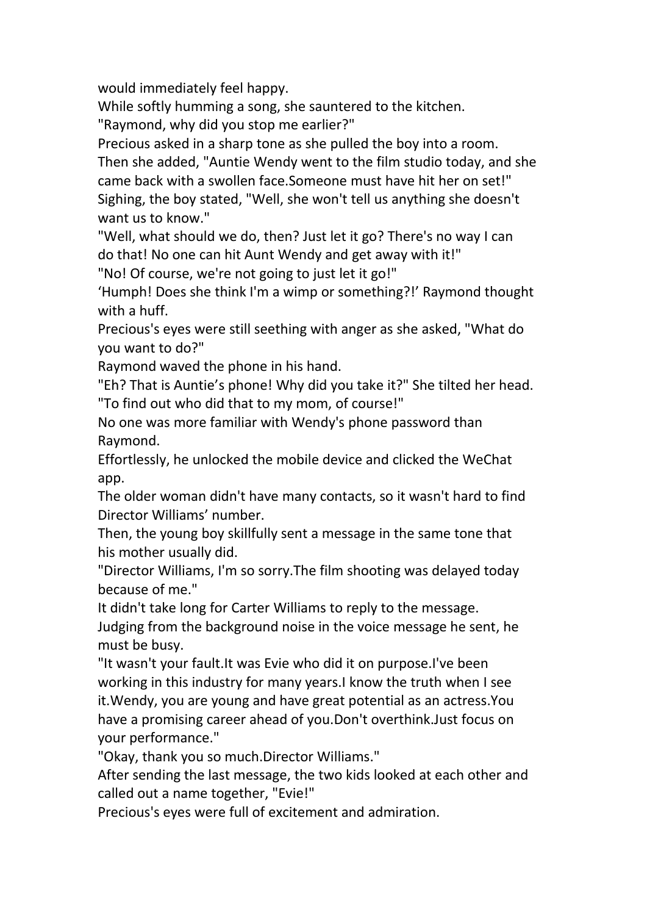would immediately feel happy.

While softly humming a song, she sauntered to the kitchen.

"Raymond, why did you stop me earlier?"

Precious asked in a sharp tone as she pulled the boy into a room.

Then she added, "Auntie Wendy went to the film studio today, and she came back with a swollen face.Someone must have hit her on set!"

Sighing, the boy stated, "Well, she won't tell us anything she doesn't want us to know."

"Well, what should we do, then? Just let it go? There's no way I can do that! No one can hit Aunt Wendy and get away with it!"

"No! Of course, we're not going to just let it go!"

'Humph! Does she think I'm a wimp or something?!' Raymond thought with a huff.

Precious's eyes were still seething with anger as she asked, "What do you want to do?"

Raymond waved the phone in his hand.

"Eh? That is Auntie's phone! Why did you take it?" She tilted her head.

"To find out who did that to my mom, of course!"

No one was more familiar with Wendy's phone password than Raymond.

Effortlessly, he unlocked the mobile device and clicked the WeChat app.

The older woman didn't have many contacts, so it wasn't hard to find Director Williams' number.

Then, the young boy skillfully sent a message in the same tone that his mother usually did.

"Director Williams, I'm so sorry.The film shooting was delayed today because of me."

It didn't take long for Carter Williams to reply to the message.

Judging from the background noise in the voice message he sent, he must be busy.

"It wasn't your fault.It was Evie who did it on purpose.I've been working in this industry for many years.I know the truth when I see it.Wendy, you are young and have great potential as an actress.You have a promising career ahead of you.Don't overthink.Just focus on your performance."

"Okay, thank you so much.Director Williams."

After sending the last message, the two kids looked at each other and called out a name together, "Evie!"

Precious's eyes were full of excitement and admiration.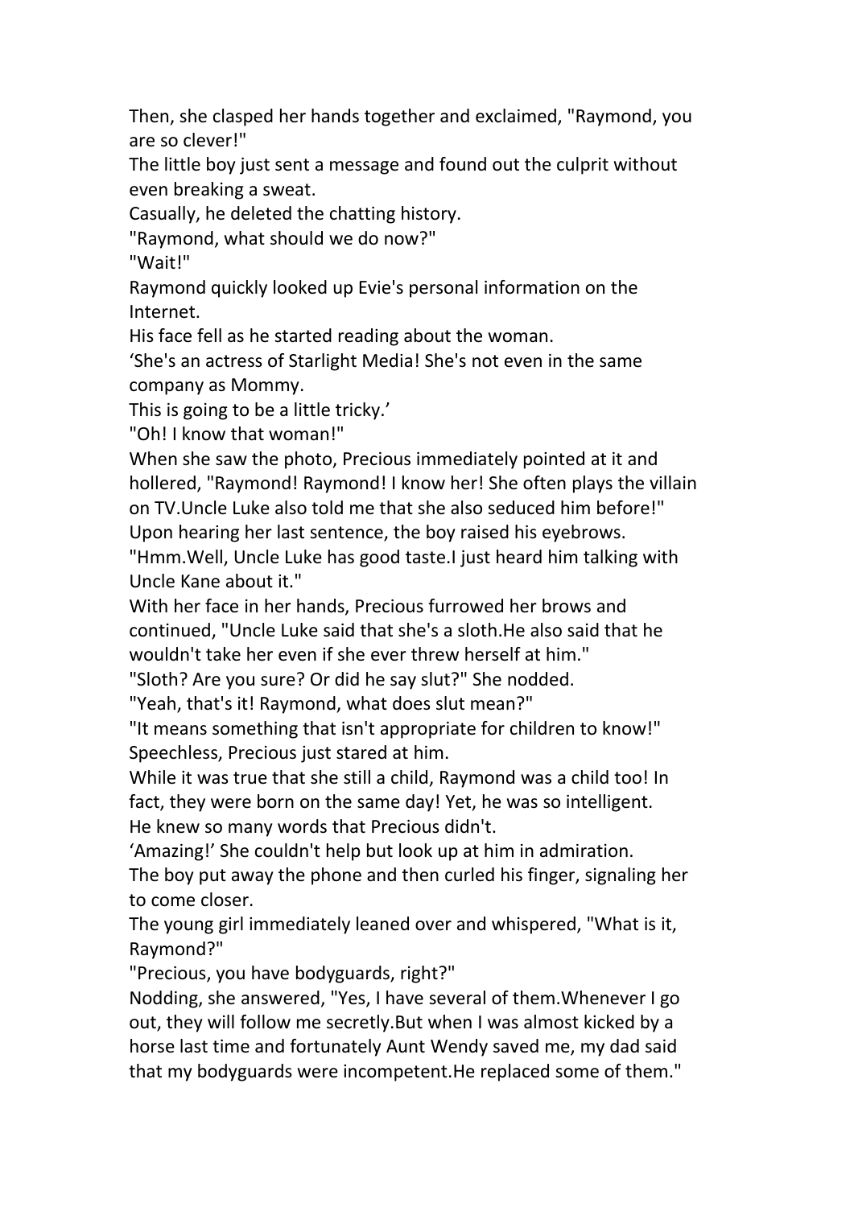Then, she clasped her hands together and exclaimed, "Raymond, you are so clever!"

The little boy just sent a message and found out the culprit without even breaking a sweat.

Casually, he deleted the chatting history.

"Raymond, what should we do now?"

"Wait!"

Raymond quickly looked up Evie's personal information on the Internet.

His face fell as he started reading about the woman.

'She's an actress of Starlight Media! She's not even in the same company as Mommy.

This is going to be a little tricky.'

"Oh! I know that woman!"

When she saw the photo, Precious immediately pointed at it and hollered, "Raymond! Raymond! I know her! She often plays the villain on TV.Uncle Luke also told me that she also seduced him before!"

Upon hearing her last sentence, the boy raised his eyebrows.

"Hmm.Well, Uncle Luke has good taste.I just heard him talking with Uncle Kane about it."

With her face in her hands, Precious furrowed her brows and continued, "Uncle Luke said that she's a sloth.He also said that he wouldn't take her even if she ever threw herself at him."

"Sloth? Are you sure? Or did he say slut?" She nodded.

"Yeah, that's it! Raymond, what does slut mean?"

"It means something that isn't appropriate for children to know!"

Speechless, Precious just stared at him.

While it was true that she still a child, Raymond was a child too! In fact, they were born on the same day! Yet, he was so intelligent. He knew so many words that Precious didn't.

'Amazing!' She couldn't help but look up at him in admiration.

The boy put away the phone and then curled his finger, signaling her to come closer.

The young girl immediately leaned over and whispered, "What is it, Raymond?"

"Precious, you have bodyguards, right?"

Nodding, she answered, "Yes, I have several of them.Whenever I go out, they will follow me secretly.But when I was almost kicked by a horse last time and fortunately Aunt Wendy saved me, my dad said that my bodyguards were incompetent.He replaced some of them."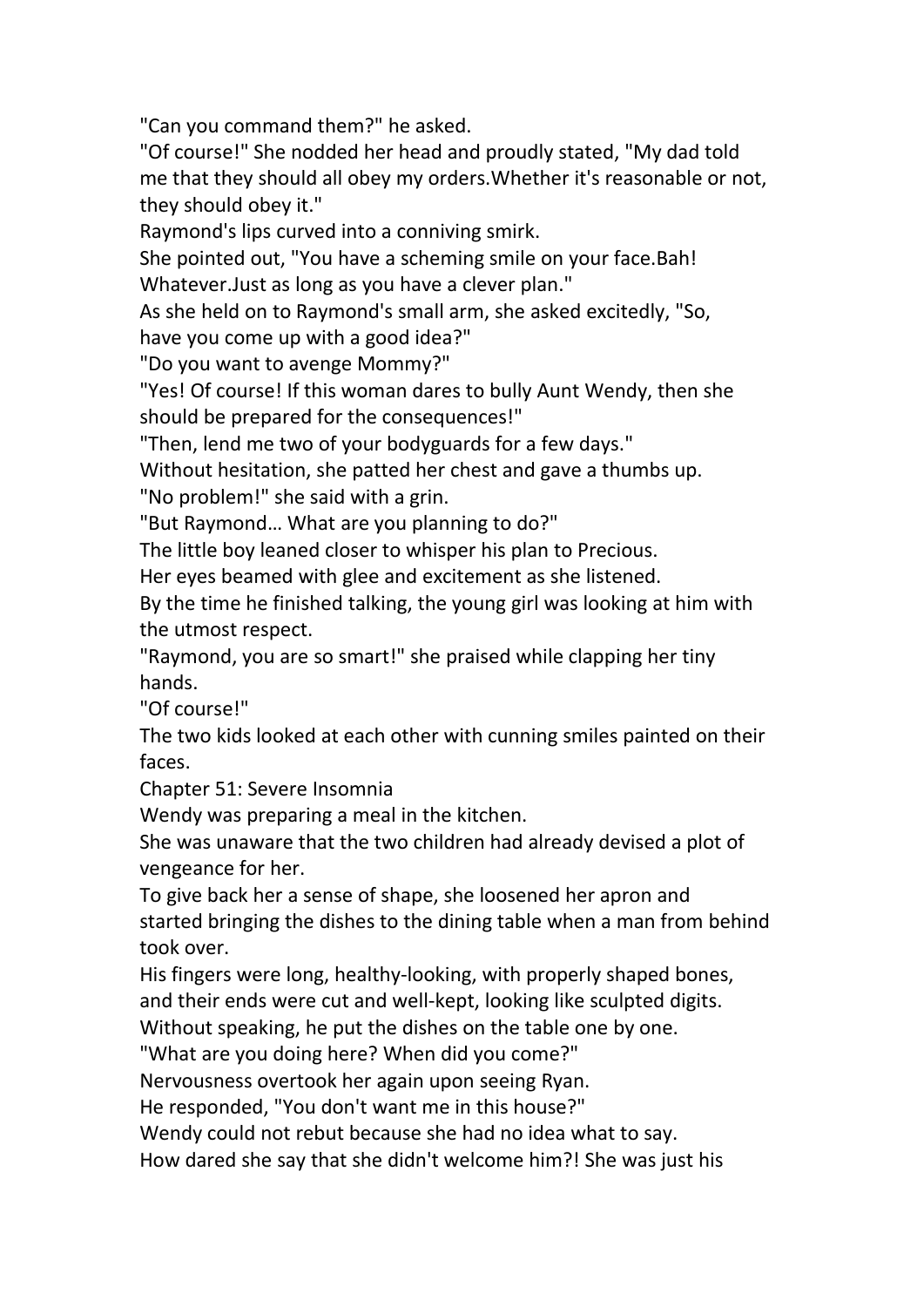"Can you command them?" he asked.

"Of course!" She nodded her head and proudly stated, "My dad told me that they should all obey my orders.Whether it's reasonable or not, they should obey it."

Raymond's lips curved into a conniving smirk.

She pointed out, "You have a scheming smile on your face.Bah! Whatever.Just as long as you have a clever plan."

As she held on to Raymond's small arm, she asked excitedly, "So, have you come up with a good idea?"

"Do you want to avenge Mommy?"

"Yes! Of course! If this woman dares to bully Aunt Wendy, then she should be prepared for the consequences!"

"Then, lend me two of your bodyguards for a few days."

Without hesitation, she patted her chest and gave a thumbs up.

"No problem!" she said with a grin.

"But Raymond… What are you planning to do?"

The little boy leaned closer to whisper his plan to Precious.

Her eyes beamed with glee and excitement as she listened.

By the time he finished talking, the young girl was looking at him with the utmost respect.

"Raymond, you are so smart!" she praised while clapping her tiny hands.

"Of course!"

The two kids looked at each other with cunning smiles painted on their faces.

## Chapter 51: Severe Insomnia

Wendy was preparing a meal in the kitchen.

She was unaware that the two children had already devised a plot of vengeance for her.

To give back her a sense of shape, she loosened her apron and started bringing the dishes to the dining table when a man from behind took over.

His fingers were long, healthy-looking, with properly shaped bones, and their ends were cut and well-kept, looking like sculpted digits.

Without speaking, he put the dishes on the table one by one.

"What are you doing here? When did you come?"

Nervousness overtook her again upon seeing Ryan.

He responded, "You don't want me in this house?"

Wendy could not rebut because she had no idea what to say.

How dared she say that she didn't welcome him?! She was just his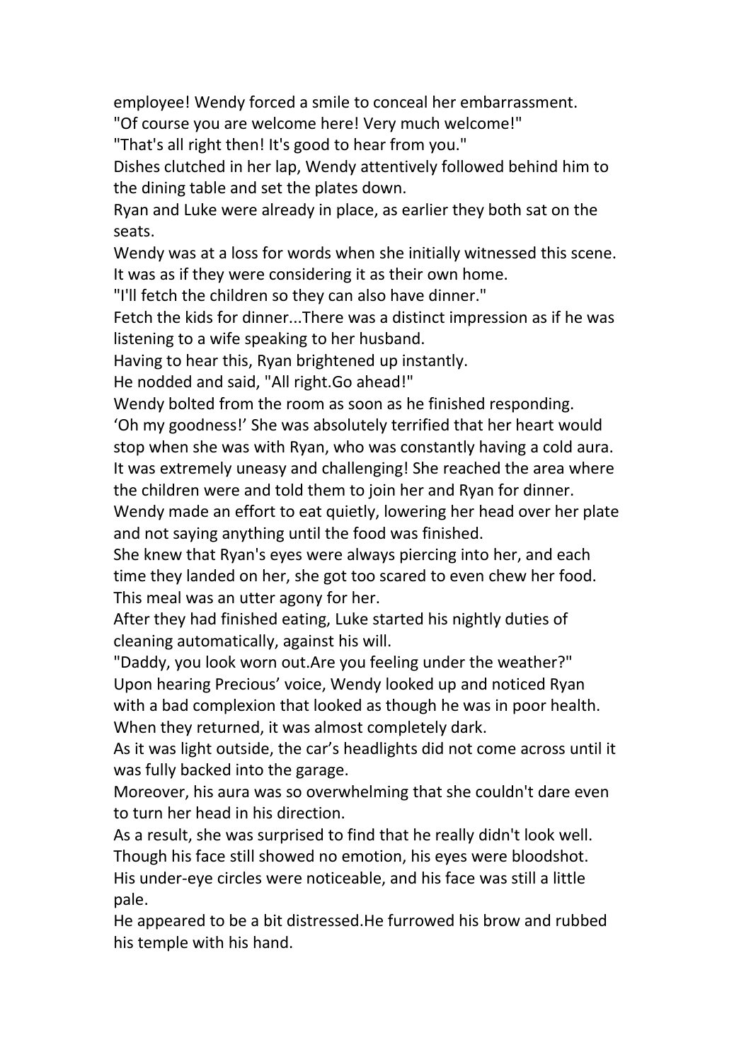employee! Wendy forced a smile to conceal her embarrassment.

"Of course you are welcome here! Very much welcome!"

"That's all right then! It's good to hear from you."

Dishes clutched in her lap, Wendy attentively followed behind him to the dining table and set the plates down.

Ryan and Luke were already in place, as earlier they both sat on the seats.

Wendy was at a loss for words when she initially witnessed this scene. It was as if they were considering it as their own home.

"I'll fetch the children so they can also have dinner."

Fetch the kids for dinner...There was a distinct impression as if he was listening to a wife speaking to her husband.

Having to hear this, Ryan brightened up instantly.

He nodded and said, "All right.Go ahead!"

Wendy bolted from the room as soon as he finished responding.

'Oh my goodness!' She was absolutely terrified that her heart would stop when she was with Ryan, who was constantly having a cold aura. It was extremely uneasy and challenging! She reached the area where the children were and told them to join her and Ryan for dinner.

Wendy made an effort to eat quietly, lowering her head over her plate and not saying anything until the food was finished.

She knew that Ryan's eyes were always piercing into her, and each time they landed on her, she got too scared to even chew her food. This meal was an utter agony for her.

After they had finished eating, Luke started his nightly duties of cleaning automatically, against his will.

"Daddy, you look worn out.Are you feeling under the weather?"

Upon hearing Precious' voice, Wendy looked up and noticed Ryan with a bad complexion that looked as though he was in poor health.

When they returned, it was almost completely dark.

As it was light outside, the car's headlights did not come across until it was fully backed into the garage.

Moreover, his aura was so overwhelming that she couldn't dare even to turn her head in his direction.

As a result, she was surprised to find that he really didn't look well.

Though his face still showed no emotion, his eyes were bloodshot.

His under-eye circles were noticeable, and his face was still a little pale.

He appeared to be a bit distressed.He furrowed his brow and rubbed his temple with his hand.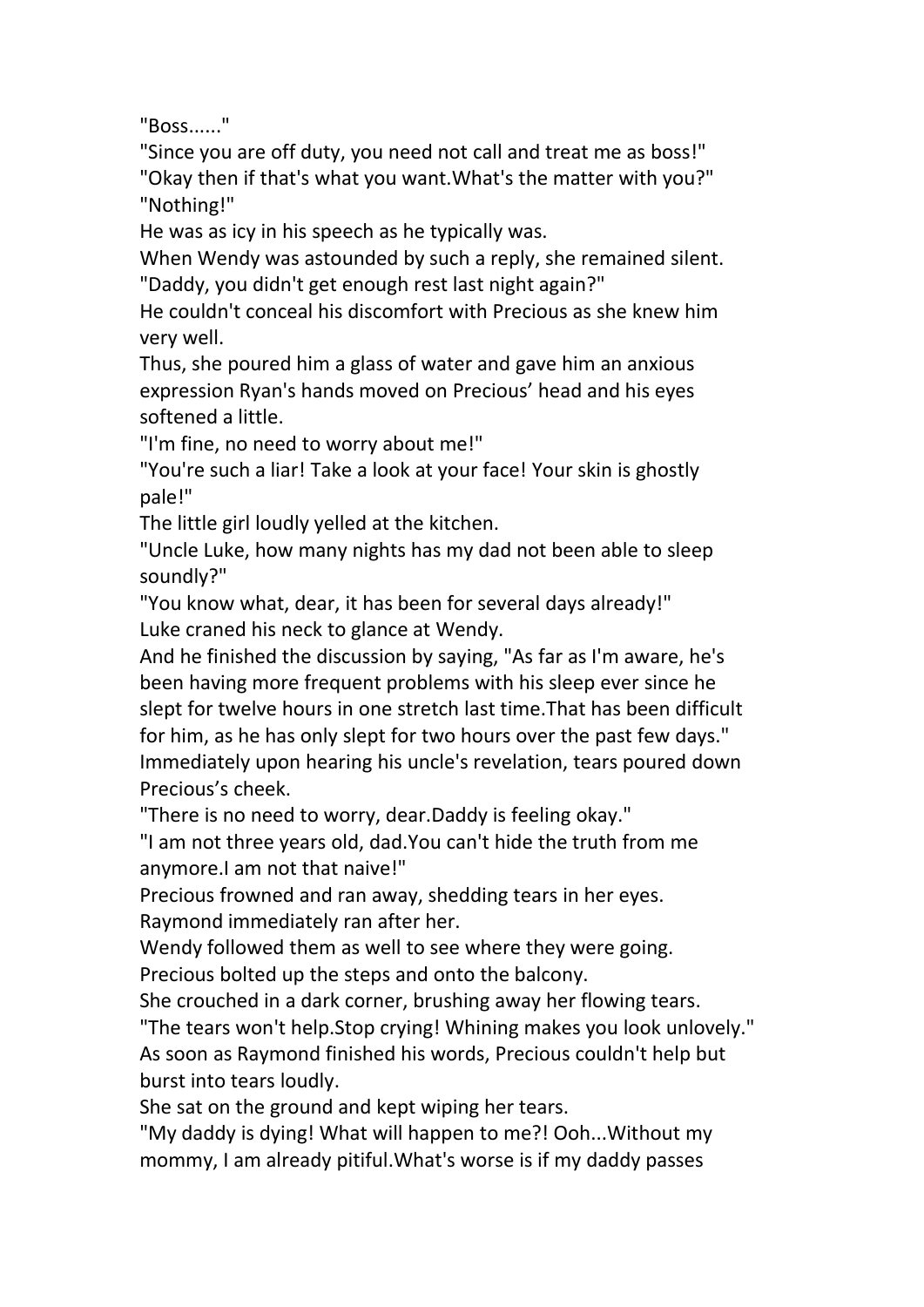"Boss......"

"Since you are off duty, you need not call and treat me as boss!"

"Okay then if that's what you want.What's the matter with you?"

"Nothing!"

He was as icy in his speech as he typically was.

When Wendy was astounded by such a reply, she remained silent.

"Daddy, you didn't get enough rest last night again?"

He couldn't conceal his discomfort with Precious as she knew him very well.

Thus, she poured him a glass of water and gave him an anxious expression Ryan's hands moved on Precious' head and his eyes softened a little.

"I'm fine, no need to worry about me!"

"You're such a liar! Take a look at your face! Your skin is ghostly pale!"

The little girl loudly yelled at the kitchen.

"Uncle Luke, how many nights has my dad not been able to sleep soundly?"

"You know what, dear, it has been for several days already!"

Luke craned his neck to glance at Wendy.

And he finished the discussion by saying, "As far as I'm aware, he's been having more frequent problems with his sleep ever since he slept for twelve hours in one stretch last time.That has been difficult for him, as he has only slept for two hours over the past few days."

Immediately upon hearing his uncle's revelation, tears poured down Precious's cheek.

"There is no need to worry, dear.Daddy is feeling okay."

"I am not three years old, dad.You can't hide the truth from me anymore.I am not that naive!"

Precious frowned and ran away, shedding tears in her eyes.

Raymond immediately ran after her.

Wendy followed them as well to see where they were going.

Precious bolted up the steps and onto the balcony.

She crouched in a dark corner, brushing away her flowing tears.

"The tears won't help.Stop crying! Whining makes you look unlovely."

As soon as Raymond finished his words, Precious couldn't help but burst into tears loudly.

She sat on the ground and kept wiping her tears.

"My daddy is dying! What will happen to me?! Ooh...Without my mommy, I am already pitiful.What's worse is if my daddy passes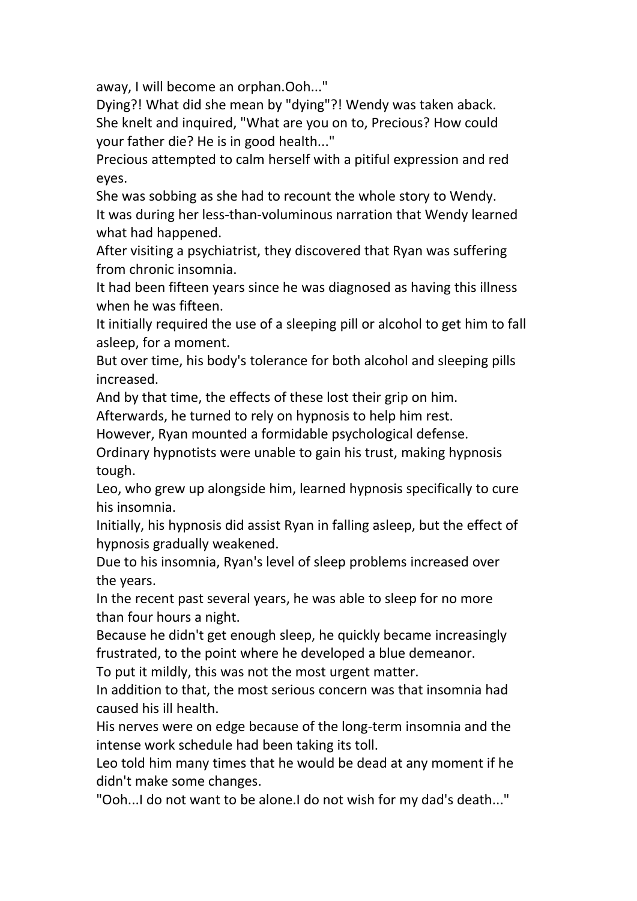away, I will become an orphan.Ooh..."

Dying?! What did she mean by "dying"?! Wendy was taken aback.

She knelt and inquired, "What are you on to, Precious? How could your father die? He is in good health..."

Precious attempted to calm herself with a pitiful expression and red eyes.

She was sobbing as she had to recount the whole story to Wendy.

It was during her less-than-voluminous narration that Wendy learned what had happened.

After visiting a psychiatrist, they discovered that Ryan was suffering from chronic insomnia.

It had been fifteen years since he was diagnosed as having this illness when he was fifteen.

It initially required the use of a sleeping pill or alcohol to get him to fall asleep, for a moment.

But over time, his body's tolerance for both alcohol and sleeping pills increased.

And by that time, the effects of these lost their grip on him.

Afterwards, he turned to rely on hypnosis to help him rest.

However, Ryan mounted a formidable psychological defense.

Ordinary hypnotists were unable to gain his trust, making hypnosis tough.

Leo, who grew up alongside him, learned hypnosis specifically to cure his insomnia.

Initially, his hypnosis did assist Ryan in falling asleep, but the effect of hypnosis gradually weakened.

Due to his insomnia, Ryan's level of sleep problems increased over the years.

In the recent past several years, he was able to sleep for no more than four hours a night.

Because he didn't get enough sleep, he quickly became increasingly frustrated, to the point where he developed a blue demeanor.

To put it mildly, this was not the most urgent matter.

In addition to that, the most serious concern was that insomnia had caused his ill health.

His nerves were on edge because of the long-term insomnia and the intense work schedule had been taking its toll.

Leo told him many times that he would be dead at any moment if he didn't make some changes.

"Ooh...I do not want to be alone.I do not wish for my dad's death..."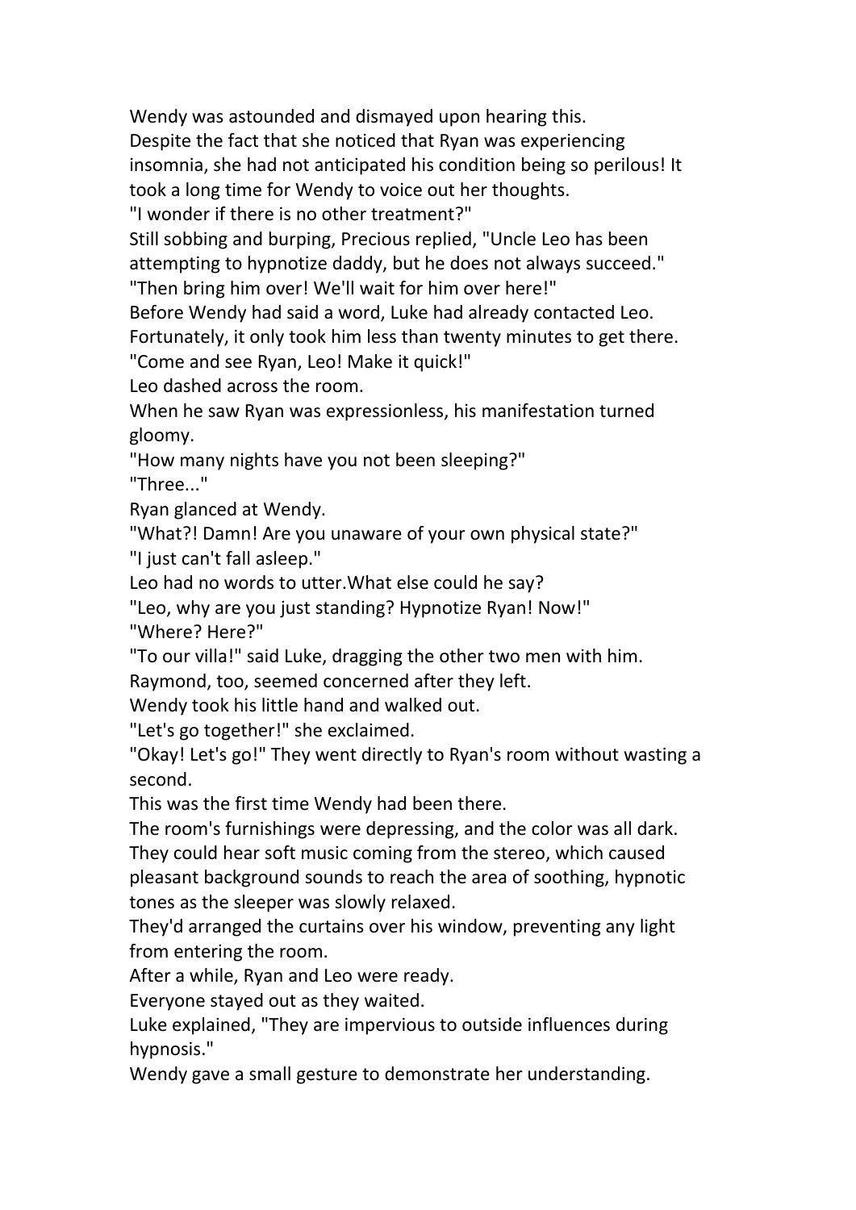Wendy was astounded and dismayed upon hearing this.

Despite the fact that she noticed that Ryan was experiencing insomnia, she had not anticipated his condition being so perilous! It took a long time for Wendy to voice out her thoughts.

"I wonder if there is no other treatment?"

Still sobbing and burping, Precious replied, "Uncle Leo has been attempting to hypnotize daddy, but he does not always succeed."

"Then bring him over! We'll wait for him over here!"

Before Wendy had said a word, Luke had already contacted Leo.

Fortunately, it only took him less than twenty minutes to get there.

"Come and see Ryan, Leo! Make it quick!"

Leo dashed across the room.

When he saw Ryan was expressionless, his manifestation turned gloomy.

"How many nights have you not been sleeping?"

"Three..."

Ryan glanced at Wendy.

"What?! Damn! Are you unaware of your own physical state?"

"I just can't fall asleep."

Leo had no words to utter.What else could he say?

"Leo, why are you just standing? Hypnotize Ryan! Now!"

"Where? Here?"

"To our villa!" said Luke, dragging the other two men with him.

Raymond, too, seemed concerned after they left.

Wendy took his little hand and walked out.

"Let's go together!" she exclaimed.

"Okay! Let's go!" They went directly to Ryan's room without wasting a second.

This was the first time Wendy had been there.

The room's furnishings were depressing, and the color was all dark.

They could hear soft music coming from the stereo, which caused pleasant background sounds to reach the area of soothing, hypnotic tones as the sleeper was slowly relaxed.

They'd arranged the curtains over his window, preventing any light from entering the room.

After a while, Ryan and Leo were ready.

Everyone stayed out as they waited.

Luke explained, "They are impervious to outside influences during hypnosis."

Wendy gave a small gesture to demonstrate her understanding.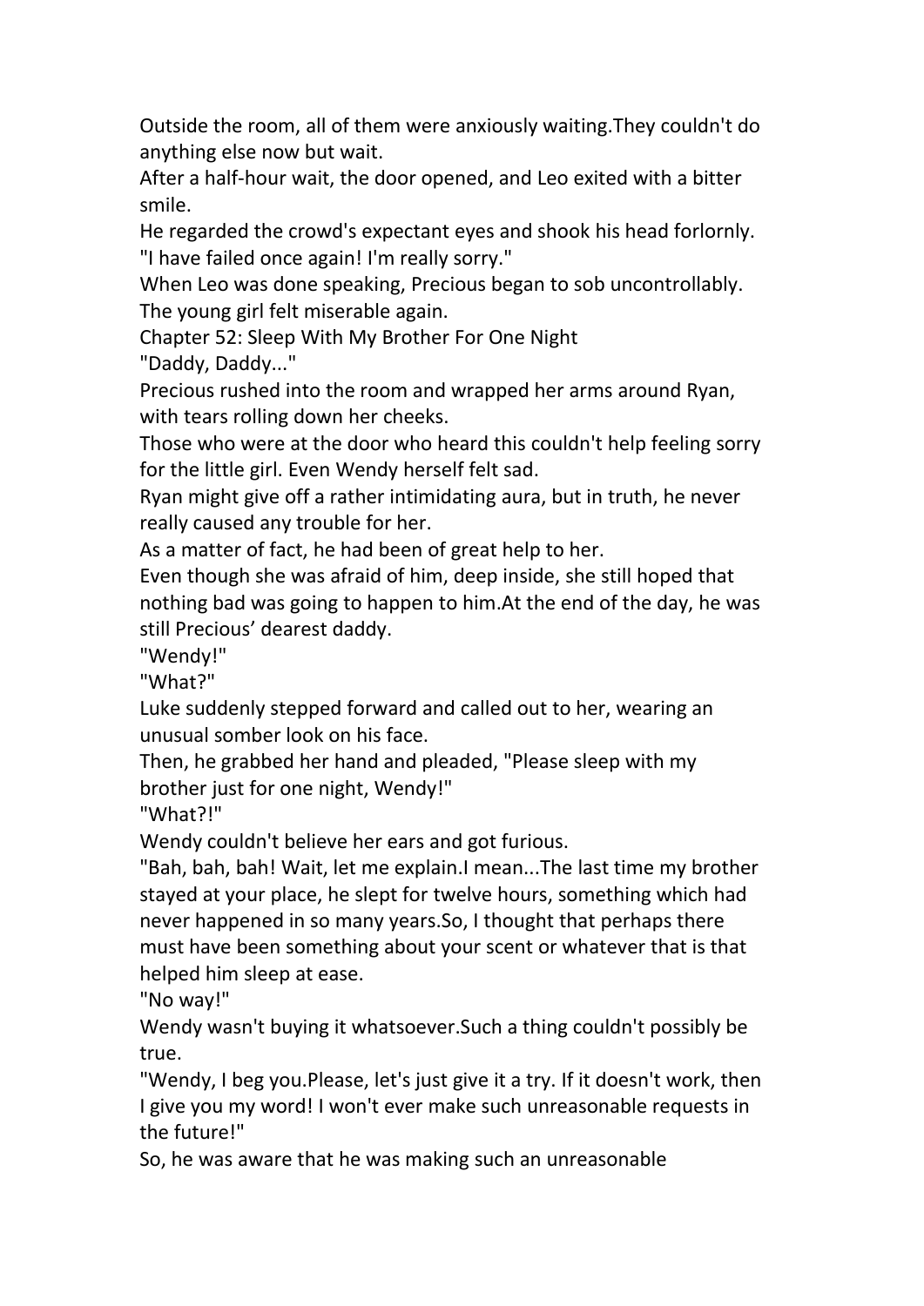Outside the room, all of them were anxiously waiting.They couldn't do anything else now but wait.

After a half-hour wait, the door opened, and Leo exited with a bitter smile.

He regarded the crowd's expectant eyes and shook his head forlornly. "I have failed once again! I'm really sorry."

When Leo was done speaking, Precious began to sob uncontrollably. The young girl felt miserable again.

## Chapter 52: Sleep With My Brother For One Night

"Daddy, Daddy..."

Precious rushed into the room and wrapped her arms around Ryan, with tears rolling down her cheeks.

Those who were at the door who heard this couldn't help feeling sorry for the little girl. Even Wendy herself felt sad.

Ryan might give off a rather intimidating aura, but in truth, he never really caused any trouble for her.

As a matter of fact, he had been of great help to her.

Even though she was afraid of him, deep inside, she still hoped that nothing bad was going to happen to him.At the end of the day, he was still Precious' dearest daddy.

"Wendy!"

"What?"

Luke suddenly stepped forward and called out to her, wearing an unusual somber look on his face.

Then, he grabbed her hand and pleaded, "Please sleep with my brother just for one night, Wendy!"

"What?!"

Wendy couldn't believe her ears and got furious.

"Bah, bah, bah! Wait, let me explain.I mean...The last time my brother stayed at your place, he slept for twelve hours, something which had never happened in so many years.So, I thought that perhaps there must have been something about your scent or whatever that is that helped him sleep at ease.

"No way!"

Wendy wasn't buying it whatsoever.Such a thing couldn't possibly be true.

"Wendy, I beg you.Please, let's just give it a try. If it doesn't work, then I give you my word! I won't ever make such unreasonable requests in the future!"

So, he was aware that he was making such an unreasonable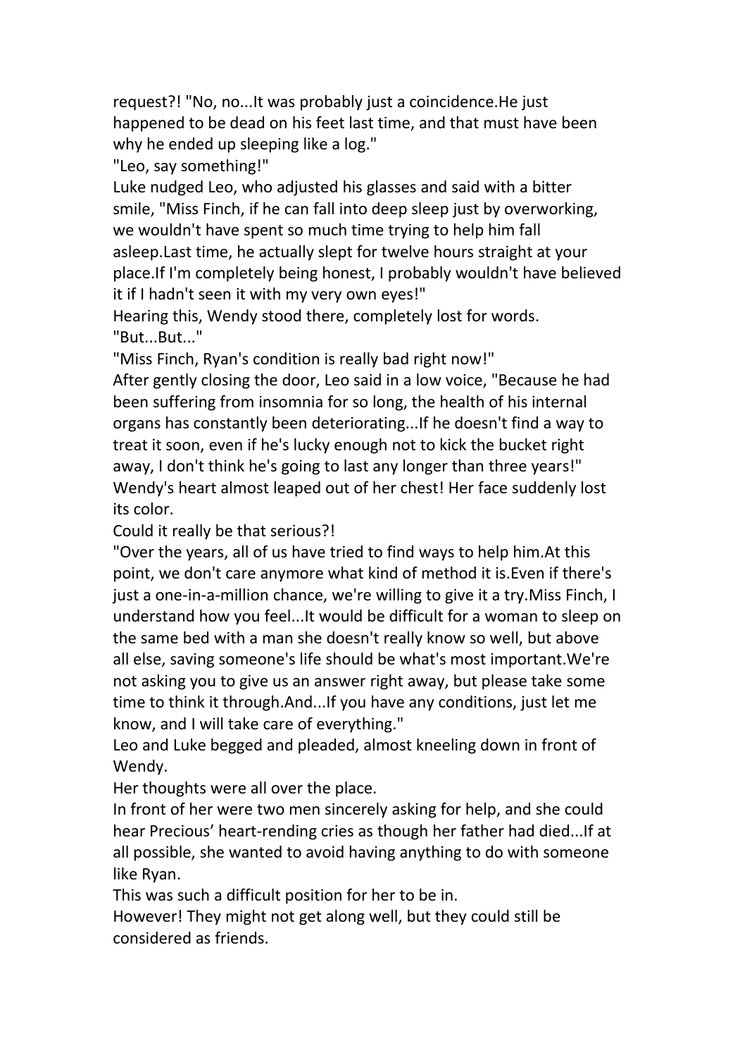request?! "No, no...It was probably just a coincidence.He just happened to be dead on his feet last time, and that must have been why he ended up sleeping like a log."

"Leo, say something!"

Luke nudged Leo, who adjusted his glasses and said with a bitter smile, "Miss Finch, if he can fall into deep sleep just by overworking, we wouldn't have spent so much time trying to help him fall asleep.Last time, he actually slept for twelve hours straight at your place.If I'm completely being honest, I probably wouldn't have believed it if I hadn't seen it with my very own eyes!"

Hearing this, Wendy stood there, completely lost for words.

"But...But..."

"Miss Finch, Ryan's condition is really bad right now!"

After gently closing the door, Leo said in a low voice, "Because he had been suffering from insomnia for so long, the health of his internal organs has constantly been deteriorating...If he doesn't find a way to treat it soon, even if he's lucky enough not to kick the bucket right away, I don't think he's going to last any longer than three years!"

Wendy's heart almost leaped out of her chest! Her face suddenly lost its color.

Could it really be that serious?!

"Over the years, all of us have tried to find ways to help him.At this point, we don't care anymore what kind of method it is.Even if there's just a one-in-a-million chance, we're willing to give it a try.Miss Finch, I understand how you feel...It would be difficult for a woman to sleep on the same bed with a man she doesn't really know so well, but above all else, saving someone's life should be what's most important.We're not asking you to give us an answer right away, but please take some time to think it through.And...If you have any conditions, just let me know, and I will take care of everything."

Leo and Luke begged and pleaded, almost kneeling down in front of Wendy.

Her thoughts were all over the place.

In front of her were two men sincerely asking for help, and she could hear Precious' heart-rending cries as though her father had died...If at all possible, she wanted to avoid having anything to do with someone like Ryan.

This was such a difficult position for her to be in.

However! They might not get along well, but they could still be considered as friends.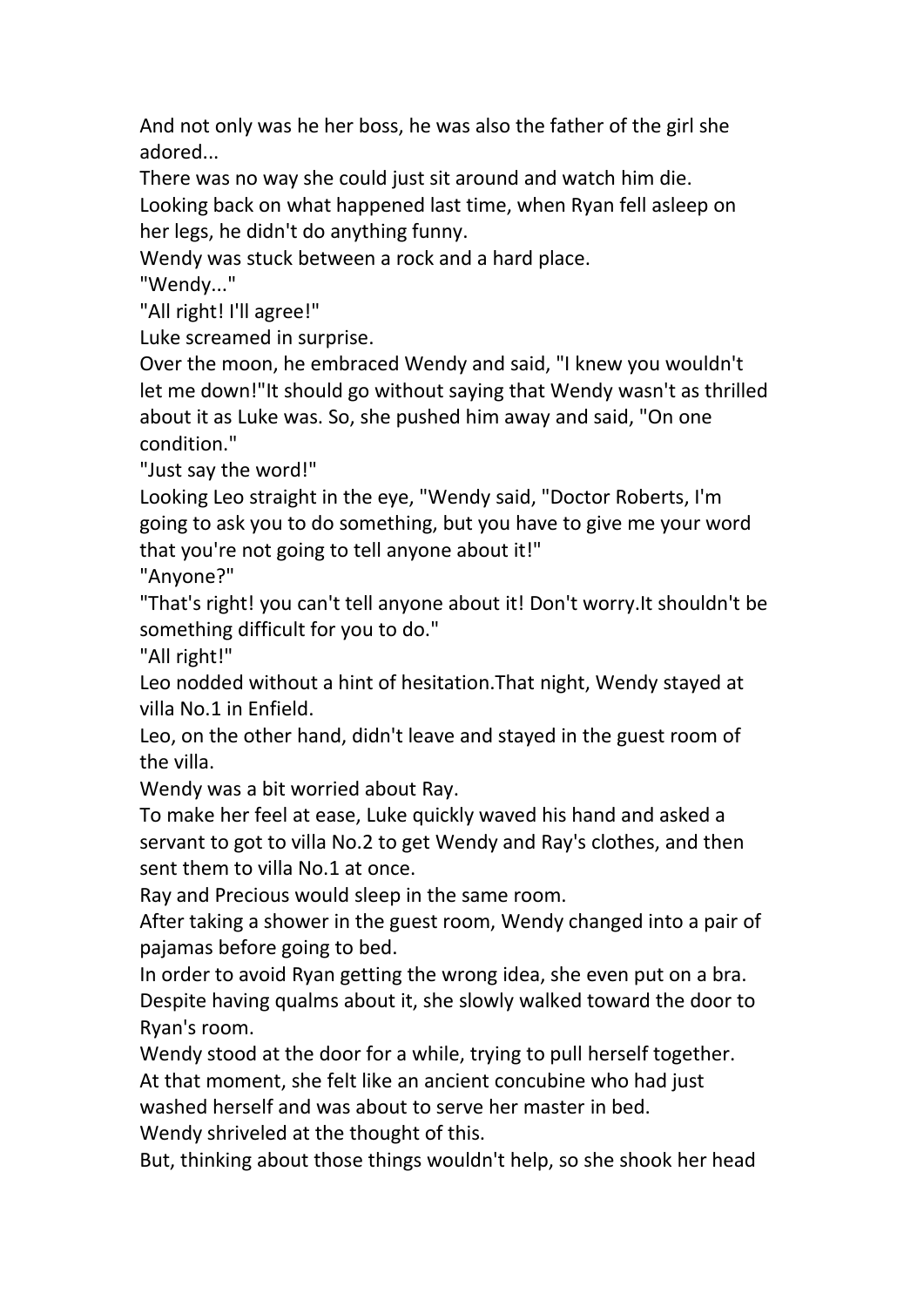And not only was he her boss, he was also the father of the girl she adored...

There was no way she could just sit around and watch him die.

Looking back on what happened last time, when Ryan fell asleep on her legs, he didn't do anything funny.

Wendy was stuck between a rock and a hard place.

"Wendy..."

"All right! I'll agree!"

Luke screamed in surprise.

Over the moon, he embraced Wendy and said, "I knew you wouldn't let me down!"It should go without saying that Wendy wasn't as thrilled about it as Luke was. So, she pushed him away and said, "On one condition."

"Just say the word!"

Looking Leo straight in the eye, "Wendy said, "Doctor Roberts, I'm going to ask you to do something, but you have to give me your word that you're not going to tell anyone about it!"

"Anyone?"

"That's right! you can't tell anyone about it! Don't worry.It shouldn't be something difficult for you to do."

"All right!"

Leo nodded without a hint of hesitation.That night, Wendy stayed at villa No.1 in Enfield.

Leo, on the other hand, didn't leave and stayed in the guest room of the villa.

Wendy was a bit worried about Ray.

To make her feel at ease, Luke quickly waved his hand and asked a servant to got to villa No.2 to get Wendy and Ray's clothes, and then sent them to villa No.1 at once.

Ray and Precious would sleep in the same room.

After taking a shower in the guest room, Wendy changed into a pair of pajamas before going to bed.

In order to avoid Ryan getting the wrong idea, she even put on a bra.

Despite having qualms about it, she slowly walked toward the door to Ryan's room.

Wendy stood at the door for a while, trying to pull herself together.

At that moment, she felt like an ancient concubine who had just washed herself and was about to serve her master in bed.

Wendy shriveled at the thought of this.

But, thinking about those things wouldn't help, so she shook her head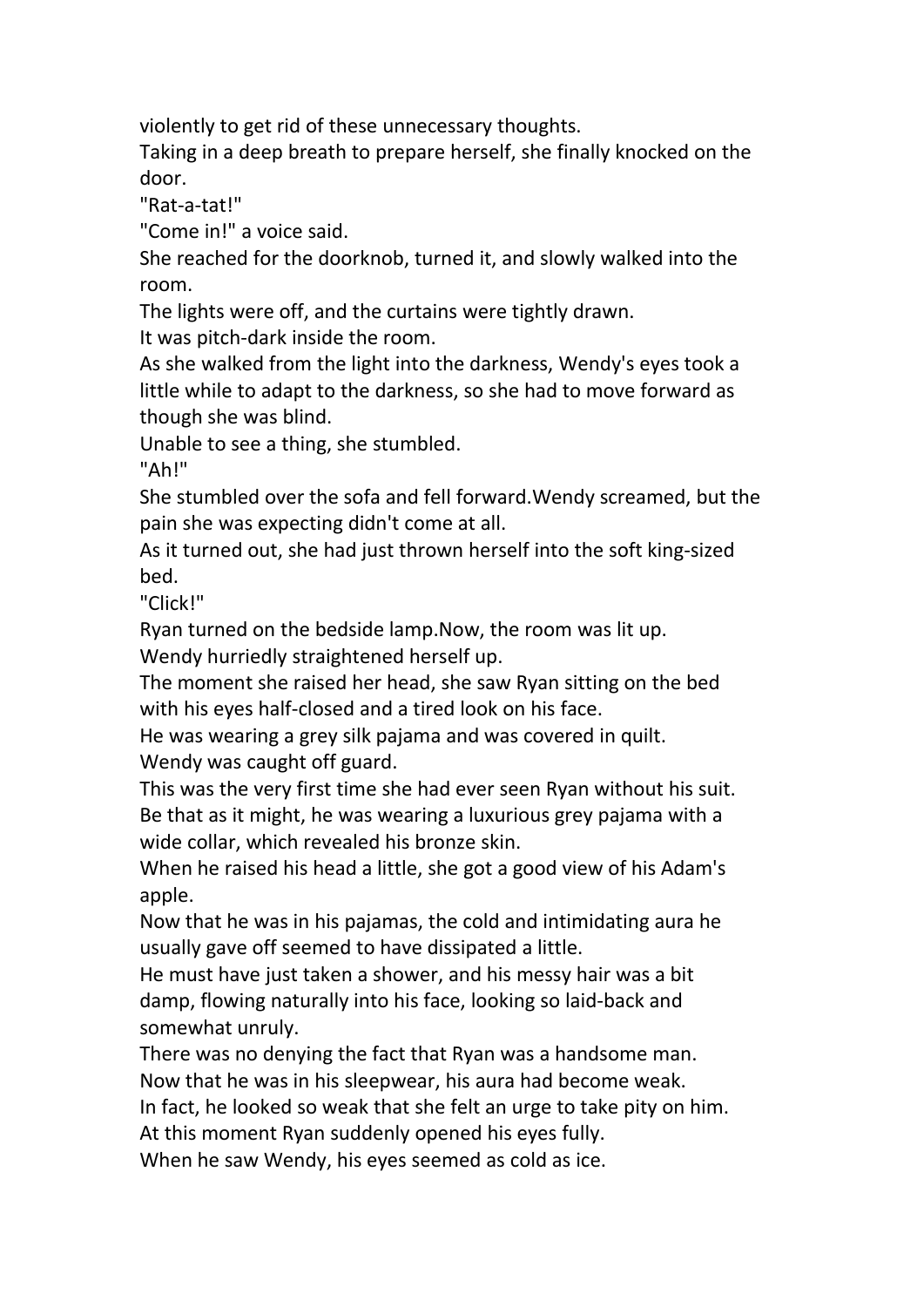violently to get rid of these unnecessary thoughts.

Taking in a deep breath to prepare herself, she finally knocked on the door.

"Rat-a-tat!"

"Come in!" a voice said.

She reached for the doorknob, turned it, and slowly walked into the room.

The lights were off, and the curtains were tightly drawn.

It was pitch-dark inside the room.

As she walked from the light into the darkness, Wendy's eyes took a little while to adapt to the darkness, so she had to move forward as though she was blind.

Unable to see a thing, she stumbled.

"Ah!"

She stumbled over the sofa and fell forward.Wendy screamed, but the pain she was expecting didn't come at all.

As it turned out, she had just thrown herself into the soft king-sized bed.

"Click!"

Ryan turned on the bedside lamp.Now, the room was lit up.

Wendy hurriedly straightened herself up.

The moment she raised her head, she saw Ryan sitting on the bed with his eyes half-closed and a tired look on his face.

He was wearing a grey silk pajama and was covered in quilt.

Wendy was caught off guard.

This was the very first time she had ever seen Ryan without his suit.

Be that as it might, he was wearing a luxurious grey pajama with a wide collar, which revealed his bronze skin.

When he raised his head a little, she got a good view of his Adam's apple.

Now that he was in his pajamas, the cold and intimidating aura he usually gave off seemed to have dissipated a little.

He must have just taken a shower, and his messy hair was a bit damp, flowing naturally into his face, looking so laid-back and somewhat unruly.

There was no denying the fact that Ryan was a handsome man.

Now that he was in his sleepwear, his aura had become weak.

In fact, he looked so weak that she felt an urge to take pity on him.

At this moment Ryan suddenly opened his eyes fully.

When he saw Wendy, his eyes seemed as cold as ice.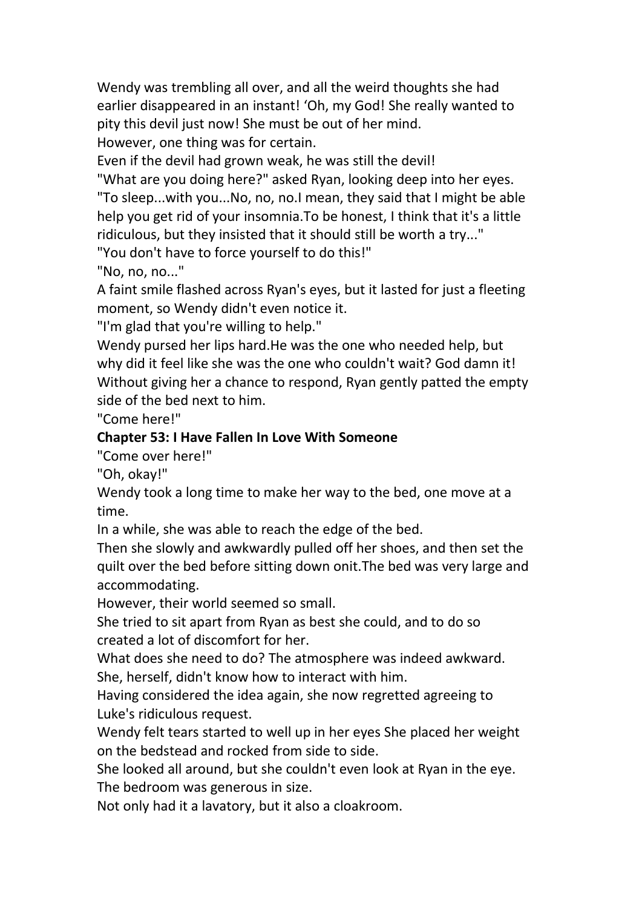Wendy was trembling all over, and all the weird thoughts she had earlier disappeared in an instant! 'Oh, my God! She really wanted to pity this devil just now! She must be out of her mind.

However, one thing was for certain.

Even if the devil had grown weak, he was still the devil!

"What are you doing here?" asked Ryan, looking deep into her eyes.

"To sleep...with you...No, no, no.I mean, they said that I might be able help you get rid of your insomnia.To be honest, I think that it's a little ridiculous, but they insisted that it should still be worth a try..."

"You don't have to force yourself to do this!"

"No, no, no..."

A faint smile flashed across Ryan's eyes, but it lasted for just a fleeting moment, so Wendy didn't even notice it.

"I'm glad that you're willing to help."

Wendy pursed her lips hard.He was the one who needed help, but why did it feel like she was the one who couldn't wait? God damn it!

Without giving her a chance to respond, Ryan gently patted the empty side of the bed next to him.

"Come here!"

**Chapter 53: I Have Fallen In Love With Someone**

"Come over here!"

"Oh, okay!"

Wendy took a long time to make her way to the bed, one move at a time.

In a while, she was able to reach the edge of the bed.

Then she slowly and awkwardly pulled off her shoes, and then set the quilt over the bed before sitting down onit.The bed was very large and accommodating.

However, their world seemed so small.

She tried to sit apart from Ryan as best she could, and to do so created a lot of discomfort for her.

What does she need to do? The atmosphere was indeed awkward. She, herself, didn't know how to interact with him.

Having considered the idea again, she now regretted agreeing to Luke's ridiculous request.

Wendy felt tears started to well up in her eyes She placed her weight on the bedstead and rocked from side to side.

She looked all around, but she couldn't even look at Ryan in the eye.

The bedroom was generous in size.

Not only had it a lavatory, but it also a cloakroom.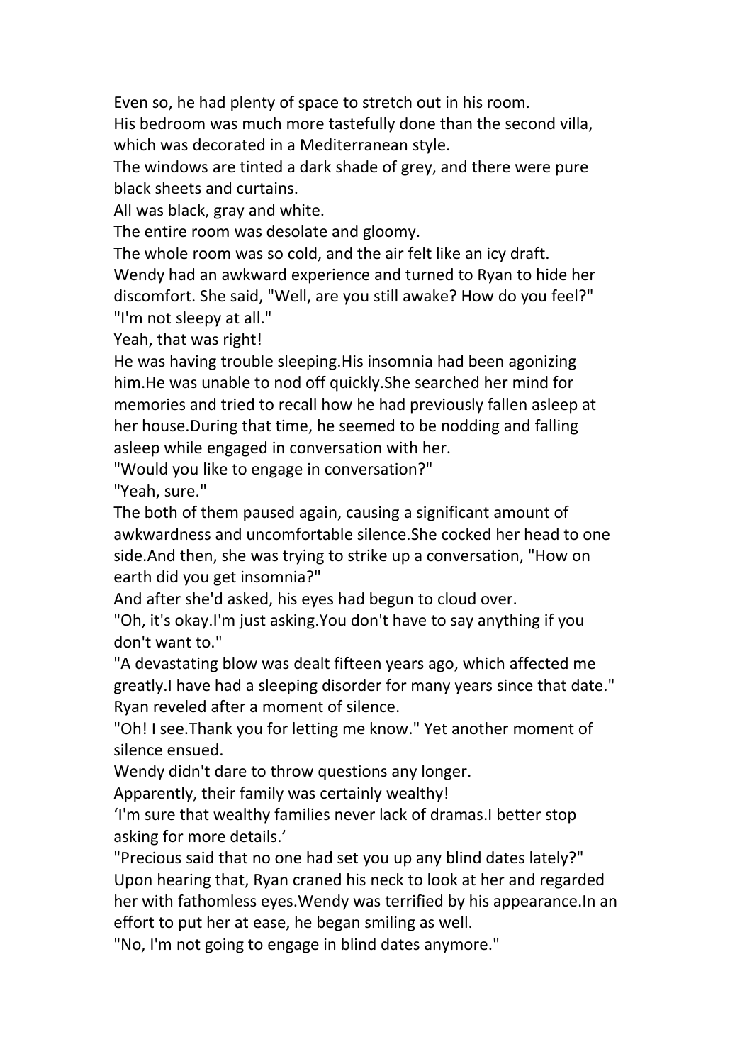Even so, he had plenty of space to stretch out in his room.

His bedroom was much more tastefully done than the second villa, which was decorated in a Mediterranean style.

The windows are tinted a dark shade of grey, and there were pure black sheets and curtains.

All was black, gray and white.

The entire room was desolate and gloomy.

The whole room was so cold, and the air felt like an icy draft.

Wendy had an awkward experience and turned to Ryan to hide her discomfort. She said, "Well, are you still awake? How do you feel?"

"I'm not sleepy at all."

Yeah, that was right!

He was having trouble sleeping.His insomnia had been agonizing him.He was unable to nod off quickly.She searched her mind for memories and tried to recall how he had previously fallen asleep at her house.During that time, he seemed to be nodding and falling asleep while engaged in conversation with her.

"Would you like to engage in conversation?"

"Yeah, sure."

The both of them paused again, causing a significant amount of awkwardness and uncomfortable silence.She cocked her head to one side.And then, she was trying to strike up a conversation, "How on earth did you get insomnia?"

And after she'd asked, his eyes had begun to cloud over.

"Oh, it's okay.I'm just asking.You don't have to say anything if you don't want to."

"A devastating blow was dealt fifteen years ago, which affected me greatly.I have had a sleeping disorder for many years since that date." Ryan reveled after a moment of silence.

"Oh! I see.Thank you for letting me know." Yet another moment of silence ensued.

Wendy didn't dare to throw questions any longer.

Apparently, their family was certainly wealthy!

'I'm sure that wealthy families never lack of dramas.I better stop asking for more details.'

"Precious said that no one had set you up any blind dates lately?"

Upon hearing that, Ryan craned his neck to look at her and regarded her with fathomless eyes.Wendy was terrified by his appearance.In an effort to put her at ease, he began smiling as well.

"No, I'm not going to engage in blind dates anymore."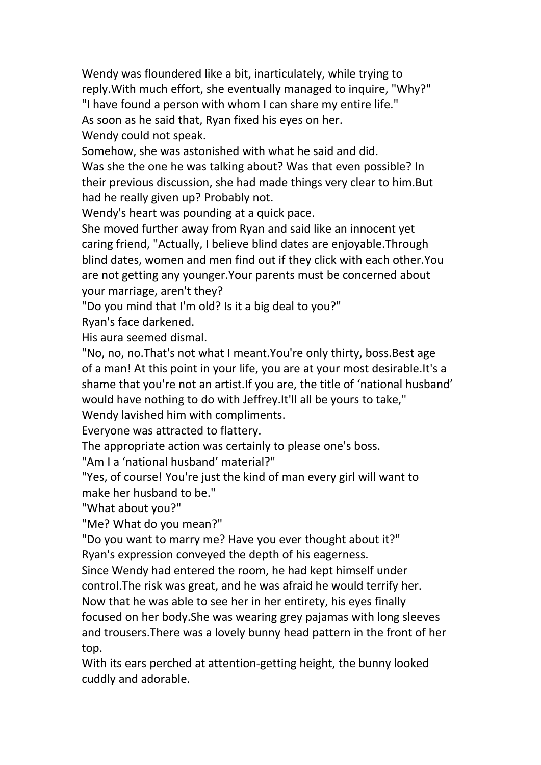Wendy was floundered like a bit, inarticulately, while trying to reply.With much effort, she eventually managed to inquire, "Why?"

"I have found a person with whom I can share my entire life."

As soon as he said that, Ryan fixed his eyes on her.

Wendy could not speak.

Somehow, she was astonished with what he said and did.

Was she the one he was talking about? Was that even possible? In their previous discussion, she had made things very clear to him.But had he really given up? Probably not.

Wendy's heart was pounding at a quick pace.

She moved further away from Ryan and said like an innocent yet caring friend, "Actually, I believe blind dates are enjoyable.Through blind dates, women and men find out if they click with each other.You are not getting any younger.Your parents must be concerned about your marriage, aren't they?

"Do you mind that I'm old? Is it a big deal to you?"

Ryan's face darkened.

His aura seemed dismal.

"No, no, no.That's not what I meant.You're only thirty, boss.Best age of a man! At this point in your life, you are at your most desirable.It's a shame that you're not an artist.If you are, the title of 'national husband' would have nothing to do with Jeffrey.It'll all be yours to take," Wendy lavished him with compliments.

Everyone was attracted to flattery.

The appropriate action was certainly to please one's boss.

"Am I a 'national husband' material?"

"Yes, of course! You're just the kind of man every girl will want to make her husband to be."

"What about you?"

"Me? What do you mean?"

"Do you want to marry me? Have you ever thought about it?"

Ryan's expression conveyed the depth of his eagerness.

Since Wendy had entered the room, he had kept himself under control.The risk was great, and he was afraid he would terrify her.

Now that he was able to see her in her entirety, his eyes finally focused on her body.She was wearing grey pajamas with long sleeves and trousers.There was a lovely bunny head pattern in the front of her top.

With its ears perched at attention-getting height, the bunny looked cuddly and adorable.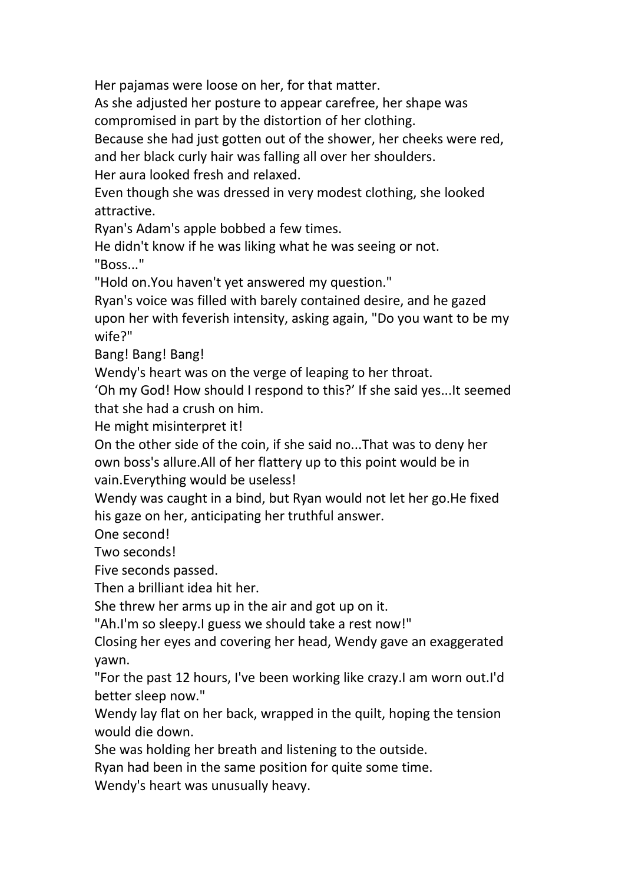Her pajamas were loose on her, for that matter.

As she adjusted her posture to appear carefree, her shape was compromised in part by the distortion of her clothing.

Because she had just gotten out of the shower, her cheeks were red, and her black curly hair was falling all over her shoulders.

Her aura looked fresh and relaxed.

Even though she was dressed in very modest clothing, she looked attractive.

Ryan's Adam's apple bobbed a few times.

He didn't know if he was liking what he was seeing or not.

"Boss..."

"Hold on.You haven't yet answered my question."

Ryan's voice was filled with barely contained desire, and he gazed upon her with feverish intensity, asking again, "Do you want to be my wife?"

Bang! Bang! Bang!

Wendy's heart was on the verge of leaping to her throat.

'Oh my God! How should I respond to this?' If she said yes...It seemed that she had a crush on him.

He might misinterpret it!

On the other side of the coin, if she said no...That was to deny her own boss's allure.All of her flattery up to this point would be in vain.Everything would be useless!

Wendy was caught in a bind, but Ryan would not let her go.He fixed his gaze on her, anticipating her truthful answer.

One second!

Two seconds!

Five seconds passed.

Then a brilliant idea hit her.

She threw her arms up in the air and got up on it.

"Ah.I'm so sleepy.I guess we should take a rest now!"

Closing her eyes and covering her head, Wendy gave an exaggerated yawn.

"For the past 12 hours, I've been working like crazy.I am worn out.I'd better sleep now."

Wendy lay flat on her back, wrapped in the quilt, hoping the tension would die down.

She was holding her breath and listening to the outside.

Ryan had been in the same position for quite some time.

Wendy's heart was unusually heavy.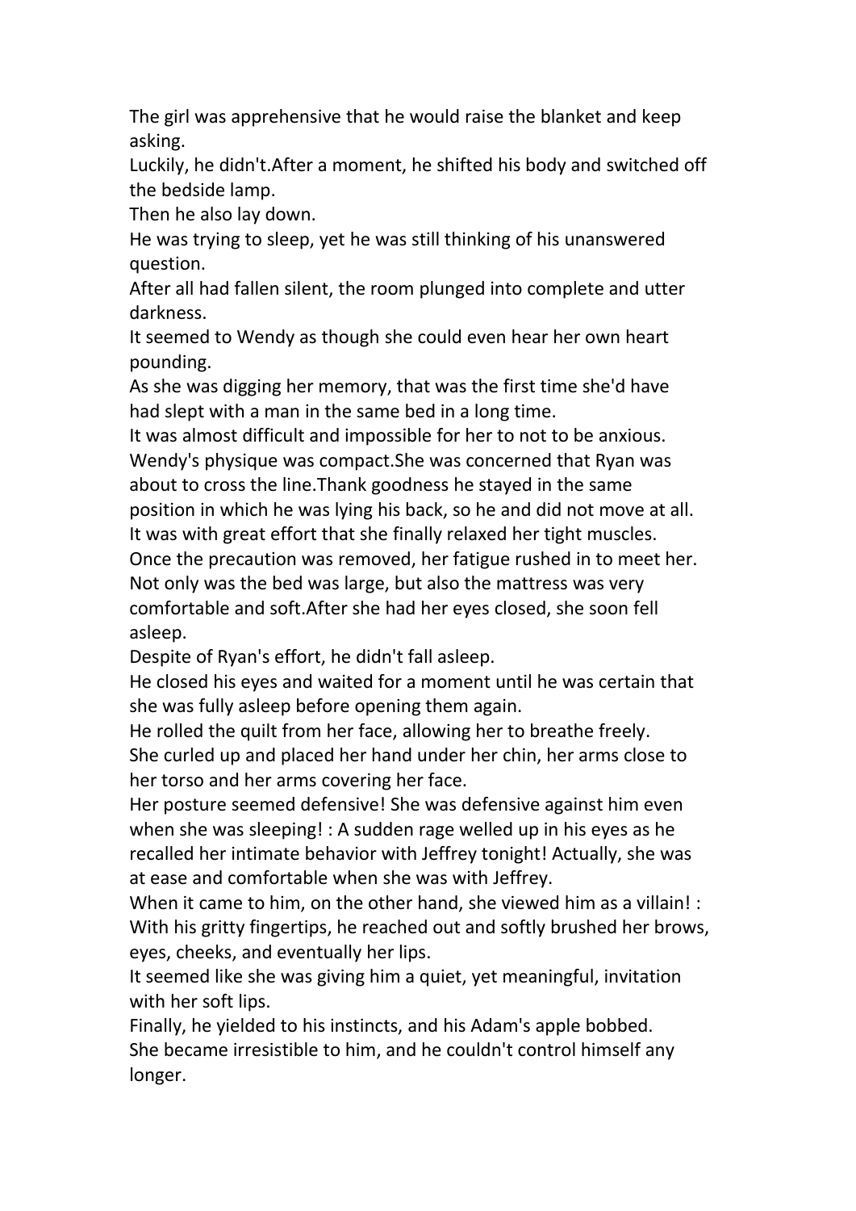The girl was apprehensive that he would raise the blanket and keep asking.

Luckily, he didn't.After a moment, he shifted his body and switched off the bedside lamp.

Then he also lay down.

He was trying to sleep, yet he was still thinking of his unanswered question.

After all had fallen silent, the room plunged into complete and utter darkness.

It seemed to Wendy as though she could even hear her own heart pounding.

As she was digging her memory, that was the first time she'd have had slept with a man in the same bed in a long time.

It was almost difficult and impossible for her to not to be anxious.

Wendy's physique was compact.She was concerned that Ryan was about to cross the line.Thank goodness he stayed in the same position in which he was lying his back, so he and did not move at all.

It was with great effort that she finally relaxed her tight muscles.

Once the precaution was removed, her fatigue rushed in to meet her.

Not only was the bed was large, but also the mattress was very comfortable and soft.After she had her eyes closed, she soon fell asleep.

Despite of Ryan's effort, he didn't fall asleep.

He closed his eyes and waited for a moment until he was certain that she was fully asleep before opening them again.

He rolled the quilt from her face, allowing her to breathe freely.

She curled up and placed her hand under her chin, her arms close to her torso and her arms covering her face.

Her posture seemed defensive! She was defensive against him even when she was sleeping! : A sudden rage welled up in his eyes as he recalled her intimate behavior with Jeffrey tonight! Actually, she was at ease and comfortable when she was with Jeffrey.

When it came to him, on the other hand, she viewed him as a villain! : With his gritty fingertips, he reached out and softly brushed her brows, eyes, cheeks, and eventually her lips.

It seemed like she was giving him a quiet, yet meaningful, invitation with her soft lips.

Finally, he yielded to his instincts, and his Adam's apple bobbed.

She became irresistible to him, and he couldn't control himself any longer.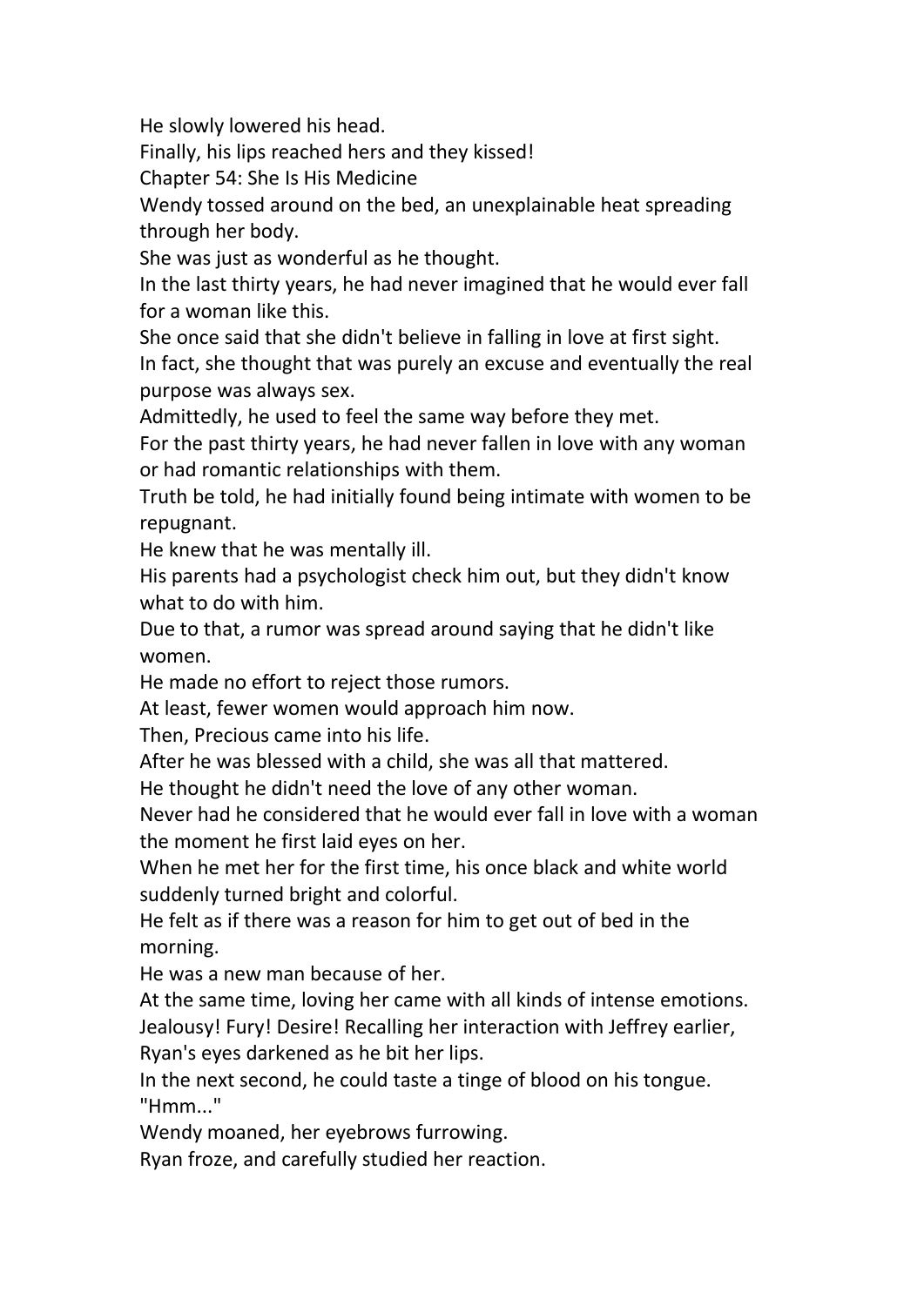He slowly lowered his head.

Finally, his lips reached hers and they kissed!

## Chapter 54: She Is His Medicine

Wendy tossed around on the bed, an unexplainable heat spreading through her body.

She was just as wonderful as he thought.

In the last thirty years, he had never imagined that he would ever fall for a woman like this.

She once said that she didn't believe in falling in love at first sight.

In fact, she thought that was purely an excuse and eventually the real purpose was always sex.

Admittedly, he used to feel the same way before they met.

For the past thirty years, he had never fallen in love with any woman or had romantic relationships with them.

Truth be told, he had initially found being intimate with women to be repugnant.

He knew that he was mentally ill.

His parents had a psychologist check him out, but they didn't know what to do with him.

Due to that, a rumor was spread around saying that he didn't like women.

He made no effort to reject those rumors.

At least, fewer women would approach him now.

Then, Precious came into his life.

After he was blessed with a child, she was all that mattered.

He thought he didn't need the love of any other woman.

Never had he considered that he would ever fall in love with a woman the moment he first laid eyes on her.

When he met her for the first time, his once black and white world suddenly turned bright and colorful.

He felt as if there was a reason for him to get out of bed in the morning.

He was a new man because of her.

At the same time, loving her came with all kinds of intense emotions.

Jealousy! Fury! Desire! Recalling her interaction with Jeffrey earlier, Ryan's eyes darkened as he bit her lips.

In the next second, he could taste a tinge of blood on his tongue.

"Hmm..."

Wendy moaned, her eyebrows furrowing.

Ryan froze, and carefully studied her reaction.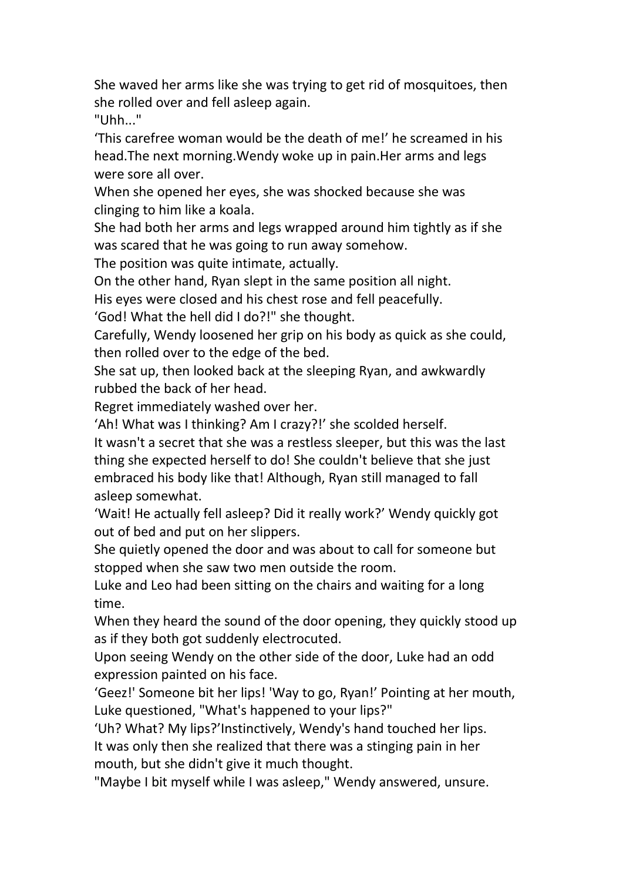She waved her arms like she was trying to get rid of mosquitoes, then she rolled over and fell asleep again.

"Uhh..."

'This carefree woman would be the death of me!' he screamed in his head.The next morning.Wendy woke up in pain.Her arms and legs were sore all over.

When she opened her eyes, she was shocked because she was clinging to him like a koala.

She had both her arms and legs wrapped around him tightly as if she was scared that he was going to run away somehow.

The position was quite intimate, actually.

On the other hand, Ryan slept in the same position all night.

His eyes were closed and his chest rose and fell peacefully.

'God! What the hell did I do?!" she thought.

Carefully, Wendy loosened her grip on his body as quick as she could, then rolled over to the edge of the bed.

She sat up, then looked back at the sleeping Ryan, and awkwardly rubbed the back of her head.

Regret immediately washed over her.

'Ah! What was I thinking? Am I crazy?!' she scolded herself.

It wasn't a secret that she was a restless sleeper, but this was the last thing she expected herself to do! She couldn't believe that she just embraced his body like that! Although, Ryan still managed to fall asleep somewhat.

'Wait! He actually fell asleep? Did it really work?' Wendy quickly got out of bed and put on her slippers.

She quietly opened the door and was about to call for someone but stopped when she saw two men outside the room.

Luke and Leo had been sitting on the chairs and waiting for a long time.

When they heard the sound of the door opening, they quickly stood up as if they both got suddenly electrocuted.

Upon seeing Wendy on the other side of the door, Luke had an odd expression painted on his face.

'Geez!' Someone bit her lips! 'Way to go, Ryan!' Pointing at her mouth, Luke questioned, "What's happened to your lips?"

'Uh? What? My lips?'Instinctively, Wendy's hand touched her lips.

It was only then she realized that there was a stinging pain in her mouth, but she didn't give it much thought.

"Maybe I bit myself while I was asleep," Wendy answered, unsure.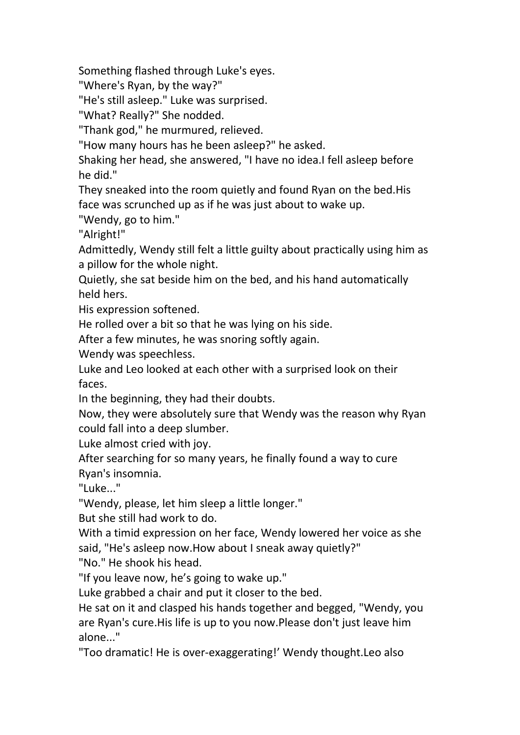Something flashed through Luke's eyes.

"Where's Ryan, by the way?"

"He's still asleep." Luke was surprised.

"What? Really?" She nodded.

"Thank god," he murmured, relieved.

"How many hours has he been asleep?" he asked.

Shaking her head, she answered, "I have no idea.I fell asleep before he did."

They sneaked into the room quietly and found Ryan on the bed.His face was scrunched up as if he was just about to wake up.

"Wendy, go to him."

"Alright!"

Admittedly, Wendy still felt a little guilty about practically using him as a pillow for the whole night.

Quietly, she sat beside him on the bed, and his hand automatically held hers.

His expression softened.

He rolled over a bit so that he was lying on his side.

After a few minutes, he was snoring softly again.

Wendy was speechless.

Luke and Leo looked at each other with a surprised look on their faces.

In the beginning, they had their doubts.

Now, they were absolutely sure that Wendy was the reason why Ryan could fall into a deep slumber.

Luke almost cried with joy.

After searching for so many years, he finally found a way to cure Ryan's insomnia.

"Luke..."

"Wendy, please, let him sleep a little longer."

But she still had work to do.

With a timid expression on her face, Wendy lowered her voice as she said, "He's asleep now.How about I sneak away quietly?"

"No." He shook his head.

"If you leave now, he's going to wake up."

Luke grabbed a chair and put it closer to the bed.

He sat on it and clasped his hands together and begged, "Wendy, you are Ryan's cure.His life is up to you now.Please don't just leave him alone..."

"Too dramatic! He is over-exaggerating!' Wendy thought.Leo also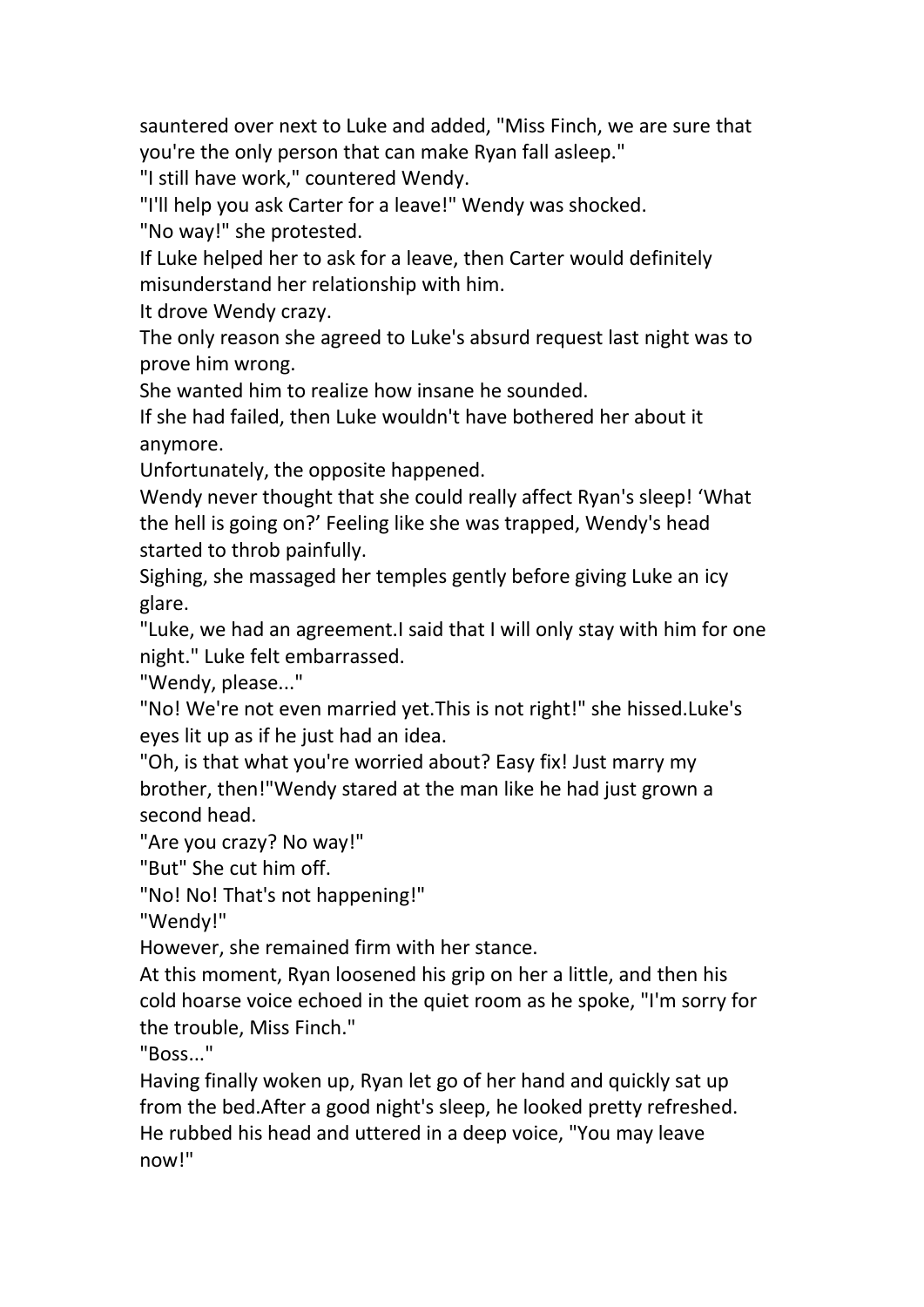sauntered over next to Luke and added, "Miss Finch, we are sure that you're the only person that can make Ryan fall asleep."

"I still have work," countered Wendy.

"I'll help you ask Carter for a leave!" Wendy was shocked.

"No way!" she protested.

If Luke helped her to ask for a leave, then Carter would definitely misunderstand her relationship with him.

It drove Wendy crazy.

The only reason she agreed to Luke's absurd request last night was to prove him wrong.

She wanted him to realize how insane he sounded.

If she had failed, then Luke wouldn't have bothered her about it anymore.

Unfortunately, the opposite happened.

Wendy never thought that she could really affect Ryan's sleep! 'What the hell is going on?' Feeling like she was trapped, Wendy's head started to throb painfully.

Sighing, she massaged her temples gently before giving Luke an icy glare.

"Luke, we had an agreement.I said that I will only stay with him for one night." Luke felt embarrassed.

"Wendy, please..."

"No! We're not even married yet.This is not right!" she hissed.Luke's eyes lit up as if he just had an idea.

"Oh, is that what you're worried about? Easy fix! Just marry my brother, then!"Wendy stared at the man like he had just grown a second head.

"Are you crazy? No way!"

"But" She cut him off.

"No! No! That's not happening!"

"Wendy!"

However, she remained firm with her stance.

At this moment, Ryan loosened his grip on her a little, and then his cold hoarse voice echoed in the quiet room as he spoke, "I'm sorry for the trouble, Miss Finch."

"Boss..."

Having finally woken up, Ryan let go of her hand and quickly sat up from the bed.After a good night's sleep, he looked pretty refreshed. He rubbed his head and uttered in a deep voice, "You may leave now!"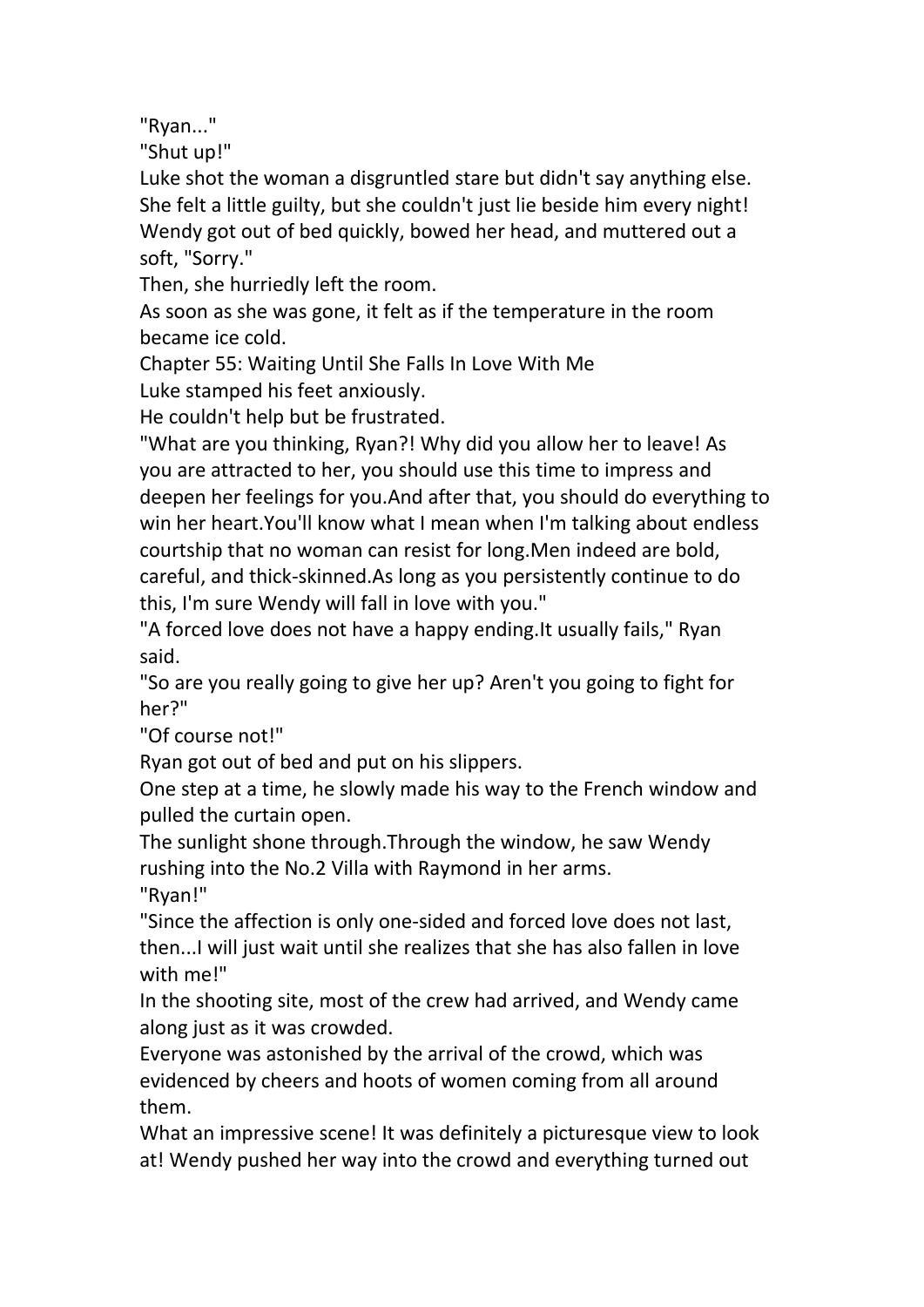"Ryan..."

"Shut up!"

Luke shot the woman a disgruntled stare but didn't say anything else.

She felt a little guilty, but she couldn't just lie beside him every night!

Wendy got out of bed quickly, bowed her head, and muttered out a soft, "Sorry."

Then, she hurriedly left the room.

As soon as she was gone, it felt as if the temperature in the room became ice cold.

## Chapter 55: Waiting Until She Falls In Love With Me

Luke stamped his feet anxiously.

He couldn't help but be frustrated.

"What are you thinking, Ryan?! Why did you allow her to leave! As you are attracted to her, you should use this time to impress and deepen her feelings for you.And after that, you should do everything to win her heart.You'll know what I mean when I'm talking about endless courtship that no woman can resist for long.Men indeed are bold, careful, and thick-skinned.As long as you persistently continue to do this, I'm sure Wendy will fall in love with you."

"A forced love does not have a happy ending.It usually fails," Ryan said.

"So are you really going to give her up? Aren't you going to fight for her?"

"Of course not!"

Ryan got out of bed and put on his slippers.

One step at a time, he slowly made his way to the French window and pulled the curtain open.

The sunlight shone through.Through the window, he saw Wendy rushing into the No.2 Villa with Raymond in her arms.

"Ryan!"

"Since the affection is only one-sided and forced love does not last, then...I will just wait until she realizes that she has also fallen in love with me!"

In the shooting site, most of the crew had arrived, and Wendy came along just as it was crowded.

Everyone was astonished by the arrival of the crowd, which was evidenced by cheers and hoots of women coming from all around them.

What an impressive scene! It was definitely a picturesque view to look at! Wendy pushed her way into the crowd and everything turned out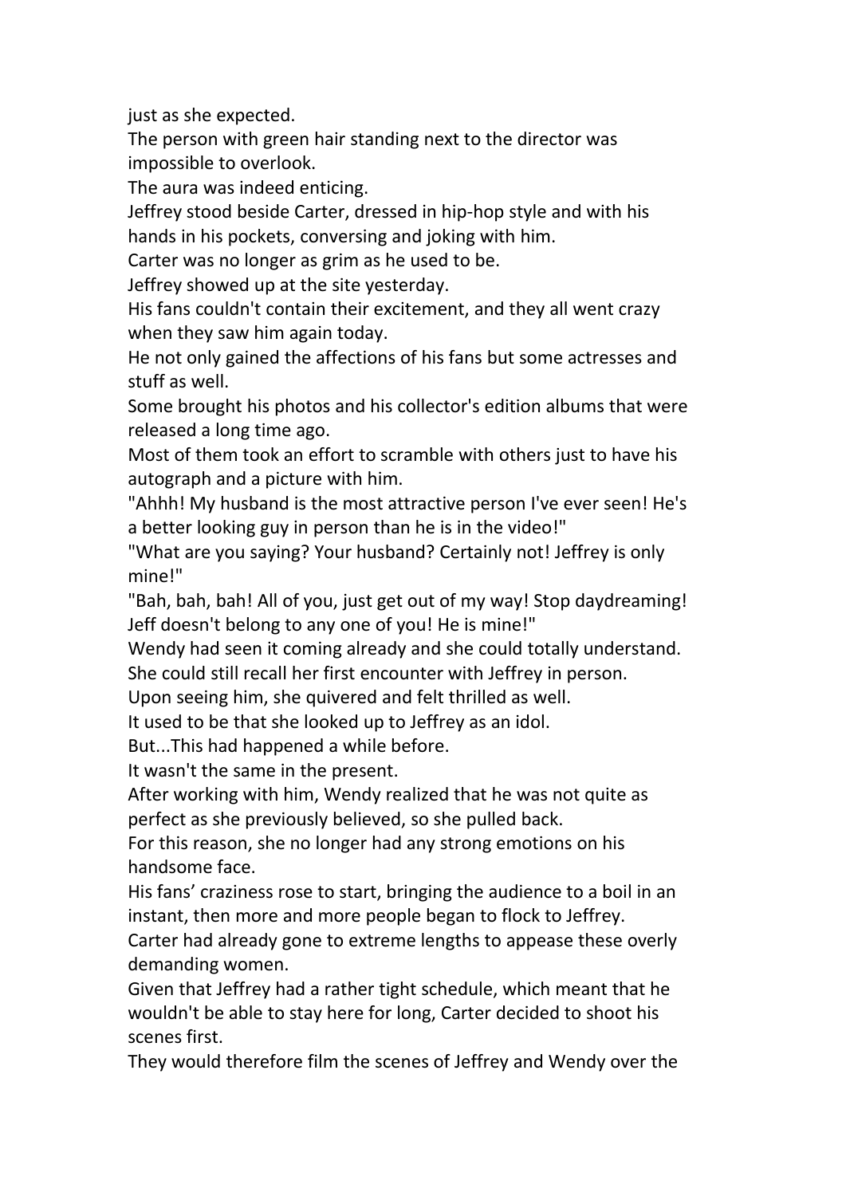just as she expected.

The person with green hair standing next to the director was impossible to overlook.

The aura was indeed enticing.

Jeffrey stood beside Carter, dressed in hip-hop style and with his hands in his pockets, conversing and joking with him.

Carter was no longer as grim as he used to be.

Jeffrey showed up at the site yesterday.

His fans couldn't contain their excitement, and they all went crazy when they saw him again today.

He not only gained the affections of his fans but some actresses and stuff as well.

Some brought his photos and his collector's edition albums that were released a long time ago.

Most of them took an effort to scramble with others just to have his autograph and a picture with him.

"Ahhh! My husband is the most attractive person I've ever seen! He's a better looking guy in person than he is in the video!"

"What are you saying? Your husband? Certainly not! Jeffrey is only mine!"

"Bah, bah, bah! All of you, just get out of my way! Stop daydreaming! Jeff doesn't belong to any one of you! He is mine!"

Wendy had seen it coming already and she could totally understand.

She could still recall her first encounter with Jeffrey in person.

Upon seeing him, she quivered and felt thrilled as well.

It used to be that she looked up to Jeffrey as an idol.

But...This had happened a while before.

It wasn't the same in the present.

After working with him, Wendy realized that he was not quite as perfect as she previously believed, so she pulled back.

For this reason, she no longer had any strong emotions on his handsome face.

His fans' craziness rose to start, bringing the audience to a boil in an instant, then more and more people began to flock to Jeffrey.

Carter had already gone to extreme lengths to appease these overly demanding women.

Given that Jeffrey had a rather tight schedule, which meant that he wouldn't be able to stay here for long, Carter decided to shoot his scenes first.

They would therefore film the scenes of Jeffrey and Wendy over the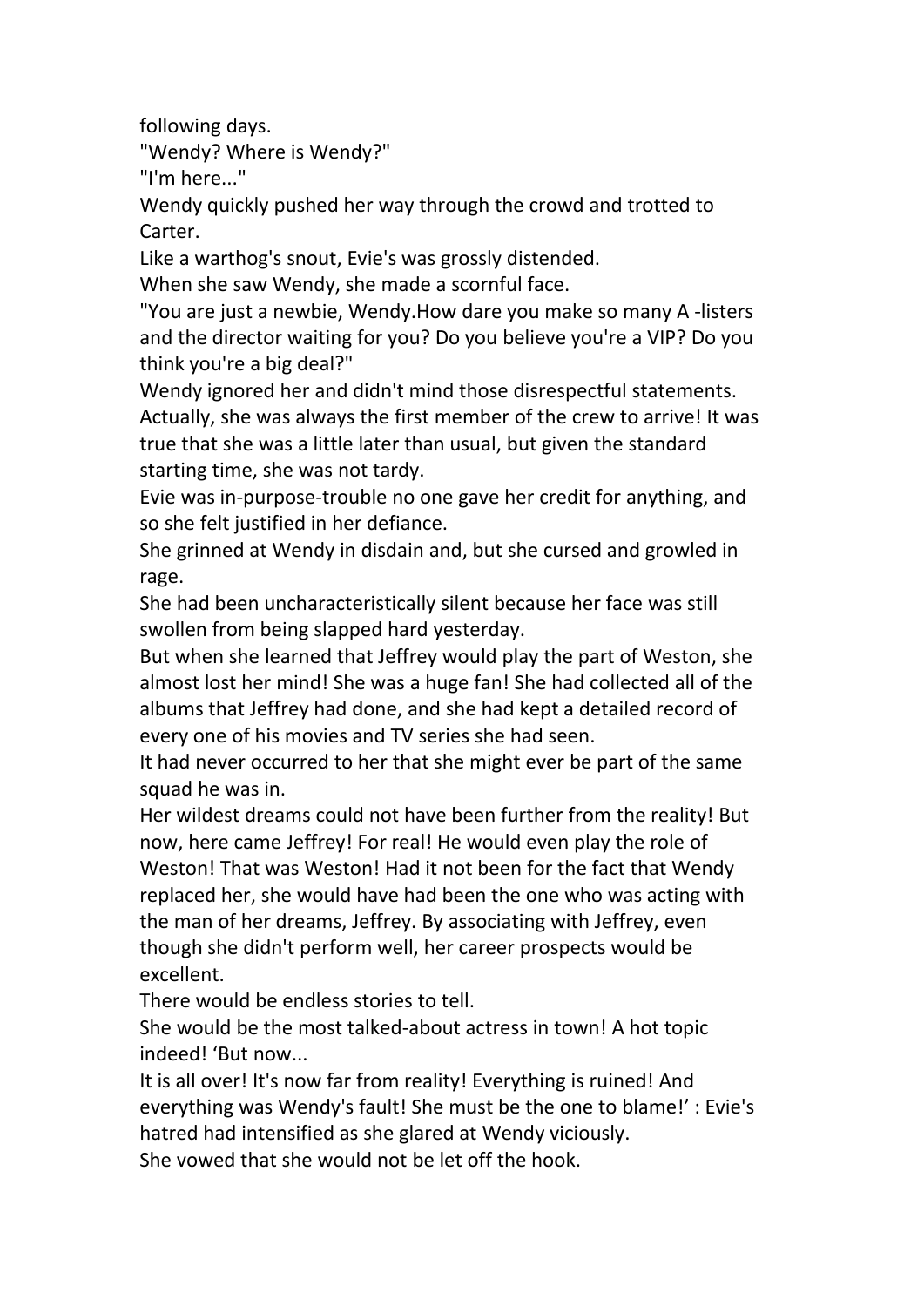following days.

"Wendy? Where is Wendy?"

"I'm here..."

Wendy quickly pushed her way through the crowd and trotted to Carter.

Like a warthog's snout, Evie's was grossly distended.

When she saw Wendy, she made a scornful face.

"You are just a newbie, Wendy.How dare you make so many A -listers and the director waiting for you? Do you believe you're a VIP? Do you think you're a big deal?"

Wendy ignored her and didn't mind those disrespectful statements. Actually, she was always the first member of the crew to arrive! It was true that she was a little later than usual, but given the standard starting time, she was not tardy.

Evie was in-purpose-trouble no one gave her credit for anything, and so she felt justified in her defiance.

She grinned at Wendy in disdain and, but she cursed and growled in rage.

She had been uncharacteristically silent because her face was still swollen from being slapped hard yesterday.

But when she learned that Jeffrey would play the part of Weston, she almost lost her mind! She was a huge fan! She had collected all of the albums that Jeffrey had done, and she had kept a detailed record of every one of his movies and TV series she had seen.

It had never occurred to her that she might ever be part of the same squad he was in.

Her wildest dreams could not have been further from the reality! But now, here came Jeffrey! For real! He would even play the role of Weston! That was Weston! Had it not been for the fact that Wendy replaced her, she would have had been the one who was acting with the man of her dreams, Jeffrey. By associating with Jeffrey, even though she didn't perform well, her career prospects would be excellent.

There would be endless stories to tell.

She would be the most talked-about actress in town! A hot topic indeed! 'But now...

It is all over! It's now far from reality! Everything is ruined! And everything was Wendy's fault! She must be the one to blame!' : Evie's hatred had intensified as she glared at Wendy viciously.

She vowed that she would not be let off the hook.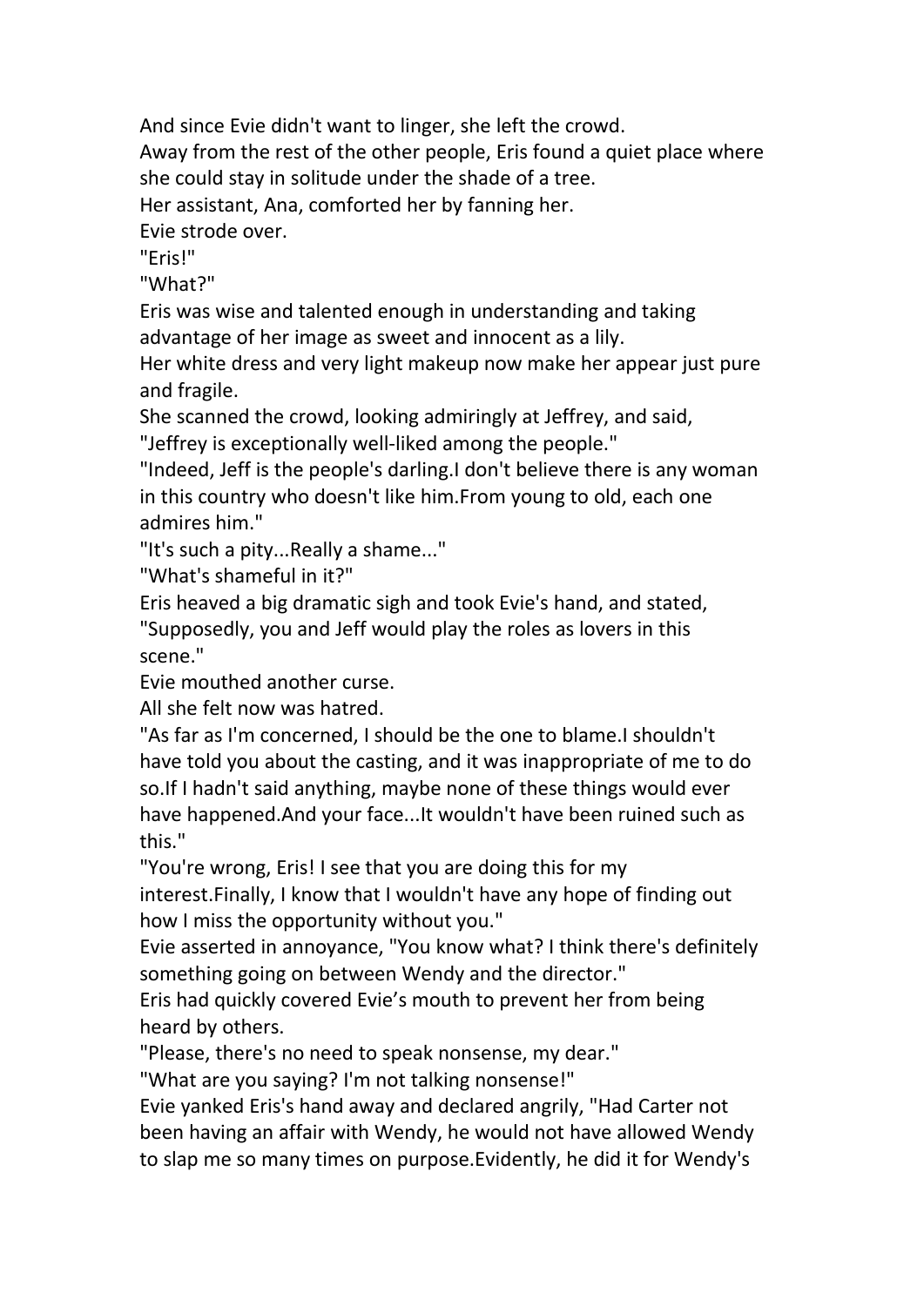And since Evie didn't want to linger, she left the crowd.

Away from the rest of the other people, Eris found a quiet place where she could stay in solitude under the shade of a tree.

Her assistant, Ana, comforted her by fanning her.

Evie strode over.

"Eris!"

"What?"

Eris was wise and talented enough in understanding and taking advantage of her image as sweet and innocent as a lily.

Her white dress and very light makeup now make her appear just pure and fragile.

She scanned the crowd, looking admiringly at Jeffrey, and said, "Jeffrey is exceptionally well-liked among the people."

"Indeed, Jeff is the people's darling.I don't believe there is any woman in this country who doesn't like him.From young to old, each one admires him."

"It's such a pity...Really a shame..."

"What's shameful in it?"

Eris heaved a big dramatic sigh and took Evie's hand, and stated, "Supposedly, you and Jeff would play the roles as lovers in this scene."

Evie mouthed another curse.

All she felt now was hatred.

"As far as I'm concerned, I should be the one to blame.I shouldn't have told you about the casting, and it was inappropriate of me to do so.If I hadn't said anything, maybe none of these things would ever have happened.And your face...It wouldn't have been ruined such as this."

"You're wrong, Eris! I see that you are doing this for my interest.Finally, I know that I wouldn't have any hope of finding out how I miss the opportunity without you."

Evie asserted in annoyance, "You know what? I think there's definitely something going on between Wendy and the director."

Eris had quickly covered Evie's mouth to prevent her from being heard by others.

"Please, there's no need to speak nonsense, my dear."

"What are you saying? I'm not talking nonsense!"

Evie yanked Eris's hand away and declared angrily, "Had Carter not been having an affair with Wendy, he would not have allowed Wendy to slap me so many times on purpose.Evidently, he did it for Wendy's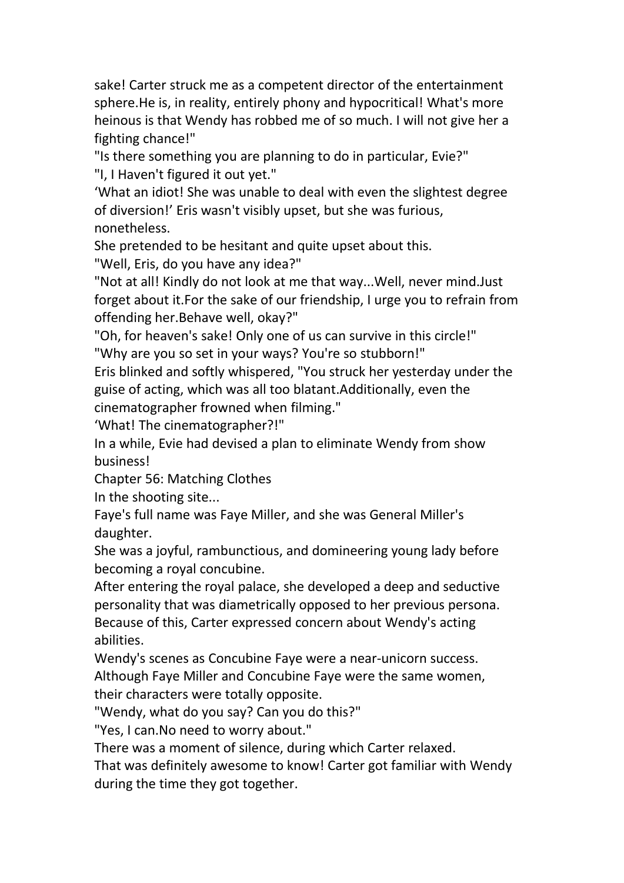sake! Carter struck me as a competent director of the entertainment sphere.He is, in reality, entirely phony and hypocritical! What's more heinous is that Wendy has robbed me of so much. I will not give her a fighting chance!"

"Is there something you are planning to do in particular, Evie?"

"I, I Haven't figured it out yet."

'What an idiot! She was unable to deal with even the slightest degree of diversion!' Eris wasn't visibly upset, but she was furious, nonetheless.

She pretended to be hesitant and quite upset about this.

"Well, Eris, do you have any idea?"

"Not at all! Kindly do not look at me that way...Well, never mind.Just forget about it.For the sake of our friendship, I urge you to refrain from offending her.Behave well, okay?"

"Oh, for heaven's sake! Only one of us can survive in this circle!"

"Why are you so set in your ways? You're so stubborn!"

Eris blinked and softly whispered, "You struck her yesterday under the guise of acting, which was all too blatant.Additionally, even the cinematographer frowned when filming."

'What! The cinematographer?!"

In a while, Evie had devised a plan to eliminate Wendy from show business!

## Chapter 56: Matching Clothes

In the shooting site...

Faye's full name was Faye Miller, and she was General Miller's daughter.

She was a joyful, rambunctious, and domineering young lady before becoming a royal concubine.

After entering the royal palace, she developed a deep and seductive personality that was diametrically opposed to her previous persona.

Because of this, Carter expressed concern about Wendy's acting abilities.

Wendy's scenes as Concubine Faye were a near-unicorn success.

Although Faye Miller and Concubine Faye were the same women, their characters were totally opposite.

"Wendy, what do you say? Can you do this?"

"Yes, I can.No need to worry about."

There was a moment of silence, during which Carter relaxed.

That was definitely awesome to know! Carter got familiar with Wendy during the time they got together.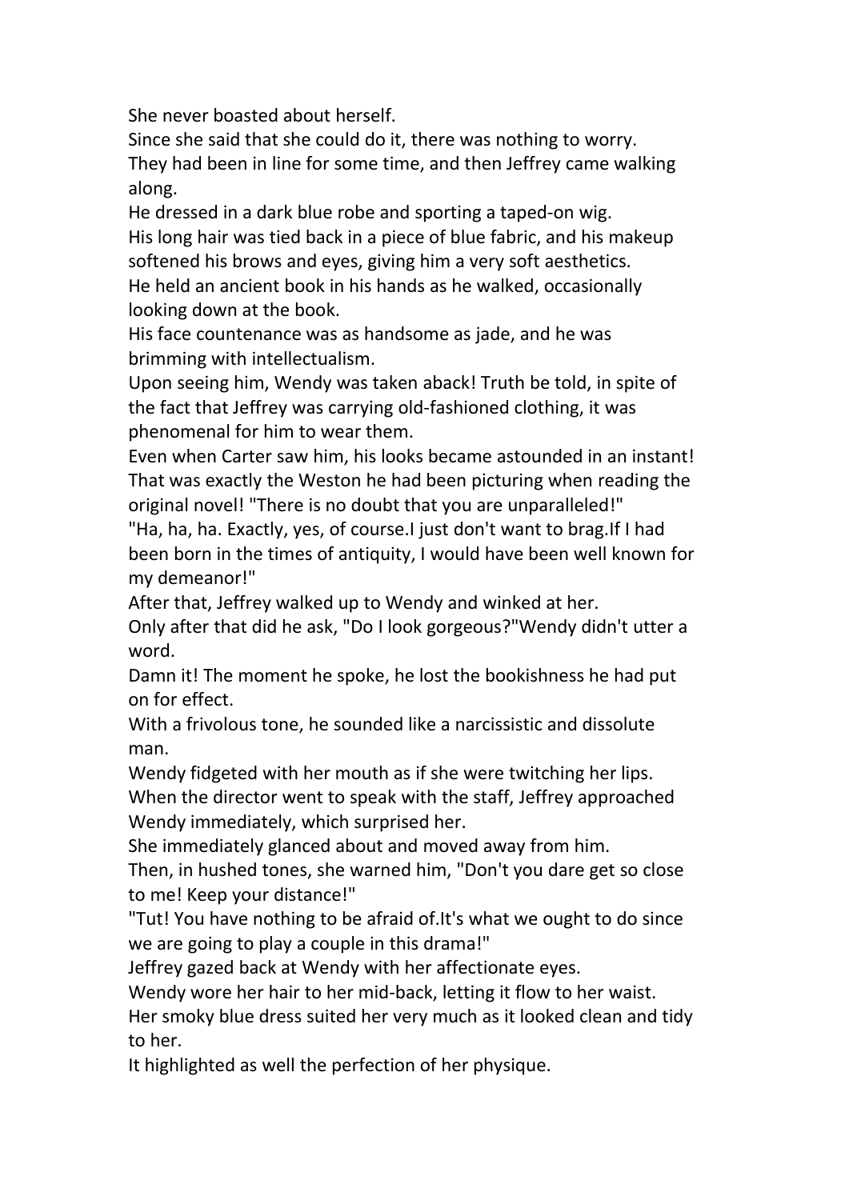She never boasted about herself.

Since she said that she could do it, there was nothing to worry.

They had been in line for some time, and then Jeffrey came walking along.

He dressed in a dark blue robe and sporting a taped-on wig.

His long hair was tied back in a piece of blue fabric, and his makeup softened his brows and eyes, giving him a very soft aesthetics.

He held an ancient book in his hands as he walked, occasionally looking down at the book.

His face countenance was as handsome as jade, and he was brimming with intellectualism.

Upon seeing him, Wendy was taken aback! Truth be told, in spite of the fact that Jeffrey was carrying old-fashioned clothing, it was phenomenal for him to wear them.

Even when Carter saw him, his looks became astounded in an instant! That was exactly the Weston he had been picturing when reading the original novel! "There is no doubt that you are unparalleled!"

"Ha, ha, ha. Exactly, yes, of course.I just don't want to brag.If I had been born in the times of antiquity, I would have been well known for my demeanor!"

After that, Jeffrey walked up to Wendy and winked at her.

Only after that did he ask, "Do I look gorgeous?"Wendy didn't utter a word.

Damn it! The moment he spoke, he lost the bookishness he had put on for effect.

With a frivolous tone, he sounded like a narcissistic and dissolute man.

Wendy fidgeted with her mouth as if she were twitching her lips.

When the director went to speak with the staff, Jeffrey approached Wendy immediately, which surprised her.

She immediately glanced about and moved away from him.

Then, in hushed tones, she warned him, "Don't you dare get so close to me! Keep your distance!"

"Tut! You have nothing to be afraid of.It's what we ought to do since we are going to play a couple in this drama!"

Jeffrey gazed back at Wendy with her affectionate eyes.

Wendy wore her hair to her mid-back, letting it flow to her waist.

Her smoky blue dress suited her very much as it looked clean and tidy to her.

It highlighted as well the perfection of her physique.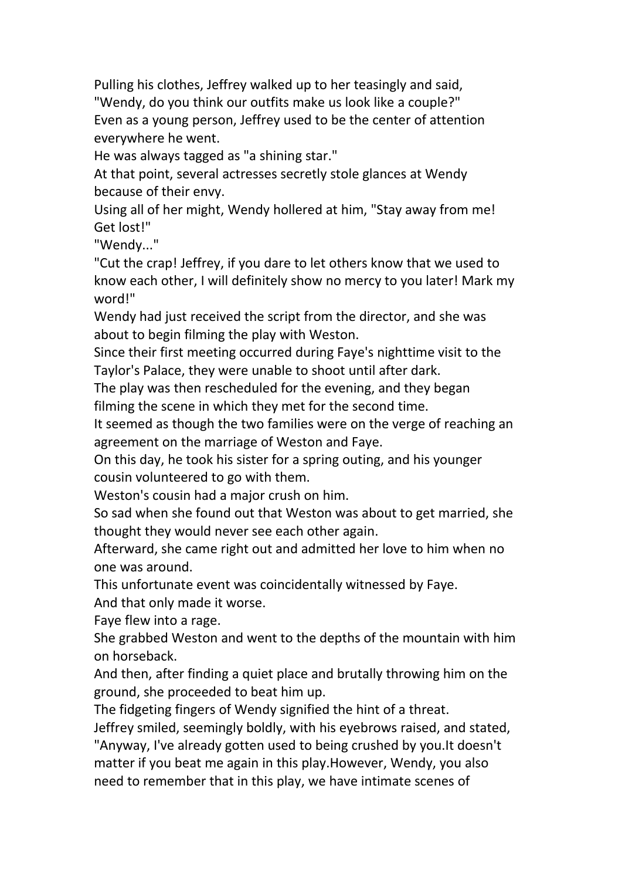Pulling his clothes, Jeffrey walked up to her teasingly and said, "Wendy, do you think our outfits make us look like a couple?"

Even as a young person, Jeffrey used to be the center of attention everywhere he went.

He was always tagged as "a shining star."

At that point, several actresses secretly stole glances at Wendy because of their envy.

Using all of her might, Wendy hollered at him, "Stay away from me! Get lost!"

"Wendy..."

"Cut the crap! Jeffrey, if you dare to let others know that we used to know each other, I will definitely show no mercy to you later! Mark my word!"

Wendy had just received the script from the director, and she was about to begin filming the play with Weston.

Since their first meeting occurred during Faye's nighttime visit to the Taylor's Palace, they were unable to shoot until after dark.

The play was then rescheduled for the evening, and they began filming the scene in which they met for the second time.

It seemed as though the two families were on the verge of reaching an agreement on the marriage of Weston and Faye.

On this day, he took his sister for a spring outing, and his younger cousin volunteered to go with them.

Weston's cousin had a major crush on him.

So sad when she found out that Weston was about to get married, she thought they would never see each other again.

Afterward, she came right out and admitted her love to him when no one was around.

This unfortunate event was coincidentally witnessed by Faye.

And that only made it worse.

Faye flew into a rage.

She grabbed Weston and went to the depths of the mountain with him on horseback.

And then, after finding a quiet place and brutally throwing him on the ground, she proceeded to beat him up.

The fidgeting fingers of Wendy signified the hint of a threat.

Jeffrey smiled, seemingly boldly, with his eyebrows raised, and stated, "Anyway, I've already gotten used to being crushed by you.It doesn't matter if you beat me again in this play.However, Wendy, you also need to remember that in this play, we have intimate scenes of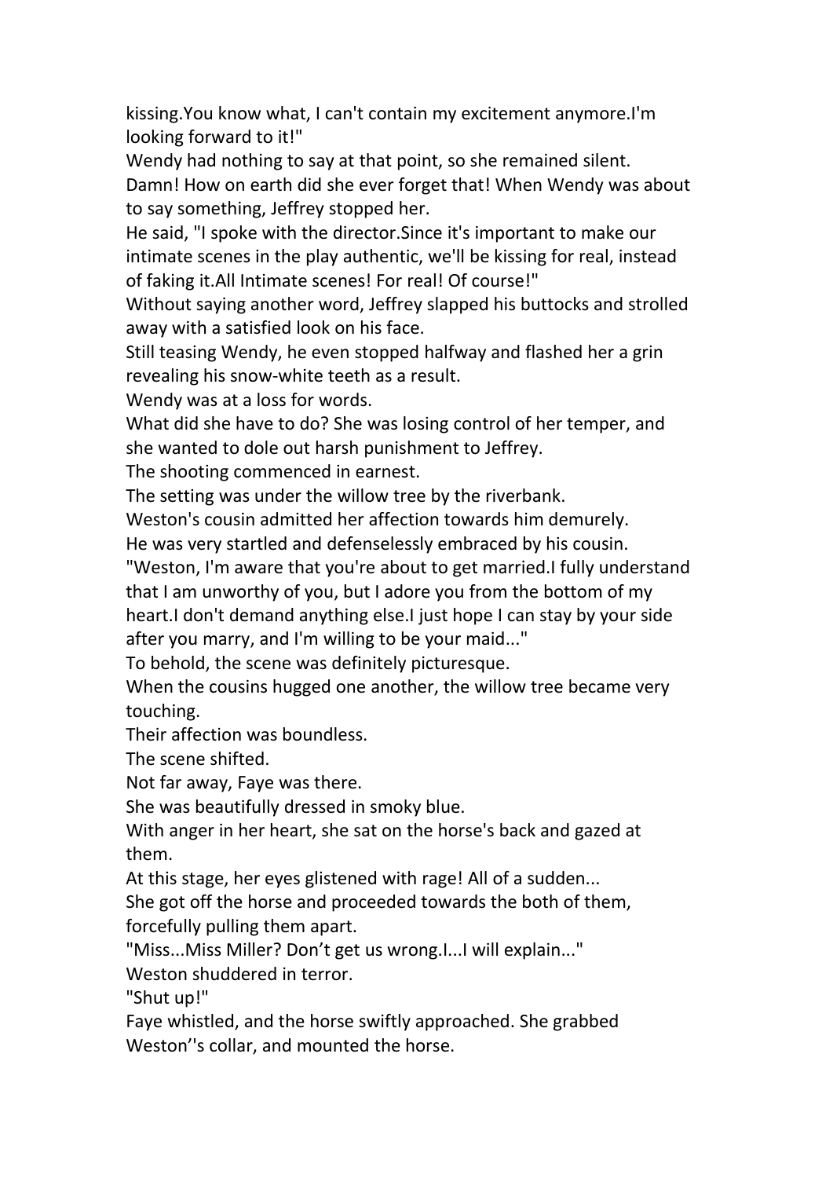kissing.You know what, I can't contain my excitement anymore.I'm looking forward to it!"

Wendy had nothing to say at that point, so she remained silent.

Damn! How on earth did she ever forget that! When Wendy was about to say something, Jeffrey stopped her.

He said, "I spoke with the director.Since it's important to make our intimate scenes in the play authentic, we'll be kissing for real, instead of faking it.All Intimate scenes! For real! Of course!"

Without saying another word, Jeffrey slapped his buttocks and strolled away with a satisfied look on his face.

Still teasing Wendy, he even stopped halfway and flashed her a grin revealing his snow-white teeth as a result.

Wendy was at a loss for words.

What did she have to do? She was losing control of her temper, and she wanted to dole out harsh punishment to Jeffrey.

The shooting commenced in earnest.

The setting was under the willow tree by the riverbank.

Weston's cousin admitted her affection towards him demurely.

He was very startled and defenselessly embraced by his cousin.

"Weston, I'm aware that you're about to get married.I fully understand that I am unworthy of you, but I adore you from the bottom of my heart.I don't demand anything else.I just hope I can stay by your side after you marry, and I'm willing to be your maid..."

To behold, the scene was definitely picturesque.

When the cousins hugged one another, the willow tree became very touching.

Their affection was boundless.

The scene shifted.

Not far away, Faye was there.

She was beautifully dressed in smoky blue.

With anger in her heart, she sat on the horse's back and gazed at them.

At this stage, her eyes glistened with rage! All of a sudden...

She got off the horse and proceeded towards the both of them, forcefully pulling them apart.

"Miss...Miss Miller? Don’t get us wrong.I...I will explain..."

Weston shuddered in terror.

"Shut up!"

Faye whistled, and the horse swiftly approached. She grabbed Weston’'s collar, and mounted the horse.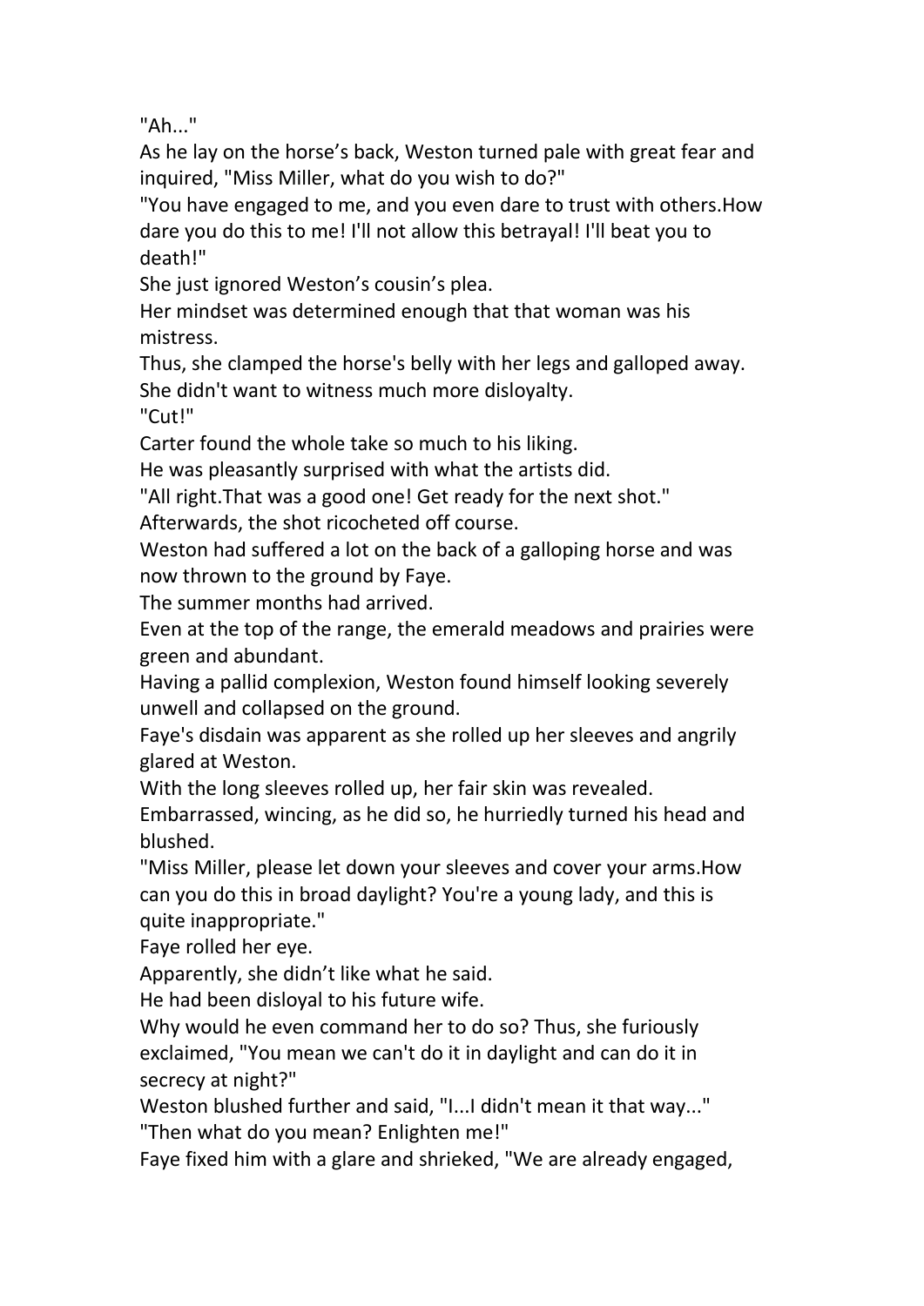"Ah..."

As he lay on the horse's back, Weston turned pale with great fear and inquired, "Miss Miller, what do you wish to do?"

"You have engaged to me, and you even dare to trust with others.How dare you do this to me! I'll not allow this betrayal! I'll beat you to death!"

She just ignored Weston's cousin's plea.

Her mindset was determined enough that that woman was his mistress.

Thus, she clamped the horse's belly with her legs and galloped away.

She didn't want to witness much more disloyalty.

"Cut!"

Carter found the whole take so much to his liking.

He was pleasantly surprised with what the artists did.

"All right.That was a good one! Get ready for the next shot."

Afterwards, the shot ricocheted off course.

Weston had suffered a lot on the back of a galloping horse and was now thrown to the ground by Faye.

The summer months had arrived.

Even at the top of the range, the emerald meadows and prairies were green and abundant.

Having a pallid complexion, Weston found himself looking severely unwell and collapsed on the ground.

Faye's disdain was apparent as she rolled up her sleeves and angrily glared at Weston.

With the long sleeves rolled up, her fair skin was revealed.

Embarrassed, wincing, as he did so, he hurriedly turned his head and blushed.

"Miss Miller, please let down your sleeves and cover your arms.How can you do this in broad daylight? You're a young lady, and this is quite inappropriate."

Faye rolled her eye.

Apparently, she didn't like what he said.

He had been disloyal to his future wife.

Why would he even command her to do so? Thus, she furiously exclaimed, "You mean we can't do it in daylight and can do it in secrecy at night?"

Weston blushed further and said, "I...I didn't mean it that way..."

"Then what do you mean? Enlighten me!"

Faye fixed him with a glare and shrieked, "We are already engaged,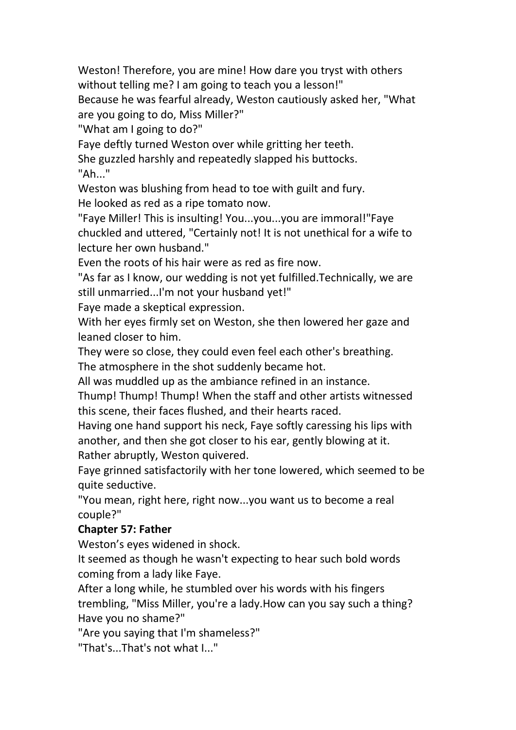Weston! Therefore, you are mine! How dare you tryst with others without telling me? I am going to teach you a lesson!"

Because he was fearful already, Weston cautiously asked her, "What are you going to do, Miss Miller?"

"What am I going to do?"

Faye deftly turned Weston over while gritting her teeth.

She guzzled harshly and repeatedly slapped his buttocks.

"Ah..."

Weston was blushing from head to toe with guilt and fury.

He looked as red as a ripe tomato now.

"Faye Miller! This is insulting! You...you...you are immoral!"Faye chuckled and uttered, "Certainly not! It is not unethical for a wife to lecture her own husband."

Even the roots of his hair were as red as fire now.

"As far as I know, our wedding is not yet fulfilled.Technically, we are still unmarried...I'm not your husband yet!"

Faye made a skeptical expression.

With her eyes firmly set on Weston, she then lowered her gaze and leaned closer to him.

They were so close, they could even feel each other's breathing.

The atmosphere in the shot suddenly became hot.

All was muddled up as the ambiance refined in an instance.

Thump! Thump! Thump! When the staff and other artists witnessed this scene, their faces flushed, and their hearts raced.

Having one hand support his neck, Faye softly caressing his lips with another, and then she got closer to his ear, gently blowing at it.

Rather abruptly, Weston quivered.

Faye grinned satisfactorily with her tone lowered, which seemed to be quite seductive.

"You mean, right here, right now...you want us to become a real couple?"

**Chapter 57: Father**

Weston's eyes widened in shock.

It seemed as though he wasn't expecting to hear such bold words coming from a lady like Faye.

After a long while, he stumbled over his words with his fingers trembling, "Miss Miller, you're a lady.How can you say such a thing? Have you no shame?"

"Are you saying that I'm shameless?"

"That's...That's not what I..."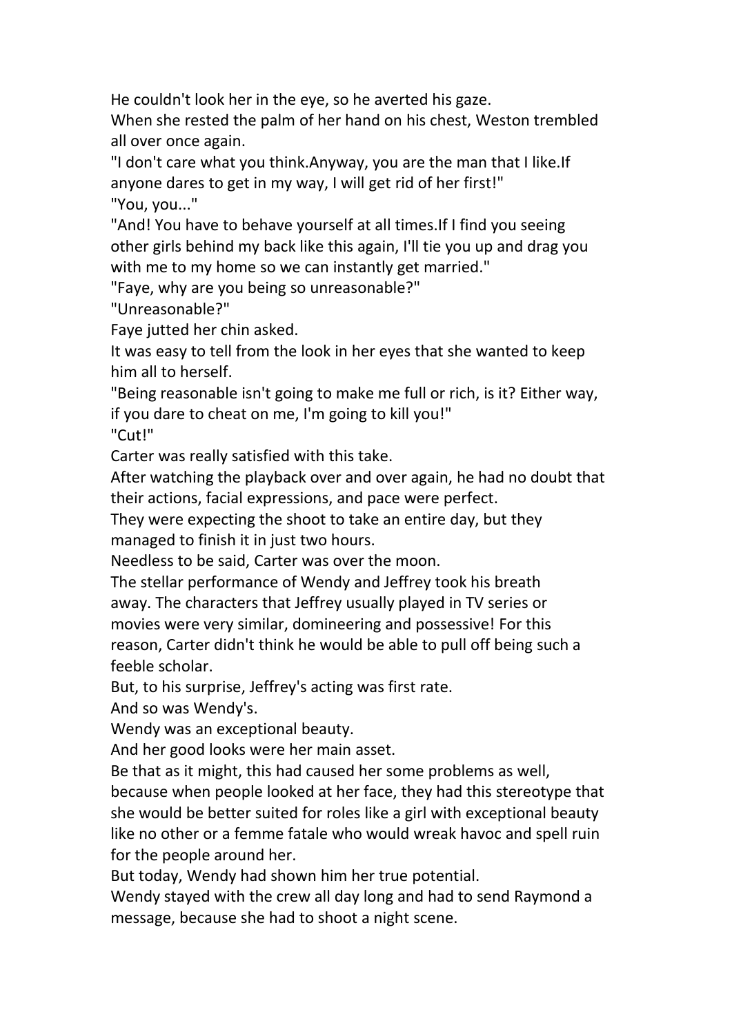He couldn't look her in the eye, so he averted his gaze.

When she rested the palm of her hand on his chest, Weston trembled all over once again.

"I don't care what you think.Anyway, you are the man that I like.If anyone dares to get in my way, I will get rid of her first!"

"You, you..."

"And! You have to behave yourself at all times.If I find you seeing other girls behind my back like this again, I'll tie you up and drag you with me to my home so we can instantly get married."

"Faye, why are you being so unreasonable?"

"Unreasonable?"

Faye jutted her chin asked.

It was easy to tell from the look in her eyes that she wanted to keep him all to herself.

"Being reasonable isn't going to make me full or rich, is it? Either way, if you dare to cheat on me, I'm going to kill you!"

"Cut!"

Carter was really satisfied with this take.

After watching the playback over and over again, he had no doubt that their actions, facial expressions, and pace were perfect.

They were expecting the shoot to take an entire day, but they managed to finish it in just two hours.

Needless to be said, Carter was over the moon.

The stellar performance of Wendy and Jeffrey took his breath away. The characters that Jeffrey usually played in TV series or movies were very similar, domineering and possessive! For this reason, Carter didn't think he would be able to pull off being such a feeble scholar.

But, to his surprise, Jeffrey's acting was first rate.

And so was Wendy's.

Wendy was an exceptional beauty.

And her good looks were her main asset.

Be that as it might, this had caused her some problems as well, because when people looked at her face, they had this stereotype that she would be better suited for roles like a girl with exceptional beauty like no other or a femme fatale who would wreak havoc and spell ruin for the people around her.

But today, Wendy had shown him her true potential.

Wendy stayed with the crew all day long and had to send Raymond a message, because she had to shoot a night scene.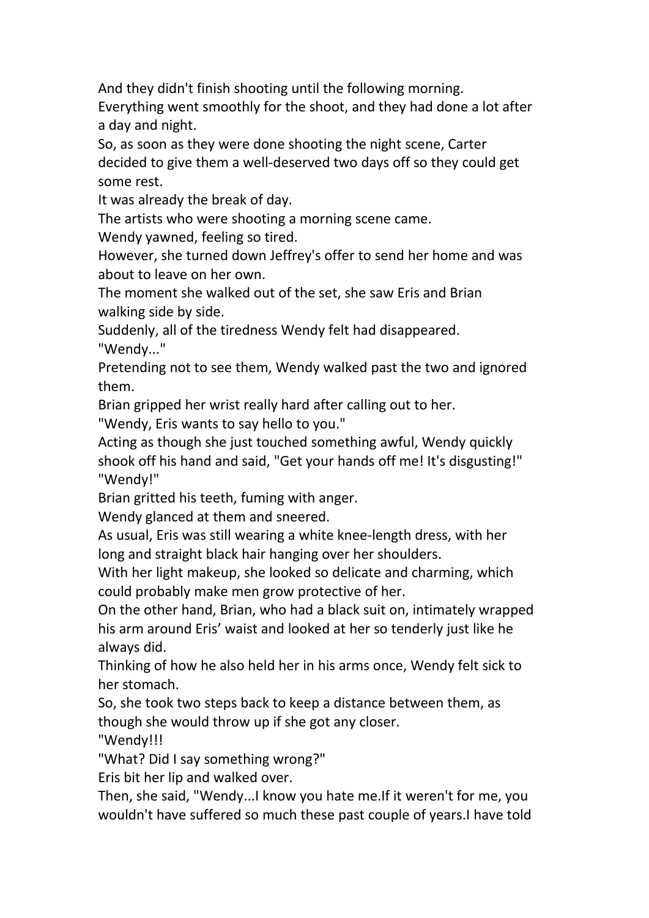And they didn't finish shooting until the following morning.

Everything went smoothly for the shoot, and they had done a lot after a day and night.

So, as soon as they were done shooting the night scene, Carter decided to give them a well-deserved two days off so they could get some rest.

It was already the break of day.

The artists who were shooting a morning scene came.

Wendy yawned, feeling so tired.

However, she turned down Jeffrey's offer to send her home and was about to leave on her own.

The moment she walked out of the set, she saw Eris and Brian walking side by side.

Suddenly, all of the tiredness Wendy felt had disappeared.

"Wendy..."

Pretending not to see them, Wendy walked past the two and ignored them.

Brian gripped her wrist really hard after calling out to her.

"Wendy, Eris wants to say hello to you."

Acting as though she just touched something awful, Wendy quickly shook off his hand and said, "Get your hands off me! It's disgusting!"

"Wendy!"

Brian gritted his teeth, fuming with anger.

Wendy glanced at them and sneered.

As usual, Eris was still wearing a white knee-length dress, with her long and straight black hair hanging over her shoulders.

With her light makeup, she looked so delicate and charming, which could probably make men grow protective of her.

On the other hand, Brian, who had a black suit on, intimately wrapped his arm around Eris' waist and looked at her so tenderly just like he always did.

Thinking of how he also held her in his arms once, Wendy felt sick to her stomach.

So, she took two steps back to keep a distance between them, as though she would throw up if she got any closer.

"Wendy!!!

"What? Did I say something wrong?"

Eris bit her lip and walked over.

Then, she said, "Wendy...I know you hate me.If it weren't for me, you wouldn't have suffered so much these past couple of years.I have told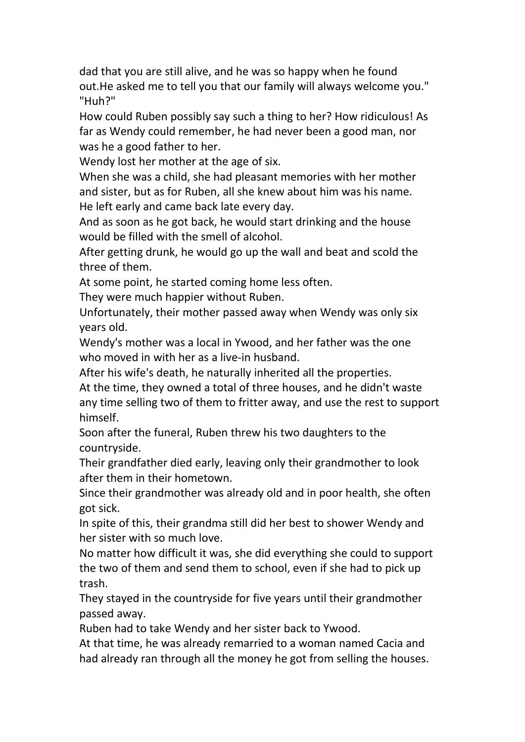dad that you are still alive, and he was so happy when he found out.He asked me to tell you that our family will always welcome you."

"Huh?"

How could Ruben possibly say such a thing to her? How ridiculous! As far as Wendy could remember, he had never been a good man, nor was he a good father to her.

Wendy lost her mother at the age of six.

When she was a child, she had pleasant memories with her mother and sister, but as for Ruben, all she knew about him was his name.

He left early and came back late every day.

And as soon as he got back, he would start drinking and the house would be filled with the smell of alcohol.

After getting drunk, he would go up the wall and beat and scold the three of them.

At some point, he started coming home less often.

They were much happier without Ruben.

Unfortunately, their mother passed away when Wendy was only six years old.

Wendy's mother was a local in Ywood, and her father was the one who moved in with her as a live-in husband.

After his wife's death, he naturally inherited all the properties.

At the time, they owned a total of three houses, and he didn't waste any time selling two of them to fritter away, and use the rest to support himself.

Soon after the funeral, Ruben threw his two daughters to the countryside.

Their grandfather died early, leaving only their grandmother to look after them in their hometown.

Since their grandmother was already old and in poor health, she often got sick.

In spite of this, their grandma still did her best to shower Wendy and her sister with so much love.

No matter how difficult it was, she did everything she could to support the two of them and send them to school, even if she had to pick up trash.

They stayed in the countryside for five years until their grandmother passed away.

Ruben had to take Wendy and her sister back to Ywood.

At that time, he was already remarried to a woman named Cacia and had already ran through all the money he got from selling the houses.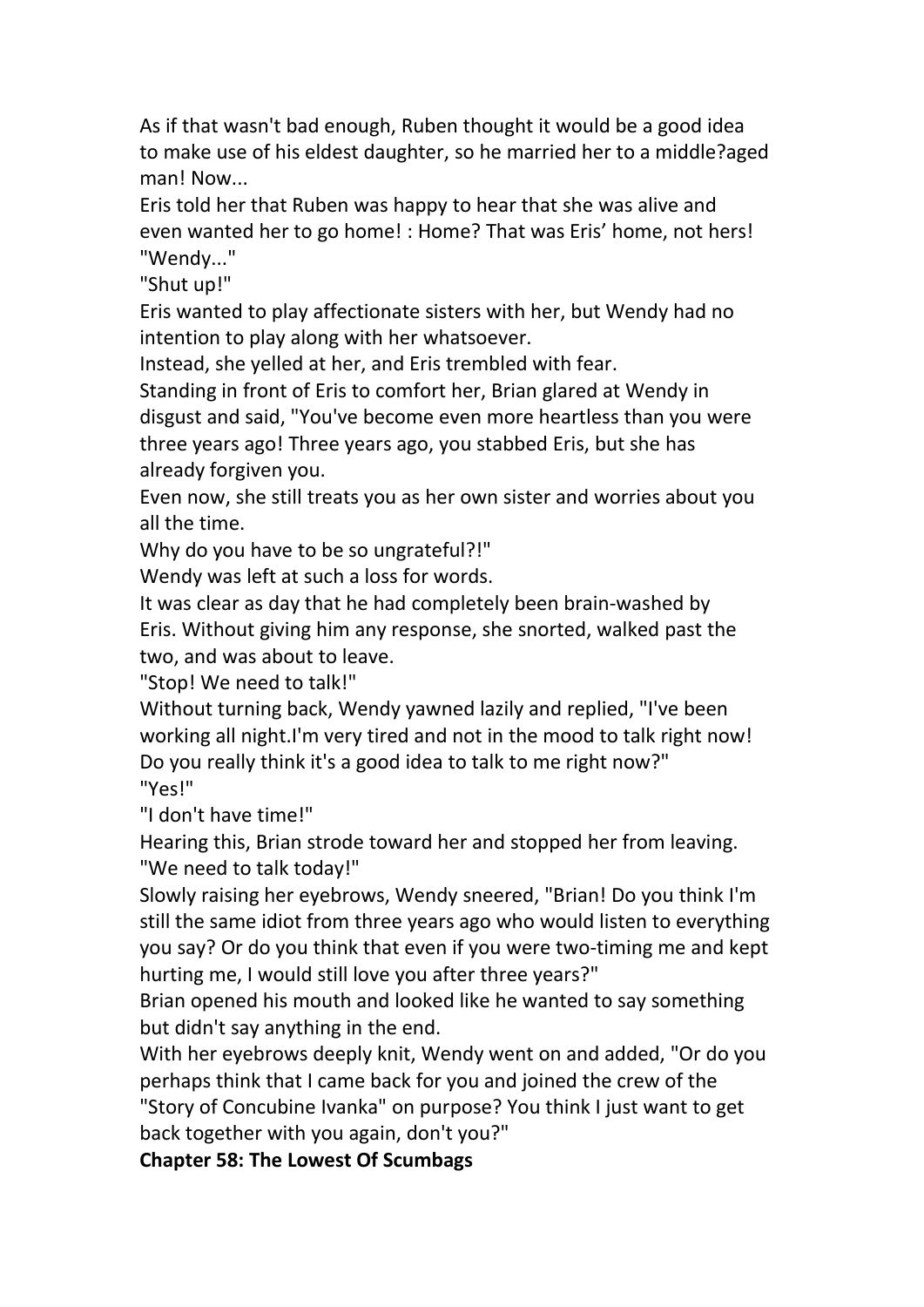As if that wasn't bad enough, Ruben thought it would be a good idea to make use of his eldest daughter, so he married her to a middle?aged man! Now...

Eris told her that Ruben was happy to hear that she was alive and even wanted her to go home! : Home? That was Eris' home, not hers!

"Wendy..."

"Shut up!"

Eris wanted to play affectionate sisters with her, but Wendy had no intention to play along with her whatsoever.

Instead, she yelled at her, and Eris trembled with fear.

Standing in front of Eris to comfort her, Brian glared at Wendy in disgust and said, "You've become even more heartless than you were three years ago! Three years ago, you stabbed Eris, but she has already forgiven you.

Even now, she still treats you as her own sister and worries about you all the time.

Why do you have to be so ungrateful?!"

Wendy was left at such a loss for words.

It was clear as day that he had completely been brain-washed by Eris. Without giving him any response, she snorted, walked past the two, and was about to leave.

"Stop! We need to talk!"

Without turning back, Wendy yawned lazily and replied, "I've been working all night.I'm very tired and not in the mood to talk right now! Do you really think it's a good idea to talk to me right now?"

"Yes!"

"I don't have time!"

Hearing this, Brian strode toward her and stopped her from leaving.

"We need to talk today!"

Slowly raising her eyebrows, Wendy sneered, "Brian! Do you think I'm still the same idiot from three years ago who would listen to everything you say? Or do you think that even if you were two-timing me and kept hurting me, I would still love you after three years?"

Brian opened his mouth and looked like he wanted to say something but didn't say anything in the end.

With her eyebrows deeply knit, Wendy went on and added, "Or do you perhaps think that I came back for you and joined the crew of the "Story of Concubine Ivanka" on purpose? You think I just want to get back together with you again, don't you?"

## Chapter 58: The Lowest Of Scumbags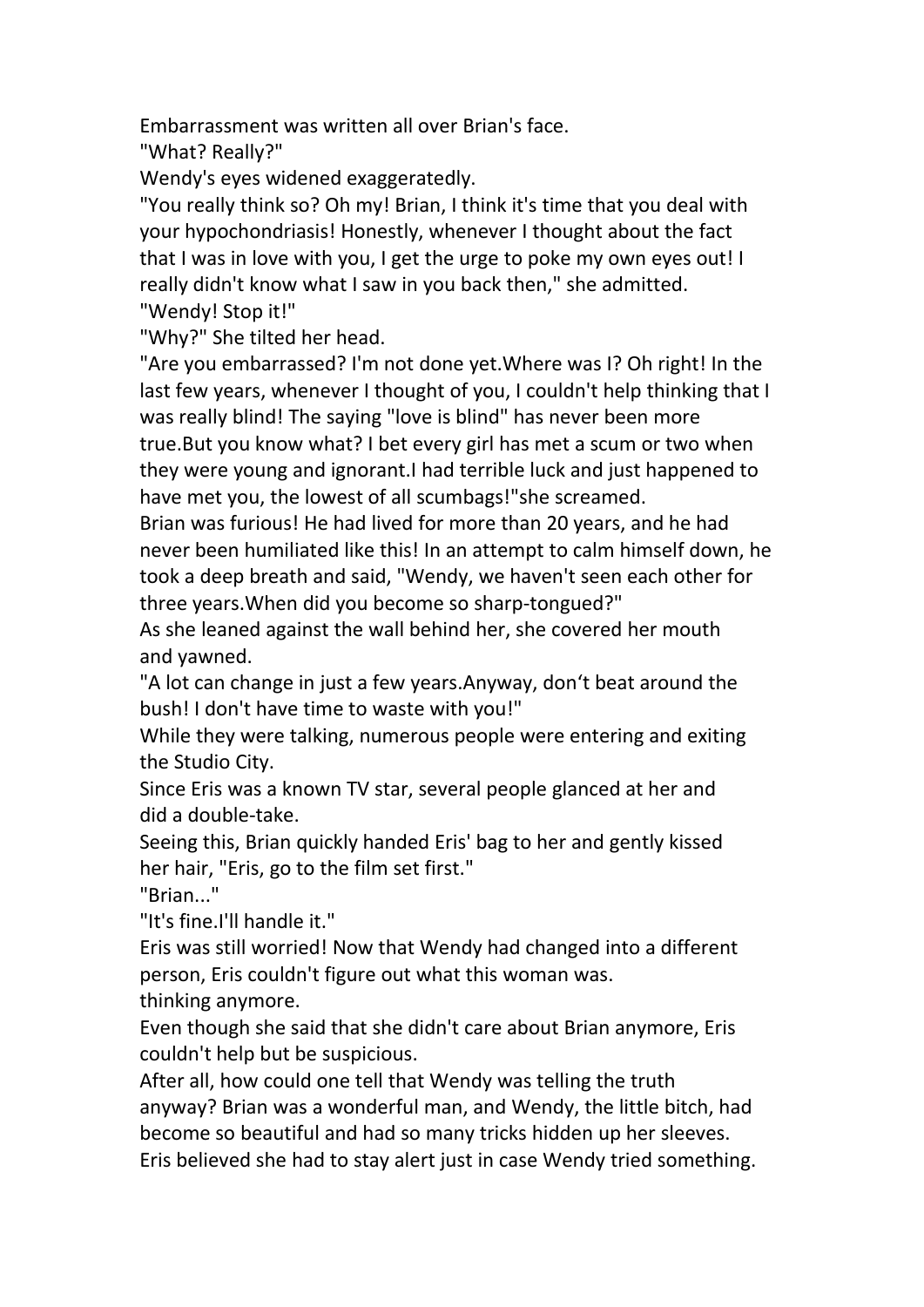Embarrassment was written all over Brian's face.

"What? Really?"

Wendy's eyes widened exaggeratedly.

"You really think so? Oh my! Brian, I think it's time that you deal with your hypochondriasis! Honestly, whenever I thought about the fact that I was in love with you, I get the urge to poke my own eyes out! I really didn't know what I saw in you back then," she admitted.

"Wendy! Stop it!"

"Why?" She tilted her head.

"Are you embarrassed? I'm not done yet.Where was I? Oh right! In the last few years, whenever I thought of you, I couldn't help thinking that I was really blind! The saying "love is blind" has never been more true.But you know what? I bet every girl has met a scum or two when they were young and ignorant.I had terrible luck and just happened to have met you, the lowest of all scumbags!"she screamed.

Brian was furious! He had lived for more than 20 years, and he had never been humiliated like this! In an attempt to calm himself down, he took a deep breath and said, "Wendy, we haven't seen each other for three years.When did you become so sharp-tongued?"

As she leaned against the wall behind her, she covered her mouth and yawned.

"A lot can change in just a few years.Anyway, don't beat around the bush! I don't have time to waste with you!"

While they were talking, numerous people were entering and exiting the Studio City.

Since Eris was a known TV star, several people glanced at her and did a double-take.

Seeing this, Brian quickly handed Eris' bag to her and gently kissed her hair, "Eris, go to the film set first."

"Brian..."

"It's fine.I'll handle it."

Eris was still worried! Now that Wendy had changed into a different person, Eris couldn't figure out what this woman was.
thinking anymore.

Even though she said that she didn't care about Brian anymore, Eris couldn't help but be suspicious.

After all, how could one tell that Wendy was telling the truth anyway? Brian was a wonderful man, and Wendy, the little bitch, had become so beautiful and had so many tricks hidden up her sleeves. Eris believed she had to stay alert just in case Wendy tried something.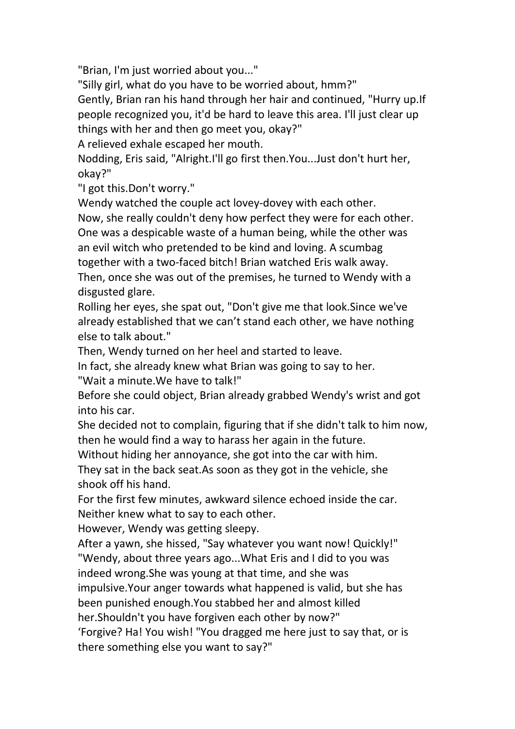"Brian, I'm just worried about you..."

"Silly girl, what do you have to be worried about, hmm?"

Gently, Brian ran his hand through her hair and continued, "Hurry up.If people recognized you, it'd be hard to leave this area. I'll just clear up things with her and then go meet you, okay?"

A relieved exhale escaped her mouth.

Nodding, Eris said, "Alright.I'll go first then.You...Just don't hurt her, okay?"

"I got this.Don't worry."

Wendy watched the couple act lovey-dovey with each other.

Now, she really couldn't deny how perfect they were for each other. One was a despicable waste of a human being, while the other was an evil witch who pretended to be kind and loving. A scumbag together with a two-faced bitch! Brian watched Eris walk away. Then, once she was out of the premises, he turned to Wendy with a disgusted glare.

Rolling her eyes, she spat out, "Don't give me that look.Since we've already established that we can't stand each other, we have nothing else to talk about."

Then, Wendy turned on her heel and started to leave.

In fact, she already knew what Brian was going to say to her.

"Wait a minute.We have to talk!"

Before she could object, Brian already grabbed Wendy's wrist and got into his car.

She decided not to complain, figuring that if she didn't talk to him now, then he would find a way to harass her again in the future.

Without hiding her annoyance, she got into the car with him.

They sat in the back seat.As soon as they got in the vehicle, she shook off his hand.

For the first few minutes, awkward silence echoed inside the car. Neither knew what to say to each other.

However, Wendy was getting sleepy.

After a yawn, she hissed, "Say whatever you want now! Quickly!"

"Wendy, about three years ago...What Eris and I did to you was indeed wrong.She was young at that time, and she was impulsive.Your anger towards what happened is valid, but she has been punished enough.You stabbed her and almost killed her.Shouldn't you have forgiven each other by now?"

'Forgive? Ha! You wish! "You dragged me here just to say that, or is there something else you want to say?"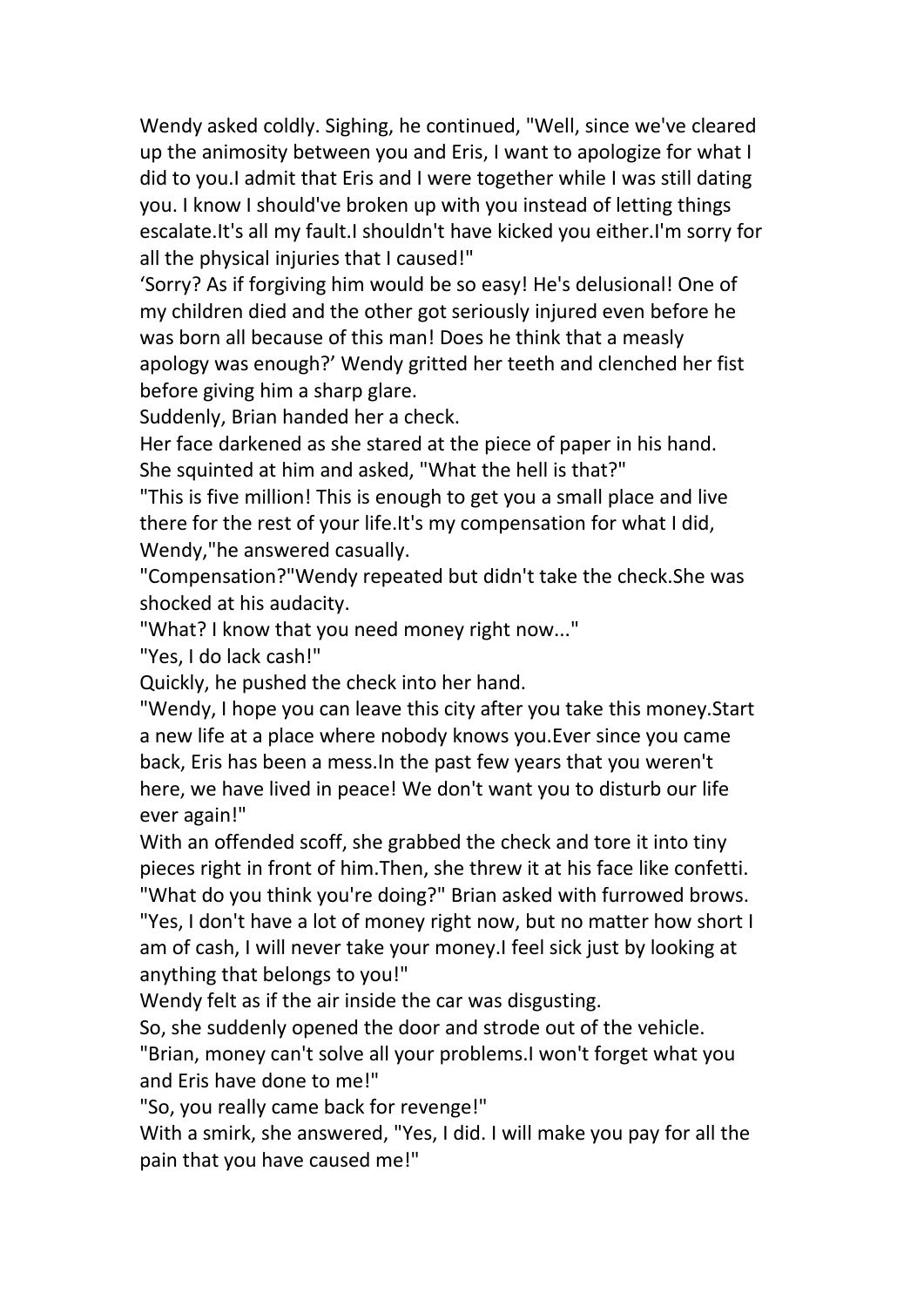Wendy asked coldly. Sighing, he continued, "Well, since we've cleared up the animosity between you and Eris, I want to apologize for what I did to you.I admit that Eris and I were together while I was still dating you. I know I should've broken up with you instead of letting things escalate.It's all my fault.I shouldn't have kicked you either.I'm sorry for all the physical injuries that I caused!"

'Sorry? As if forgiving him would be so easy! He's delusional! One of my children died and the other got seriously injured even before he was born all because of this man! Does he think that a measly apology was enough?' Wendy gritted her teeth and clenched her fist before giving him a sharp glare.

Suddenly, Brian handed her a check.

Her face darkened as she stared at the piece of paper in his hand. She squinted at him and asked, "What the hell is that?"

"This is five million! This is enough to get you a small place and live there for the rest of your life.It's my compensation for what I did, Wendy,"he answered casually.

"Compensation?"Wendy repeated but didn't take the check.She was shocked at his audacity.

"What? I know that you need money right now..."

"Yes, I do lack cash!"

Quickly, he pushed the check into her hand.

"Wendy, I hope you can leave this city after you take this money.Start a new life at a place where nobody knows you.Ever since you came back, Eris has been a mess.In the past few years that you weren't here, we have lived in peace! We don't want you to disturb our life ever again!"

With an offended scoff, she grabbed the check and tore it into tiny pieces right in front of him.Then, she threw it at his face like confetti.

"What do you think you're doing?" Brian asked with furrowed brows.

"Yes, I don't have a lot of money right now, but no matter how short I am of cash, I will never take your money.I feel sick just by looking at anything that belongs to you!"

Wendy felt as if the air inside the car was disgusting.

So, she suddenly opened the door and strode out of the vehicle.

"Brian, money can't solve all your problems.I won't forget what you and Eris have done to me!"

"So, you really came back for revenge!"

With a smirk, she answered, "Yes, I did. I will make you pay for all the pain that you have caused me!"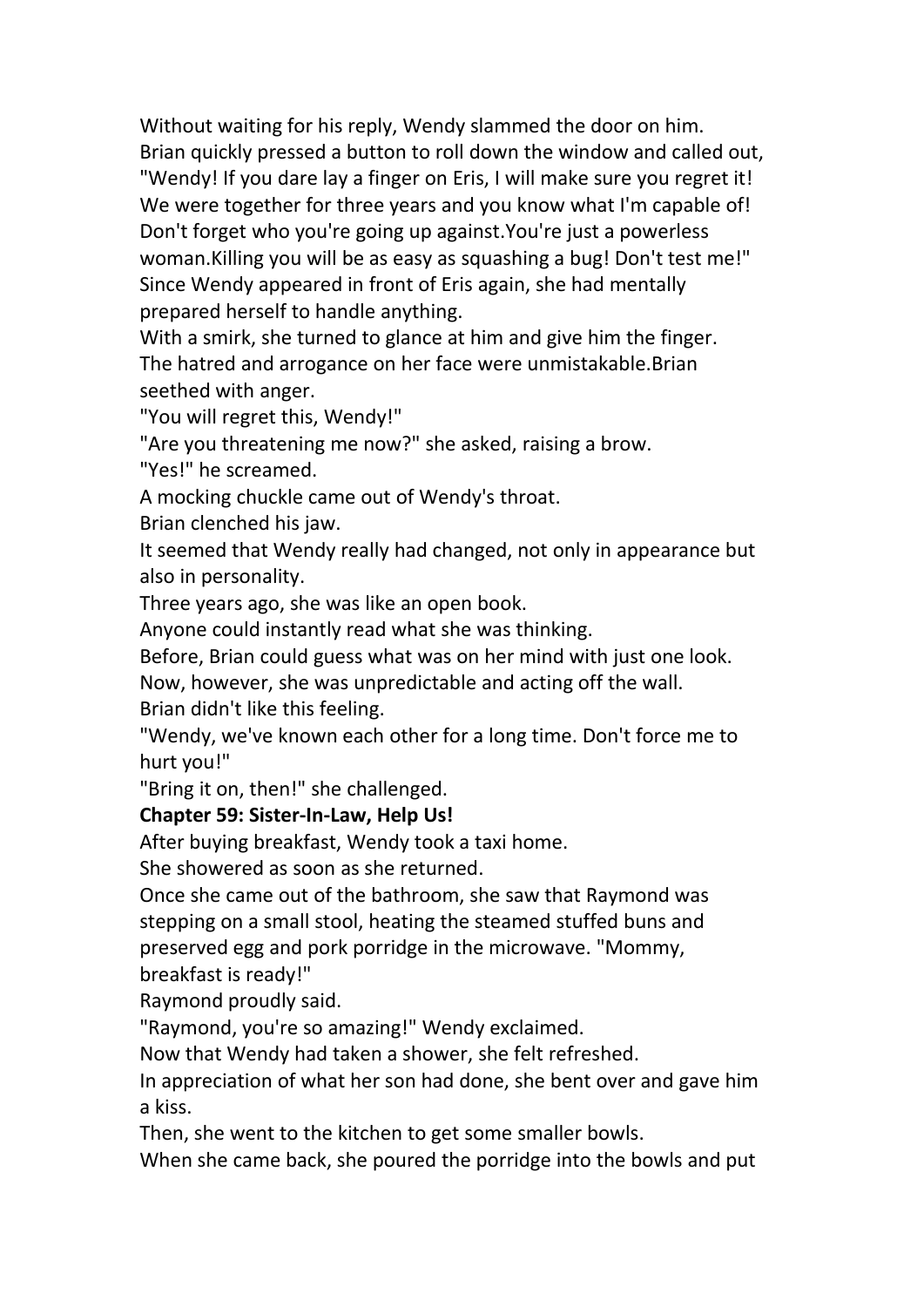Without waiting for his reply, Wendy slammed the door on him.

Brian quickly pressed a button to roll down the window and called out, "Wendy! If you dare lay a finger on Eris, I will make sure you regret it! We were together for three years and you know what I'm capable of! Don't forget who you're going up against.You're just a powerless woman.Killing you will be as easy as squashing a bug! Don't test me!"

Since Wendy appeared in front of Eris again, she had mentally prepared herself to handle anything.

With a smirk, she turned to glance at him and give him the finger. The hatred and arrogance on her face were unmistakable.Brian seethed with anger.

"You will regret this, Wendy!"

"Are you threatening me now?" she asked, raising a brow.

"Yes!" he screamed.

A mocking chuckle came out of Wendy's throat.

Brian clenched his jaw.

It seemed that Wendy really had changed, not only in appearance but also in personality.

Three years ago, she was like an open book.

Anyone could instantly read what she was thinking.

Before, Brian could guess what was on her mind with just one look.

Now, however, she was unpredictable and acting off the wall.

Brian didn't like this feeling.

"Wendy, we've known each other for a long time. Don't force me to hurt you!"

"Bring it on, then!" she challenged.

## Chapter 59: Sister-In-Law, Help Us!

After buying breakfast, Wendy took a taxi home.

She showered as soon as she returned.

Once she came out of the bathroom, she saw that Raymond was stepping on a small stool, heating the steamed stuffed buns and preserved egg and pork porridge in the microwave. "Mommy, breakfast is ready!"

Raymond proudly said.

"Raymond, you're so amazing!" Wendy exclaimed.

Now that Wendy had taken a shower, she felt refreshed.

In appreciation of what her son had done, she bent over and gave him a kiss.

Then, she went to the kitchen to get some smaller bowls.

When she came back, she poured the porridge into the bowls and put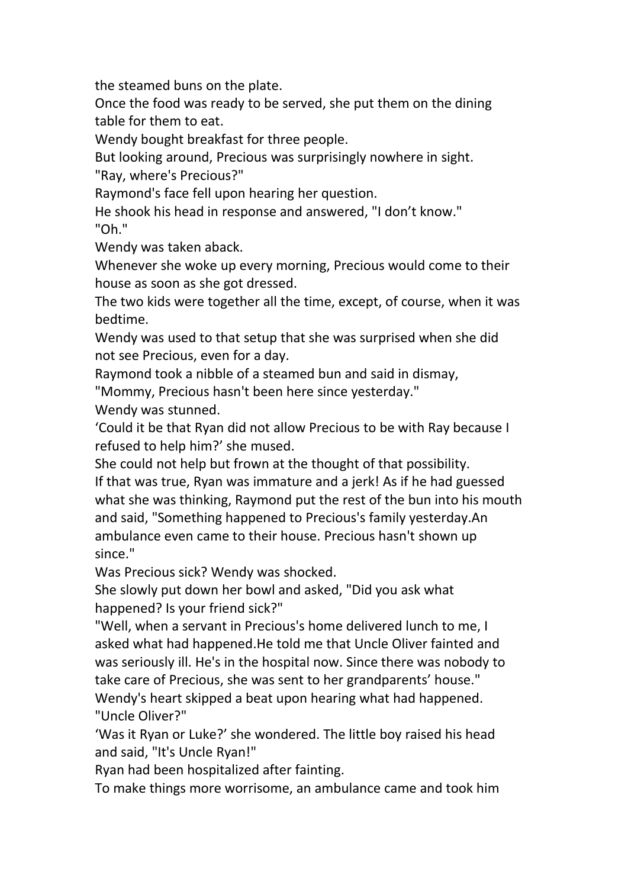the steamed buns on the plate.

Once the food was ready to be served, she put them on the dining table for them to eat.

Wendy bought breakfast for three people.

But looking around, Precious was surprisingly nowhere in sight.

"Ray, where's Precious?"

Raymond's face fell upon hearing her question.

He shook his head in response and answered, "I don't know."

"Oh."

Wendy was taken aback.

Whenever she woke up every morning, Precious would come to their house as soon as she got dressed.

The two kids were together all the time, except, of course, when it was bedtime.

Wendy was used to that setup that she was surprised when she did not see Precious, even for a day.

Raymond took a nibble of a steamed bun and said in dismay, "Mommy, Precious hasn't been here since yesterday."

Wendy was stunned.

'Could it be that Ryan did not allow Precious to be with Ray because I refused to help him?' she mused.

She could not help but frown at the thought of that possibility.

If that was true, Ryan was immature and a jerk! As if he had guessed what she was thinking, Raymond put the rest of the bun into his mouth and said, "Something happened to Precious's family yesterday.An ambulance even came to their house. Precious hasn't shown up since."

Was Precious sick? Wendy was shocked.

She slowly put down her bowl and asked, "Did you ask what happened? Is your friend sick?"

"Well, when a servant in Precious's home delivered lunch to me, I asked what had happened.He told me that Uncle Oliver fainted and was seriously ill. He's in the hospital now. Since there was nobody to take care of Precious, she was sent to her grandparents' house."

Wendy's heart skipped a beat upon hearing what had happened.

"Uncle Oliver?"

'Was it Ryan or Luke?' she wondered. The little boy raised his head and said, "It's Uncle Ryan!"

Ryan had been hospitalized after fainting.

To make things more worrisome, an ambulance came and took him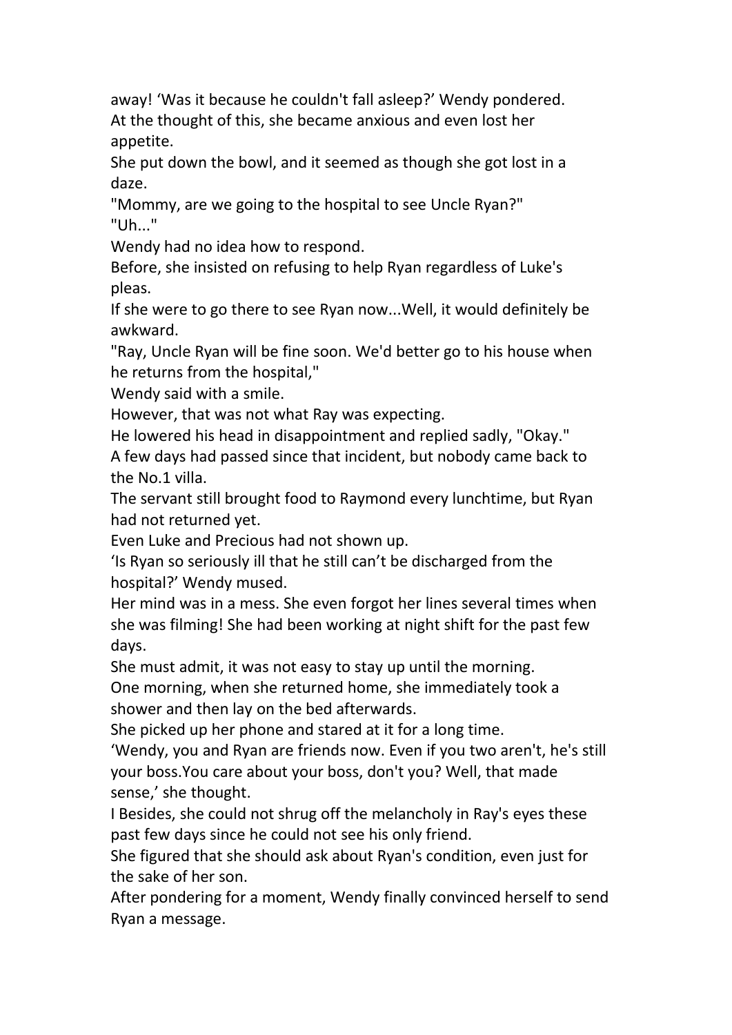away! ‘Was it because he couldn't fall asleep?’ Wendy pondered.
At the thought of this, she became anxious and even lost her appetite.

She put down the bowl, and it seemed as though she got lost in a daze.

"Mommy, are we going to the hospital to see Uncle Ryan?"

"Uh..."

Wendy had no idea how to respond.

Before, she insisted on refusing to help Ryan regardless of Luke's pleas.

If she were to go there to see Ryan now...Well, it would definitely be awkward.

"Ray, Uncle Ryan will be fine soon. We'd better go to his house when he returns from the hospital,"

Wendy said with a smile.

However, that was not what Ray was expecting.

He lowered his head in disappointment and replied sadly, "Okay."

A few days had passed since that incident, but nobody came back to the No.1 villa.

The servant still brought food to Raymond every lunchtime, but Ryan had not returned yet.

Even Luke and Precious had not shown up.

‘Is Ryan so seriously ill that he still can’t be discharged from the hospital?’ Wendy mused.

Her mind was in a mess. She even forgot her lines several times when she was filming! She had been working at night shift for the past few days.

She must admit, it was not easy to stay up until the morning.

One morning, when she returned home, she immediately took a shower and then lay on the bed afterwards.

She picked up her phone and stared at it for a long time.

‘Wendy, you and Ryan are friends now. Even if you two aren't, he's still your boss.You care about your boss, don't you? Well, that made sense,’ she thought.

I Besides, she could not shrug off the melancholy in Ray's eyes these past few days since he could not see his only friend.

She figured that she should ask about Ryan's condition, even just for the sake of her son.

After pondering for a moment, Wendy finally convinced herself to send Ryan a message.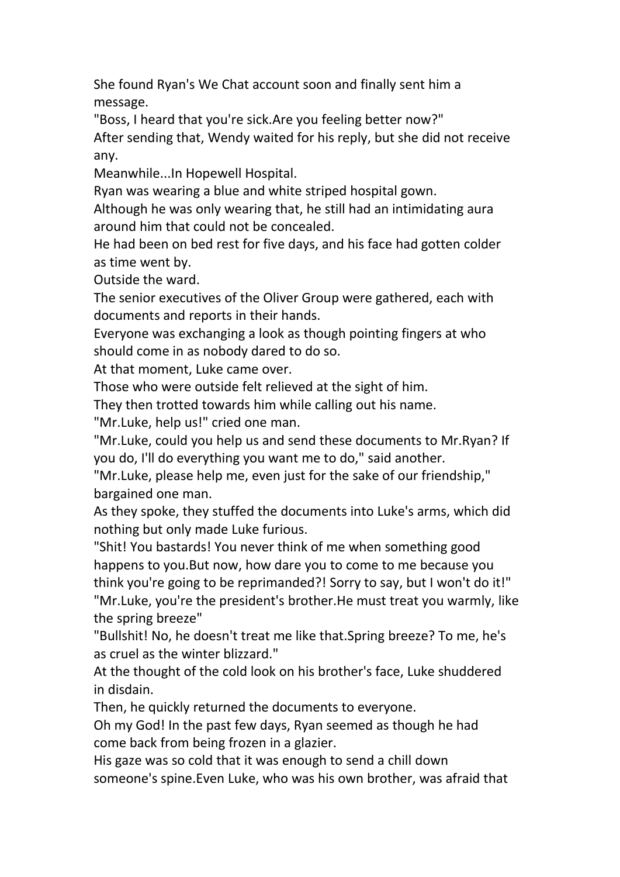She found Ryan's We Chat account soon and finally sent him a message.

"Boss, I heard that you're sick.Are you feeling better now?"

After sending that, Wendy waited for his reply, but she did not receive any.

Meanwhile...In Hopewell Hospital.

Ryan was wearing a blue and white striped hospital gown.

Although he was only wearing that, he still had an intimidating aura around him that could not be concealed.

He had been on bed rest for five days, and his face had gotten colder as time went by.

Outside the ward.

The senior executives of the Oliver Group were gathered, each with documents and reports in their hands.

Everyone was exchanging a look as though pointing fingers at who should come in as nobody dared to do so.

At that moment, Luke came over.

Those who were outside felt relieved at the sight of him.

They then trotted towards him while calling out his name.

"Mr.Luke, help us!" cried one man.

"Mr.Luke, could you help us and send these documents to Mr.Ryan? If you do, I'll do everything you want me to do," said another.

"Mr.Luke, please help me, even just for the sake of our friendship," bargained one man.

As they spoke, they stuffed the documents into Luke's arms, which did nothing but only made Luke furious.

"Shit! You bastards! You never think of me when something good happens to you.But now, how dare you to come to me because you think you're going to be reprimanded?! Sorry to say, but I won't do it!"

"Mr.Luke, you're the president's brother.He must treat you warmly, like the spring breeze"

"Bullshit! No, he doesn't treat me like that.Spring breeze? To me, he's as cruel as the winter blizzard."

At the thought of the cold look on his brother's face, Luke shuddered in disdain.

Then, he quickly returned the documents to everyone.

Oh my God! In the past few days, Ryan seemed as though he had come back from being frozen in a glazier.

His gaze was so cold that it was enough to send a chill down someone's spine.Even Luke, who was his own brother, was afraid that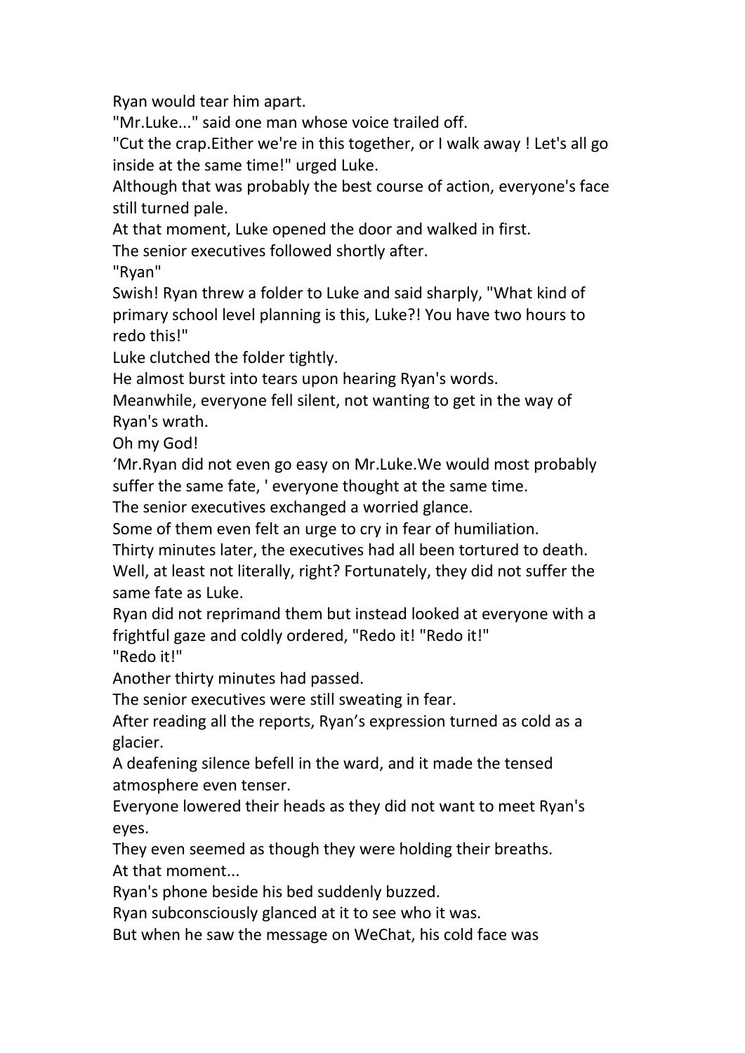Ryan would tear him apart.

"Mr.Luke..." said one man whose voice trailed off.

"Cut the crap.Either we're in this together, or I walk away ! Let's all go inside at the same time!" urged Luke.

Although that was probably the best course of action, everyone's face still turned pale.

At that moment, Luke opened the door and walked in first.

The senior executives followed shortly after.

"Ryan"

Swish! Ryan threw a folder to Luke and said sharply, "What kind of primary school level planning is this, Luke?! You have two hours to redo this!"

Luke clutched the folder tightly.

He almost burst into tears upon hearing Ryan's words.

Meanwhile, everyone fell silent, not wanting to get in the way of Ryan's wrath.

Oh my God!

'Mr.Ryan did not even go easy on Mr.Luke.We would most probably suffer the same fate, ' everyone thought at the same time.

The senior executives exchanged a worried glance.

Some of them even felt an urge to cry in fear of humiliation.

Thirty minutes later, the executives had all been tortured to death. Well, at least not literally, right? Fortunately, they did not suffer the same fate as Luke.

Ryan did not reprimand them but instead looked at everyone with a frightful gaze and coldly ordered, "Redo it! "Redo it!"

"Redo it!"

Another thirty minutes had passed.

The senior executives were still sweating in fear.

After reading all the reports, Ryan's expression turned as cold as a glacier.

A deafening silence befell in the ward, and it made the tensed atmosphere even tenser.

Everyone lowered their heads as they did not want to meet Ryan's eyes.

They even seemed as though they were holding their breaths.

At that moment...

Ryan's phone beside his bed suddenly buzzed.

Ryan subconsciously glanced at it to see who it was.

But when he saw the message on WeChat, his cold face was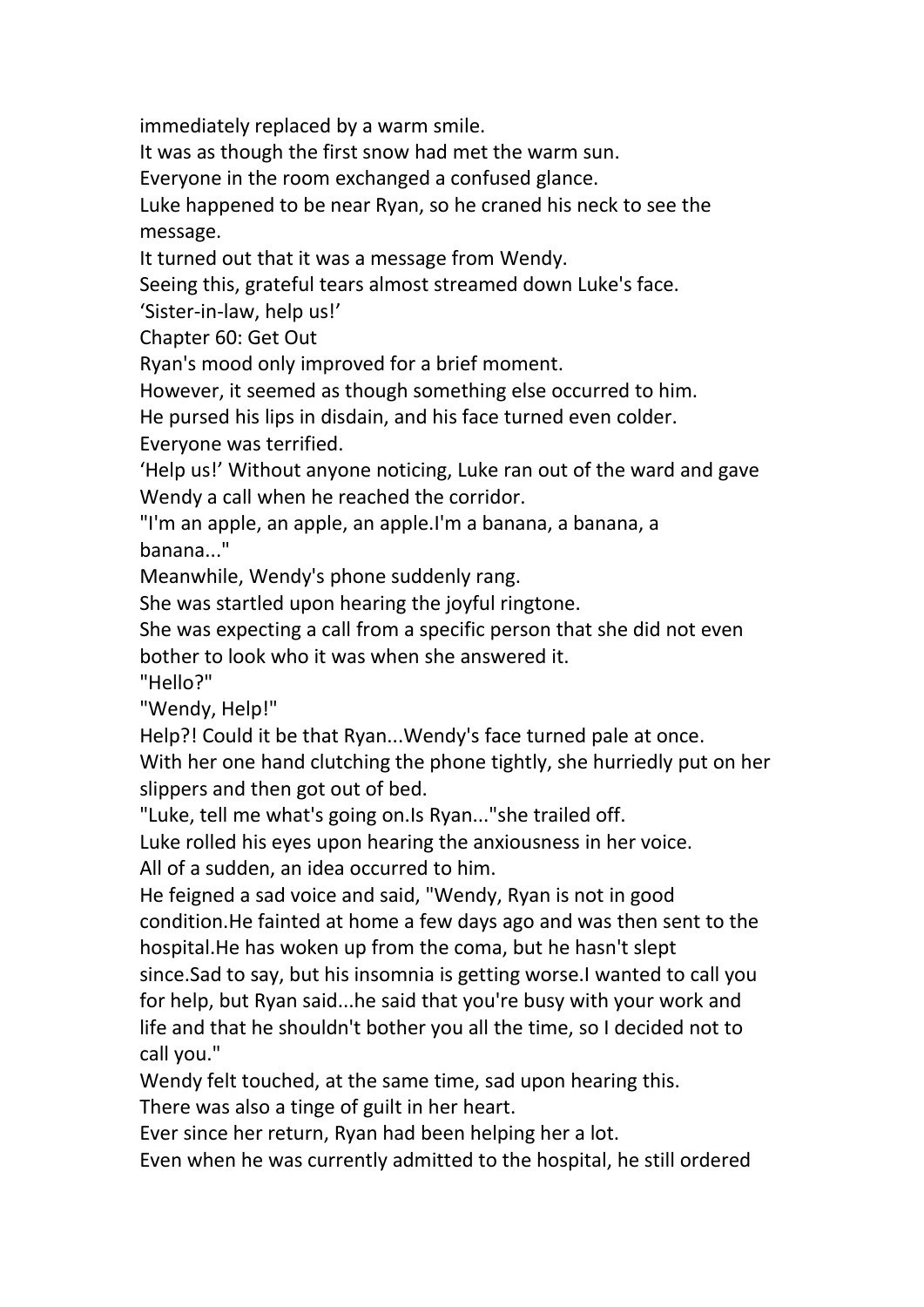immediately replaced by a warm smile.

It was as though the first snow had met the warm sun.

Everyone in the room exchanged a confused glance.

Luke happened to be near Ryan, so he craned his neck to see the message.

It turned out that it was a message from Wendy.

Seeing this, grateful tears almost streamed down Luke's face.

'Sister-in-law, help us!'

## Chapter 60: Get Out

Ryan's mood only improved for a brief moment.

However, it seemed as though something else occurred to him.

He pursed his lips in disdain, and his face turned even colder.

Everyone was terrified.

'Help us!' Without anyone noticing, Luke ran out of the ward and gave Wendy a call when he reached the corridor.

"I'm an apple, an apple, an apple.I'm a banana, a banana, a banana..."

Meanwhile, Wendy's phone suddenly rang.

She was startled upon hearing the joyful ringtone.

She was expecting a call from a specific person that she did not even bother to look who it was when she answered it.

"Hello?"

"Wendy, Help!"

Help?! Could it be that Ryan...Wendy's face turned pale at once.

With her one hand clutching the phone tightly, she hurriedly put on her slippers and then got out of bed.

"Luke, tell me what's going on.Is Ryan..."she trailed off.

Luke rolled his eyes upon hearing the anxiousness in her voice.

All of a sudden, an idea occurred to him.

He feigned a sad voice and said, "Wendy, Ryan is not in good condition.He fainted at home a few days ago and was then sent to the hospital.He has woken up from the coma, but he hasn't slept since.Sad to say, but his insomnia is getting worse.I wanted to call you for help, but Ryan said...he said that you're busy with your work and life and that he shouldn't bother you all the time, so I decided not to call you."

Wendy felt touched, at the same time, sad upon hearing this.

There was also a tinge of guilt in her heart.

Ever since her return, Ryan had been helping her a lot.

Even when he was currently admitted to the hospital, he still ordered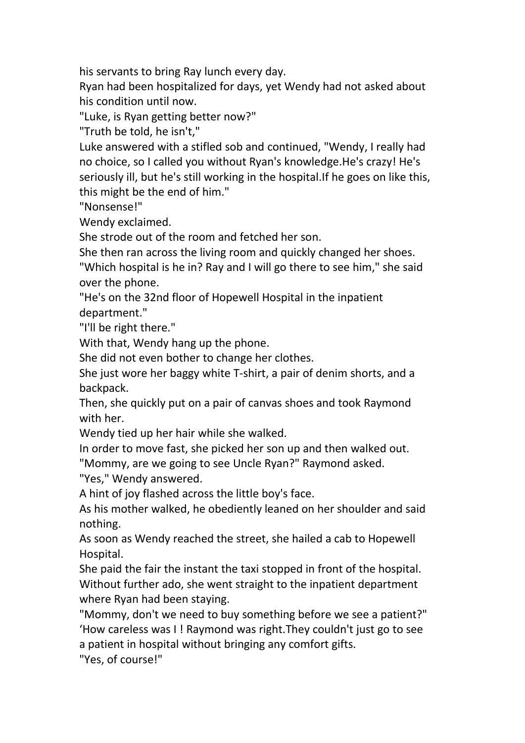his servants to bring Ray lunch every day.

Ryan had been hospitalized for days, yet Wendy had not asked about his condition until now.

"Luke, is Ryan getting better now?"

"Truth be told, he isn't,"

Luke answered with a stifled sob and continued, "Wendy, I really had no choice, so I called you without Ryan's knowledge.He's crazy! He's seriously ill, but he's still working in the hospital.If he goes on like this, this might be the end of him."

"Nonsense!"

Wendy exclaimed.

She strode out of the room and fetched her son.

She then ran across the living room and quickly changed her shoes.

"Which hospital is he in? Ray and I will go there to see him," she said over the phone.

"He's on the 32nd floor of Hopewell Hospital in the inpatient department."

"I'll be right there."

With that, Wendy hang up the phone.

She did not even bother to change her clothes.

She just wore her baggy white T-shirt, a pair of denim shorts, and a backpack.

Then, she quickly put on a pair of canvas shoes and took Raymond with her.

Wendy tied up her hair while she walked.

In order to move fast, she picked her son up and then walked out.

"Mommy, are we going to see Uncle Ryan?" Raymond asked.

"Yes," Wendy answered.

A hint of joy flashed across the little boy's face.

As his mother walked, he obediently leaned on her shoulder and said nothing.

As soon as Wendy reached the street, she hailed a cab to Hopewell Hospital.

She paid the fair the instant the taxi stopped in front of the hospital.

Without further ado, she went straight to the inpatient department where Ryan had been staying.

"Mommy, don't we need to buy something before we see a patient?"

'How careless was I ! Raymond was right.They couldn't just go to see a patient in hospital without bringing any comfort gifts.

"Yes, of course!"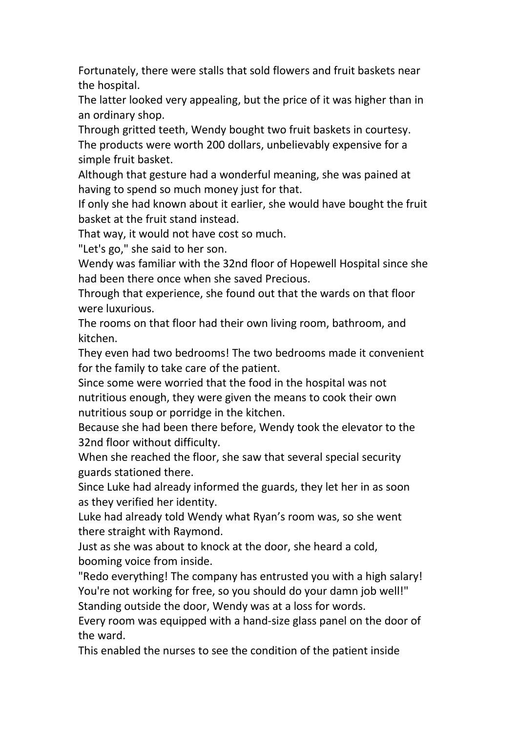Fortunately, there were stalls that sold flowers and fruit baskets near the hospital.

The latter looked very appealing, but the price of it was higher than in an ordinary shop.

Through gritted teeth, Wendy bought two fruit baskets in courtesy. The products were worth 200 dollars, unbelievably expensive for a simple fruit basket.

Although that gesture had a wonderful meaning, she was pained at having to spend so much money just for that.

If only she had known about it earlier, she would have bought the fruit basket at the fruit stand instead.

That way, it would not have cost so much.

"Let's go," she said to her son.

Wendy was familiar with the 32nd floor of Hopewell Hospital since she had been there once when she saved Precious.

Through that experience, she found out that the wards on that floor were luxurious.

The rooms on that floor had their own living room, bathroom, and kitchen.

They even had two bedrooms! The two bedrooms made it convenient for the family to take care of the patient.

Since some were worried that the food in the hospital was not nutritious enough, they were given the means to cook their own nutritious soup or porridge in the kitchen.

Because she had been there before, Wendy took the elevator to the 32nd floor without difficulty.

When she reached the floor, she saw that several special security guards stationed there.

Since Luke had already informed the guards, they let her in as soon as they verified her identity.

Luke had already told Wendy what Ryan's room was, so she went there straight with Raymond.

Just as she was about to knock at the door, she heard a cold, booming voice from inside.

"Redo everything! The company has entrusted you with a high salary! You're not working for free, so you should do your damn job well!"

Standing outside the door, Wendy was at a loss for words.

Every room was equipped with a hand-size glass panel on the door of the ward.

This enabled the nurses to see the condition of the patient inside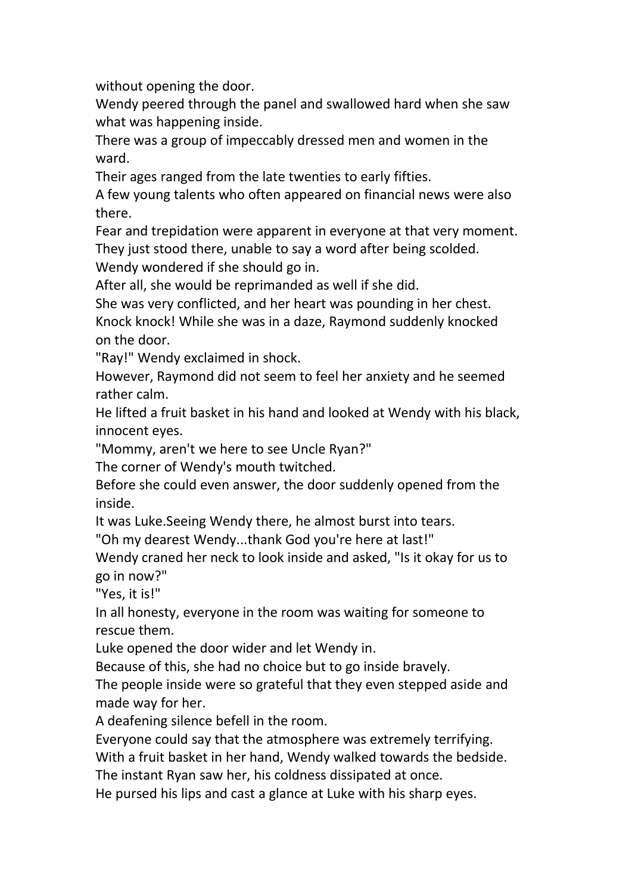without opening the door.

Wendy peered through the panel and swallowed hard when she saw what was happening inside.

There was a group of impeccably dressed men and women in the ward.

Their ages ranged from the late twenties to early fifties.

A few young talents who often appeared on financial news were also there.

Fear and trepidation were apparent in everyone at that very moment.

They just stood there, unable to say a word after being scolded.

Wendy wondered if she should go in.

After all, she would be reprimanded as well if she did.

She was very conflicted, and her heart was pounding in her chest.

Knock knock! While she was in a daze, Raymond suddenly knocked on the door.

"Ray!" Wendy exclaimed in shock.

However, Raymond did not seem to feel her anxiety and he seemed rather calm.

He lifted a fruit basket in his hand and looked at Wendy with his black, innocent eyes.

"Mommy, aren't we here to see Uncle Ryan?"

The corner of Wendy's mouth twitched.

Before she could even answer, the door suddenly opened from the inside.

It was Luke.Seeing Wendy there, he almost burst into tears.

"Oh my dearest Wendy...thank God you're here at last!"

Wendy craned her neck to look inside and asked, "Is it okay for us to go in now?"

"Yes, it is!"

In all honesty, everyone in the room was waiting for someone to rescue them.

Luke opened the door wider and let Wendy in.

Because of this, she had no choice but to go inside bravely.

The people inside were so grateful that they even stepped aside and made way for her.

A deafening silence befell in the room.

Everyone could say that the atmosphere was extremely terrifying.

With a fruit basket in her hand, Wendy walked towards the bedside.

The instant Ryan saw her, his coldness dissipated at once.

He pursed his lips and cast a glance at Luke with his sharp eyes.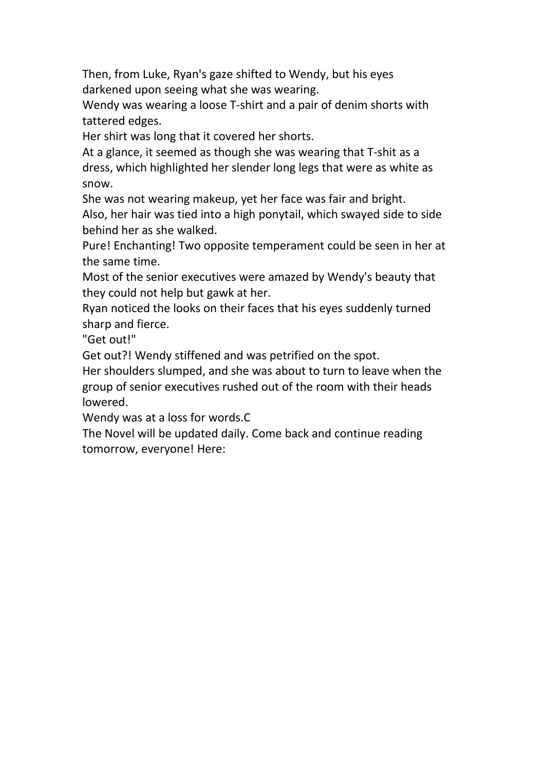Then, from Luke, Ryan's gaze shifted to Wendy, but his eyes darkened upon seeing what she was wearing.

Wendy was wearing a loose T-shirt and a pair of denim shorts with tattered edges.

Her shirt was long that it covered her shorts.

At a glance, it seemed as though she was wearing that T-shit as a dress, which highlighted her slender long legs that were as white as snow.

She was not wearing makeup, yet her face was fair and bright.

Also, her hair was tied into a high ponytail, which swayed side to side behind her as she walked.

Pure! Enchanting! Two opposite temperament could be seen in her at the same time.

Most of the senior executives were amazed by Wendy's beauty that they could not help but gawk at her.

Ryan noticed the looks on their faces that his eyes suddenly turned sharp and fierce.

"Get out!"

Get out?! Wendy stiffened and was petrified on the spot.

Her shoulders slumped, and she was about to turn to leave when the group of senior executives rushed out of the room with their heads lowered.

Wendy was at a loss for words.C

The Novel will be updated daily. Come back and continue reading tomorrow, everyone! Here: